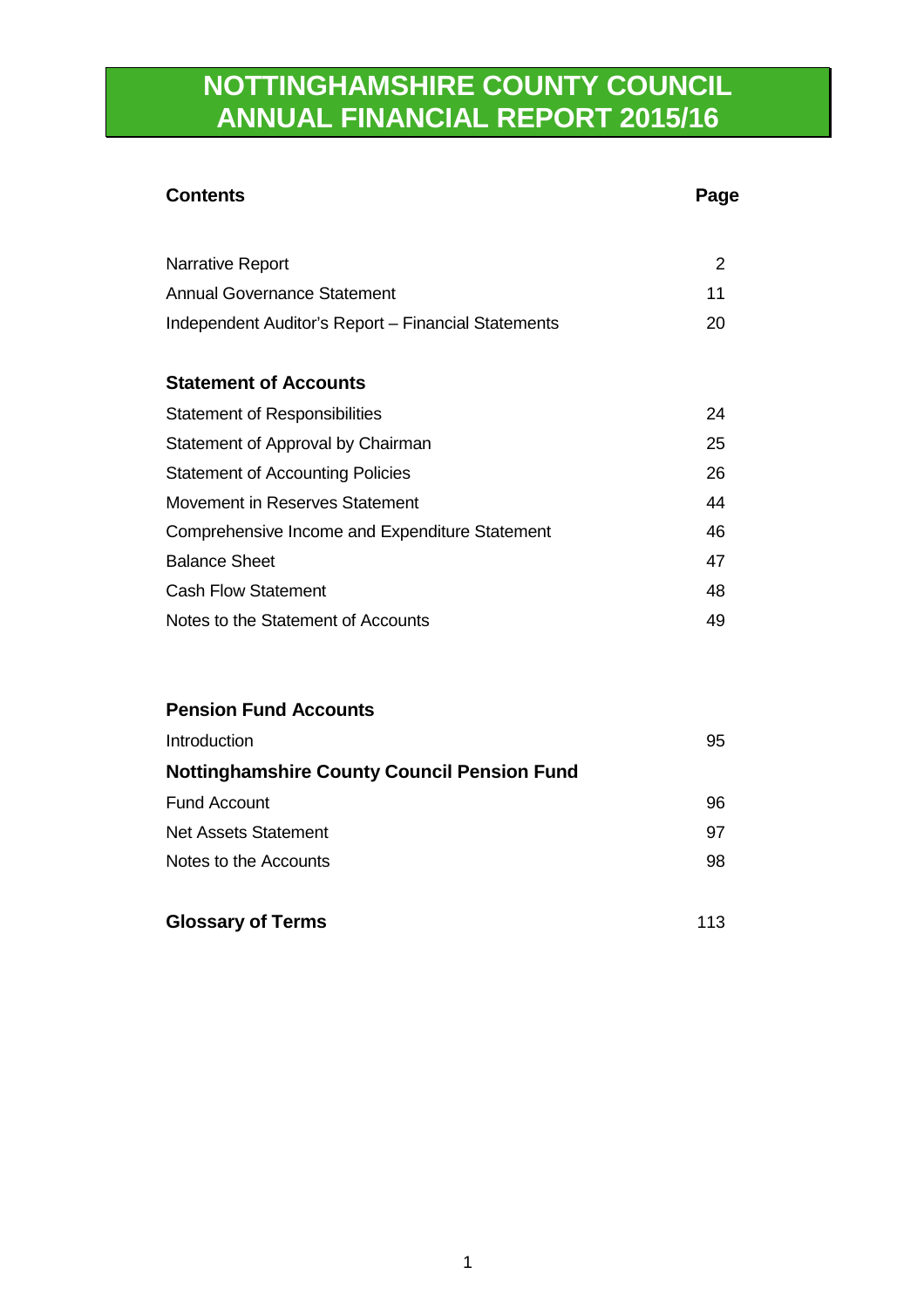# NOTTINGHAMSHIRE COUNTY COUNCIL ANNUAL FINANCIAL REPORT 2015/16

| **Contents** | **Page** |
|---|---|
| Narrative Report | 2 |
| Annual Governance Statement | 11 |
| Independent Auditor's Report – Financial Statements | 20 |
| **Statement of Accounts** | |
| Statement of Responsibilities | 24 |
| Statement of Approval by Chairman | 25 |
| Statement of Accounting Policies | 26 |
| Movement in Reserves Statement | 44 |
| Comprehensive Income and Expenditure Statement | 46 |
| Balance Sheet | 47 |
| Cash Flow Statement | 48 |
| Notes to the Statement of Accounts | 49 |
| **Pension Fund Accounts** | |
| Introduction | 95 |
| **Nottinghamshire County Council Pension Fund** | |
| Fund Account | 96 |
| Net Assets Statement | 97 |
| Notes to the Accounts | 98 |
| **Glossary of Terms** | 113 |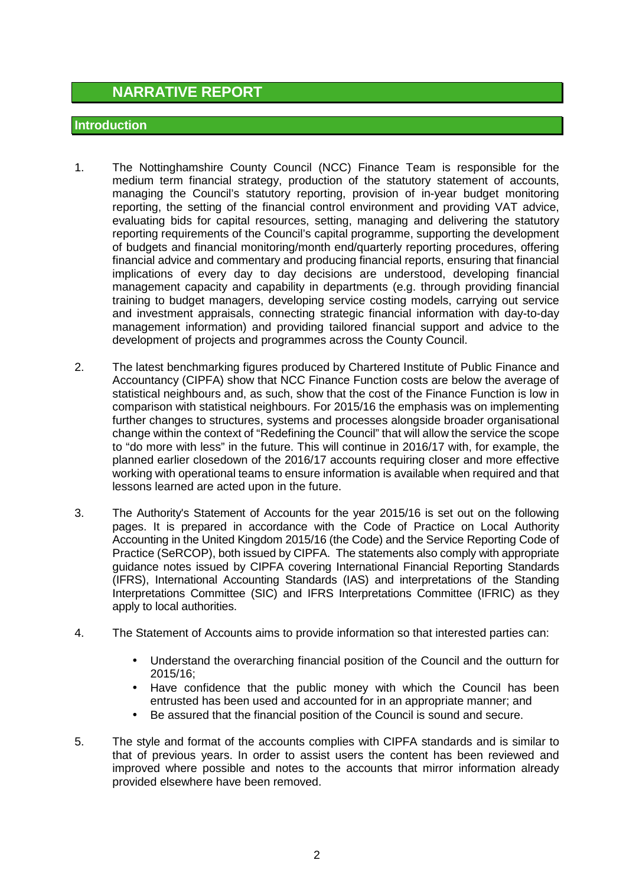# NARRATIVE REPORT

## Introduction

1. The Nottinghamshire County Council (NCC) Finance Team is responsible for the medium term financial strategy, production of the statutory statement of accounts, managing the Council's statutory reporting, provision of in-year budget monitoring reporting, the setting of the financial control environment and providing VAT advice, evaluating bids for capital resources, setting, managing and delivering the statutory reporting requirements of the Council's capital programme, supporting the development of budgets and financial monitoring/month end/quarterly reporting procedures, offering financial advice and commentary and producing financial reports, ensuring that financial implications of every day to day decisions are understood, developing financial management capacity and capability in departments (e.g. through providing financial training to budget managers, developing service costing models, carrying out service and investment appraisals, connecting strategic financial information with day-to-day management information) and providing tailored financial support and advice to the development of projects and programmes across the County Council.

2. The latest benchmarking figures produced by Chartered Institute of Public Finance and Accountancy (CIPFA) show that NCC Finance Function costs are below the average of statistical neighbours and, as such, show that the cost of the Finance Function is low in comparison with statistical neighbours. For 2015/16 the emphasis was on implementing further changes to structures, systems and processes alongside broader organisational change within the context of "Redefining the Council" that will allow the service the scope to "do more with less" in the future. This will continue in 2016/17 with, for example, the planned earlier closedown of the 2016/17 accounts requiring closer and more effective working with operational teams to ensure information is available when required and that lessons learned are acted upon in the future.

3. The Authority's Statement of Accounts for the year 2015/16 is set out on the following pages. It is prepared in accordance with the Code of Practice on Local Authority Accounting in the United Kingdom 2015/16 (the Code) and the Service Reporting Code of Practice (SeRCOP), both issued by CIPFA. The statements also comply with appropriate guidance notes issued by CIPFA covering International Financial Reporting Standards (IFRS), International Accounting Standards (IAS) and interpretations of the Standing Interpretations Committee (SIC) and IFRS Interpretations Committee (IFRIC) as they apply to local authorities.

4. The Statement of Accounts aims to provide information so that interested parties can:

   - Understand the overarching financial position of the Council and the outturn for 2015/16;
   - Have confidence that the public money with which the Council has been entrusted has been used and accounted for in an appropriate manner; and
   - Be assured that the financial position of the Council is sound and secure.

5. The style and format of the accounts complies with CIPFA standards and is similar to that of previous years. In order to assist users the content has been reviewed and improved where possible and notes to the accounts that mirror information already provided elsewhere have been removed.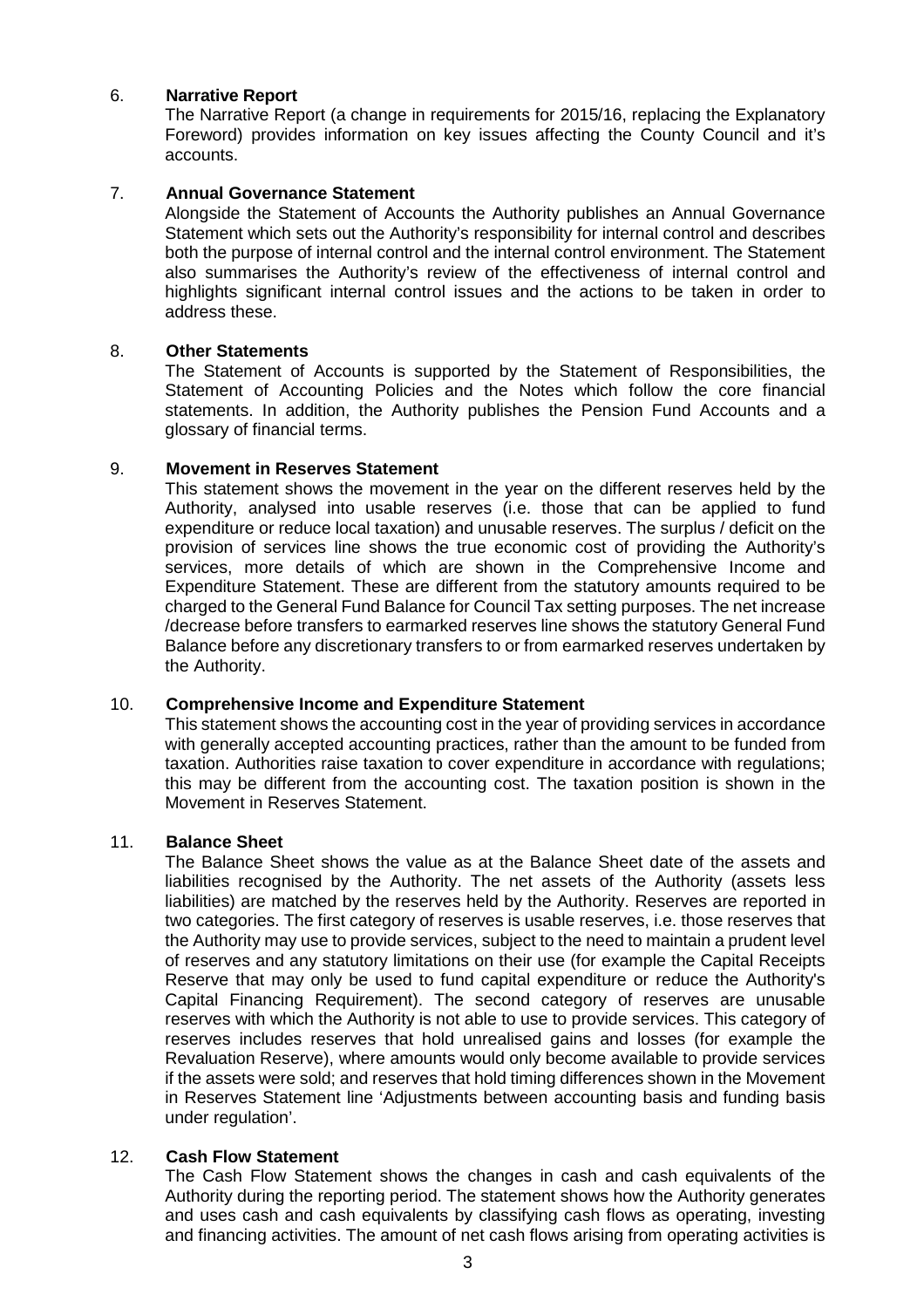6. **Narrative Report**

The Narrative Report (a change in requirements for 2015/16, replacing the Explanatory Foreword) provides information on key issues affecting the County Council and it's accounts.

7. **Annual Governance Statement**

Alongside the Statement of Accounts the Authority publishes an Annual Governance Statement which sets out the Authority's responsibility for internal control and describes both the purpose of internal control and the internal control environment. The Statement also summarises the Authority's review of the effectiveness of internal control and highlights significant internal control issues and the actions to be taken in order to address these.

8. **Other Statements**

The Statement of Accounts is supported by the Statement of Responsibilities, the Statement of Accounting Policies and the Notes which follow the core financial statements. In addition, the Authority publishes the Pension Fund Accounts and a glossary of financial terms.

9. **Movement in Reserves Statement**

This statement shows the movement in the year on the different reserves held by the Authority, analysed into usable reserves (i.e. those that can be applied to fund expenditure or reduce local taxation) and unusable reserves. The surplus / deficit on the provision of services line shows the true economic cost of providing the Authority's services, more details of which are shown in the Comprehensive Income and Expenditure Statement. These are different from the statutory amounts required to be charged to the General Fund Balance for Council Tax setting purposes. The net increase /decrease before transfers to earmarked reserves line shows the statutory General Fund Balance before any discretionary transfers to or from earmarked reserves undertaken by the Authority.

10. **Comprehensive Income and Expenditure Statement**

This statement shows the accounting cost in the year of providing services in accordance with generally accepted accounting practices, rather than the amount to be funded from taxation. Authorities raise taxation to cover expenditure in accordance with regulations; this may be different from the accounting cost. The taxation position is shown in the Movement in Reserves Statement.

11. **Balance Sheet**

The Balance Sheet shows the value as at the Balance Sheet date of the assets and liabilities recognised by the Authority. The net assets of the Authority (assets less liabilities) are matched by the reserves held by the Authority. Reserves are reported in two categories. The first category of reserves is usable reserves, i.e. those reserves that the Authority may use to provide services, subject to the need to maintain a prudent level of reserves and any statutory limitations on their use (for example the Capital Receipts Reserve that may only be used to fund capital expenditure or reduce the Authority's Capital Financing Requirement). The second category of reserves are unusable reserves with which the Authority is not able to use to provide services. This category of reserves includes reserves that hold unrealised gains and losses (for example the Revaluation Reserve), where amounts would only become available to provide services if the assets were sold; and reserves that hold timing differences shown in the Movement in Reserves Statement line 'Adjustments between accounting basis and funding basis under regulation'.

12. **Cash Flow Statement**

The Cash Flow Statement shows the changes in cash and cash equivalents of the Authority during the reporting period. The statement shows how the Authority generates and uses cash and cash equivalents by classifying cash flows as operating, investing and financing activities. The amount of net cash flows arising from operating activities is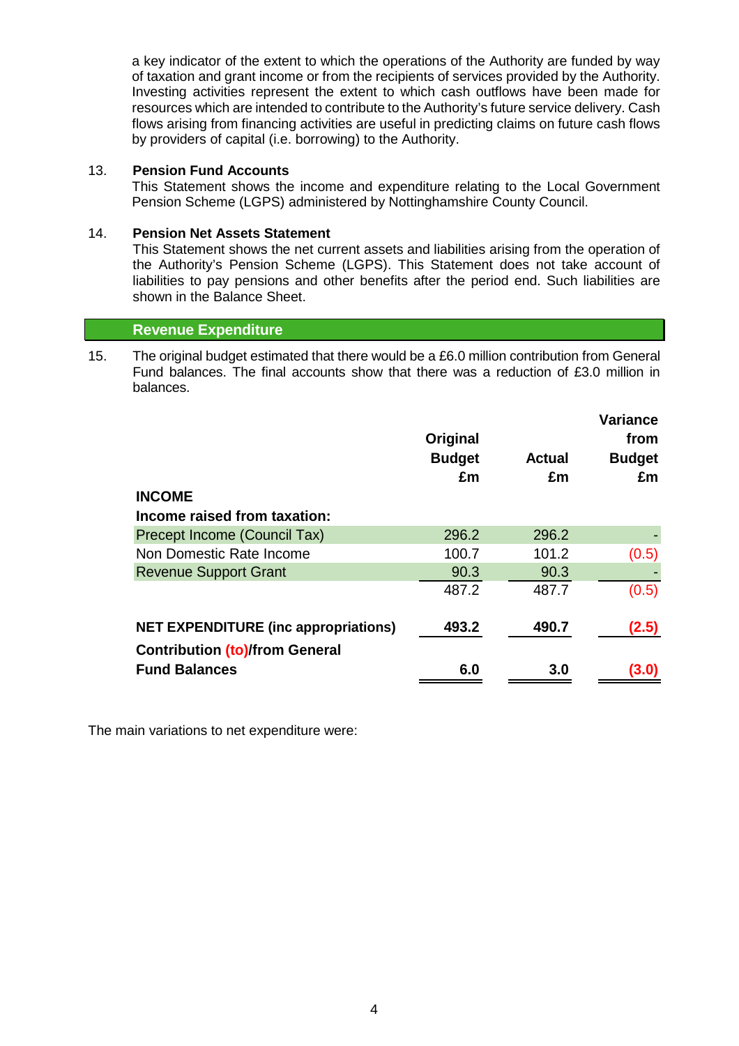a key indicator of the extent to which the operations of the Authority are funded by way of taxation and grant income or from the recipients of services provided by the Authority. Investing activities represent the extent to which cash outflows have been made for resources which are intended to contribute to the Authority's future service delivery. Cash flows arising from financing activities are useful in predicting claims on future cash flows by providers of capital (i.e. borrowing) to the Authority.

13. **Pension Fund Accounts**
This Statement shows the income and expenditure relating to the Local Government Pension Scheme (LGPS) administered by Nottinghamshire County Council.

14. **Pension Net Assets Statement**
This Statement shows the net current assets and liabilities arising from the operation of the Authority's Pension Scheme (LGPS). This Statement does not take account of liabilities to pay pensions and other benefits after the period end. Such liabilities are shown in the Balance Sheet.

## Revenue Expenditure

15. The original budget estimated that there would be a £6.0 million contribution from General Fund balances. The final accounts show that there was a reduction of £3.0 million in balances.

| | Original Budget £m | Actual £m | Variance from Budget £m |
|---|---|---|---|
| **INCOME** | | | |
| **Income raised from taxation:** | | | |
| Precept Income (Council Tax) | 296.2 | 296.2 | - |
| Non Domestic Rate Income | 100.7 | 101.2 | (0.5) |
| Revenue Support Grant | 90.3 | 90.3 | - |
| | 487.2 | 487.7 | (0.5) |
| **NET EXPENDITURE (inc appropriations)** | **493.2** | **490.7** | **(2.5)** |
| **Contribution (to)/from General Fund Balances** | **6.0** | **3.0** | **(3.0)** |

The main variations to net expenditure were: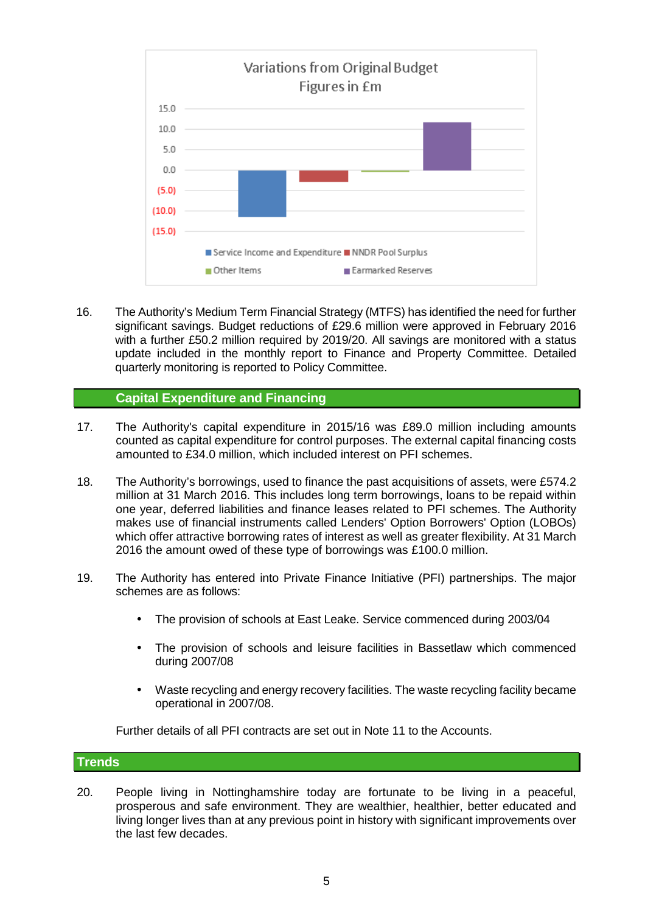Variations from Original Budget
Figures in £m

- Service Income and Expenditure
- NNDR Pool Surplus
- Other Items
- Earmarked Reserves

16. The Authority's Medium Term Financial Strategy (MTFS) has identified the need for further significant savings. Budget reductions of £29.6 million were approved in February 2016 with a further £50.2 million required by 2019/20. All savings are monitored with a status update included in the monthly report to Finance and Property Committee. Detailed quarterly monitoring is reported to Policy Committee.

## Capital Expenditure and Financing

17. The Authority's capital expenditure in 2015/16 was £89.0 million including amounts counted as capital expenditure for control purposes. The external capital financing costs amounted to £34.0 million, which included interest on PFI schemes.

18. The Authority's borrowings, used to finance the past acquisitions of assets, were £574.2 million at 31 March 2016. This includes long term borrowings, loans to be repaid within one year, deferred liabilities and finance leases related to PFI schemes. The Authority makes use of financial instruments called Lenders' Option Borrowers' Option (LOBOs) which offer attractive borrowing rates of interest as well as greater flexibility. At 31 March 2016 the amount owed of these type of borrowings was £100.0 million.

19. The Authority has entered into Private Finance Initiative (PFI) partnerships. The major schemes are as follows:

    - The provision of schools at East Leake. Service commenced during 2003/04
    - The provision of schools and leisure facilities in Bassetlaw which commenced during 2007/08
    - Waste recycling and energy recovery facilities. The waste recycling facility became operational in 2007/08.

    Further details of all PFI contracts are set out in Note 11 to the Accounts.

## Trends

20. People living in Nottinghamshire today are fortunate to be living in a peaceful, prosperous and safe environment. They are wealthier, healthier, better educated and living longer lives than at any previous point in history with significant improvements over the last few decades.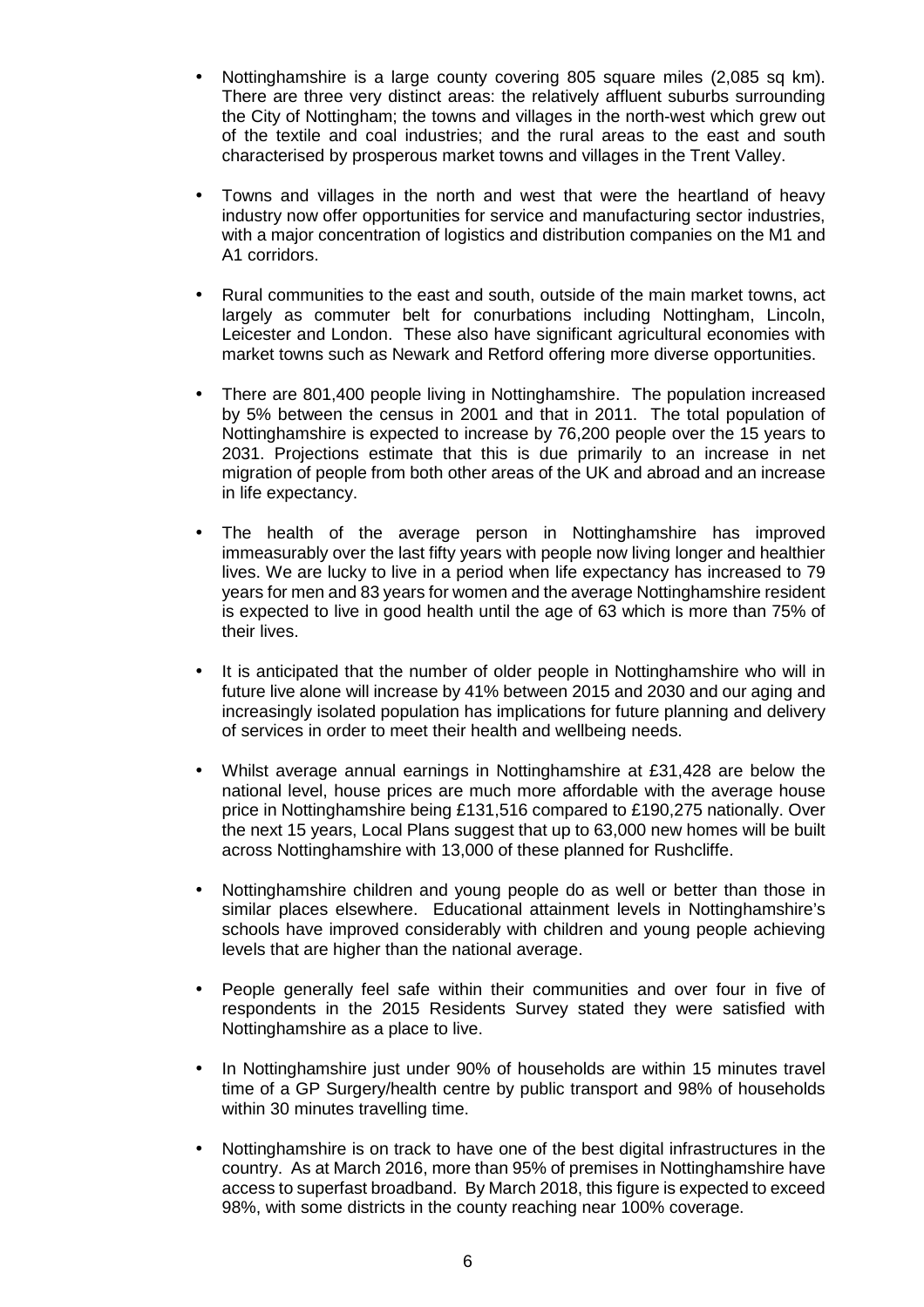- Nottinghamshire is a large county covering 805 square miles (2,085 sq km). There are three very distinct areas: the relatively affluent suburbs surrounding the City of Nottingham; the towns and villages in the north-west which grew out of the textile and coal industries; and the rural areas to the east and south characterised by prosperous market towns and villages in the Trent Valley.

- Towns and villages in the north and west that were the heartland of heavy industry now offer opportunities for service and manufacturing sector industries, with a major concentration of logistics and distribution companies on the M1 and A1 corridors.

- Rural communities to the east and south, outside of the main market towns, act largely as commuter belt for conurbations including Nottingham, Lincoln, Leicester and London. These also have significant agricultural economies with market towns such as Newark and Retford offering more diverse opportunities.

- There are 801,400 people living in Nottinghamshire. The population increased by 5% between the census in 2001 and that in 2011. The total population of Nottinghamshire is expected to increase by 76,200 people over the 15 years to 2031. Projections estimate that this is due primarily to an increase in net migration of people from both other areas of the UK and abroad and an increase in life expectancy.

- The health of the average person in Nottinghamshire has improved immeasurably over the last fifty years with people now living longer and healthier lives. We are lucky to live in a period when life expectancy has increased to 79 years for men and 83 years for women and the average Nottinghamshire resident is expected to live in good health until the age of 63 which is more than 75% of their lives.

- It is anticipated that the number of older people in Nottinghamshire who will in future live alone will increase by 41% between 2015 and 2030 and our aging and increasingly isolated population has implications for future planning and delivery of services in order to meet their health and wellbeing needs.

- Whilst average annual earnings in Nottinghamshire at £31,428 are below the national level, house prices are much more affordable with the average house price in Nottinghamshire being £131,516 compared to £190,275 nationally. Over the next 15 years, Local Plans suggest that up to 63,000 new homes will be built across Nottinghamshire with 13,000 of these planned for Rushcliffe.

- Nottinghamshire children and young people do as well or better than those in similar places elsewhere. Educational attainment levels in Nottinghamshire's schools have improved considerably with children and young people achieving levels that are higher than the national average.

- People generally feel safe within their communities and over four in five of respondents in the 2015 Residents Survey stated they were satisfied with Nottinghamshire as a place to live.

- In Nottinghamshire just under 90% of households are within 15 minutes travel time of a GP Surgery/health centre by public transport and 98% of households within 30 minutes travelling time.

- Nottinghamshire is on track to have one of the best digital infrastructures in the country. As at March 2016, more than 95% of premises in Nottinghamshire have access to superfast broadband. By March 2018, this figure is expected to exceed 98%, with some districts in the county reaching near 100% coverage.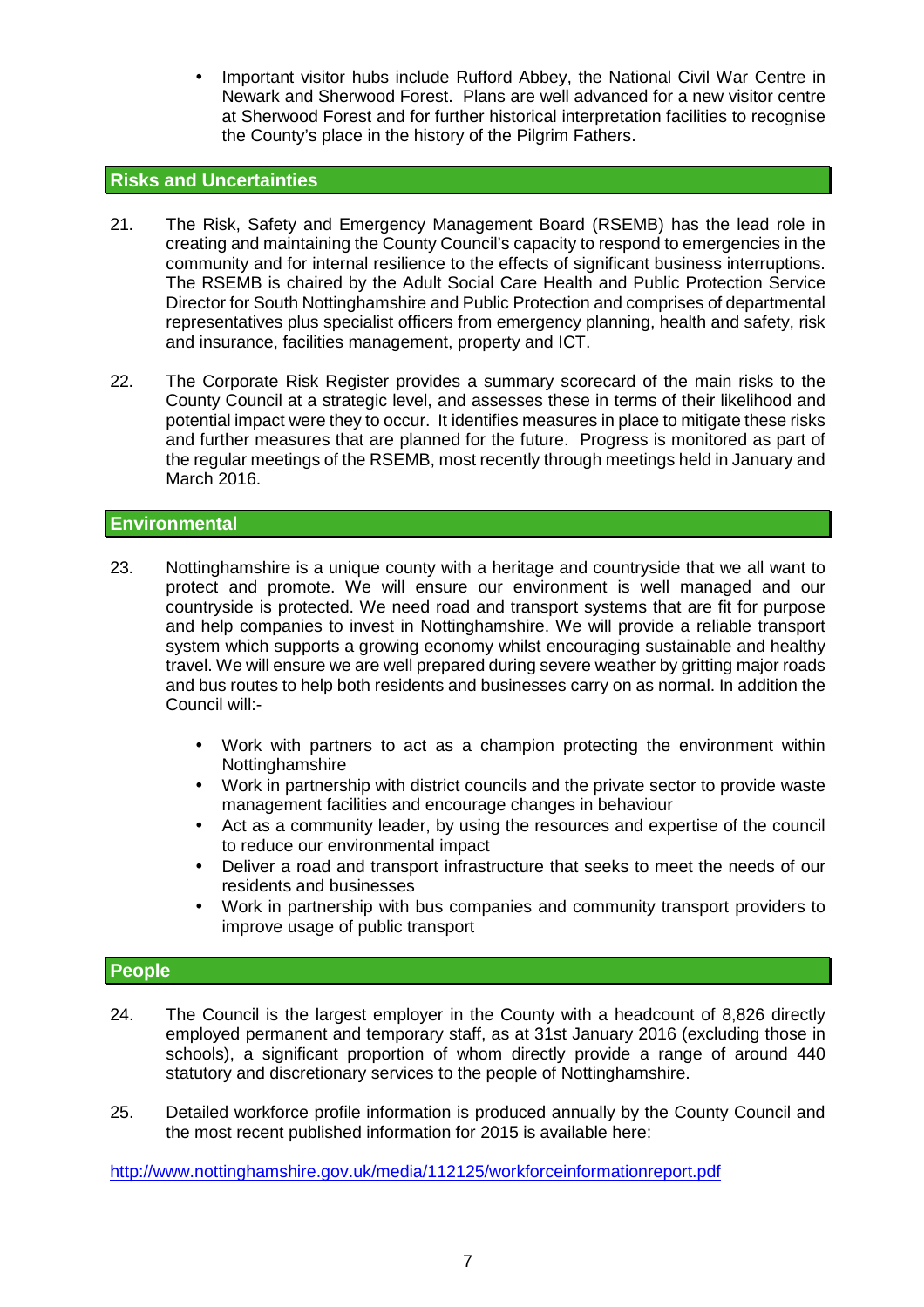- Important visitor hubs include Rufford Abbey, the National Civil War Centre in Newark and Sherwood Forest. Plans are well advanced for a new visitor centre at Sherwood Forest and for further historical interpretation facilities to recognise the County's place in the history of the Pilgrim Fathers.

## Risks and Uncertainties

21. The Risk, Safety and Emergency Management Board (RSEMB) has the lead role in creating and maintaining the County Council's capacity to respond to emergencies in the community and for internal resilience to the effects of significant business interruptions. The RSEMB is chaired by the Adult Social Care Health and Public Protection Service Director for South Nottinghamshire and Public Protection and comprises of departmental representatives plus specialist officers from emergency planning, health and safety, risk and insurance, facilities management, property and ICT.

22. The Corporate Risk Register provides a summary scorecard of the main risks to the County Council at a strategic level, and assesses these in terms of their likelihood and potential impact were they to occur. It identifies measures in place to mitigate these risks and further measures that are planned for the future. Progress is monitored as part of the regular meetings of the RSEMB, most recently through meetings held in January and March 2016.

## Environmental

23. Nottinghamshire is a unique county with a heritage and countryside that we all want to protect and promote. We will ensure our environment is well managed and our countryside is protected. We need road and transport systems that are fit for purpose and help companies to invest in Nottinghamshire. We will provide a reliable transport system which supports a growing economy whilst encouraging sustainable and healthy travel. We will ensure we are well prepared during severe weather by gritting major roads and bus routes to help both residents and businesses carry on as normal. In addition the Council will:-

    - Work with partners to act as a champion protecting the environment within Nottinghamshire
    - Work in partnership with district councils and the private sector to provide waste management facilities and encourage changes in behaviour
    - Act as a community leader, by using the resources and expertise of the council to reduce our environmental impact
    - Deliver a road and transport infrastructure that seeks to meet the needs of our residents and businesses
    - Work in partnership with bus companies and community transport providers to improve usage of public transport

## People

24. The Council is the largest employer in the County with a headcount of 8,826 directly employed permanent and temporary staff, as at 31st January 2016 (excluding those in schools), a significant proportion of whom directly provide a range of around 440 statutory and discretionary services to the people of Nottinghamshire.

25. Detailed workforce profile information is produced annually by the County Council and the most recent published information for 2015 is available here:

http://www.nottinghamshire.gov.uk/media/112125/workforceinformationreport.pdf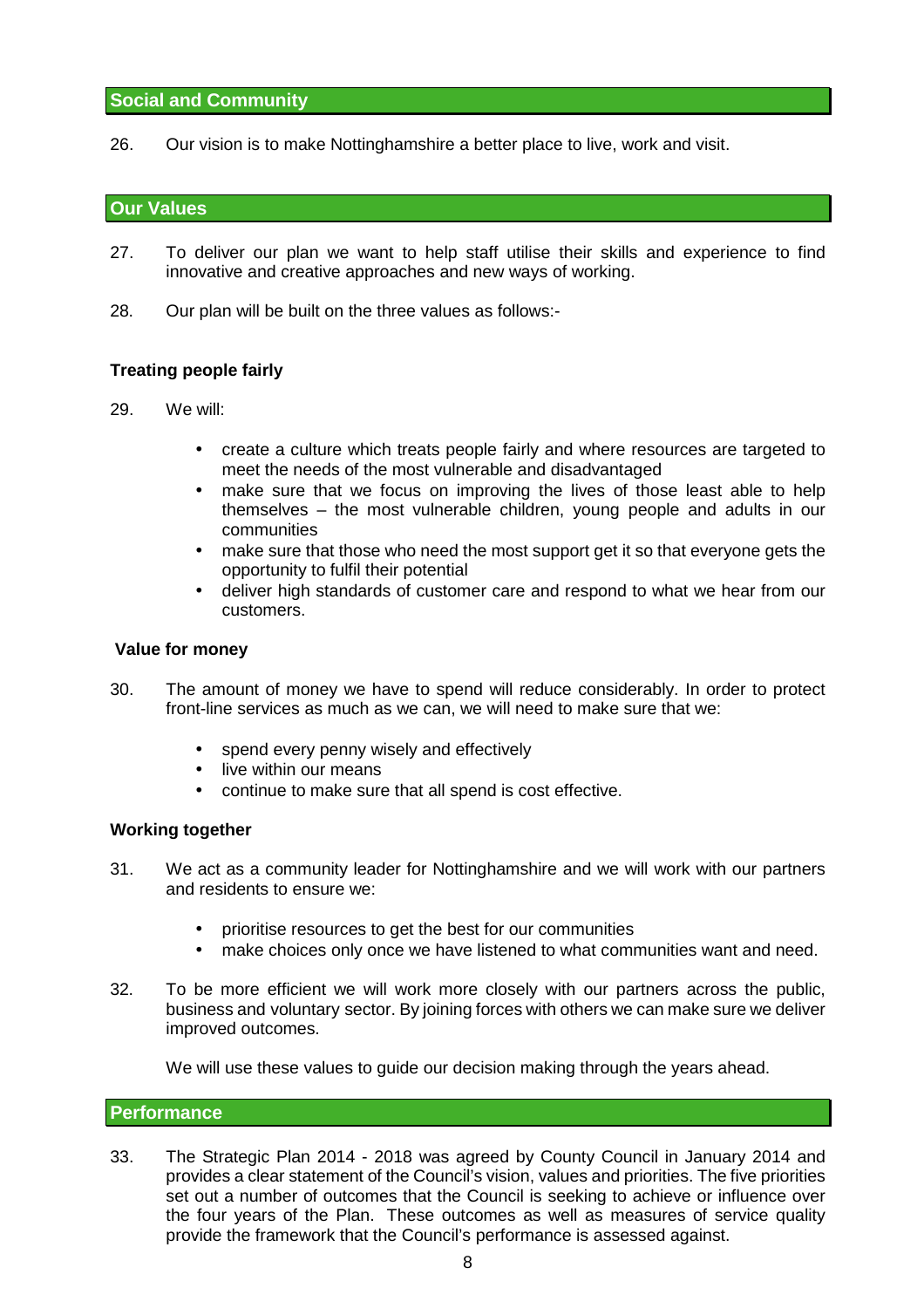## Social and Community

26. Our vision is to make Nottinghamshire a better place to live, work and visit.

## Our Values

27. To deliver our plan we want to help staff utilise their skills and experience to find innovative and creative approaches and new ways of working.

28. Our plan will be built on the three values as follows:-

### Treating people fairly

29. We will:

- create a culture which treats people fairly and where resources are targeted to meet the needs of the most vulnerable and disadvantaged
- make sure that we focus on improving the lives of those least able to help themselves – the most vulnerable children, young people and adults in our communities
- make sure that those who need the most support get it so that everyone gets the opportunity to fulfil their potential
- deliver high standards of customer care and respond to what we hear from our customers.

### Value for money

30. The amount of money we have to spend will reduce considerably. In order to protect front-line services as much as we can, we will need to make sure that we:

- spend every penny wisely and effectively
- live within our means
- continue to make sure that all spend is cost effective.

### Working together

31. We act as a community leader for Nottinghamshire and we will work with our partners and residents to ensure we:

- prioritise resources to get the best for our communities
- make choices only once we have listened to what communities want and need.

32. To be more efficient we will work more closely with our partners across the public, business and voluntary sector. By joining forces with others we can make sure we deliver improved outcomes.

We will use these values to guide our decision making through the years ahead.

## Performance

33. The Strategic Plan 2014 - 2018 was agreed by County Council in January 2014 and provides a clear statement of the Council's vision, values and priorities. The five priorities set out a number of outcomes that the Council is seeking to achieve or influence over the four years of the Plan. These outcomes as well as measures of service quality provide the framework that the Council's performance is assessed against.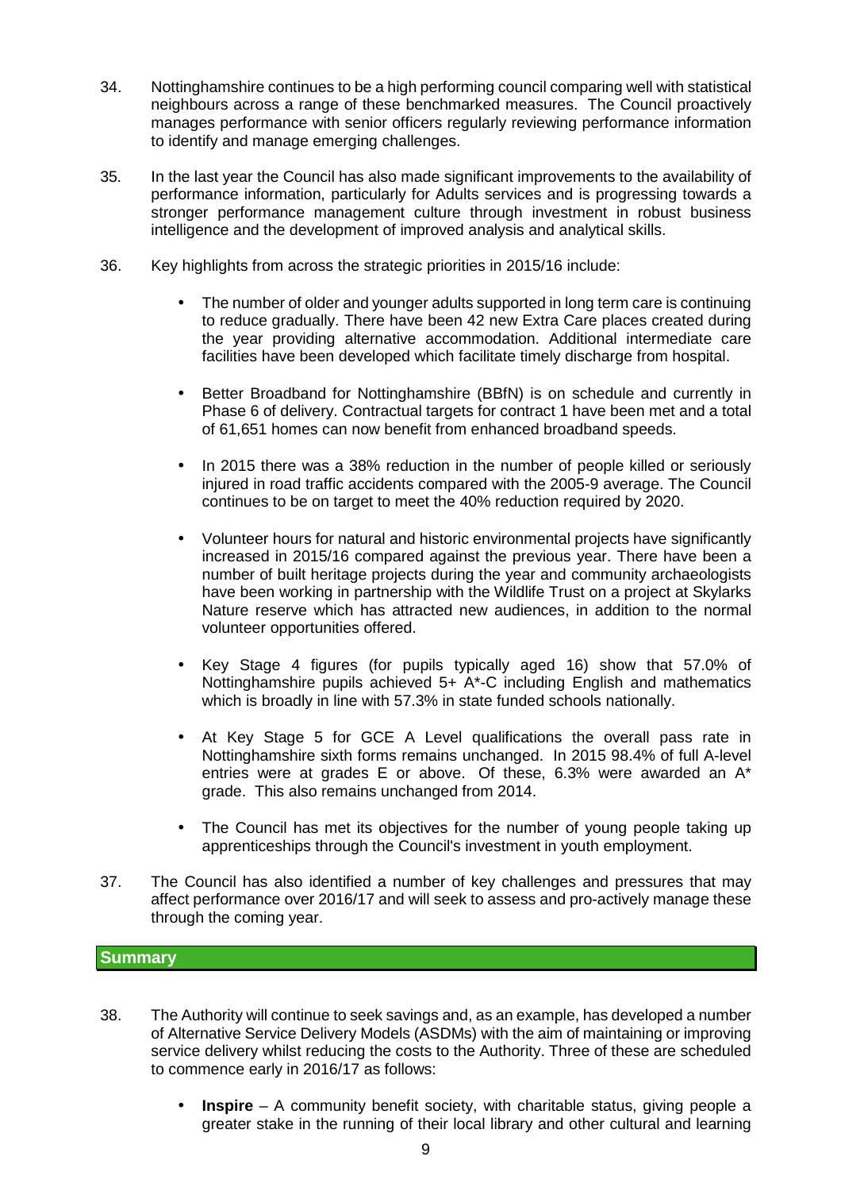34. Nottinghamshire continues to be a high performing council comparing well with statistical neighbours across a range of these benchmarked measures. The Council proactively manages performance with senior officers regularly reviewing performance information to identify and manage emerging challenges.

35. In the last year the Council has also made significant improvements to the availability of performance information, particularly for Adults services and is progressing towards a stronger performance management culture through investment in robust business intelligence and the development of improved analysis and analytical skills.

36. Key highlights from across the strategic priorities in 2015/16 include:

    - The number of older and younger adults supported in long term care is continuing to reduce gradually. There have been 42 new Extra Care places created during the year providing alternative accommodation. Additional intermediate care facilities have been developed which facilitate timely discharge from hospital.

    - Better Broadband for Nottinghamshire (BBfN) is on schedule and currently in Phase 6 of delivery. Contractual targets for contract 1 have been met and a total of 61,651 homes can now benefit from enhanced broadband speeds.

    - In 2015 there was a 38% reduction in the number of people killed or seriously injured in road traffic accidents compared with the 2005-9 average. The Council continues to be on target to meet the 40% reduction required by 2020.

    - Volunteer hours for natural and historic environmental projects have significantly increased in 2015/16 compared against the previous year. There have been a number of built heritage projects during the year and community archaeologists have been working in partnership with the Wildlife Trust on a project at Skylarks Nature reserve which has attracted new audiences, in addition to the normal volunteer opportunities offered.

    - Key Stage 4 figures (for pupils typically aged 16) show that 57.0% of Nottinghamshire pupils achieved 5+ A*-C including English and mathematics which is broadly in line with 57.3% in state funded schools nationally.

    - At Key Stage 5 for GCE A Level qualifications the overall pass rate in Nottinghamshire sixth forms remains unchanged. In 2015 98.4% of full A-level entries were at grades E or above. Of these, 6.3% were awarded an A* grade. This also remains unchanged from 2014.

    - The Council has met its objectives for the number of young people taking up apprenticeships through the Council's investment in youth employment.

37. The Council has also identified a number of key challenges and pressures that may affect performance over 2016/17 and will seek to assess and pro-actively manage these through the coming year.

## Summary

38. The Authority will continue to seek savings and, as an example, has developed a number of Alternative Service Delivery Models (ASDMs) with the aim of maintaining or improving service delivery whilst reducing the costs to the Authority. Three of these are scheduled to commence early in 2016/17 as follows:

    - **Inspire** – A community benefit society, with charitable status, giving people a greater stake in the running of their local library and other cultural and learning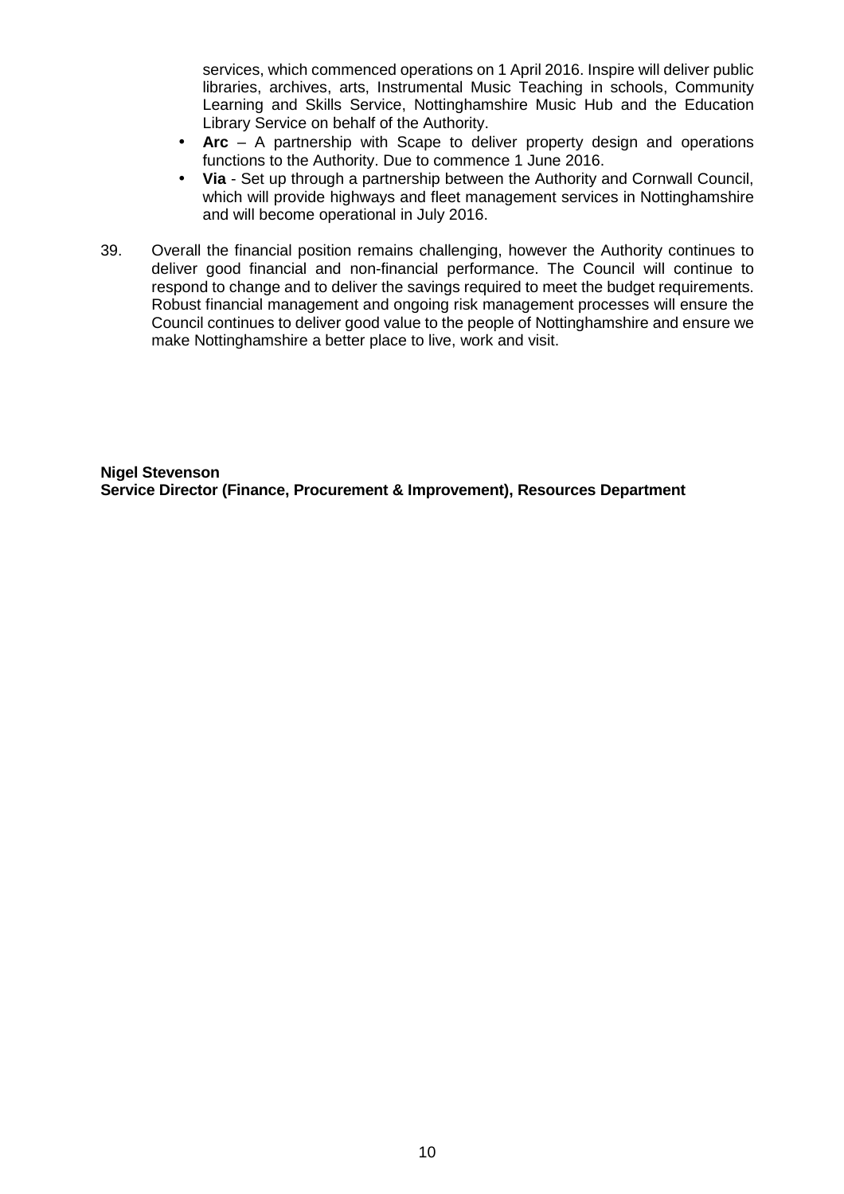services, which commenced operations on 1 April 2016. Inspire will deliver public libraries, archives, arts, Instrumental Music Teaching in schools, Community Learning and Skills Service, Nottinghamshire Music Hub and the Education Library Service on behalf of the Authority.

- **Arc** – A partnership with Scape to deliver property design and operations functions to the Authority. Due to commence 1 June 2016.
- **Via** - Set up through a partnership between the Authority and Cornwall Council, which will provide highways and fleet management services in Nottinghamshire and will become operational in July 2016.

39. Overall the financial position remains challenging, however the Authority continues to deliver good financial and non-financial performance. The Council will continue to respond to change and to deliver the savings required to meet the budget requirements. Robust financial management and ongoing risk management processes will ensure the Council continues to deliver good value to the people of Nottinghamshire and ensure we make Nottinghamshire a better place to live, work and visit.

**Nigel Stevenson**
**Service Director (Finance, Procurement & Improvement), Resources Department**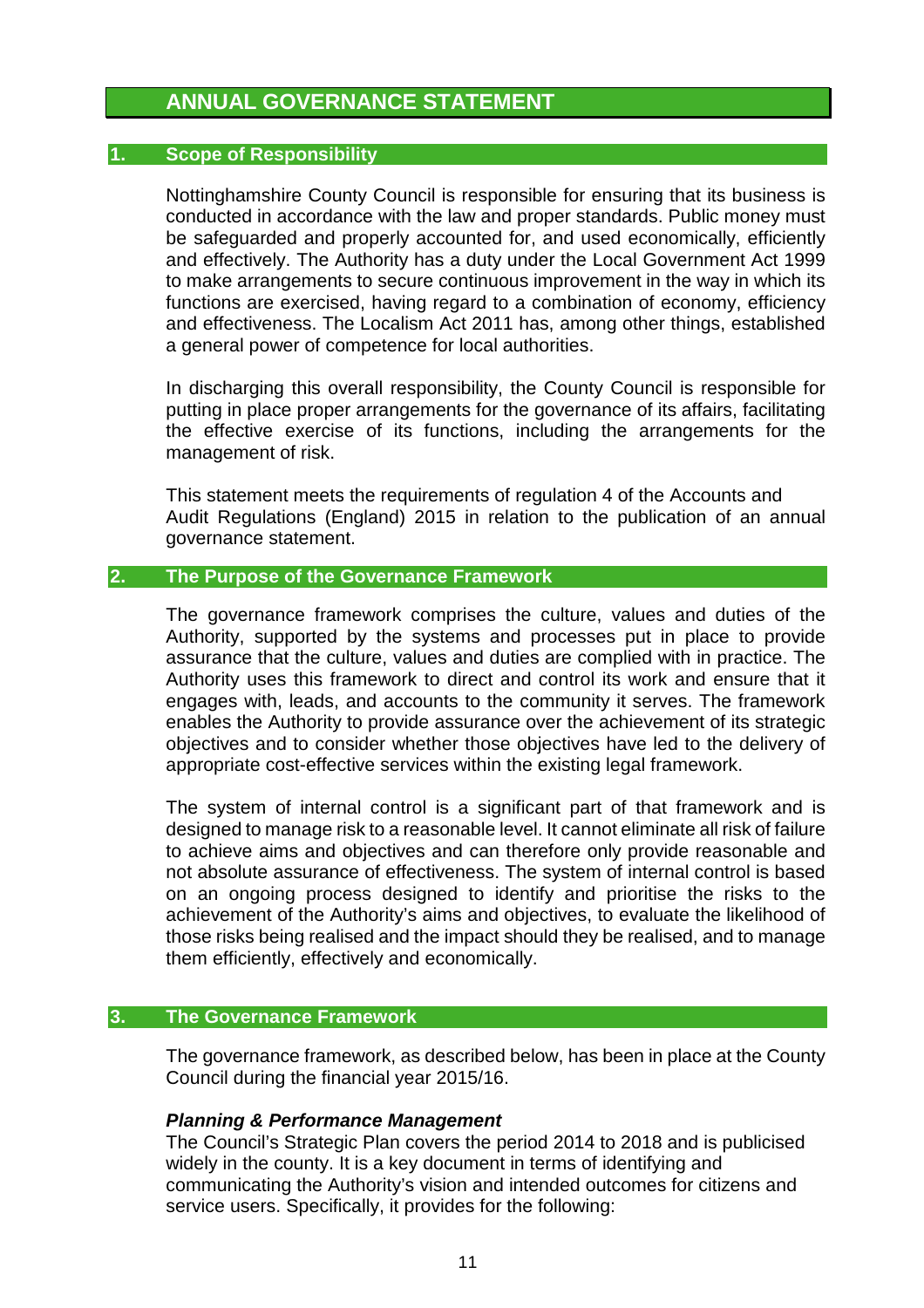# ANNUAL GOVERNANCE STATEMENT

## 1. Scope of Responsibility

Nottinghamshire County Council is responsible for ensuring that its business is conducted in accordance with the law and proper standards. Public money must be safeguarded and properly accounted for, and used economically, efficiently and effectively. The Authority has a duty under the Local Government Act 1999 to make arrangements to secure continuous improvement in the way in which its functions are exercised, having regard to a combination of economy, efficiency and effectiveness. The Localism Act 2011 has, among other things, established a general power of competence for local authorities.

In discharging this overall responsibility, the County Council is responsible for putting in place proper arrangements for the governance of its affairs, facilitating the effective exercise of its functions, including the arrangements for the management of risk.

This statement meets the requirements of regulation 4 of the Accounts and Audit Regulations (England) 2015 in relation to the publication of an annual governance statement.

## 2. The Purpose of the Governance Framework

The governance framework comprises the culture, values and duties of the Authority, supported by the systems and processes put in place to provide assurance that the culture, values and duties are complied with in practice. The Authority uses this framework to direct and control its work and ensure that it engages with, leads, and accounts to the community it serves. The framework enables the Authority to provide assurance over the achievement of its strategic objectives and to consider whether those objectives have led to the delivery of appropriate cost-effective services within the existing legal framework.

The system of internal control is a significant part of that framework and is designed to manage risk to a reasonable level. It cannot eliminate all risk of failure to achieve aims and objectives and can therefore only provide reasonable and not absolute assurance of effectiveness. The system of internal control is based on an ongoing process designed to identify and prioritise the risks to the achievement of the Authority's aims and objectives, to evaluate the likelihood of those risks being realised and the impact should they be realised, and to manage them efficiently, effectively and economically.

## 3. The Governance Framework

The governance framework, as described below, has been in place at the County Council during the financial year 2015/16.

***Planning & Performance Management***

The Council's Strategic Plan covers the period 2014 to 2018 and is publicised widely in the county. It is a key document in terms of identifying and communicating the Authority's vision and intended outcomes for citizens and service users. Specifically, it provides for the following: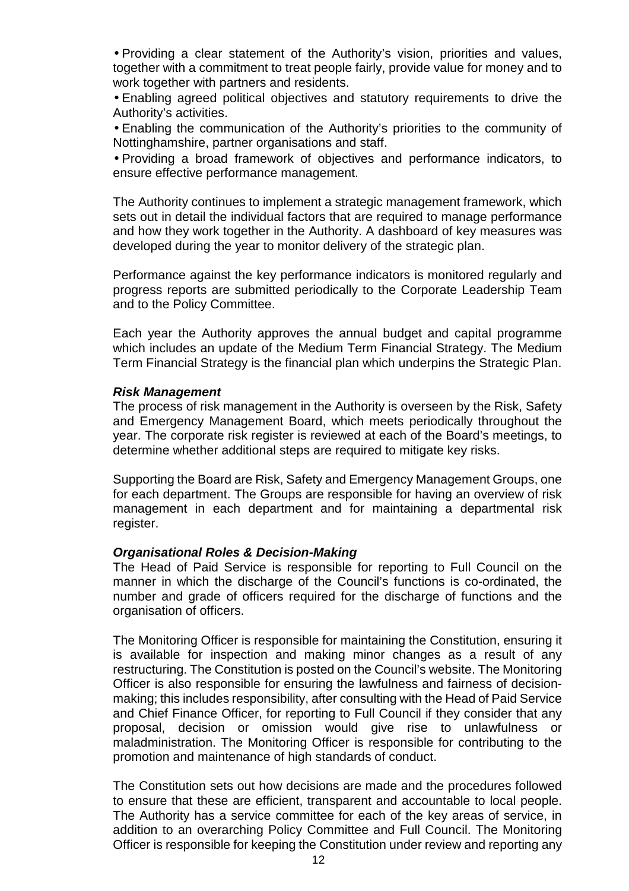- Providing a clear statement of the Authority's vision, priorities and values, together with a commitment to treat people fairly, provide value for money and to work together with partners and residents.
- Enabling agreed political objectives and statutory requirements to drive the Authority's activities.
- Enabling the communication of the Authority's priorities to the community of Nottinghamshire, partner organisations and staff.
- Providing a broad framework of objectives and performance indicators, to ensure effective performance management.

The Authority continues to implement a strategic management framework, which sets out in detail the individual factors that are required to manage performance and how they work together in the Authority. A dashboard of key measures was developed during the year to monitor delivery of the strategic plan.

Performance against the key performance indicators is monitored regularly and progress reports are submitted periodically to the Corporate Leadership Team and to the Policy Committee.

Each year the Authority approves the annual budget and capital programme which includes an update of the Medium Term Financial Strategy. The Medium Term Financial Strategy is the financial plan which underpins the Strategic Plan.

***Risk Management***

The process of risk management in the Authority is overseen by the Risk, Safety and Emergency Management Board, which meets periodically throughout the year. The corporate risk register is reviewed at each of the Board's meetings, to determine whether additional steps are required to mitigate key risks.

Supporting the Board are Risk, Safety and Emergency Management Groups, one for each department. The Groups are responsible for having an overview of risk management in each department and for maintaining a departmental risk register.

***Organisational Roles & Decision-Making***

The Head of Paid Service is responsible for reporting to Full Council on the manner in which the discharge of the Council's functions is co-ordinated, the number and grade of officers required for the discharge of functions and the organisation of officers.

The Monitoring Officer is responsible for maintaining the Constitution, ensuring it is available for inspection and making minor changes as a result of any restructuring. The Constitution is posted on the Council's website. The Monitoring Officer is also responsible for ensuring the lawfulness and fairness of decision-making; this includes responsibility, after consulting with the Head of Paid Service and Chief Finance Officer, for reporting to Full Council if they consider that any proposal, decision or omission would give rise to unlawfulness or maladministration. The Monitoring Officer is responsible for contributing to the promotion and maintenance of high standards of conduct.

The Constitution sets out how decisions are made and the procedures followed to ensure that these are efficient, transparent and accountable to local people. The Authority has a service committee for each of the key areas of service, in addition to an overarching Policy Committee and Full Council. The Monitoring Officer is responsible for keeping the Constitution under review and reporting any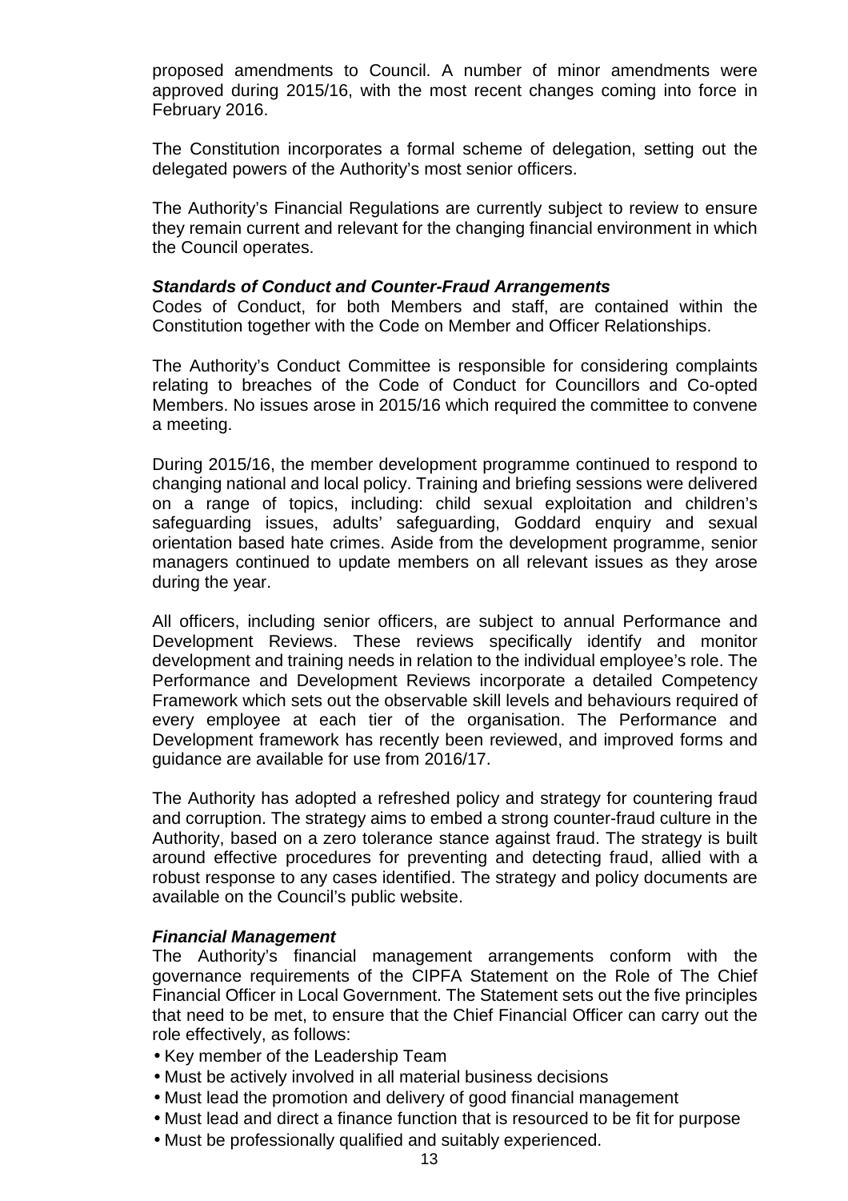proposed amendments to Council. A number of minor amendments were approved during 2015/16, with the most recent changes coming into force in February 2016.

The Constitution incorporates a formal scheme of delegation, setting out the delegated powers of the Authority's most senior officers.

The Authority's Financial Regulations are currently subject to review to ensure they remain current and relevant for the changing financial environment in which the Council operates.

***Standards of Conduct and Counter-Fraud Arrangements***

Codes of Conduct, for both Members and staff, are contained within the Constitution together with the Code on Member and Officer Relationships.

The Authority's Conduct Committee is responsible for considering complaints relating to breaches of the Code of Conduct for Councillors and Co-opted Members. No issues arose in 2015/16 which required the committee to convene a meeting.

During 2015/16, the member development programme continued to respond to changing national and local policy. Training and briefing sessions were delivered on a range of topics, including: child sexual exploitation and children's safeguarding issues, adults' safeguarding, Goddard enquiry and sexual orientation based hate crimes. Aside from the development programme, senior managers continued to update members on all relevant issues as they arose during the year.

All officers, including senior officers, are subject to annual Performance and Development Reviews. These reviews specifically identify and monitor development and training needs in relation to the individual employee's role. The Performance and Development Reviews incorporate a detailed Competency Framework which sets out the observable skill levels and behaviours required of every employee at each tier of the organisation. The Performance and Development framework has recently been reviewed, and improved forms and guidance are available for use from 2016/17.

The Authority has adopted a refreshed policy and strategy for countering fraud and corruption. The strategy aims to embed a strong counter-fraud culture in the Authority, based on a zero tolerance stance against fraud. The strategy is built around effective procedures for preventing and detecting fraud, allied with a robust response to any cases identified. The strategy and policy documents are available on the Council's public website.

***Financial Management***

The Authority's financial management arrangements conform with the governance requirements of the CIPFA Statement on the Role of The Chief Financial Officer in Local Government. The Statement sets out the five principles that need to be met, to ensure that the Chief Financial Officer can carry out the role effectively, as follows:

- Key member of the Leadership Team
- Must be actively involved in all material business decisions
- Must lead the promotion and delivery of good financial management
- Must lead and direct a finance function that is resourced to be fit for purpose
- Must be professionally qualified and suitably experienced.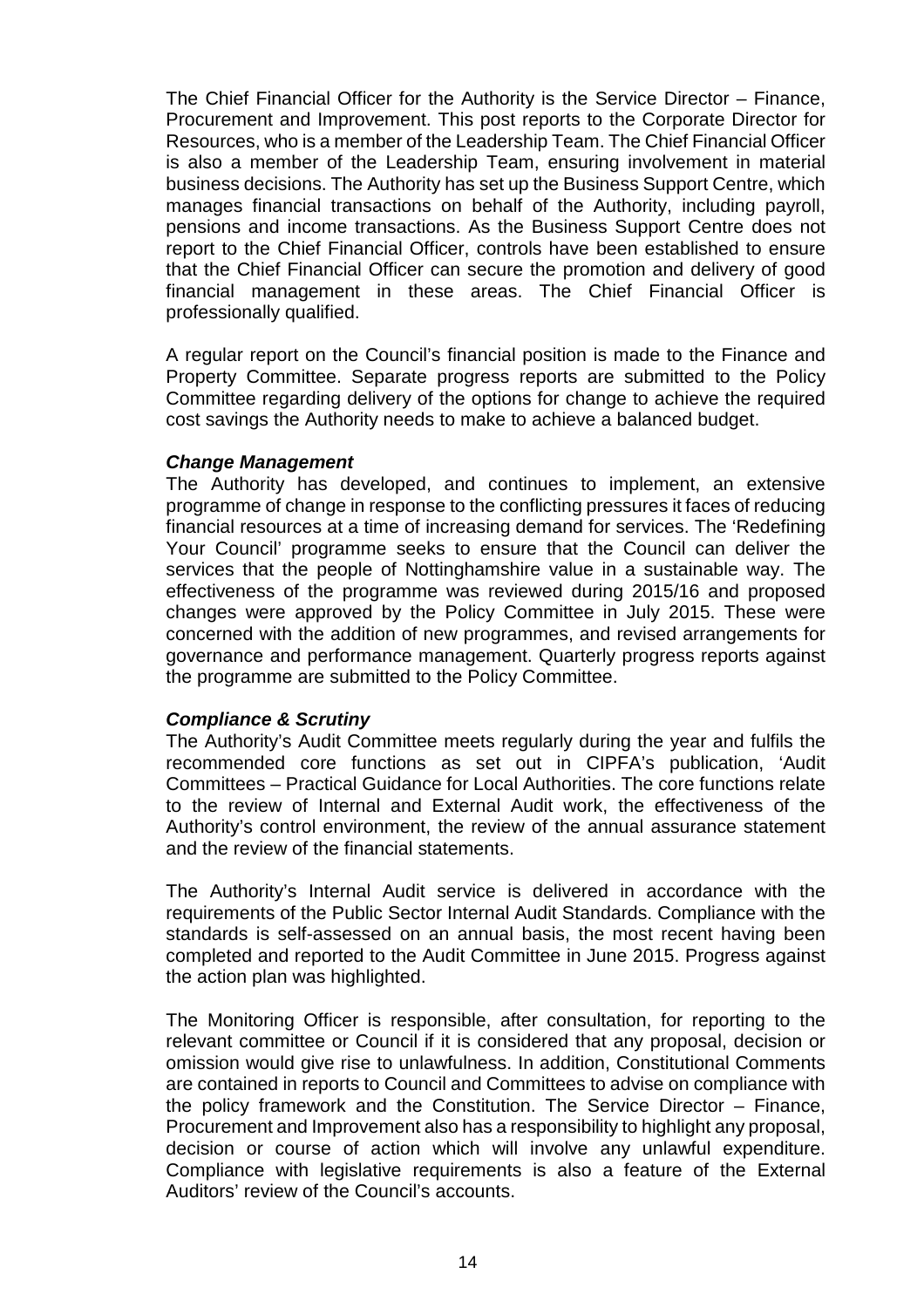The Chief Financial Officer for the Authority is the Service Director – Finance, Procurement and Improvement. This post reports to the Corporate Director for Resources, who is a member of the Leadership Team. The Chief Financial Officer is also a member of the Leadership Team, ensuring involvement in material business decisions. The Authority has set up the Business Support Centre, which manages financial transactions on behalf of the Authority, including payroll, pensions and income transactions. As the Business Support Centre does not report to the Chief Financial Officer, controls have been established to ensure that the Chief Financial Officer can secure the promotion and delivery of good financial management in these areas. The Chief Financial Officer is professionally qualified.

A regular report on the Council's financial position is made to the Finance and Property Committee. Separate progress reports are submitted to the Policy Committee regarding delivery of the options for change to achieve the required cost savings the Authority needs to make to achieve a balanced budget.

***Change Management***

The Authority has developed, and continues to implement, an extensive programme of change in response to the conflicting pressures it faces of reducing financial resources at a time of increasing demand for services. The 'Redefining Your Council' programme seeks to ensure that the Council can deliver the services that the people of Nottinghamshire value in a sustainable way. The effectiveness of the programme was reviewed during 2015/16 and proposed changes were approved by the Policy Committee in July 2015. These were concerned with the addition of new programmes, and revised arrangements for governance and performance management. Quarterly progress reports against the programme are submitted to the Policy Committee.

***Compliance & Scrutiny***

The Authority's Audit Committee meets regularly during the year and fulfils the recommended core functions as set out in CIPFA's publication, 'Audit Committees – Practical Guidance for Local Authorities. The core functions relate to the review of Internal and External Audit work, the effectiveness of the Authority's control environment, the review of the annual assurance statement and the review of the financial statements.

The Authority's Internal Audit service is delivered in accordance with the requirements of the Public Sector Internal Audit Standards. Compliance with the standards is self-assessed on an annual basis, the most recent having been completed and reported to the Audit Committee in June 2015. Progress against the action plan was highlighted.

The Monitoring Officer is responsible, after consultation, for reporting to the relevant committee or Council if it is considered that any proposal, decision or omission would give rise to unlawfulness. In addition, Constitutional Comments are contained in reports to Council and Committees to advise on compliance with the policy framework and the Constitution. The Service Director – Finance, Procurement and Improvement also has a responsibility to highlight any proposal, decision or course of action which will involve any unlawful expenditure. Compliance with legislative requirements is also a feature of the External Auditors' review of the Council's accounts.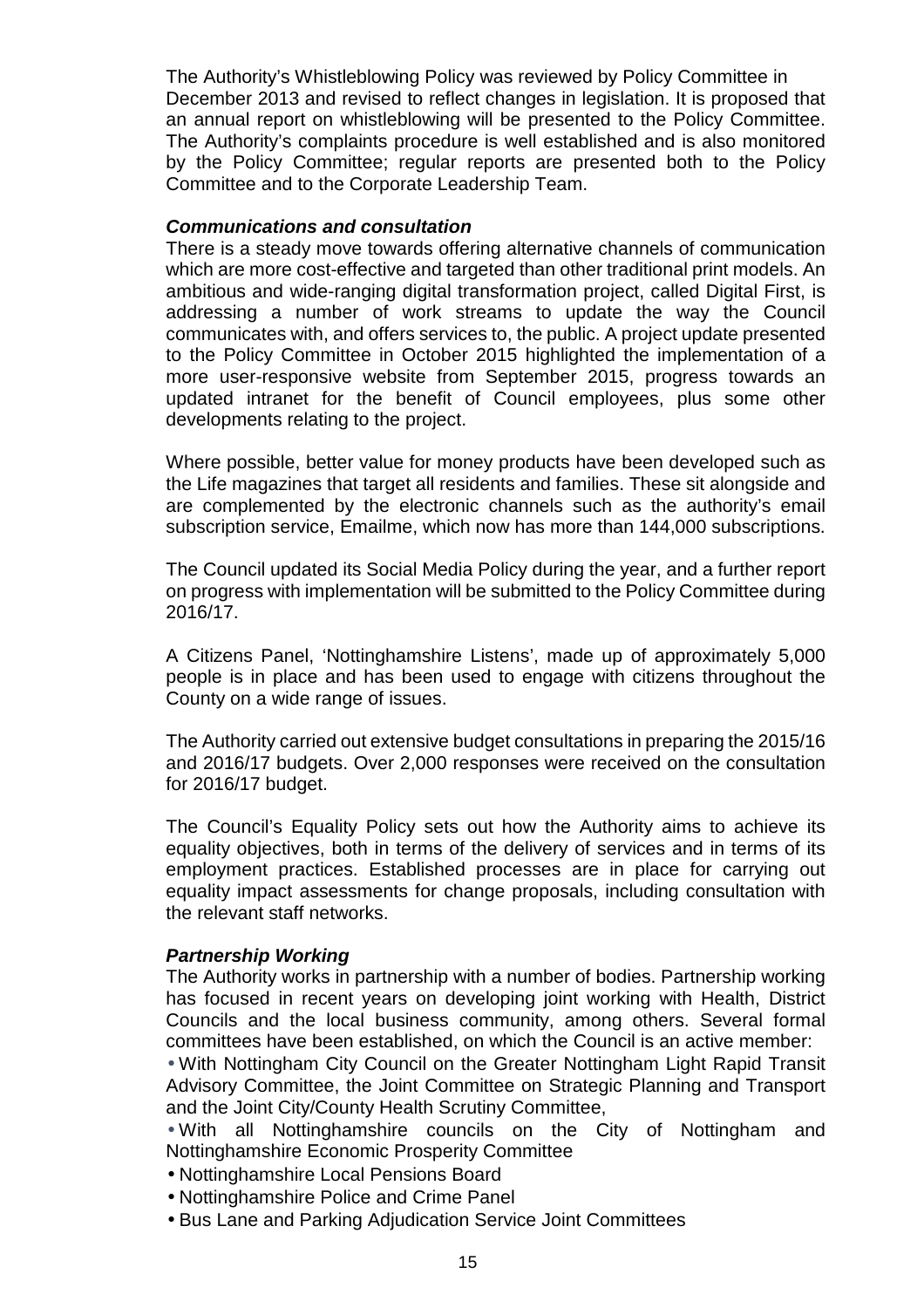The Authority's Whistleblowing Policy was reviewed by Policy Committee in December 2013 and revised to reflect changes in legislation. It is proposed that an annual report on whistleblowing will be presented to the Policy Committee. The Authority's complaints procedure is well established and is also monitored by the Policy Committee; regular reports are presented both to the Policy Committee and to the Corporate Leadership Team.

***Communications and consultation***

There is a steady move towards offering alternative channels of communication which are more cost-effective and targeted than other traditional print models. An ambitious and wide-ranging digital transformation project, called Digital First, is addressing a number of work streams to update the way the Council communicates with, and offers services to, the public. A project update presented to the Policy Committee in October 2015 highlighted the implementation of a more user-responsive website from September 2015, progress towards an updated intranet for the benefit of Council employees, plus some other developments relating to the project.

Where possible, better value for money products have been developed such as the Life magazines that target all residents and families. These sit alongside and are complemented by the electronic channels such as the authority's email subscription service, Emailme, which now has more than 144,000 subscriptions.

The Council updated its Social Media Policy during the year, and a further report on progress with implementation will be submitted to the Policy Committee during 2016/17.

A Citizens Panel, 'Nottinghamshire Listens', made up of approximately 5,000 people is in place and has been used to engage with citizens throughout the County on a wide range of issues.

The Authority carried out extensive budget consultations in preparing the 2015/16 and 2016/17 budgets. Over 2,000 responses were received on the consultation for 2016/17 budget.

The Council's Equality Policy sets out how the Authority aims to achieve its equality objectives, both in terms of the delivery of services and in terms of its employment practices. Established processes are in place for carrying out equality impact assessments for change proposals, including consultation with the relevant staff networks.

***Partnership Working***

The Authority works in partnership with a number of bodies. Partnership working has focused in recent years on developing joint working with Health, District Councils and the local business community, among others. Several formal committees have been established, on which the Council is an active member:

- With Nottingham City Council on the Greater Nottingham Light Rapid Transit Advisory Committee, the Joint Committee on Strategic Planning and Transport and the Joint City/County Health Scrutiny Committee,
- With all Nottinghamshire councils on the City of Nottingham and Nottinghamshire Economic Prosperity Committee
- Nottinghamshire Local Pensions Board
- Nottinghamshire Police and Crime Panel
- Bus Lane and Parking Adjudication Service Joint Committees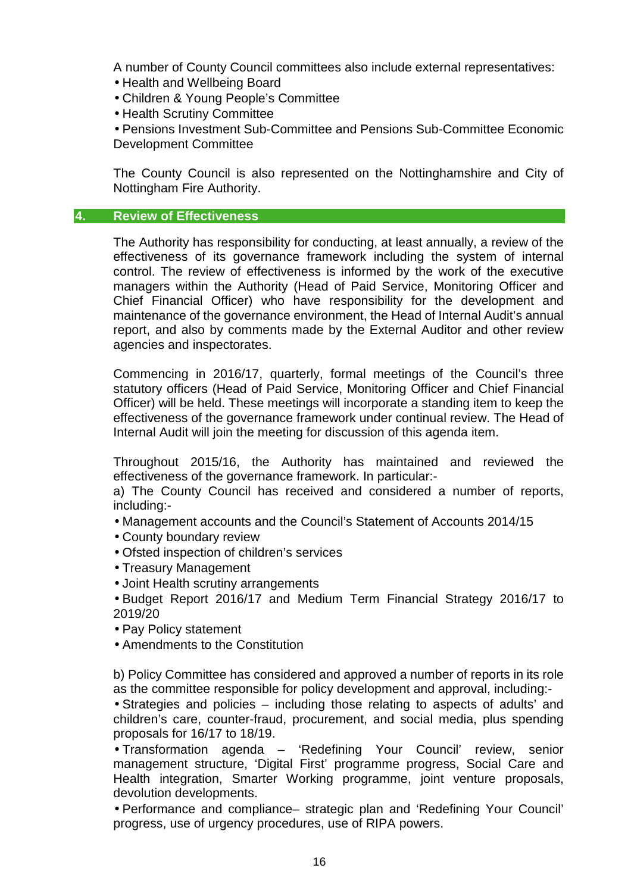A number of County Council committees also include external representatives:

- Health and Wellbeing Board
- Children & Young People's Committee
- Health Scrutiny Committee
- Pensions Investment Sub-Committee and Pensions Sub-Committee Economic Development Committee

The County Council is also represented on the Nottinghamshire and City of Nottingham Fire Authority.

## 4. Review of Effectiveness

The Authority has responsibility for conducting, at least annually, a review of the effectiveness of its governance framework including the system of internal control. The review of effectiveness is informed by the work of the executive managers within the Authority (Head of Paid Service, Monitoring Officer and Chief Financial Officer) who have responsibility for the development and maintenance of the governance environment, the Head of Internal Audit's annual report, and also by comments made by the External Auditor and other review agencies and inspectorates.

Commencing in 2016/17, quarterly, formal meetings of the Council's three statutory officers (Head of Paid Service, Monitoring Officer and Chief Financial Officer) will be held. These meetings will incorporate a standing item to keep the effectiveness of the governance framework under continual review. The Head of Internal Audit will join the meeting for discussion of this agenda item.

Throughout 2015/16, the Authority has maintained and reviewed the effectiveness of the governance framework. In particular:-

a) The County Council has received and considered a number of reports, including:-

- Management accounts and the Council's Statement of Accounts 2014/15
- County boundary review
- Ofsted inspection of children's services
- Treasury Management
- Joint Health scrutiny arrangements
- Budget Report 2016/17 and Medium Term Financial Strategy 2016/17 to 2019/20
- Pay Policy statement
- Amendments to the Constitution

b) Policy Committee has considered and approved a number of reports in its role as the committee responsible for policy development and approval, including:-

- Strategies and policies – including those relating to aspects of adults' and children's care, counter-fraud, procurement, and social media, plus spending proposals for 16/17 to 18/19.
- Transformation agenda – 'Redefining Your Council' review, senior management structure, 'Digital First' programme progress, Social Care and Health integration, Smarter Working programme, joint venture proposals, devolution developments.
- Performance and compliance– strategic plan and 'Redefining Your Council' progress, use of urgency procedures, use of RIPA powers.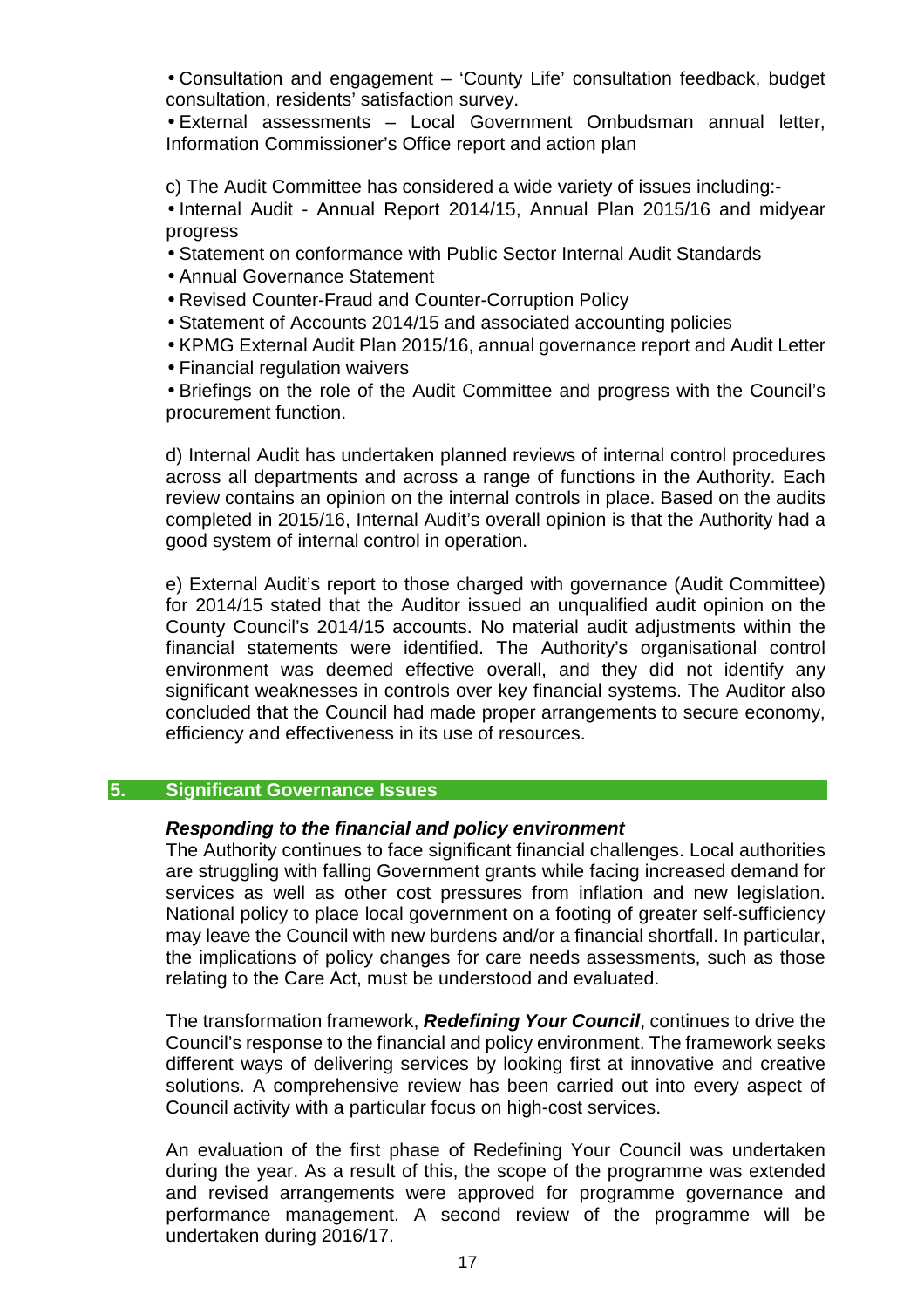- Consultation and engagement – 'County Life' consultation feedback, budget consultation, residents' satisfaction survey.
- External assessments – Local Government Ombudsman annual letter, Information Commissioner's Office report and action plan

c) The Audit Committee has considered a wide variety of issues including:-

- Internal Audit - Annual Report 2014/15, Annual Plan 2015/16 and midyear progress
- Statement on conformance with Public Sector Internal Audit Standards
- Annual Governance Statement
- Revised Counter-Fraud and Counter-Corruption Policy
- Statement of Accounts 2014/15 and associated accounting policies
- KPMG External Audit Plan 2015/16, annual governance report and Audit Letter
- Financial regulation waivers
- Briefings on the role of the Audit Committee and progress with the Council's procurement function.

d) Internal Audit has undertaken planned reviews of internal control procedures across all departments and across a range of functions in the Authority. Each review contains an opinion on the internal controls in place. Based on the audits completed in 2015/16, Internal Audit's overall opinion is that the Authority had a good system of internal control in operation.

e) External Audit's report to those charged with governance (Audit Committee) for 2014/15 stated that the Auditor issued an unqualified audit opinion on the County Council's 2014/15 accounts. No material audit adjustments within the financial statements were identified. The Authority's organisational control environment was deemed effective overall, and they did not identify any significant weaknesses in controls over key financial systems. The Auditor also concluded that the Council had made proper arrangements to secure economy, efficiency and effectiveness in its use of resources.

## 5. Significant Governance Issues

***Responding to the financial and policy environment***

The Authority continues to face significant financial challenges. Local authorities are struggling with falling Government grants while facing increased demand for services as well as other cost pressures from inflation and new legislation. National policy to place local government on a footing of greater self-sufficiency may leave the Council with new burdens and/or a financial shortfall. In particular, the implications of policy changes for care needs assessments, such as those relating to the Care Act, must be understood and evaluated.

The transformation framework, ***Redefining Your Council***, continues to drive the Council's response to the financial and policy environment. The framework seeks different ways of delivering services by looking first at innovative and creative solutions. A comprehensive review has been carried out into every aspect of Council activity with a particular focus on high-cost services.

An evaluation of the first phase of Redefining Your Council was undertaken during the year. As a result of this, the scope of the programme was extended and revised arrangements were approved for programme governance and performance management. A second review of the programme will be undertaken during 2016/17.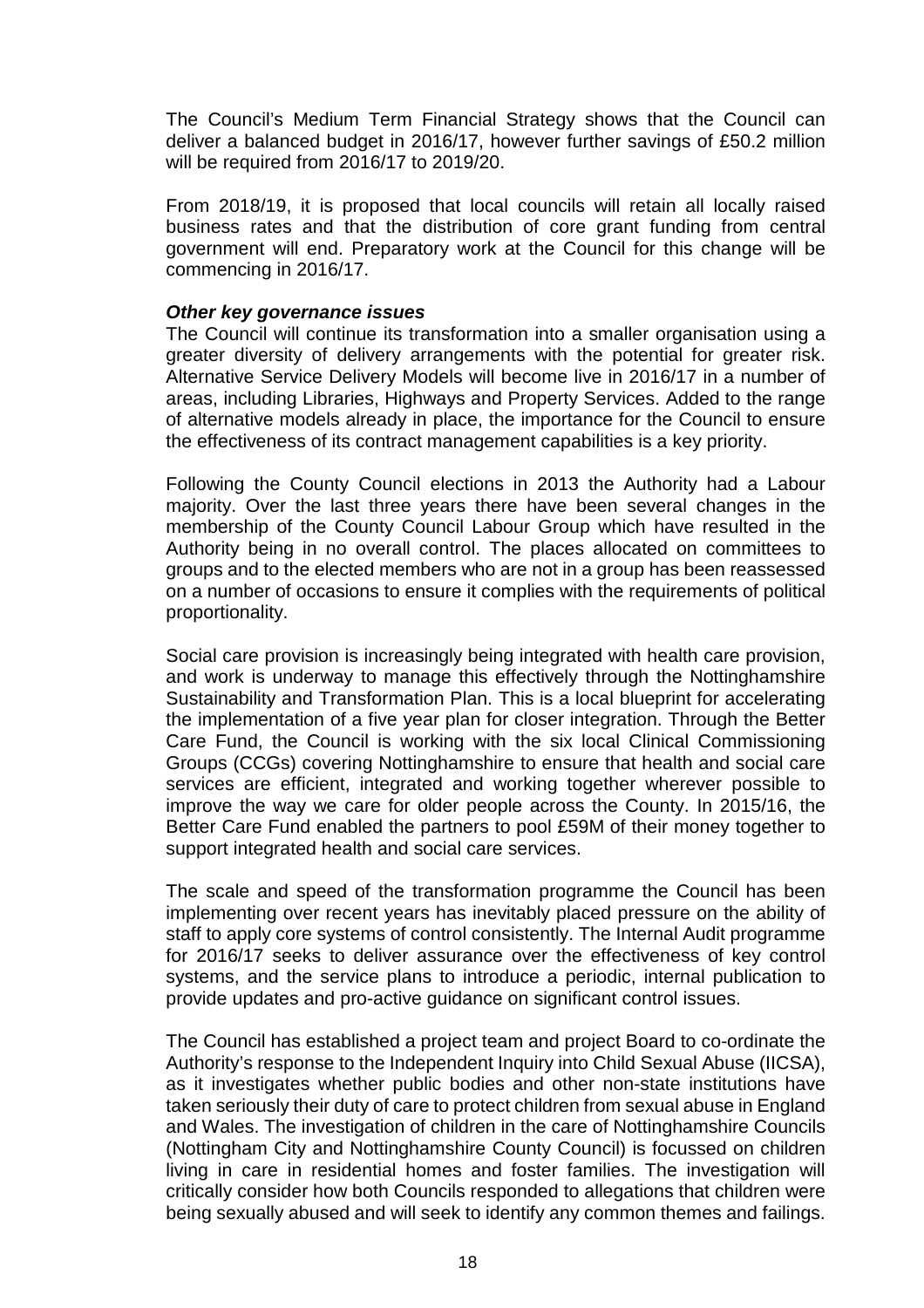The Council's Medium Term Financial Strategy shows that the Council can deliver a balanced budget in 2016/17, however further savings of £50.2 million will be required from 2016/17 to 2019/20.

From 2018/19, it is proposed that local councils will retain all locally raised business rates and that the distribution of core grant funding from central government will end. Preparatory work at the Council for this change will be commencing in 2016/17.

***Other key governance issues***

The Council will continue its transformation into a smaller organisation using a greater diversity of delivery arrangements with the potential for greater risk. Alternative Service Delivery Models will become live in 2016/17 in a number of areas, including Libraries, Highways and Property Services. Added to the range of alternative models already in place, the importance for the Council to ensure the effectiveness of its contract management capabilities is a key priority.

Following the County Council elections in 2013 the Authority had a Labour majority. Over the last three years there have been several changes in the membership of the County Council Labour Group which have resulted in the Authority being in no overall control. The places allocated on committees to groups and to the elected members who are not in a group has been reassessed on a number of occasions to ensure it complies with the requirements of political proportionality.

Social care provision is increasingly being integrated with health care provision, and work is underway to manage this effectively through the Nottinghamshire Sustainability and Transformation Plan. This is a local blueprint for accelerating the implementation of a five year plan for closer integration. Through the Better Care Fund, the Council is working with the six local Clinical Commissioning Groups (CCGs) covering Nottinghamshire to ensure that health and social care services are efficient, integrated and working together wherever possible to improve the way we care for older people across the County. In 2015/16, the Better Care Fund enabled the partners to pool £59M of their money together to support integrated health and social care services.

The scale and speed of the transformation programme the Council has been implementing over recent years has inevitably placed pressure on the ability of staff to apply core systems of control consistently. The Internal Audit programme for 2016/17 seeks to deliver assurance over the effectiveness of key control systems, and the service plans to introduce a periodic, internal publication to provide updates and pro-active guidance on significant control issues.

The Council has established a project team and project Board to co-ordinate the Authority's response to the Independent Inquiry into Child Sexual Abuse (IICSA), as it investigates whether public bodies and other non-state institutions have taken seriously their duty of care to protect children from sexual abuse in England and Wales. The investigation of children in the care of Nottinghamshire Councils (Nottingham City and Nottinghamshire County Council) is focussed on children living in care in residential homes and foster families. The investigation will critically consider how both Councils responded to allegations that children were being sexually abused and will seek to identify any common themes and failings.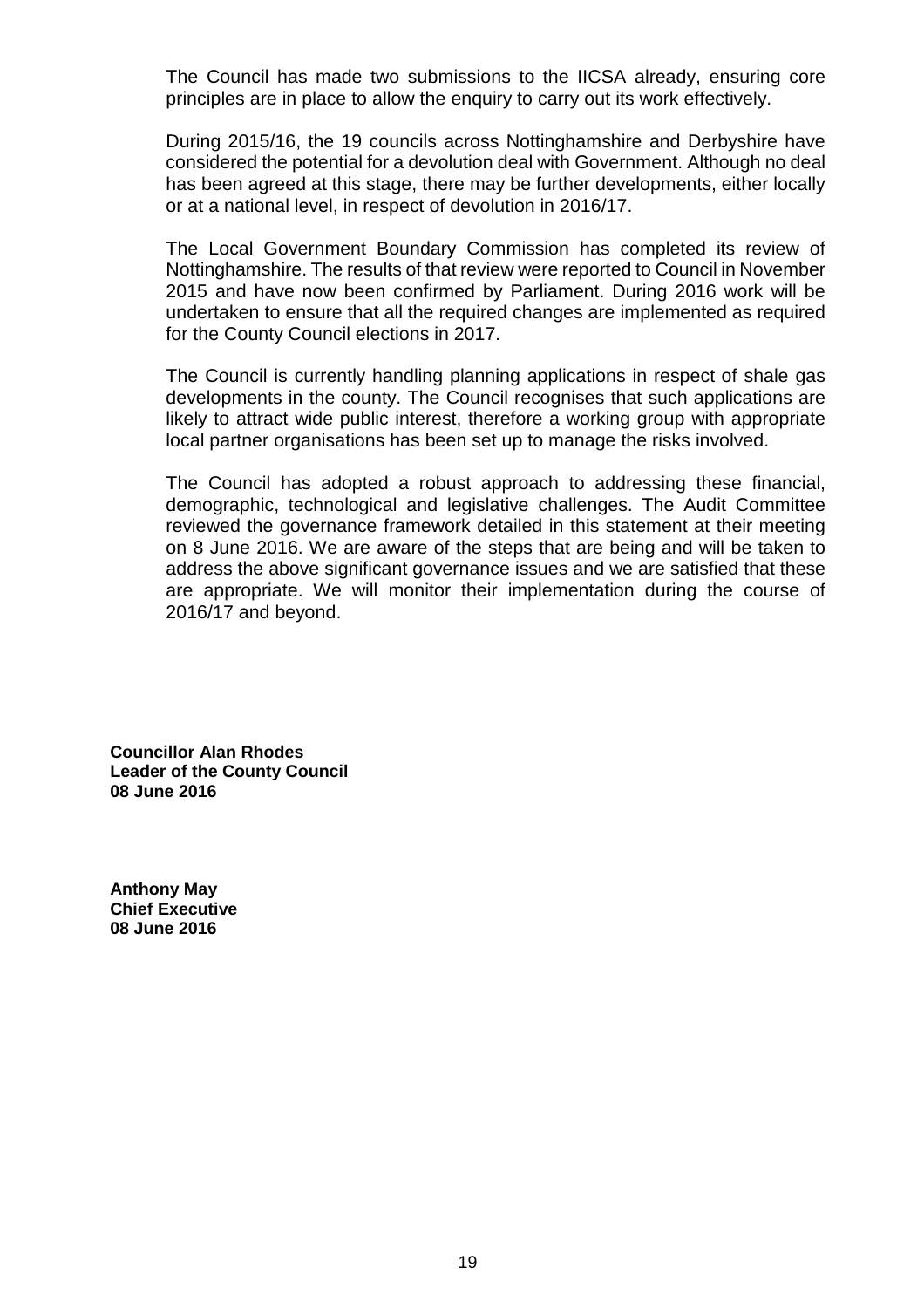The Council has made two submissions to the IICSA already, ensuring core principles are in place to allow the enquiry to carry out its work effectively.

During 2015/16, the 19 councils across Nottinghamshire and Derbyshire have considered the potential for a devolution deal with Government. Although no deal has been agreed at this stage, there may be further developments, either locally or at a national level, in respect of devolution in 2016/17.

The Local Government Boundary Commission has completed its review of Nottinghamshire. The results of that review were reported to Council in November 2015 and have now been confirmed by Parliament. During 2016 work will be undertaken to ensure that all the required changes are implemented as required for the County Council elections in 2017.

The Council is currently handling planning applications in respect of shale gas developments in the county. The Council recognises that such applications are likely to attract wide public interest, therefore a working group with appropriate local partner organisations has been set up to manage the risks involved.

The Council has adopted a robust approach to addressing these financial, demographic, technological and legislative challenges. The Audit Committee reviewed the governance framework detailed in this statement at their meeting on 8 June 2016. We are aware of the steps that are being and will be taken to address the above significant governance issues and we are satisfied that these are appropriate. We will monitor their implementation during the course of 2016/17 and beyond.

**Councillor Alan Rhodes**
**Leader of the County Council**
**08 June 2016**

**Anthony May**
**Chief Executive**
**08 June 2016**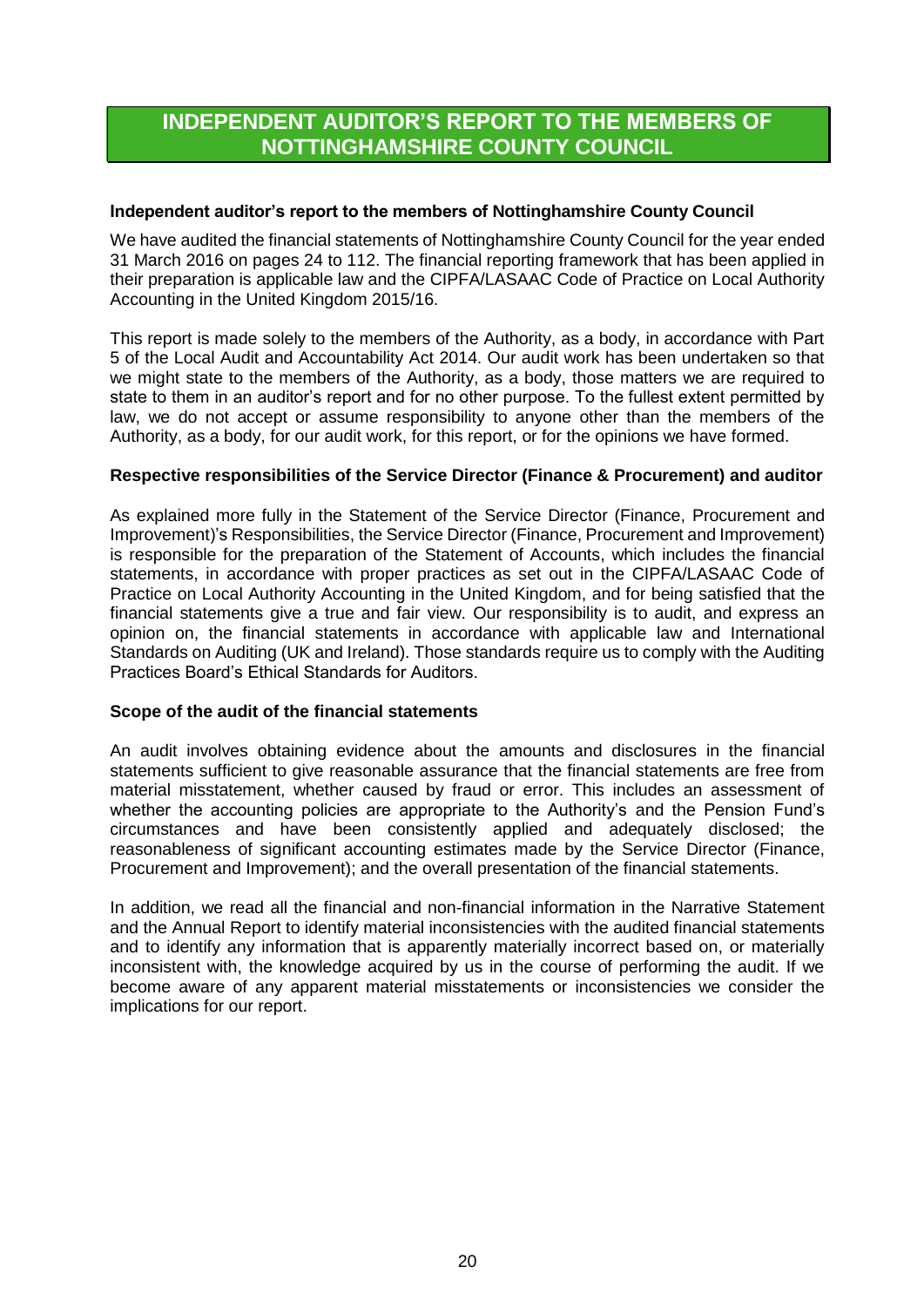# INDEPENDENT AUDITOR'S REPORT TO THE MEMBERS OF NOTTINGHAMSHIRE COUNTY COUNCIL

**Independent auditor's report to the members of Nottinghamshire County Council**

We have audited the financial statements of Nottinghamshire County Council for the year ended 31 March 2016 on pages 24 to 112. The financial reporting framework that has been applied in their preparation is applicable law and the CIPFA/LASAAC Code of Practice on Local Authority Accounting in the United Kingdom 2015/16.

This report is made solely to the members of the Authority, as a body, in accordance with Part 5 of the Local Audit and Accountability Act 2014. Our audit work has been undertaken so that we might state to the members of the Authority, as a body, those matters we are required to state to them in an auditor's report and for no other purpose. To the fullest extent permitted by law, we do not accept or assume responsibility to anyone other than the members of the Authority, as a body, for our audit work, for this report, or for the opinions we have formed.

**Respective responsibilities of the Service Director (Finance & Procurement) and auditor**

As explained more fully in the Statement of the Service Director (Finance, Procurement and Improvement)'s Responsibilities, the Service Director (Finance, Procurement and Improvement) is responsible for the preparation of the Statement of Accounts, which includes the financial statements, in accordance with proper practices as set out in the CIPFA/LASAAC Code of Practice on Local Authority Accounting in the United Kingdom, and for being satisfied that the financial statements give a true and fair view. Our responsibility is to audit, and express an opinion on, the financial statements in accordance with applicable law and International Standards on Auditing (UK and Ireland). Those standards require us to comply with the Auditing Practices Board's Ethical Standards for Auditors.

**Scope of the audit of the financial statements**

An audit involves obtaining evidence about the amounts and disclosures in the financial statements sufficient to give reasonable assurance that the financial statements are free from material misstatement, whether caused by fraud or error. This includes an assessment of whether the accounting policies are appropriate to the Authority's and the Pension Fund's circumstances and have been consistently applied and adequately disclosed; the reasonableness of significant accounting estimates made by the Service Director (Finance, Procurement and Improvement); and the overall presentation of the financial statements.

In addition, we read all the financial and non-financial information in the Narrative Statement and the Annual Report to identify material inconsistencies with the audited financial statements and to identify any information that is apparently materially incorrect based on, or materially inconsistent with, the knowledge acquired by us in the course of performing the audit. If we become aware of any apparent material misstatements or inconsistencies we consider the implications for our report.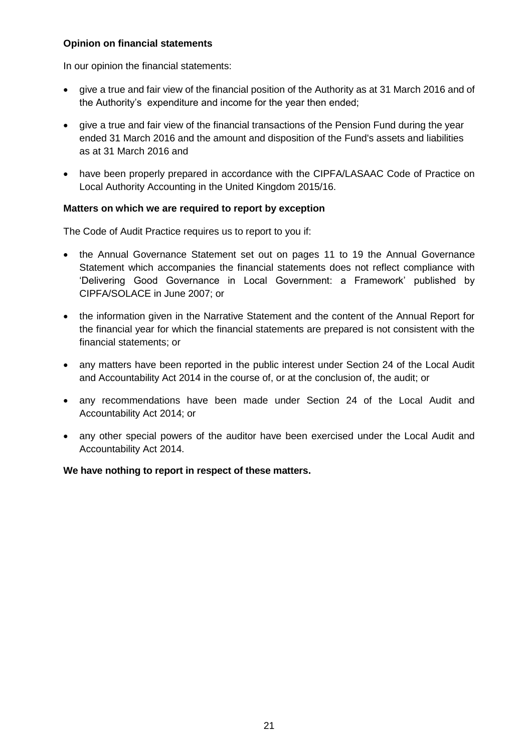**Opinion on financial statements**

In our opinion the financial statements:

- give a true and fair view of the financial position of the Authority as at 31 March 2016 and of the Authority's expenditure and income for the year then ended;
- give a true and fair view of the financial transactions of the Pension Fund during the year ended 31 March 2016 and the amount and disposition of the Fund's assets and liabilities as at 31 March 2016 and
- have been properly prepared in accordance with the CIPFA/LASAAC Code of Practice on Local Authority Accounting in the United Kingdom 2015/16.

**Matters on which we are required to report by exception**

The Code of Audit Practice requires us to report to you if:

- the Annual Governance Statement set out on pages 11 to 19 the Annual Governance Statement which accompanies the financial statements does not reflect compliance with 'Delivering Good Governance in Local Government: a Framework' published by CIPFA/SOLACE in June 2007; or
- the information given in the Narrative Statement and the content of the Annual Report for the financial year for which the financial statements are prepared is not consistent with the financial statements; or
- any matters have been reported in the public interest under Section 24 of the Local Audit and Accountability Act 2014 in the course of, or at the conclusion of, the audit; or
- any recommendations have been made under Section 24 of the Local Audit and Accountability Act 2014; or
- any other special powers of the auditor have been exercised under the Local Audit and Accountability Act 2014.

**We have nothing to report in respect of these matters.**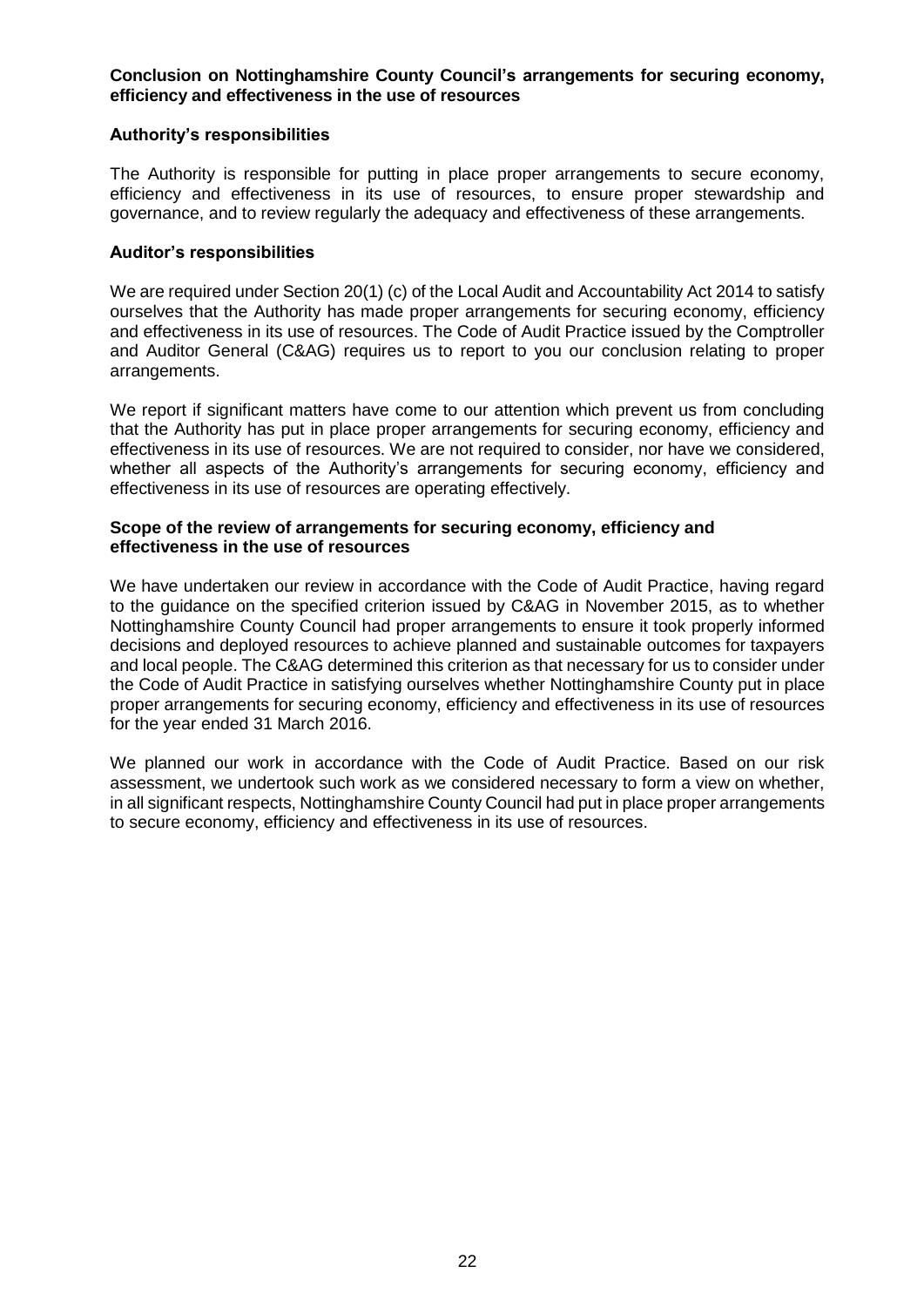**Conclusion on Nottinghamshire County Council's arrangements for securing economy, efficiency and effectiveness in the use of resources**

**Authority's responsibilities**

The Authority is responsible for putting in place proper arrangements to secure economy, efficiency and effectiveness in its use of resources, to ensure proper stewardship and governance, and to review regularly the adequacy and effectiveness of these arrangements.

**Auditor's responsibilities**

We are required under Section 20(1) (c) of the Local Audit and Accountability Act 2014 to satisfy ourselves that the Authority has made proper arrangements for securing economy, efficiency and effectiveness in its use of resources. The Code of Audit Practice issued by the Comptroller and Auditor General (C&AG) requires us to report to you our conclusion relating to proper arrangements.

We report if significant matters have come to our attention which prevent us from concluding that the Authority has put in place proper arrangements for securing economy, efficiency and effectiveness in its use of resources. We are not required to consider, nor have we considered, whether all aspects of the Authority's arrangements for securing economy, efficiency and effectiveness in its use of resources are operating effectively.

**Scope of the review of arrangements for securing economy, efficiency and effectiveness in the use of resources**

We have undertaken our review in accordance with the Code of Audit Practice, having regard to the guidance on the specified criterion issued by C&AG in November 2015, as to whether Nottinghamshire County Council had proper arrangements to ensure it took properly informed decisions and deployed resources to achieve planned and sustainable outcomes for taxpayers and local people. The C&AG determined this criterion as that necessary for us to consider under the Code of Audit Practice in satisfying ourselves whether Nottinghamshire County put in place proper arrangements for securing economy, efficiency and effectiveness in its use of resources for the year ended 31 March 2016.

We planned our work in accordance with the Code of Audit Practice. Based on our risk assessment, we undertook such work as we considered necessary to form a view on whether, in all significant respects, Nottinghamshire County Council had put in place proper arrangements to secure economy, efficiency and effectiveness in its use of resources.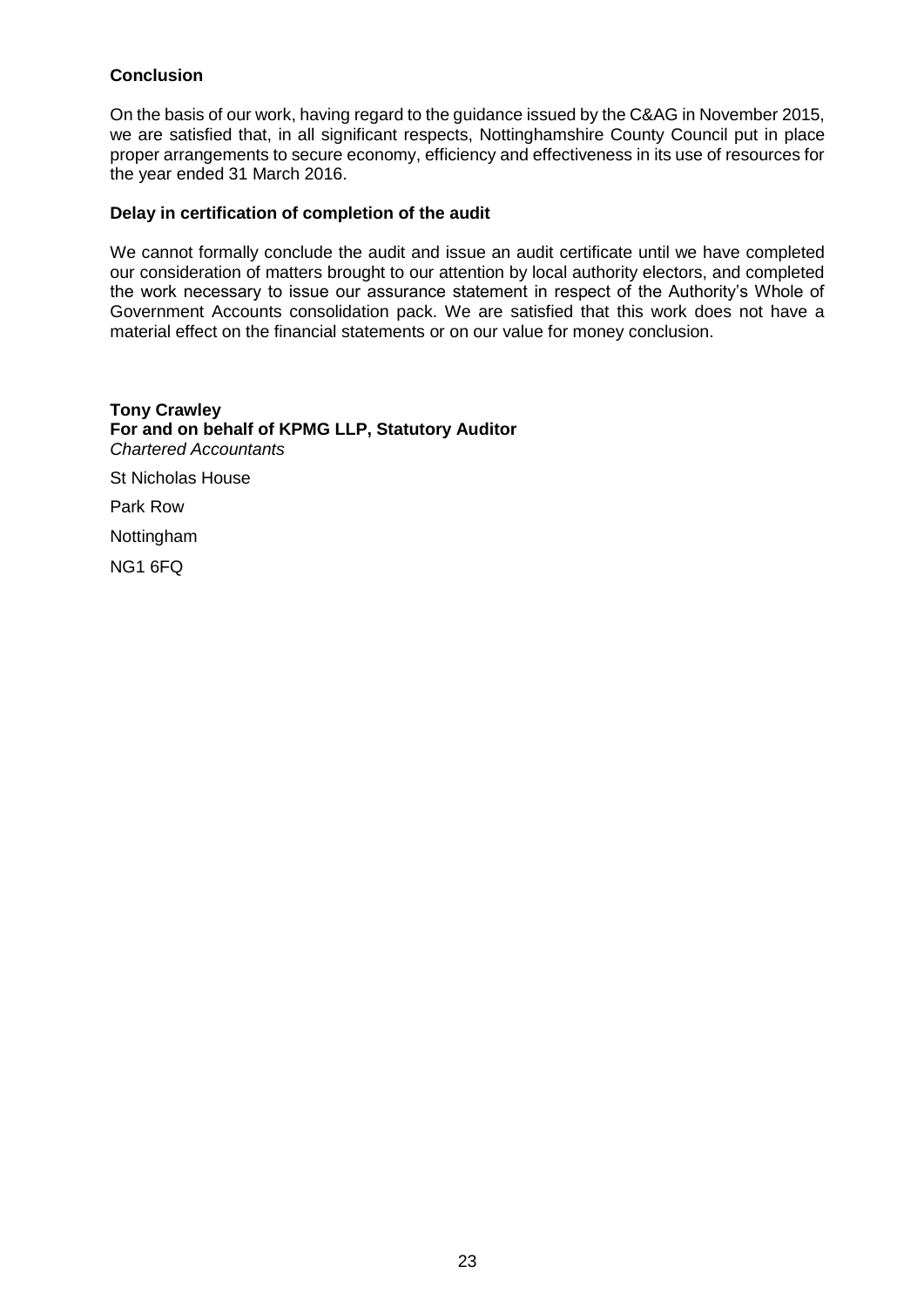**Conclusion**

On the basis of our work, having regard to the guidance issued by the C&AG in November 2015, we are satisfied that, in all significant respects, Nottinghamshire County Council put in place proper arrangements to secure economy, efficiency and effectiveness in its use of resources for the year ended 31 March 2016.

**Delay in certification of completion of the audit**

We cannot formally conclude the audit and issue an audit certificate until we have completed our consideration of matters brought to our attention by local authority electors, and completed the work necessary to issue our assurance statement in respect of the Authority's Whole of Government Accounts consolidation pack. We are satisfied that this work does not have a material effect on the financial statements or on our value for money conclusion.

**Tony Crawley**
**For and on behalf of KPMG LLP, Statutory Auditor**
*Chartered Accountants*

St Nicholas House

Park Row

Nottingham

NG1 6FQ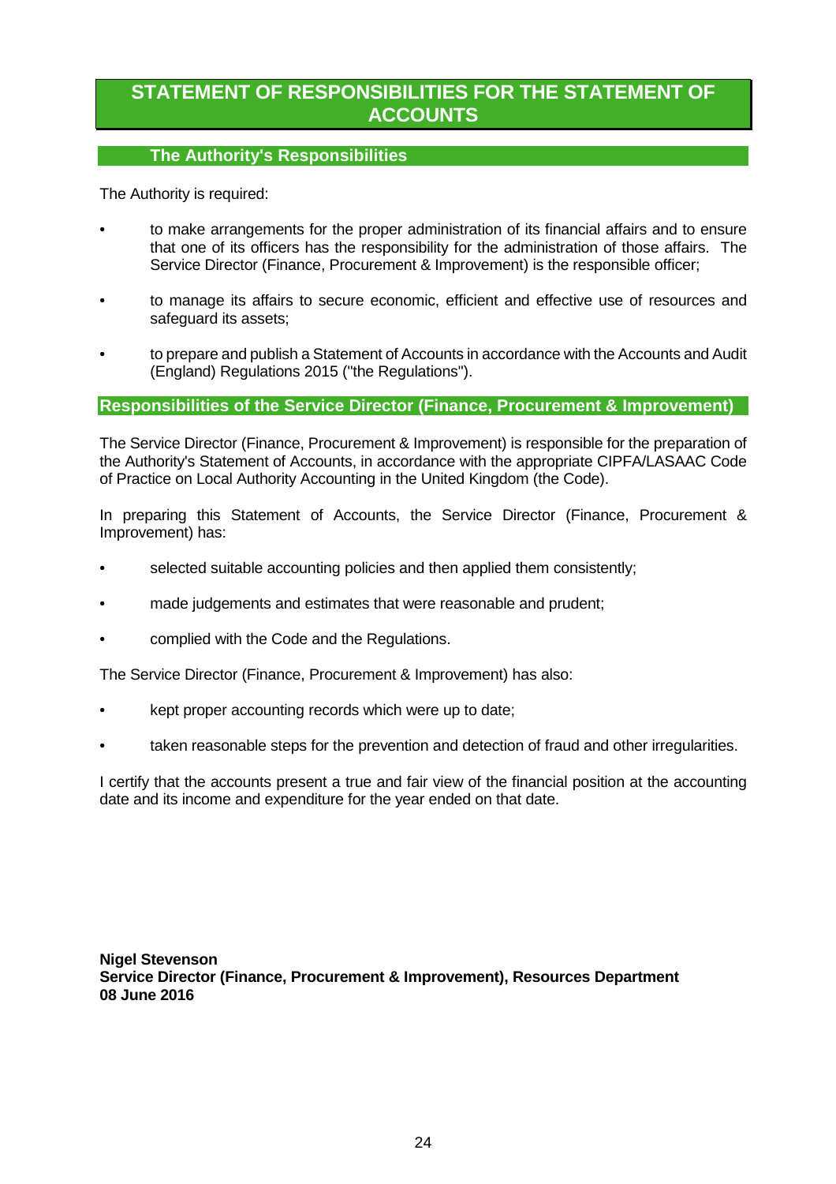# STATEMENT OF RESPONSIBILITIES FOR THE STATEMENT OF ACCOUNTS

## The Authority's Responsibilities

The Authority is required:

- to make arrangements for the proper administration of its financial affairs and to ensure that one of its officers has the responsibility for the administration of those affairs. The Service Director (Finance, Procurement & Improvement) is the responsible officer;
- to manage its affairs to secure economic, efficient and effective use of resources and safeguard its assets;
- to prepare and publish a Statement of Accounts in accordance with the Accounts and Audit (England) Regulations 2015 ("the Regulations").

## Responsibilities of the Service Director (Finance, Procurement & Improvement)

The Service Director (Finance, Procurement & Improvement) is responsible for the preparation of the Authority's Statement of Accounts, in accordance with the appropriate CIPFA/LASAAC Code of Practice on Local Authority Accounting in the United Kingdom (the Code).

In preparing this Statement of Accounts, the Service Director (Finance, Procurement & Improvement) has:

- selected suitable accounting policies and then applied them consistently;
- made judgements and estimates that were reasonable and prudent;
- complied with the Code and the Regulations.

The Service Director (Finance, Procurement & Improvement) has also:

- kept proper accounting records which were up to date;
- taken reasonable steps for the prevention and detection of fraud and other irregularities.

I certify that the accounts present a true and fair view of the financial position at the accounting date and its income and expenditure for the year ended on that date.

**Nigel Stevenson**
**Service Director (Finance, Procurement & Improvement), Resources Department**
**08 June 2016**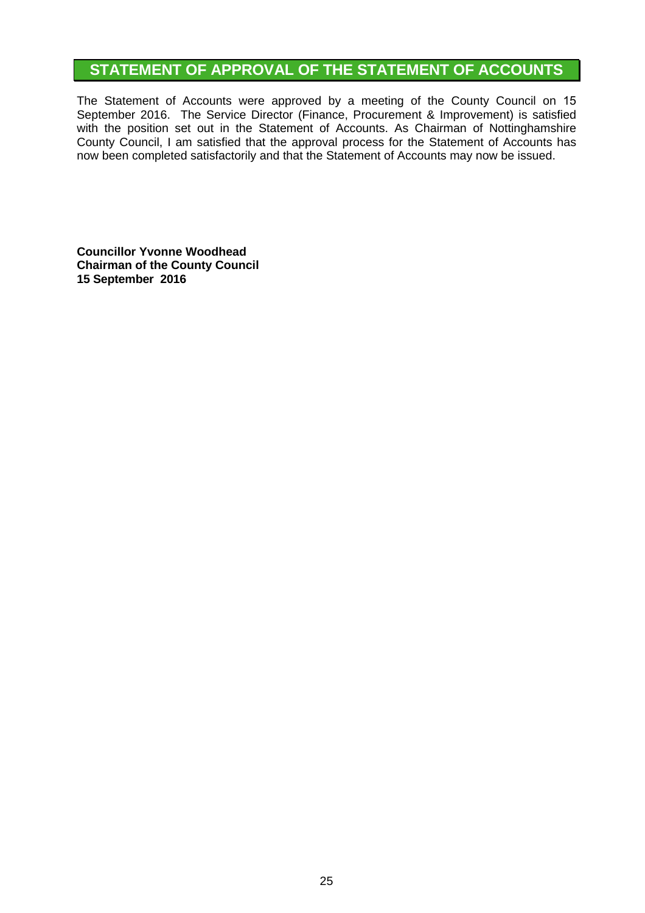# STATEMENT OF APPROVAL OF THE STATEMENT OF ACCOUNTS

The Statement of Accounts were approved by a meeting of the County Council on 15 September 2016. The Service Director (Finance, Procurement & Improvement) is satisfied with the position set out in the Statement of Accounts. As Chairman of Nottinghamshire County Council, I am satisfied that the approval process for the Statement of Accounts has now been completed satisfactorily and that the Statement of Accounts may now be issued.

**Councillor Yvonne Woodhead**
**Chairman of the County Council**
**15 September 2016**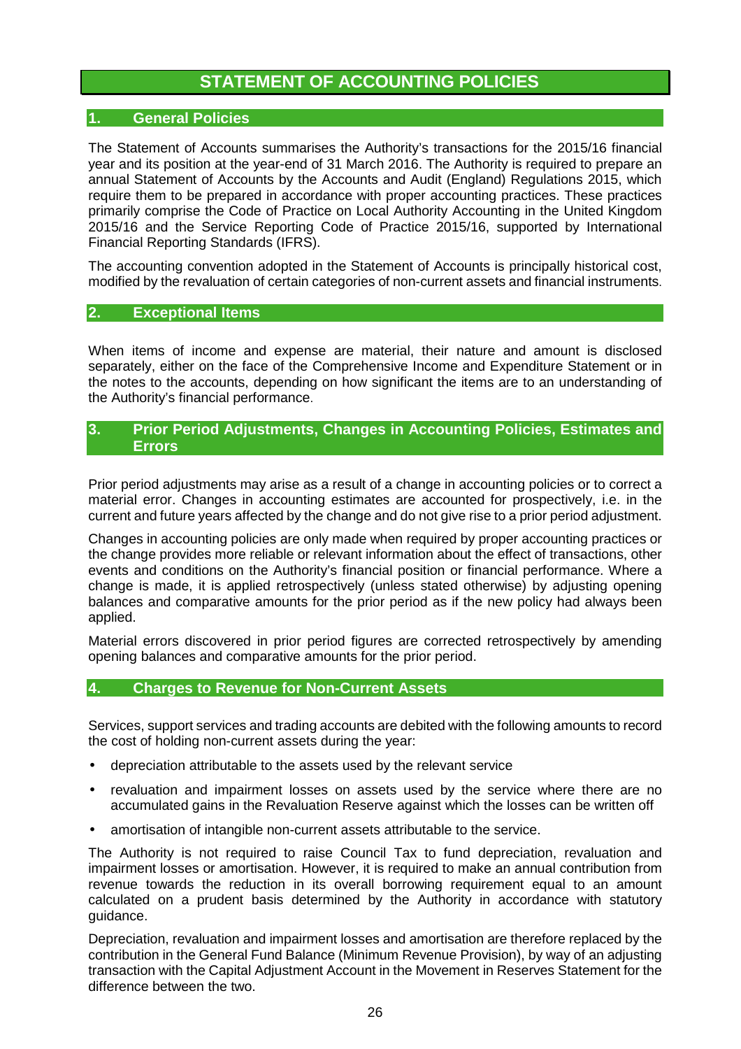# STATEMENT OF ACCOUNTING POLICIES

## 1. General Policies

The Statement of Accounts summarises the Authority's transactions for the 2015/16 financial year and its position at the year-end of 31 March 2016. The Authority is required to prepare an annual Statement of Accounts by the Accounts and Audit (England) Regulations 2015, which require them to be prepared in accordance with proper accounting practices. These practices primarily comprise the Code of Practice on Local Authority Accounting in the United Kingdom 2015/16 and the Service Reporting Code of Practice 2015/16, supported by International Financial Reporting Standards (IFRS).

The accounting convention adopted in the Statement of Accounts is principally historical cost, modified by the revaluation of certain categories of non-current assets and financial instruments.

## 2. Exceptional Items

When items of income and expense are material, their nature and amount is disclosed separately, either on the face of the Comprehensive Income and Expenditure Statement or in the notes to the accounts, depending on how significant the items are to an understanding of the Authority's financial performance.

## 3. Prior Period Adjustments, Changes in Accounting Policies, Estimates and Errors

Prior period adjustments may arise as a result of a change in accounting policies or to correct a material error. Changes in accounting estimates are accounted for prospectively, i.e. in the current and future years affected by the change and do not give rise to a prior period adjustment.

Changes in accounting policies are only made when required by proper accounting practices or the change provides more reliable or relevant information about the effect of transactions, other events and conditions on the Authority's financial position or financial performance. Where a change is made, it is applied retrospectively (unless stated otherwise) by adjusting opening balances and comparative amounts for the prior period as if the new policy had always been applied.

Material errors discovered in prior period figures are corrected retrospectively by amending opening balances and comparative amounts for the prior period.

## 4. Charges to Revenue for Non-Current Assets

Services, support services and trading accounts are debited with the following amounts to record the cost of holding non-current assets during the year:

- depreciation attributable to the assets used by the relevant service
- revaluation and impairment losses on assets used by the service where there are no accumulated gains in the Revaluation Reserve against which the losses can be written off
- amortisation of intangible non-current assets attributable to the service.

The Authority is not required to raise Council Tax to fund depreciation, revaluation and impairment losses or amortisation. However, it is required to make an annual contribution from revenue towards the reduction in its overall borrowing requirement equal to an amount calculated on a prudent basis determined by the Authority in accordance with statutory guidance.

Depreciation, revaluation and impairment losses and amortisation are therefore replaced by the contribution in the General Fund Balance (Minimum Revenue Provision), by way of an adjusting transaction with the Capital Adjustment Account in the Movement in Reserves Statement for the difference between the two.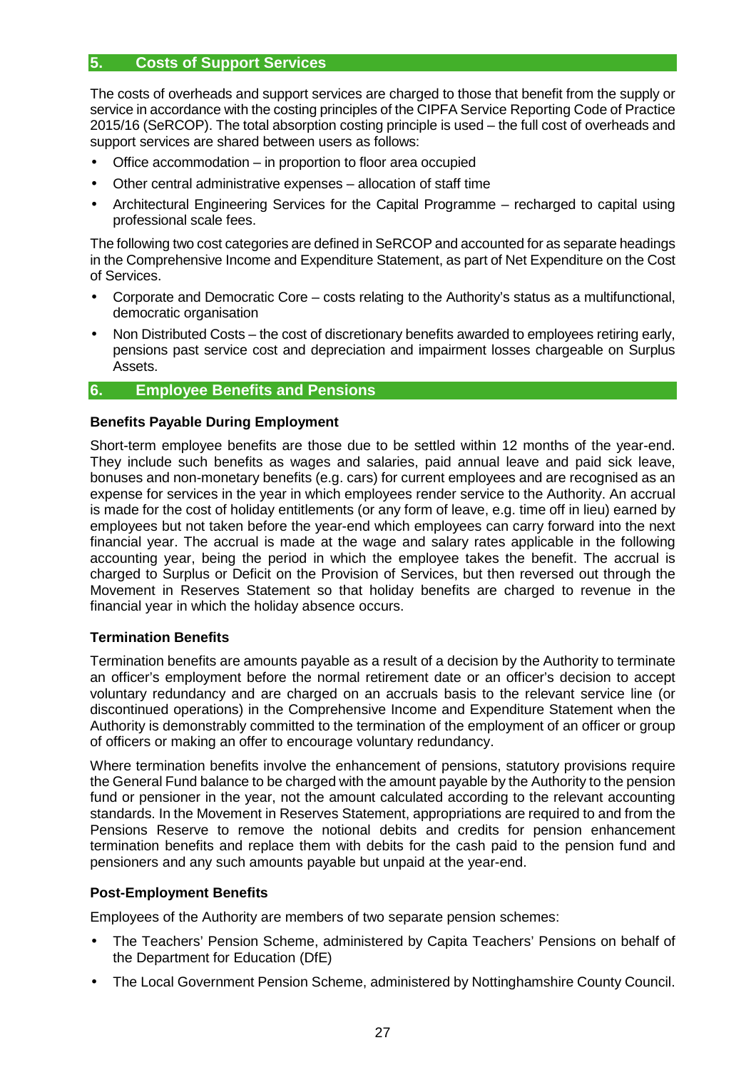## 5. Costs of Support Services

The costs of overheads and support services are charged to those that benefit from the supply or service in accordance with the costing principles of the CIPFA Service Reporting Code of Practice 2015/16 (SeRCOP). The total absorption costing principle is used – the full cost of overheads and support services are shared between users as follows:

- Office accommodation – in proportion to floor area occupied
- Other central administrative expenses – allocation of staff time
- Architectural Engineering Services for the Capital Programme – recharged to capital using professional scale fees.

The following two cost categories are defined in SeRCOP and accounted for as separate headings in the Comprehensive Income and Expenditure Statement, as part of Net Expenditure on the Cost of Services.

- Corporate and Democratic Core – costs relating to the Authority's status as a multifunctional, democratic organisation
- Non Distributed Costs – the cost of discretionary benefits awarded to employees retiring early, pensions past service cost and depreciation and impairment losses chargeable on Surplus Assets.

## 6. Employee Benefits and Pensions

**Benefits Payable During Employment**

Short-term employee benefits are those due to be settled within 12 months of the year-end. They include such benefits as wages and salaries, paid annual leave and paid sick leave, bonuses and non-monetary benefits (e.g. cars) for current employees and are recognised as an expense for services in the year in which employees render service to the Authority. An accrual is made for the cost of holiday entitlements (or any form of leave, e.g. time off in lieu) earned by employees but not taken before the year-end which employees can carry forward into the next financial year. The accrual is made at the wage and salary rates applicable in the following accounting year, being the period in which the employee takes the benefit. The accrual is charged to Surplus or Deficit on the Provision of Services, but then reversed out through the Movement in Reserves Statement so that holiday benefits are charged to revenue in the financial year in which the holiday absence occurs.

**Termination Benefits**

Termination benefits are amounts payable as a result of a decision by the Authority to terminate an officer's employment before the normal retirement date or an officer's decision to accept voluntary redundancy and are charged on an accruals basis to the relevant service line (or discontinued operations) in the Comprehensive Income and Expenditure Statement when the Authority is demonstrably committed to the termination of the employment of an officer or group of officers or making an offer to encourage voluntary redundancy.

Where termination benefits involve the enhancement of pensions, statutory provisions require the General Fund balance to be charged with the amount payable by the Authority to the pension fund or pensioner in the year, not the amount calculated according to the relevant accounting standards. In the Movement in Reserves Statement, appropriations are required to and from the Pensions Reserve to remove the notional debits and credits for pension enhancement termination benefits and replace them with debits for the cash paid to the pension fund and pensioners and any such amounts payable but unpaid at the year-end.

**Post-Employment Benefits**

Employees of the Authority are members of two separate pension schemes:

- The Teachers' Pension Scheme, administered by Capita Teachers' Pensions on behalf of the Department for Education (DfE)
- The Local Government Pension Scheme, administered by Nottinghamshire County Council.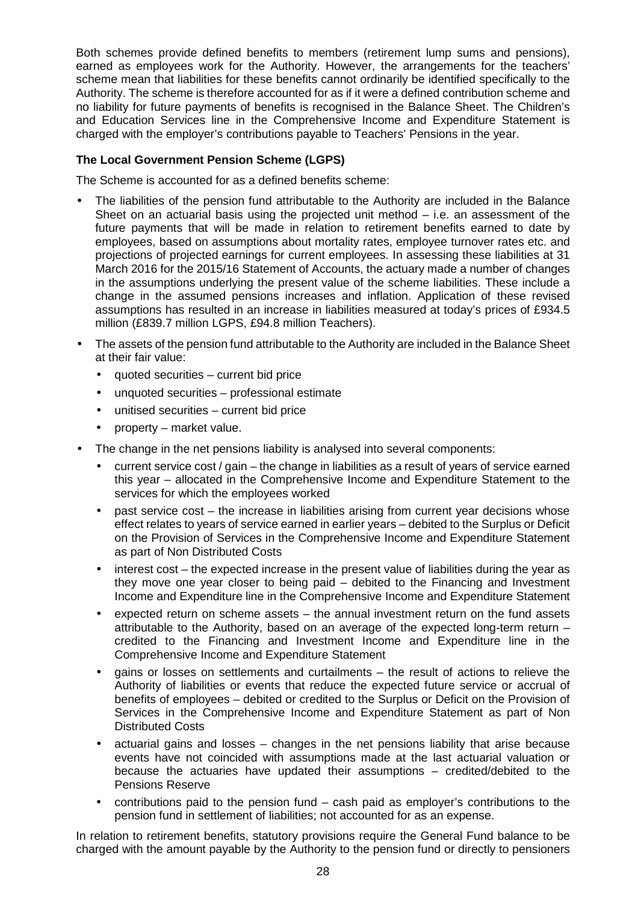Both schemes provide defined benefits to members (retirement lump sums and pensions), earned as employees work for the Authority. However, the arrangements for the teachers' scheme mean that liabilities for these benefits cannot ordinarily be identified specifically to the Authority. The scheme is therefore accounted for as if it were a defined contribution scheme and no liability for future payments of benefits is recognised in the Balance Sheet. The Children's and Education Services line in the Comprehensive Income and Expenditure Statement is charged with the employer's contributions payable to Teachers' Pensions in the year.

**The Local Government Pension Scheme (LGPS)**

The Scheme is accounted for as a defined benefits scheme:

- The liabilities of the pension fund attributable to the Authority are included in the Balance Sheet on an actuarial basis using the projected unit method – i.e. an assessment of the future payments that will be made in relation to retirement benefits earned to date by employees, based on assumptions about mortality rates, employee turnover rates etc. and projections of projected earnings for current employees. In assessing these liabilities at 31 March 2016 for the 2015/16 Statement of Accounts, the actuary made a number of changes in the assumptions underlying the present value of the scheme liabilities. These include a change in the assumed pensions increases and inflation. Application of these revised assumptions has resulted in an increase in liabilities measured at today's prices of £934.5 million (£839.7 million LGPS, £94.8 million Teachers).
- The assets of the pension fund attributable to the Authority are included in the Balance Sheet at their fair value:
  - quoted securities – current bid price
  - unquoted securities – professional estimate
  - unitised securities – current bid price
  - property – market value.
- The change in the net pensions liability is analysed into several components:
  - current service cost / gain – the change in liabilities as a result of years of service earned this year – allocated in the Comprehensive Income and Expenditure Statement to the services for which the employees worked
  - past service cost – the increase in liabilities arising from current year decisions whose effect relates to years of service earned in earlier years – debited to the Surplus or Deficit on the Provision of Services in the Comprehensive Income and Expenditure Statement as part of Non Distributed Costs
  - interest cost – the expected increase in the present value of liabilities during the year as they move one year closer to being paid – debited to the Financing and Investment Income and Expenditure line in the Comprehensive Income and Expenditure Statement
  - expected return on scheme assets – the annual investment return on the fund assets attributable to the Authority, based on an average of the expected long-term return – credited to the Financing and Investment Income and Expenditure line in the Comprehensive Income and Expenditure Statement
  - gains or losses on settlements and curtailments – the result of actions to relieve the Authority of liabilities or events that reduce the expected future service or accrual of benefits of employees – debited or credited to the Surplus or Deficit on the Provision of Services in the Comprehensive Income and Expenditure Statement as part of Non Distributed Costs
  - actuarial gains and losses – changes in the net pensions liability that arise because events have not coincided with assumptions made at the last actuarial valuation or because the actuaries have updated their assumptions – credited/debited to the Pensions Reserve
  - contributions paid to the pension fund – cash paid as employer's contributions to the pension fund in settlement of liabilities; not accounted for as an expense.

In relation to retirement benefits, statutory provisions require the General Fund balance to be charged with the amount payable by the Authority to the pension fund or directly to pensioners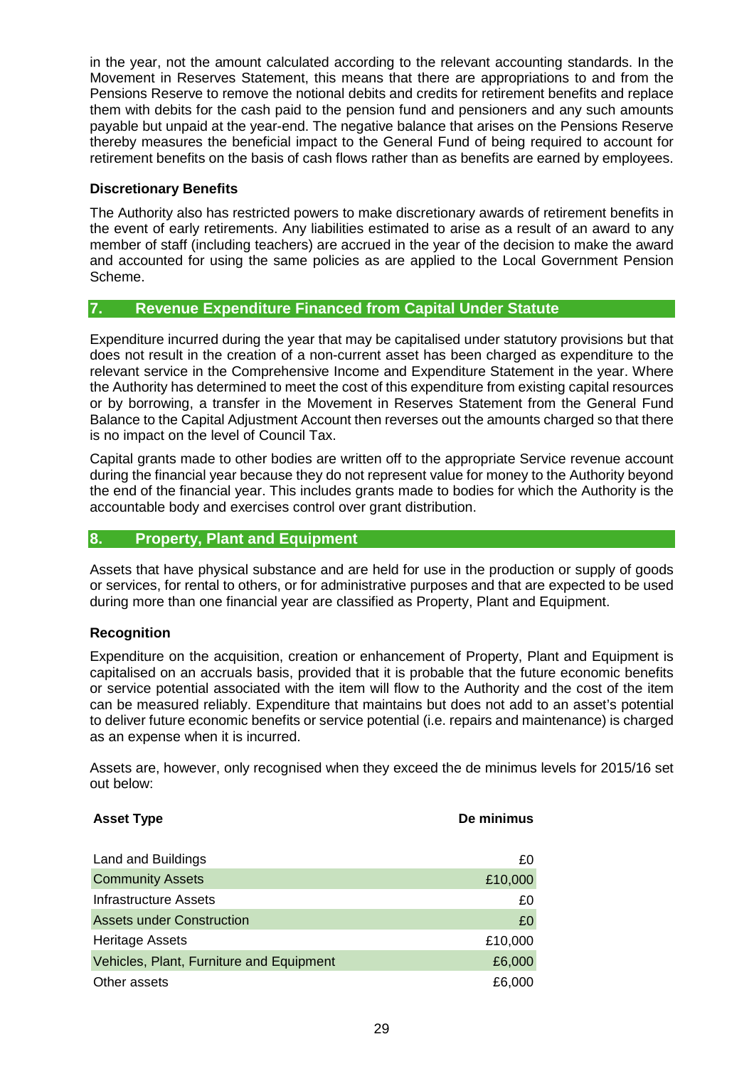in the year, not the amount calculated according to the relevant accounting standards. In the Movement in Reserves Statement, this means that there are appropriations to and from the Pensions Reserve to remove the notional debits and credits for retirement benefits and replace them with debits for the cash paid to the pension fund and pensioners and any such amounts payable but unpaid at the year-end. The negative balance that arises on the Pensions Reserve thereby measures the beneficial impact to the General Fund of being required to account for retirement benefits on the basis of cash flows rather than as benefits are earned by employees.

### Discretionary Benefits

The Authority also has restricted powers to make discretionary awards of retirement benefits in the event of early retirements. Any liabilities estimated to arise as a result of an award to any member of staff (including teachers) are accrued in the year of the decision to make the award and accounted for using the same policies as are applied to the Local Government Pension Scheme.

## 7. Revenue Expenditure Financed from Capital Under Statute

Expenditure incurred during the year that may be capitalised under statutory provisions but that does not result in the creation of a non-current asset has been charged as expenditure to the relevant service in the Comprehensive Income and Expenditure Statement in the year. Where the Authority has determined to meet the cost of this expenditure from existing capital resources or by borrowing, a transfer in the Movement in Reserves Statement from the General Fund Balance to the Capital Adjustment Account then reverses out the amounts charged so that there is no impact on the level of Council Tax.

Capital grants made to other bodies are written off to the appropriate Service revenue account during the financial year because they do not represent value for money to the Authority beyond the end of the financial year. This includes grants made to bodies for which the Authority is the accountable body and exercises control over grant distribution.

## 8. Property, Plant and Equipment

Assets that have physical substance and are held for use in the production or supply of goods or services, for rental to others, or for administrative purposes and that are expected to be used during more than one financial year are classified as Property, Plant and Equipment.

### Recognition

Expenditure on the acquisition, creation or enhancement of Property, Plant and Equipment is capitalised on an accruals basis, provided that it is probable that the future economic benefits or service potential associated with the item will flow to the Authority and the cost of the item can be measured reliably. Expenditure that maintains but does not add to an asset's potential to deliver future economic benefits or service potential (i.e. repairs and maintenance) is charged as an expense when it is incurred.

Assets are, however, only recognised when they exceed the de minimus levels for 2015/16 set out below:

| Asset Type | De minimus |
|---|---|
| Land and Buildings | £0 |
| Community Assets | £10,000 |
| Infrastructure Assets | £0 |
| Assets under Construction | £0 |
| Heritage Assets | £10,000 |
| Vehicles, Plant, Furniture and Equipment | £6,000 |
| Other assets | £6,000 |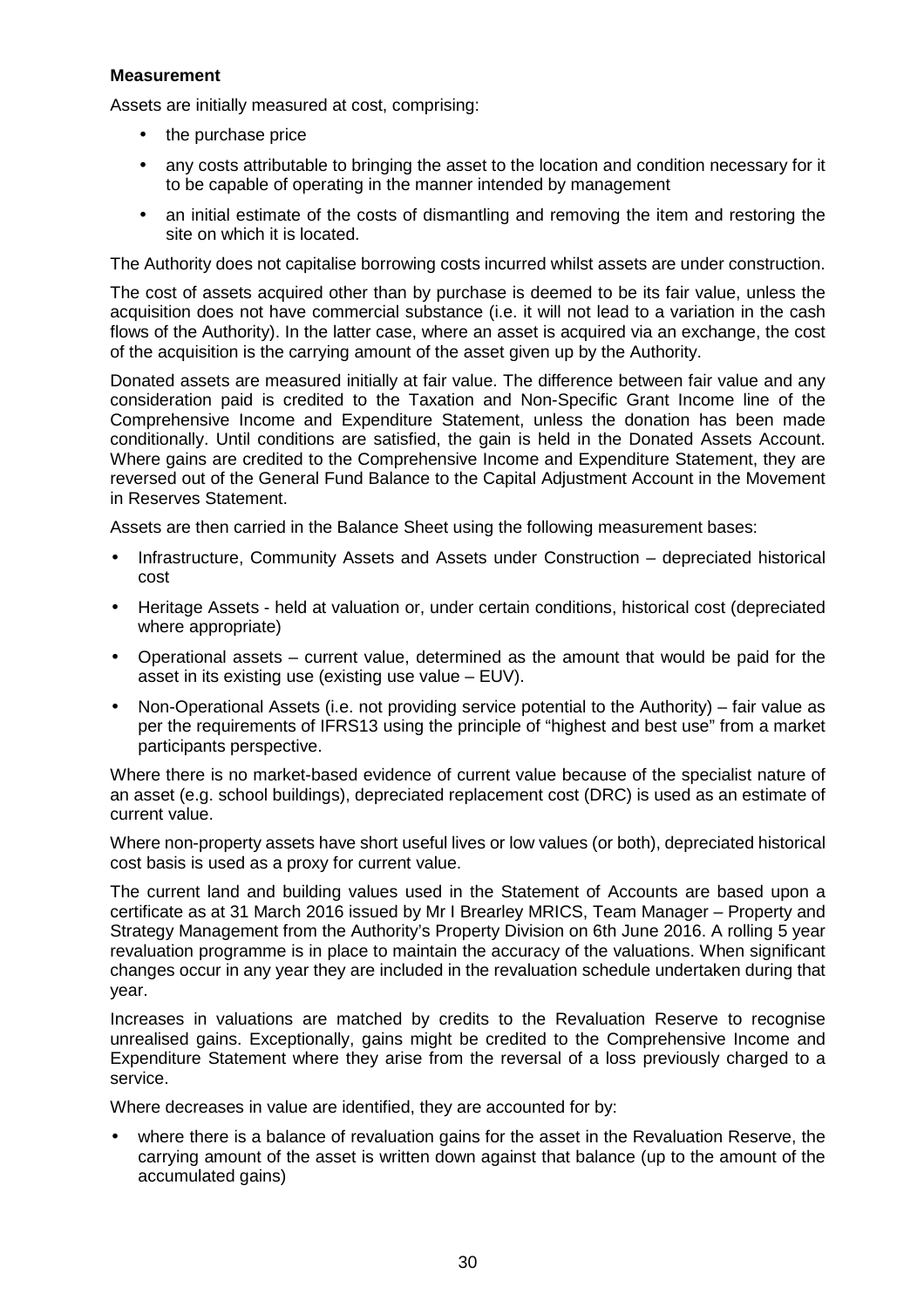**Measurement**

Assets are initially measured at cost, comprising:

- the purchase price
- any costs attributable to bringing the asset to the location and condition necessary for it to be capable of operating in the manner intended by management
- an initial estimate of the costs of dismantling and removing the item and restoring the site on which it is located.

The Authority does not capitalise borrowing costs incurred whilst assets are under construction.

The cost of assets acquired other than by purchase is deemed to be its fair value, unless the acquisition does not have commercial substance (i.e. it will not lead to a variation in the cash flows of the Authority). In the latter case, where an asset is acquired via an exchange, the cost of the acquisition is the carrying amount of the asset given up by the Authority.

Donated assets are measured initially at fair value. The difference between fair value and any consideration paid is credited to the Taxation and Non-Specific Grant Income line of the Comprehensive Income and Expenditure Statement, unless the donation has been made conditionally. Until conditions are satisfied, the gain is held in the Donated Assets Account. Where gains are credited to the Comprehensive Income and Expenditure Statement, they are reversed out of the General Fund Balance to the Capital Adjustment Account in the Movement in Reserves Statement.

Assets are then carried in the Balance Sheet using the following measurement bases:

- Infrastructure, Community Assets and Assets under Construction – depreciated historical cost
- Heritage Assets - held at valuation or, under certain conditions, historical cost (depreciated where appropriate)
- Operational assets – current value, determined as the amount that would be paid for the asset in its existing use (existing use value – EUV).
- Non-Operational Assets (i.e. not providing service potential to the Authority) – fair value as per the requirements of IFRS13 using the principle of "highest and best use" from a market participants perspective.

Where there is no market-based evidence of current value because of the specialist nature of an asset (e.g. school buildings), depreciated replacement cost (DRC) is used as an estimate of current value.

Where non-property assets have short useful lives or low values (or both), depreciated historical cost basis is used as a proxy for current value.

The current land and building values used in the Statement of Accounts are based upon a certificate as at 31 March 2016 issued by Mr I Brearley MRICS, Team Manager – Property and Strategy Management from the Authority's Property Division on 6th June 2016. A rolling 5 year revaluation programme is in place to maintain the accuracy of the valuations. When significant changes occur in any year they are included in the revaluation schedule undertaken during that year.

Increases in valuations are matched by credits to the Revaluation Reserve to recognise unrealised gains. Exceptionally, gains might be credited to the Comprehensive Income and Expenditure Statement where they arise from the reversal of a loss previously charged to a service.

Where decreases in value are identified, they are accounted for by:

- where there is a balance of revaluation gains for the asset in the Revaluation Reserve, the carrying amount of the asset is written down against that balance (up to the amount of the accumulated gains)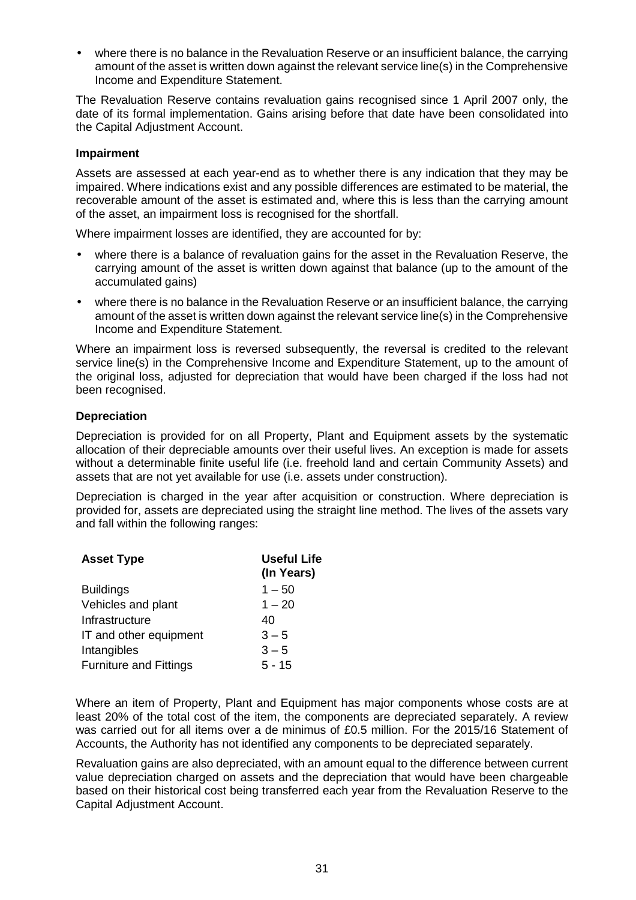- where there is no balance in the Revaluation Reserve or an insufficient balance, the carrying amount of the asset is written down against the relevant service line(s) in the Comprehensive Income and Expenditure Statement.

The Revaluation Reserve contains revaluation gains recognised since 1 April 2007 only, the date of its formal implementation. Gains arising before that date have been consolidated into the Capital Adjustment Account.

**Impairment**

Assets are assessed at each year-end as to whether there is any indication that they may be impaired. Where indications exist and any possible differences are estimated to be material, the recoverable amount of the asset is estimated and, where this is less than the carrying amount of the asset, an impairment loss is recognised for the shortfall.

Where impairment losses are identified, they are accounted for by:

- where there is a balance of revaluation gains for the asset in the Revaluation Reserve, the carrying amount of the asset is written down against that balance (up to the amount of the accumulated gains)
- where there is no balance in the Revaluation Reserve or an insufficient balance, the carrying amount of the asset is written down against the relevant service line(s) in the Comprehensive Income and Expenditure Statement.

Where an impairment loss is reversed subsequently, the reversal is credited to the relevant service line(s) in the Comprehensive Income and Expenditure Statement, up to the amount of the original loss, adjusted for depreciation that would have been charged if the loss had not been recognised.

**Depreciation**

Depreciation is provided for on all Property, Plant and Equipment assets by the systematic allocation of their depreciable amounts over their useful lives. An exception is made for assets without a determinable finite useful life (i.e. freehold land and certain Community Assets) and assets that are not yet available for use (i.e. assets under construction).

Depreciation is charged in the year after acquisition or construction. Where depreciation is provided for, assets are depreciated using the straight line method. The lives of the assets vary and fall within the following ranges:

| Asset Type | Useful Life (In Years) |
|---|---|
| Buildings | 1 – 50 |
| Vehicles and plant | 1 – 20 |
| Infrastructure | 40 |
| IT and other equipment | 3 – 5 |
| Intangibles | 3 – 5 |
| Furniture and Fittings | 5 - 15 |

Where an item of Property, Plant and Equipment has major components whose costs are at least 20% of the total cost of the item, the components are depreciated separately. A review was carried out for all items over a de minimus of £0.5 million. For the 2015/16 Statement of Accounts, the Authority has not identified any components to be depreciated separately.

Revaluation gains are also depreciated, with an amount equal to the difference between current value depreciation charged on assets and the depreciation that would have been chargeable based on their historical cost being transferred each year from the Revaluation Reserve to the Capital Adjustment Account.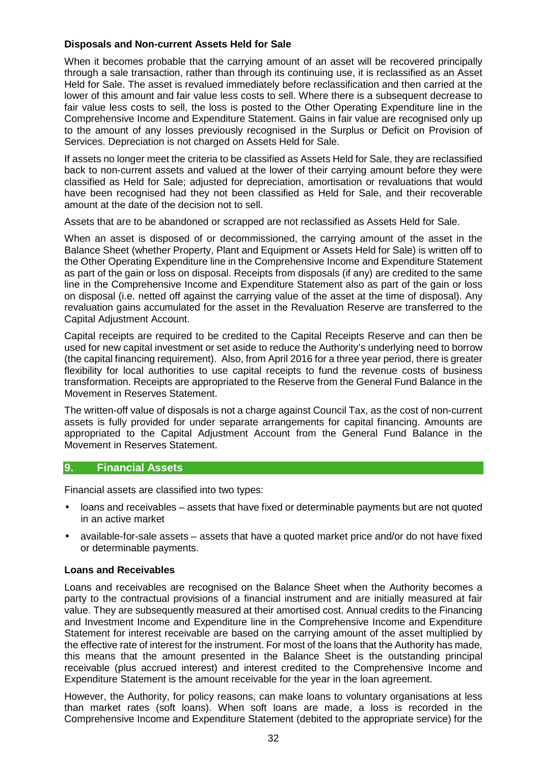**Disposals and Non-current Assets Held for Sale**

When it becomes probable that the carrying amount of an asset will be recovered principally through a sale transaction, rather than through its continuing use, it is reclassified as an Asset Held for Sale. The asset is revalued immediately before reclassification and then carried at the lower of this amount and fair value less costs to sell. Where there is a subsequent decrease to fair value less costs to sell, the loss is posted to the Other Operating Expenditure line in the Comprehensive Income and Expenditure Statement. Gains in fair value are recognised only up to the amount of any losses previously recognised in the Surplus or Deficit on Provision of Services. Depreciation is not charged on Assets Held for Sale.

If assets no longer meet the criteria to be classified as Assets Held for Sale, they are reclassified back to non-current assets and valued at the lower of their carrying amount before they were classified as Held for Sale; adjusted for depreciation, amortisation or revaluations that would have been recognised had they not been classified as Held for Sale, and their recoverable amount at the date of the decision not to sell.

Assets that are to be abandoned or scrapped are not reclassified as Assets Held for Sale.

When an asset is disposed of or decommissioned, the carrying amount of the asset in the Balance Sheet (whether Property, Plant and Equipment or Assets Held for Sale) is written off to the Other Operating Expenditure line in the Comprehensive Income and Expenditure Statement as part of the gain or loss on disposal. Receipts from disposals (if any) are credited to the same line in the Comprehensive Income and Expenditure Statement also as part of the gain or loss on disposal (i.e. netted off against the carrying value of the asset at the time of disposal). Any revaluation gains accumulated for the asset in the Revaluation Reserve are transferred to the Capital Adjustment Account.

Capital receipts are required to be credited to the Capital Receipts Reserve and can then be used for new capital investment or set aside to reduce the Authority's underlying need to borrow (the capital financing requirement). Also, from April 2016 for a three year period, there is greater flexibility for local authorities to use capital receipts to fund the revenue costs of business transformation. Receipts are appropriated to the Reserve from the General Fund Balance in the Movement in Reserves Statement.

The written-off value of disposals is not a charge against Council Tax, as the cost of non-current assets is fully provided for under separate arrangements for capital financing. Amounts are appropriated to the Capital Adjustment Account from the General Fund Balance in the Movement in Reserves Statement.

## 9. Financial Assets

Financial assets are classified into two types:

- loans and receivables – assets that have fixed or determinable payments but are not quoted in an active market
- available-for-sale assets – assets that have a quoted market price and/or do not have fixed or determinable payments.

**Loans and Receivables**

Loans and receivables are recognised on the Balance Sheet when the Authority becomes a party to the contractual provisions of a financial instrument and are initially measured at fair value. They are subsequently measured at their amortised cost. Annual credits to the Financing and Investment Income and Expenditure line in the Comprehensive Income and Expenditure Statement for interest receivable are based on the carrying amount of the asset multiplied by the effective rate of interest for the instrument. For most of the loans that the Authority has made, this means that the amount presented in the Balance Sheet is the outstanding principal receivable (plus accrued interest) and interest credited to the Comprehensive Income and Expenditure Statement is the amount receivable for the year in the loan agreement.

However, the Authority, for policy reasons, can make loans to voluntary organisations at less than market rates (soft loans). When soft loans are made, a loss is recorded in the Comprehensive Income and Expenditure Statement (debited to the appropriate service) for the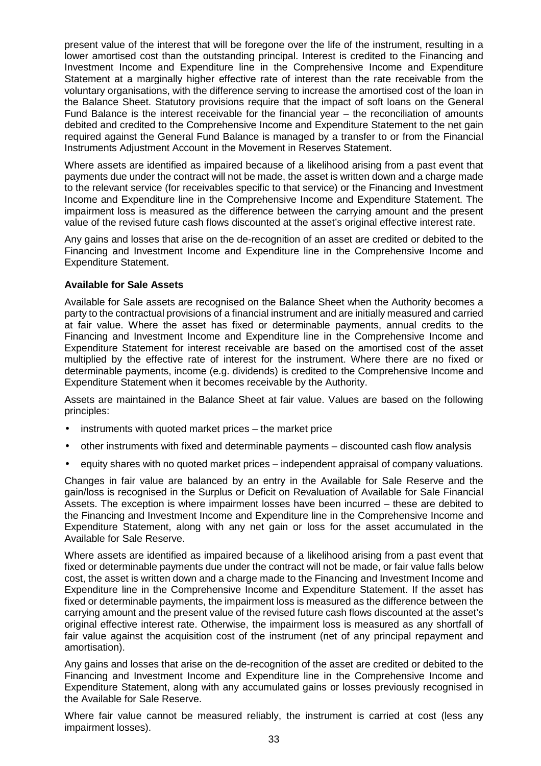present value of the interest that will be foregone over the life of the instrument, resulting in a lower amortised cost than the outstanding principal. Interest is credited to the Financing and Investment Income and Expenditure line in the Comprehensive Income and Expenditure Statement at a marginally higher effective rate of interest than the rate receivable from the voluntary organisations, with the difference serving to increase the amortised cost of the loan in the Balance Sheet. Statutory provisions require that the impact of soft loans on the General Fund Balance is the interest receivable for the financial year – the reconciliation of amounts debited and credited to the Comprehensive Income and Expenditure Statement to the net gain required against the General Fund Balance is managed by a transfer to or from the Financial Instruments Adjustment Account in the Movement in Reserves Statement.

Where assets are identified as impaired because of a likelihood arising from a past event that payments due under the contract will not be made, the asset is written down and a charge made to the relevant service (for receivables specific to that service) or the Financing and Investment Income and Expenditure line in the Comprehensive Income and Expenditure Statement. The impairment loss is measured as the difference between the carrying amount and the present value of the revised future cash flows discounted at the asset's original effective interest rate.

Any gains and losses that arise on the de-recognition of an asset are credited or debited to the Financing and Investment Income and Expenditure line in the Comprehensive Income and Expenditure Statement.

**Available for Sale Assets**

Available for Sale assets are recognised on the Balance Sheet when the Authority becomes a party to the contractual provisions of a financial instrument and are initially measured and carried at fair value. Where the asset has fixed or determinable payments, annual credits to the Financing and Investment Income and Expenditure line in the Comprehensive Income and Expenditure Statement for interest receivable are based on the amortised cost of the asset multiplied by the effective rate of interest for the instrument. Where there are no fixed or determinable payments, income (e.g. dividends) is credited to the Comprehensive Income and Expenditure Statement when it becomes receivable by the Authority.

Assets are maintained in the Balance Sheet at fair value. Values are based on the following principles:

- instruments with quoted market prices – the market price
- other instruments with fixed and determinable payments – discounted cash flow analysis
- equity shares with no quoted market prices – independent appraisal of company valuations.

Changes in fair value are balanced by an entry in the Available for Sale Reserve and the gain/loss is recognised in the Surplus or Deficit on Revaluation of Available for Sale Financial Assets. The exception is where impairment losses have been incurred – these are debited to the Financing and Investment Income and Expenditure line in the Comprehensive Income and Expenditure Statement, along with any net gain or loss for the asset accumulated in the Available for Sale Reserve.

Where assets are identified as impaired because of a likelihood arising from a past event that fixed or determinable payments due under the contract will not be made, or fair value falls below cost, the asset is written down and a charge made to the Financing and Investment Income and Expenditure line in the Comprehensive Income and Expenditure Statement. If the asset has fixed or determinable payments, the impairment loss is measured as the difference between the carrying amount and the present value of the revised future cash flows discounted at the asset's original effective interest rate. Otherwise, the impairment loss is measured as any shortfall of fair value against the acquisition cost of the instrument (net of any principal repayment and amortisation).

Any gains and losses that arise on the de-recognition of the asset are credited or debited to the Financing and Investment Income and Expenditure line in the Comprehensive Income and Expenditure Statement, along with any accumulated gains or losses previously recognised in the Available for Sale Reserve.

Where fair value cannot be measured reliably, the instrument is carried at cost (less any impairment losses).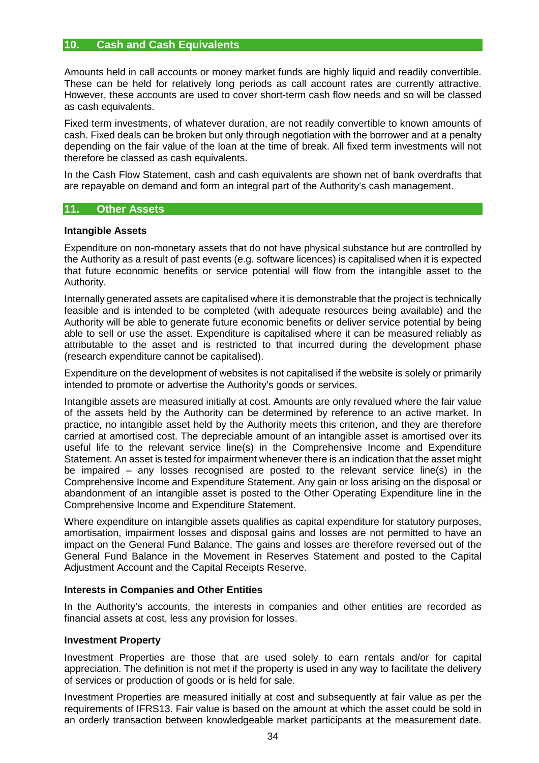## 10. Cash and Cash Equivalents

Amounts held in call accounts or money market funds are highly liquid and readily convertible. These can be held for relatively long periods as call account rates are currently attractive. However, these accounts are used to cover short-term cash flow needs and so will be classed as cash equivalents.

Fixed term investments, of whatever duration, are not readily convertible to known amounts of cash. Fixed deals can be broken but only through negotiation with the borrower and at a penalty depending on the fair value of the loan at the time of break. All fixed term investments will not therefore be classed as cash equivalents.

In the Cash Flow Statement, cash and cash equivalents are shown net of bank overdrafts that are repayable on demand and form an integral part of the Authority's cash management.

## 11. Other Assets

### Intangible Assets

Expenditure on non-monetary assets that do not have physical substance but are controlled by the Authority as a result of past events (e.g. software licences) is capitalised when it is expected that future economic benefits or service potential will flow from the intangible asset to the Authority.

Internally generated assets are capitalised where it is demonstrable that the project is technically feasible and is intended to be completed (with adequate resources being available) and the Authority will be able to generate future economic benefits or deliver service potential by being able to sell or use the asset. Expenditure is capitalised where it can be measured reliably as attributable to the asset and is restricted to that incurred during the development phase (research expenditure cannot be capitalised).

Expenditure on the development of websites is not capitalised if the website is solely or primarily intended to promote or advertise the Authority's goods or services.

Intangible assets are measured initially at cost. Amounts are only revalued where the fair value of the assets held by the Authority can be determined by reference to an active market. In practice, no intangible asset held by the Authority meets this criterion, and they are therefore carried at amortised cost. The depreciable amount of an intangible asset is amortised over its useful life to the relevant service line(s) in the Comprehensive Income and Expenditure Statement. An asset is tested for impairment whenever there is an indication that the asset might be impaired – any losses recognised are posted to the relevant service line(s) in the Comprehensive Income and Expenditure Statement. Any gain or loss arising on the disposal or abandonment of an intangible asset is posted to the Other Operating Expenditure line in the Comprehensive Income and Expenditure Statement.

Where expenditure on intangible assets qualifies as capital expenditure for statutory purposes, amortisation, impairment losses and disposal gains and losses are not permitted to have an impact on the General Fund Balance. The gains and losses are therefore reversed out of the General Fund Balance in the Movement in Reserves Statement and posted to the Capital Adjustment Account and the Capital Receipts Reserve.

### Interests in Companies and Other Entities

In the Authority's accounts, the interests in companies and other entities are recorded as financial assets at cost, less any provision for losses.

### Investment Property

Investment Properties are those that are used solely to earn rentals and/or for capital appreciation. The definition is not met if the property is used in any way to facilitate the delivery of services or production of goods or is held for sale.

Investment Properties are measured initially at cost and subsequently at fair value as per the requirements of IFRS13. Fair value is based on the amount at which the asset could be sold in an orderly transaction between knowledgeable market participants at the measurement date.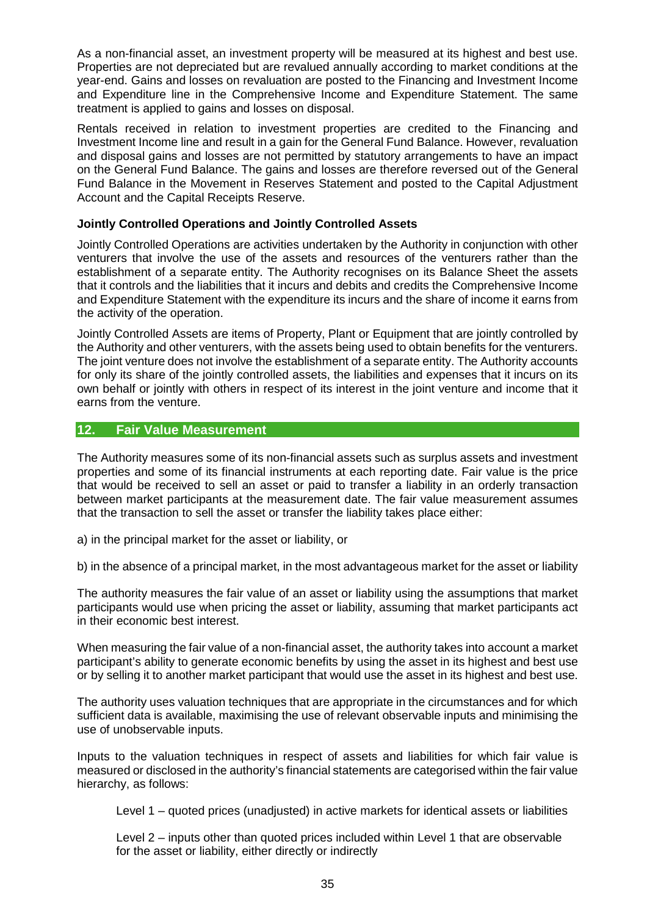As a non-financial asset, an investment property will be measured at its highest and best use. Properties are not depreciated but are revalued annually according to market conditions at the year-end. Gains and losses on revaluation are posted to the Financing and Investment Income and Expenditure line in the Comprehensive Income and Expenditure Statement. The same treatment is applied to gains and losses on disposal.

Rentals received in relation to investment properties are credited to the Financing and Investment Income line and result in a gain for the General Fund Balance. However, revaluation and disposal gains and losses are not permitted by statutory arrangements to have an impact on the General Fund Balance. The gains and losses are therefore reversed out of the General Fund Balance in the Movement in Reserves Statement and posted to the Capital Adjustment Account and the Capital Receipts Reserve.

**Jointly Controlled Operations and Jointly Controlled Assets**

Jointly Controlled Operations are activities undertaken by the Authority in conjunction with other venturers that involve the use of the assets and resources of the venturers rather than the establishment of a separate entity. The Authority recognises on its Balance Sheet the assets that it controls and the liabilities that it incurs and debits and credits the Comprehensive Income and Expenditure Statement with the expenditure its incurs and the share of income it earns from the activity of the operation.

Jointly Controlled Assets are items of Property, Plant or Equipment that are jointly controlled by the Authority and other venturers, with the assets being used to obtain benefits for the venturers. The joint venture does not involve the establishment of a separate entity. The Authority accounts for only its share of the jointly controlled assets, the liabilities and expenses that it incurs on its own behalf or jointly with others in respect of its interest in the joint venture and income that it earns from the venture.

## 12. Fair Value Measurement

The Authority measures some of its non-financial assets such as surplus assets and investment properties and some of its financial instruments at each reporting date. Fair value is the price that would be received to sell an asset or paid to transfer a liability in an orderly transaction between market participants at the measurement date. The fair value measurement assumes that the transaction to sell the asset or transfer the liability takes place either:

a) in the principal market for the asset or liability, or

b) in the absence of a principal market, in the most advantageous market for the asset or liability

The authority measures the fair value of an asset or liability using the assumptions that market participants would use when pricing the asset or liability, assuming that market participants act in their economic best interest.

When measuring the fair value of a non-financial asset, the authority takes into account a market participant's ability to generate economic benefits by using the asset in its highest and best use or by selling it to another market participant that would use the asset in its highest and best use.

The authority uses valuation techniques that are appropriate in the circumstances and for which sufficient data is available, maximising the use of relevant observable inputs and minimising the use of unobservable inputs.

Inputs to the valuation techniques in respect of assets and liabilities for which fair value is measured or disclosed in the authority's financial statements are categorised within the fair value hierarchy, as follows:

Level 1 – quoted prices (unadjusted) in active markets for identical assets or liabilities

Level 2 – inputs other than quoted prices included within Level 1 that are observable for the asset or liability, either directly or indirectly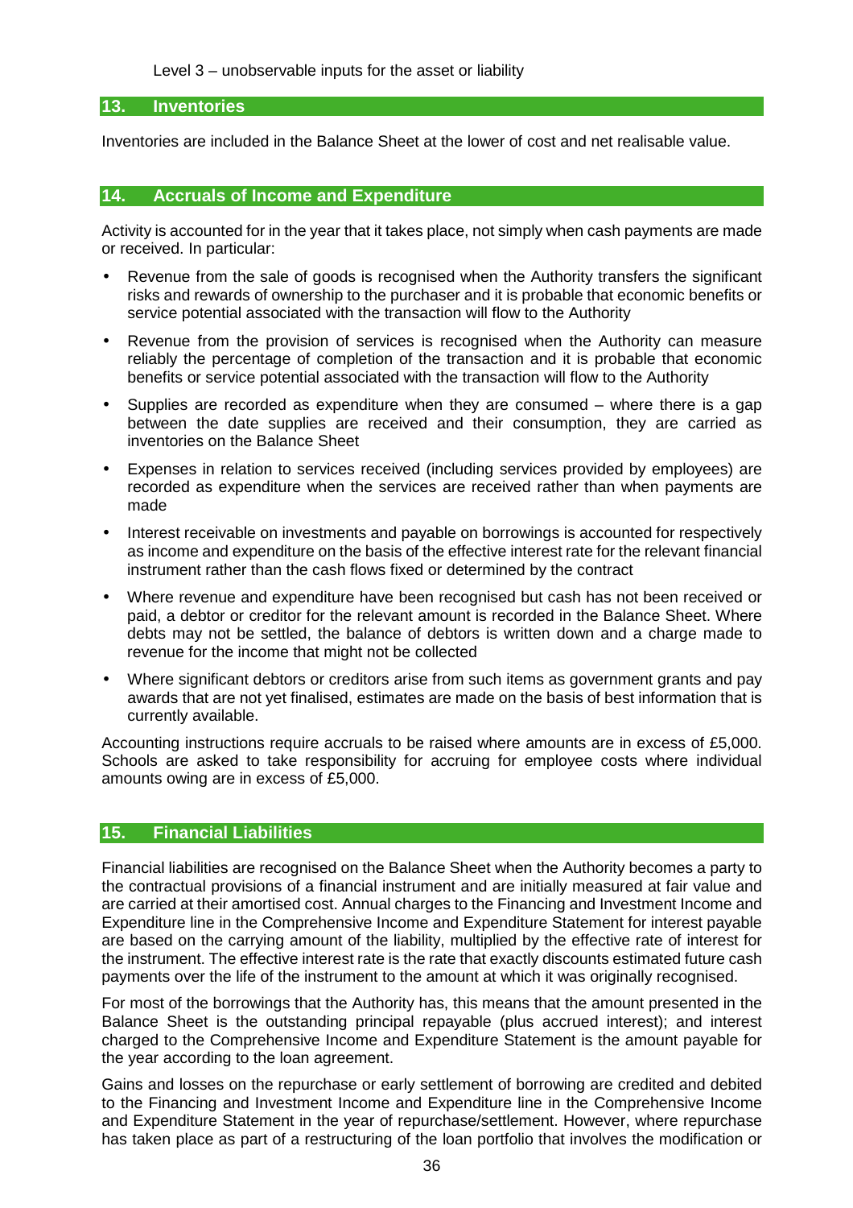Level 3 – unobservable inputs for the asset or liability

## 13. Inventories

Inventories are included in the Balance Sheet at the lower of cost and net realisable value.

## 14. Accruals of Income and Expenditure

Activity is accounted for in the year that it takes place, not simply when cash payments are made or received. In particular:

- Revenue from the sale of goods is recognised when the Authority transfers the significant risks and rewards of ownership to the purchaser and it is probable that economic benefits or service potential associated with the transaction will flow to the Authority
- Revenue from the provision of services is recognised when the Authority can measure reliably the percentage of completion of the transaction and it is probable that economic benefits or service potential associated with the transaction will flow to the Authority
- Supplies are recorded as expenditure when they are consumed – where there is a gap between the date supplies are received and their consumption, they are carried as inventories on the Balance Sheet
- Expenses in relation to services received (including services provided by employees) are recorded as expenditure when the services are received rather than when payments are made
- Interest receivable on investments and payable on borrowings is accounted for respectively as income and expenditure on the basis of the effective interest rate for the relevant financial instrument rather than the cash flows fixed or determined by the contract
- Where revenue and expenditure have been recognised but cash has not been received or paid, a debtor or creditor for the relevant amount is recorded in the Balance Sheet. Where debts may not be settled, the balance of debtors is written down and a charge made to revenue for the income that might not be collected
- Where significant debtors or creditors arise from such items as government grants and pay awards that are not yet finalised, estimates are made on the basis of best information that is currently available.

Accounting instructions require accruals to be raised where amounts are in excess of £5,000. Schools are asked to take responsibility for accruing for employee costs where individual amounts owing are in excess of £5,000.

## 15. Financial Liabilities

Financial liabilities are recognised on the Balance Sheet when the Authority becomes a party to the contractual provisions of a financial instrument and are initially measured at fair value and are carried at their amortised cost. Annual charges to the Financing and Investment Income and Expenditure line in the Comprehensive Income and Expenditure Statement for interest payable are based on the carrying amount of the liability, multiplied by the effective rate of interest for the instrument. The effective interest rate is the rate that exactly discounts estimated future cash payments over the life of the instrument to the amount at which it was originally recognised.

For most of the borrowings that the Authority has, this means that the amount presented in the Balance Sheet is the outstanding principal repayable (plus accrued interest); and interest charged to the Comprehensive Income and Expenditure Statement is the amount payable for the year according to the loan agreement.

Gains and losses on the repurchase or early settlement of borrowing are credited and debited to the Financing and Investment Income and Expenditure line in the Comprehensive Income and Expenditure Statement in the year of repurchase/settlement. However, where repurchase has taken place as part of a restructuring of the loan portfolio that involves the modification or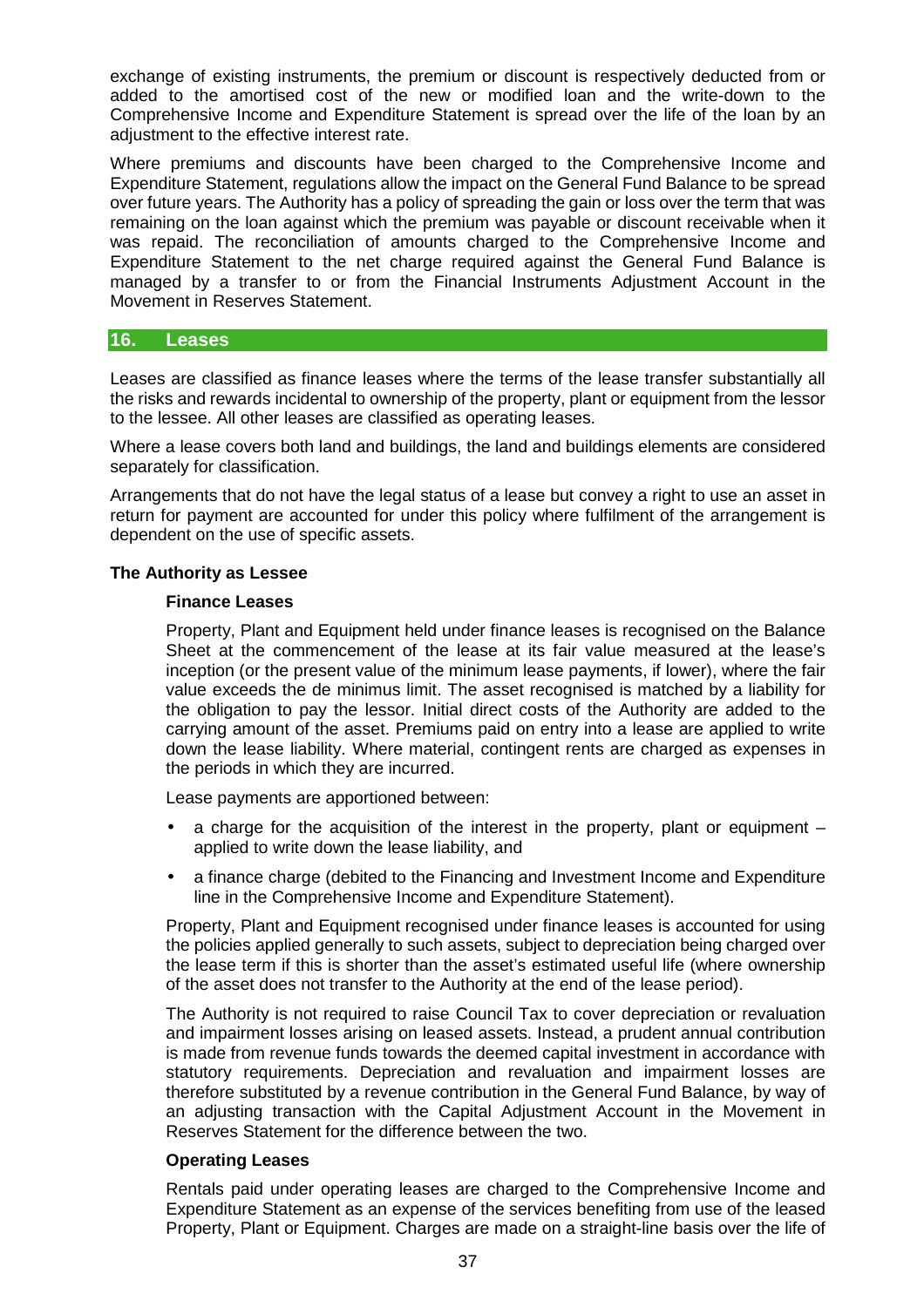exchange of existing instruments, the premium or discount is respectively deducted from or added to the amortised cost of the new or modified loan and the write-down to the Comprehensive Income and Expenditure Statement is spread over the life of the loan by an adjustment to the effective interest rate.

Where premiums and discounts have been charged to the Comprehensive Income and Expenditure Statement, regulations allow the impact on the General Fund Balance to be spread over future years. The Authority has a policy of spreading the gain or loss over the term that was remaining on the loan against which the premium was payable or discount receivable when it was repaid. The reconciliation of amounts charged to the Comprehensive Income and Expenditure Statement to the net charge required against the General Fund Balance is managed by a transfer to or from the Financial Instruments Adjustment Account in the Movement in Reserves Statement.

## 16. Leases

Leases are classified as finance leases where the terms of the lease transfer substantially all the risks and rewards incidental to ownership of the property, plant or equipment from the lessor to the lessee. All other leases are classified as operating leases.

Where a lease covers both land and buildings, the land and buildings elements are considered separately for classification.

Arrangements that do not have the legal status of a lease but convey a right to use an asset in return for payment are accounted for under this policy where fulfilment of the arrangement is dependent on the use of specific assets.

### The Authority as Lessee

#### Finance Leases

Property, Plant and Equipment held under finance leases is recognised on the Balance Sheet at the commencement of the lease at its fair value measured at the lease's inception (or the present value of the minimum lease payments, if lower), where the fair value exceeds the de minimus limit. The asset recognised is matched by a liability for the obligation to pay the lessor. Initial direct costs of the Authority are added to the carrying amount of the asset. Premiums paid on entry into a lease are applied to write down the lease liability. Where material, contingent rents are charged as expenses in the periods in which they are incurred.

Lease payments are apportioned between:

- a charge for the acquisition of the interest in the property, plant or equipment – applied to write down the lease liability, and
- a finance charge (debited to the Financing and Investment Income and Expenditure line in the Comprehensive Income and Expenditure Statement).

Property, Plant and Equipment recognised under finance leases is accounted for using the policies applied generally to such assets, subject to depreciation being charged over the lease term if this is shorter than the asset's estimated useful life (where ownership of the asset does not transfer to the Authority at the end of the lease period).

The Authority is not required to raise Council Tax to cover depreciation or revaluation and impairment losses arising on leased assets. Instead, a prudent annual contribution is made from revenue funds towards the deemed capital investment in accordance with statutory requirements. Depreciation and revaluation and impairment losses are therefore substituted by a revenue contribution in the General Fund Balance, by way of an adjusting transaction with the Capital Adjustment Account in the Movement in Reserves Statement for the difference between the two.

#### Operating Leases

Rentals paid under operating leases are charged to the Comprehensive Income and Expenditure Statement as an expense of the services benefiting from use of the leased Property, Plant or Equipment. Charges are made on a straight-line basis over the life of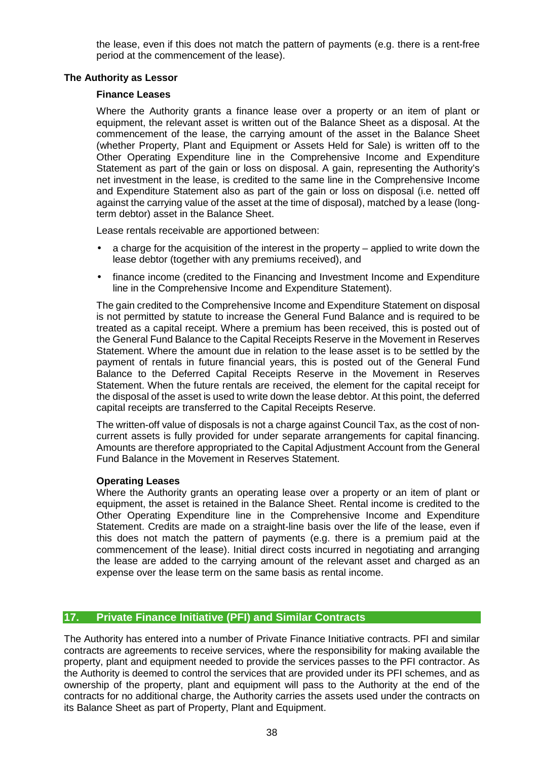the lease, even if this does not match the pattern of payments (e.g. there is a rent-free period at the commencement of the lease).

**The Authority as Lessor**

**Finance Leases**

Where the Authority grants a finance lease over a property or an item of plant or equipment, the relevant asset is written out of the Balance Sheet as a disposal. At the commencement of the lease, the carrying amount of the asset in the Balance Sheet (whether Property, Plant and Equipment or Assets Held for Sale) is written off to the Other Operating Expenditure line in the Comprehensive Income and Expenditure Statement as part of the gain or loss on disposal. A gain, representing the Authority's net investment in the lease, is credited to the same line in the Comprehensive Income and Expenditure Statement also as part of the gain or loss on disposal (i.e. netted off against the carrying value of the asset at the time of disposal), matched by a lease (long-term debtor) asset in the Balance Sheet.

Lease rentals receivable are apportioned between:

- a charge for the acquisition of the interest in the property – applied to write down the lease debtor (together with any premiums received), and
- finance income (credited to the Financing and Investment Income and Expenditure line in the Comprehensive Income and Expenditure Statement).

The gain credited to the Comprehensive Income and Expenditure Statement on disposal is not permitted by statute to increase the General Fund Balance and is required to be treated as a capital receipt. Where a premium has been received, this is posted out of the General Fund Balance to the Capital Receipts Reserve in the Movement in Reserves Statement. Where the amount due in relation to the lease asset is to be settled by the payment of rentals in future financial years, this is posted out of the General Fund Balance to the Deferred Capital Receipts Reserve in the Movement in Reserves Statement. When the future rentals are received, the element for the capital receipt for the disposal of the asset is used to write down the lease debtor. At this point, the deferred capital receipts are transferred to the Capital Receipts Reserve.

The written-off value of disposals is not a charge against Council Tax, as the cost of non-current assets is fully provided for under separate arrangements for capital financing. Amounts are therefore appropriated to the Capital Adjustment Account from the General Fund Balance in the Movement in Reserves Statement.

**Operating Leases**

Where the Authority grants an operating lease over a property or an item of plant or equipment, the asset is retained in the Balance Sheet. Rental income is credited to the Other Operating Expenditure line in the Comprehensive Income and Expenditure Statement. Credits are made on a straight-line basis over the life of the lease, even if this does not match the pattern of payments (e.g. there is a premium paid at the commencement of the lease). Initial direct costs incurred in negotiating and arranging the lease are added to the carrying amount of the relevant asset and charged as an expense over the lease term on the same basis as rental income.

## 17. Private Finance Initiative (PFI) and Similar Contracts

The Authority has entered into a number of Private Finance Initiative contracts. PFI and similar contracts are agreements to receive services, where the responsibility for making available the property, plant and equipment needed to provide the services passes to the PFI contractor. As the Authority is deemed to control the services that are provided under its PFI schemes, and as ownership of the property, plant and equipment will pass to the Authority at the end of the contracts for no additional charge, the Authority carries the assets used under the contracts on its Balance Sheet as part of Property, Plant and Equipment.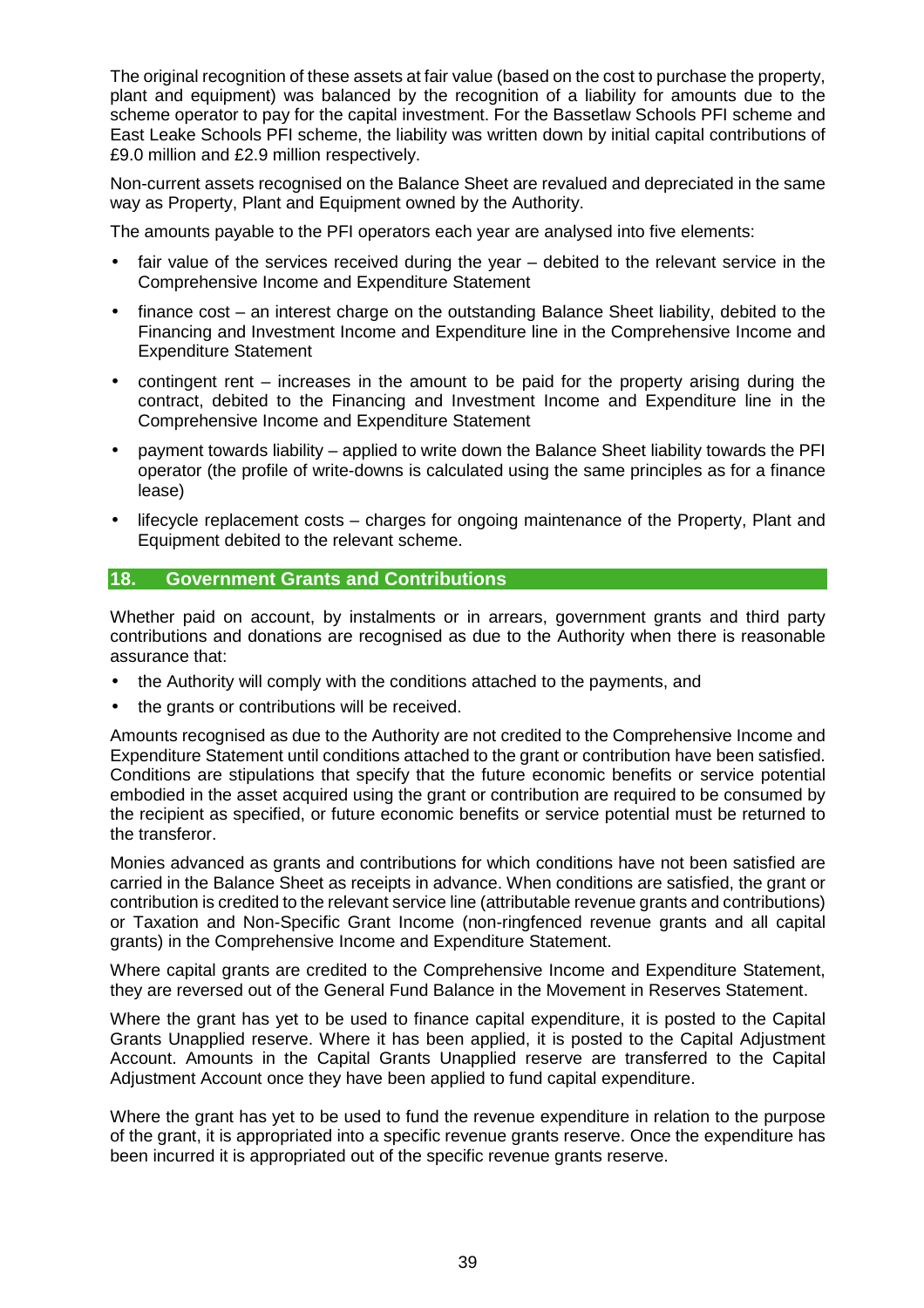The original recognition of these assets at fair value (based on the cost to purchase the property, plant and equipment) was balanced by the recognition of a liability for amounts due to the scheme operator to pay for the capital investment. For the Bassetlaw Schools PFI scheme and East Leake Schools PFI scheme, the liability was written down by initial capital contributions of £9.0 million and £2.9 million respectively.

Non-current assets recognised on the Balance Sheet are revalued and depreciated in the same way as Property, Plant and Equipment owned by the Authority.

The amounts payable to the PFI operators each year are analysed into five elements:

- fair value of the services received during the year – debited to the relevant service in the Comprehensive Income and Expenditure Statement
- finance cost – an interest charge on the outstanding Balance Sheet liability, debited to the Financing and Investment Income and Expenditure line in the Comprehensive Income and Expenditure Statement
- contingent rent – increases in the amount to be paid for the property arising during the contract, debited to the Financing and Investment Income and Expenditure line in the Comprehensive Income and Expenditure Statement
- payment towards liability – applied to write down the Balance Sheet liability towards the PFI operator (the profile of write-downs is calculated using the same principles as for a finance lease)
- lifecycle replacement costs – charges for ongoing maintenance of the Property, Plant and Equipment debited to the relevant scheme.

## 18. Government Grants and Contributions

Whether paid on account, by instalments or in arrears, government grants and third party contributions and donations are recognised as due to the Authority when there is reasonable assurance that:

- the Authority will comply with the conditions attached to the payments, and
- the grants or contributions will be received.

Amounts recognised as due to the Authority are not credited to the Comprehensive Income and Expenditure Statement until conditions attached to the grant or contribution have been satisfied. Conditions are stipulations that specify that the future economic benefits or service potential embodied in the asset acquired using the grant or contribution are required to be consumed by the recipient as specified, or future economic benefits or service potential must be returned to the transferor.

Monies advanced as grants and contributions for which conditions have not been satisfied are carried in the Balance Sheet as receipts in advance. When conditions are satisfied, the grant or contribution is credited to the relevant service line (attributable revenue grants and contributions) or Taxation and Non-Specific Grant Income (non-ringfenced revenue grants and all capital grants) in the Comprehensive Income and Expenditure Statement.

Where capital grants are credited to the Comprehensive Income and Expenditure Statement, they are reversed out of the General Fund Balance in the Movement in Reserves Statement.

Where the grant has yet to be used to finance capital expenditure, it is posted to the Capital Grants Unapplied reserve. Where it has been applied, it is posted to the Capital Adjustment Account. Amounts in the Capital Grants Unapplied reserve are transferred to the Capital Adjustment Account once they have been applied to fund capital expenditure.

Where the grant has yet to be used to fund the revenue expenditure in relation to the purpose of the grant, it is appropriated into a specific revenue grants reserve. Once the expenditure has been incurred it is appropriated out of the specific revenue grants reserve.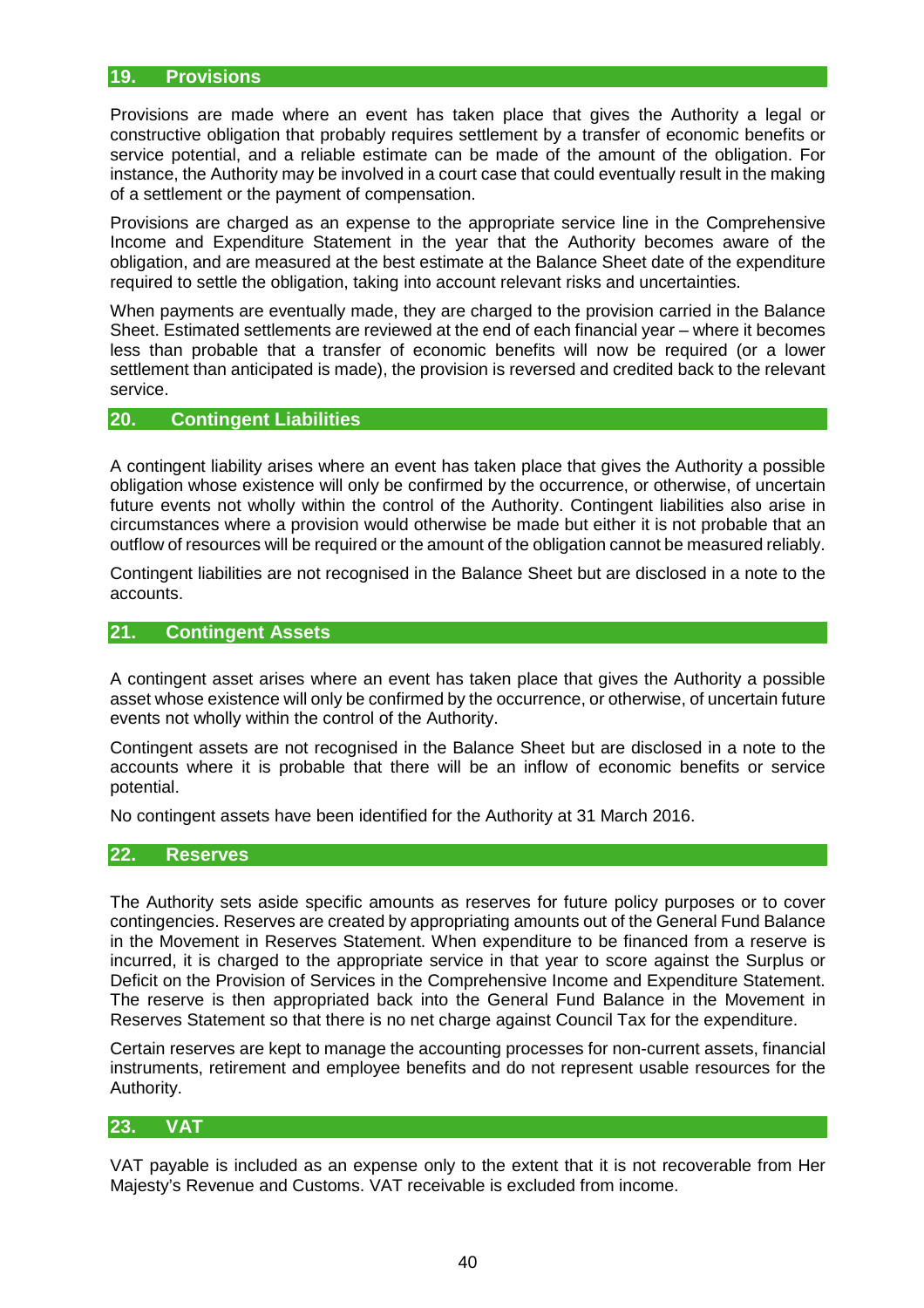## 19. Provisions

Provisions are made where an event has taken place that gives the Authority a legal or constructive obligation that probably requires settlement by a transfer of economic benefits or service potential, and a reliable estimate can be made of the amount of the obligation. For instance, the Authority may be involved in a court case that could eventually result in the making of a settlement or the payment of compensation.

Provisions are charged as an expense to the appropriate service line in the Comprehensive Income and Expenditure Statement in the year that the Authority becomes aware of the obligation, and are measured at the best estimate at the Balance Sheet date of the expenditure required to settle the obligation, taking into account relevant risks and uncertainties.

When payments are eventually made, they are charged to the provision carried in the Balance Sheet. Estimated settlements are reviewed at the end of each financial year – where it becomes less than probable that a transfer of economic benefits will now be required (or a lower settlement than anticipated is made), the provision is reversed and credited back to the relevant service.

## 20. Contingent Liabilities

A contingent liability arises where an event has taken place that gives the Authority a possible obligation whose existence will only be confirmed by the occurrence, or otherwise, of uncertain future events not wholly within the control of the Authority. Contingent liabilities also arise in circumstances where a provision would otherwise be made but either it is not probable that an outflow of resources will be required or the amount of the obligation cannot be measured reliably.

Contingent liabilities are not recognised in the Balance Sheet but are disclosed in a note to the accounts.

## 21. Contingent Assets

A contingent asset arises where an event has taken place that gives the Authority a possible asset whose existence will only be confirmed by the occurrence, or otherwise, of uncertain future events not wholly within the control of the Authority.

Contingent assets are not recognised in the Balance Sheet but are disclosed in a note to the accounts where it is probable that there will be an inflow of economic benefits or service potential.

No contingent assets have been identified for the Authority at 31 March 2016.

## 22. Reserves

The Authority sets aside specific amounts as reserves for future policy purposes or to cover contingencies. Reserves are created by appropriating amounts out of the General Fund Balance in the Movement in Reserves Statement. When expenditure to be financed from a reserve is incurred, it is charged to the appropriate service in that year to score against the Surplus or Deficit on the Provision of Services in the Comprehensive Income and Expenditure Statement. The reserve is then appropriated back into the General Fund Balance in the Movement in Reserves Statement so that there is no net charge against Council Tax for the expenditure.

Certain reserves are kept to manage the accounting processes for non-current assets, financial instruments, retirement and employee benefits and do not represent usable resources for the Authority.

## 23. VAT

VAT payable is included as an expense only to the extent that it is not recoverable from Her Majesty's Revenue and Customs. VAT receivable is excluded from income.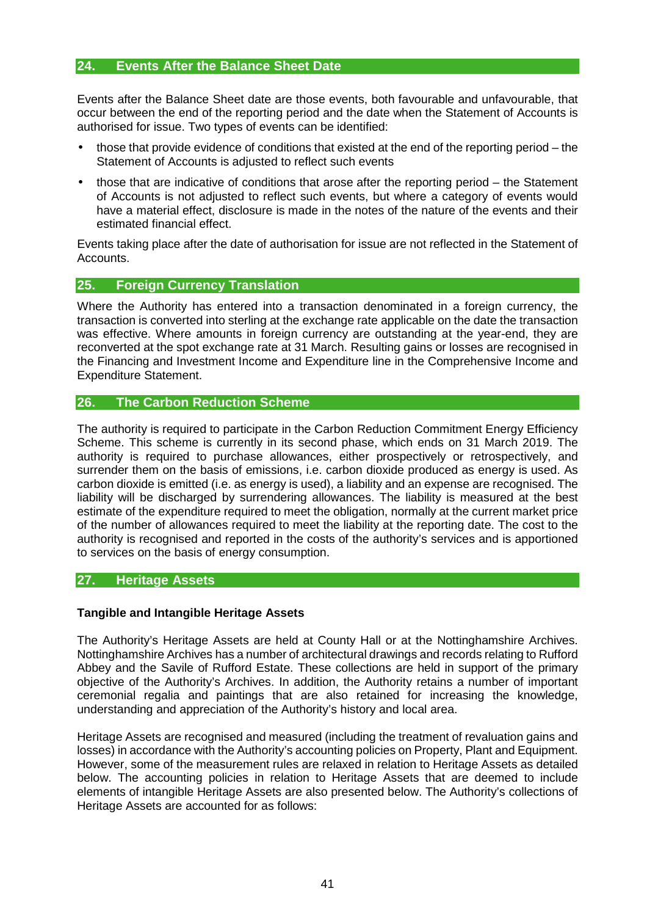## 24. Events After the Balance Sheet Date

Events after the Balance Sheet date are those events, both favourable and unfavourable, that occur between the end of the reporting period and the date when the Statement of Accounts is authorised for issue. Two types of events can be identified:

- those that provide evidence of conditions that existed at the end of the reporting period – the Statement of Accounts is adjusted to reflect such events
- those that are indicative of conditions that arose after the reporting period – the Statement of Accounts is not adjusted to reflect such events, but where a category of events would have a material effect, disclosure is made in the notes of the nature of the events and their estimated financial effect.

Events taking place after the date of authorisation for issue are not reflected in the Statement of Accounts.

## 25. Foreign Currency Translation

Where the Authority has entered into a transaction denominated in a foreign currency, the transaction is converted into sterling at the exchange rate applicable on the date the transaction was effective. Where amounts in foreign currency are outstanding at the year-end, they are reconverted at the spot exchange rate at 31 March. Resulting gains or losses are recognised in the Financing and Investment Income and Expenditure line in the Comprehensive Income and Expenditure Statement.

## 26. The Carbon Reduction Scheme

The authority is required to participate in the Carbon Reduction Commitment Energy Efficiency Scheme. This scheme is currently in its second phase, which ends on 31 March 2019. The authority is required to purchase allowances, either prospectively or retrospectively, and surrender them on the basis of emissions, i.e. carbon dioxide produced as energy is used. As carbon dioxide is emitted (i.e. as energy is used), a liability and an expense are recognised. The liability will be discharged by surrendering allowances. The liability is measured at the best estimate of the expenditure required to meet the obligation, normally at the current market price of the number of allowances required to meet the liability at the reporting date. The cost to the authority is recognised and reported in the costs of the authority's services and is apportioned to services on the basis of energy consumption.

## 27. Heritage Assets

### Tangible and Intangible Heritage Assets

The Authority's Heritage Assets are held at County Hall or at the Nottinghamshire Archives. Nottinghamshire Archives has a number of architectural drawings and records relating to Rufford Abbey and the Savile of Rufford Estate. These collections are held in support of the primary objective of the Authority's Archives. In addition, the Authority retains a number of important ceremonial regalia and paintings that are also retained for increasing the knowledge, understanding and appreciation of the Authority's history and local area.

Heritage Assets are recognised and measured (including the treatment of revaluation gains and losses) in accordance with the Authority's accounting policies on Property, Plant and Equipment. However, some of the measurement rules are relaxed in relation to Heritage Assets as detailed below. The accounting policies in relation to Heritage Assets that are deemed to include elements of intangible Heritage Assets are also presented below. The Authority's collections of Heritage Assets are accounted for as follows: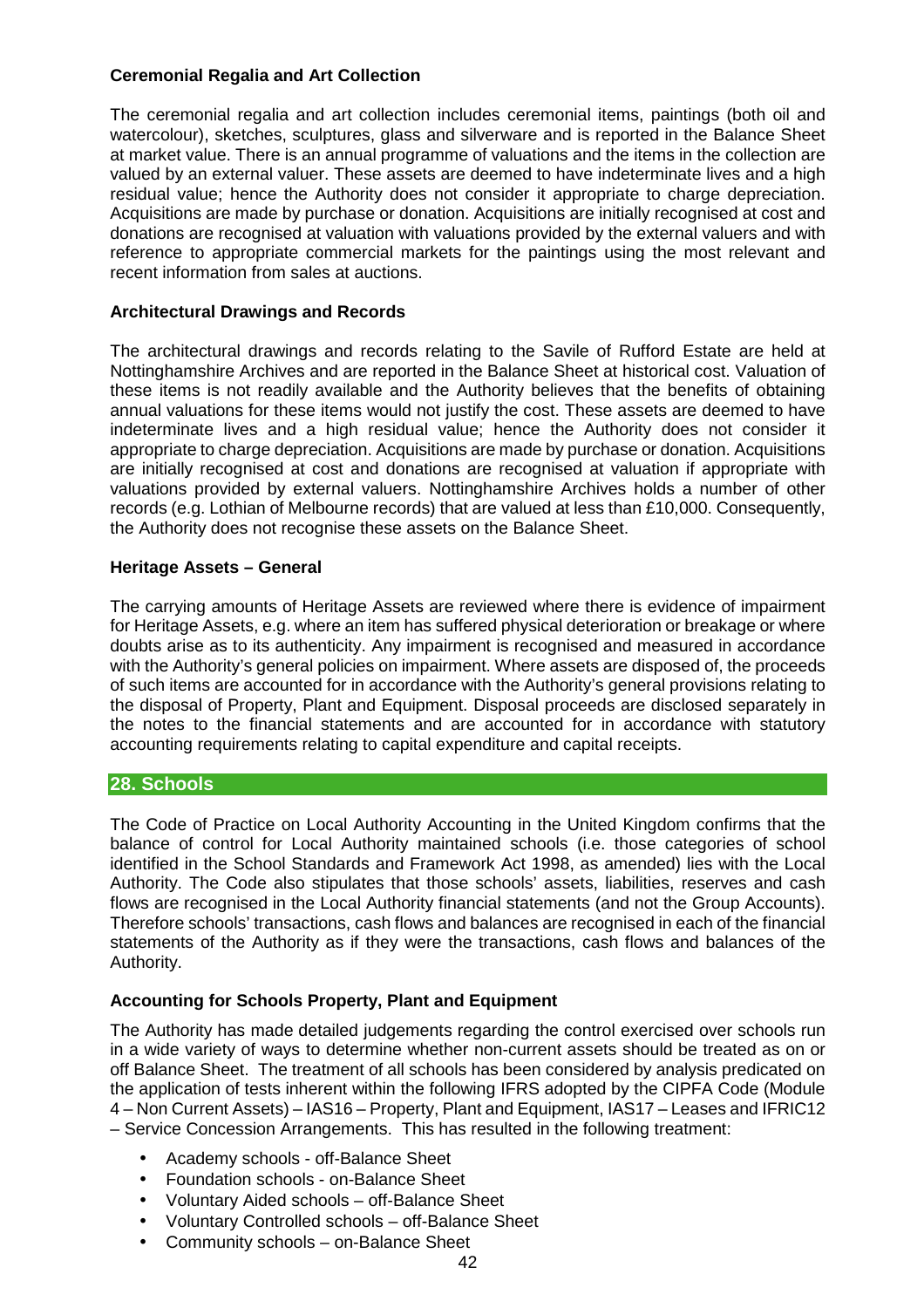### Ceremonial Regalia and Art Collection

The ceremonial regalia and art collection includes ceremonial items, paintings (both oil and watercolour), sketches, sculptures, glass and silverware and is reported in the Balance Sheet at market value. There is an annual programme of valuations and the items in the collection are valued by an external valuer. These assets are deemed to have indeterminate lives and a high residual value; hence the Authority does not consider it appropriate to charge depreciation. Acquisitions are made by purchase or donation. Acquisitions are initially recognised at cost and donations are recognised at valuation with valuations provided by the external valuers and with reference to appropriate commercial markets for the paintings using the most relevant and recent information from sales at auctions.

### Architectural Drawings and Records

The architectural drawings and records relating to the Savile of Rufford Estate are held at Nottinghamshire Archives and are reported in the Balance Sheet at historical cost. Valuation of these items is not readily available and the Authority believes that the benefits of obtaining annual valuations for these items would not justify the cost. These assets are deemed to have indeterminate lives and a high residual value; hence the Authority does not consider it appropriate to charge depreciation. Acquisitions are made by purchase or donation. Acquisitions are initially recognised at cost and donations are recognised at valuation if appropriate with valuations provided by external valuers. Nottinghamshire Archives holds a number of other records (e.g. Lothian of Melbourne records) that are valued at less than £10,000. Consequently, the Authority does not recognise these assets on the Balance Sheet.

### Heritage Assets – General

The carrying amounts of Heritage Assets are reviewed where there is evidence of impairment for Heritage Assets, e.g. where an item has suffered physical deterioration or breakage or where doubts arise as to its authenticity. Any impairment is recognised and measured in accordance with the Authority's general policies on impairment. Where assets are disposed of, the proceeds of such items are accounted for in accordance with the Authority's general provisions relating to the disposal of Property, Plant and Equipment. Disposal proceeds are disclosed separately in the notes to the financial statements and are accounted for in accordance with statutory accounting requirements relating to capital expenditure and capital receipts.

## 28. Schools

The Code of Practice on Local Authority Accounting in the United Kingdom confirms that the balance of control for Local Authority maintained schools (i.e. those categories of school identified in the School Standards and Framework Act 1998, as amended) lies with the Local Authority. The Code also stipulates that those schools' assets, liabilities, reserves and cash flows are recognised in the Local Authority financial statements (and not the Group Accounts). Therefore schools' transactions, cash flows and balances are recognised in each of the financial statements of the Authority as if they were the transactions, cash flows and balances of the Authority.

### Accounting for Schools Property, Plant and Equipment

The Authority has made detailed judgements regarding the control exercised over schools run in a wide variety of ways to determine whether non-current assets should be treated as on or off Balance Sheet. The treatment of all schools has been considered by analysis predicated on the application of tests inherent within the following IFRS adopted by the CIPFA Code (Module 4 – Non Current Assets) – IAS16 – Property, Plant and Equipment, IAS17 – Leases and IFRIC12 – Service Concession Arrangements. This has resulted in the following treatment:

- Academy schools - off-Balance Sheet
- Foundation schools - on-Balance Sheet
- Voluntary Aided schools – off-Balance Sheet
- Voluntary Controlled schools – off-Balance Sheet
- Community schools – on-Balance Sheet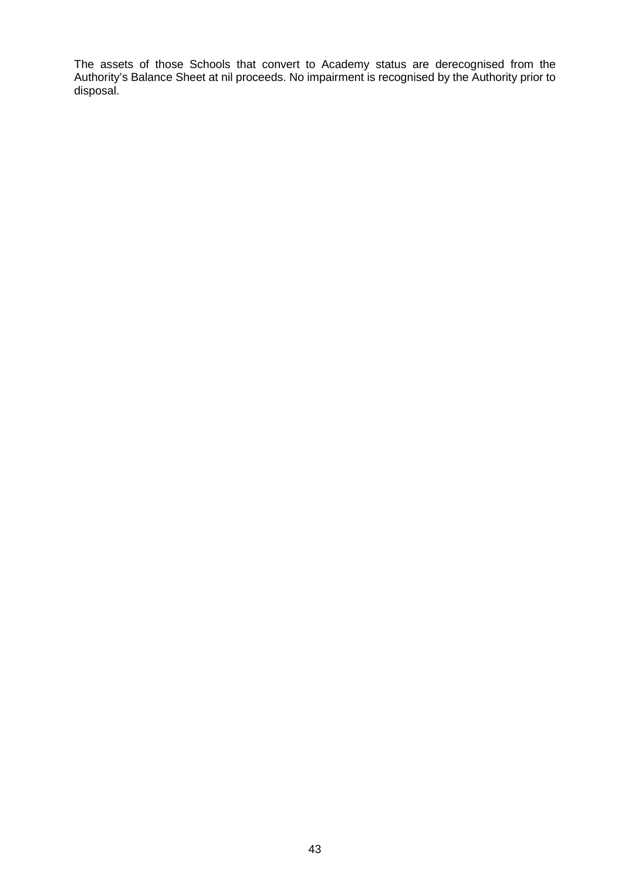The assets of those Schools that convert to Academy status are derecognised from the Authority's Balance Sheet at nil proceeds. No impairment is recognised by the Authority prior to disposal.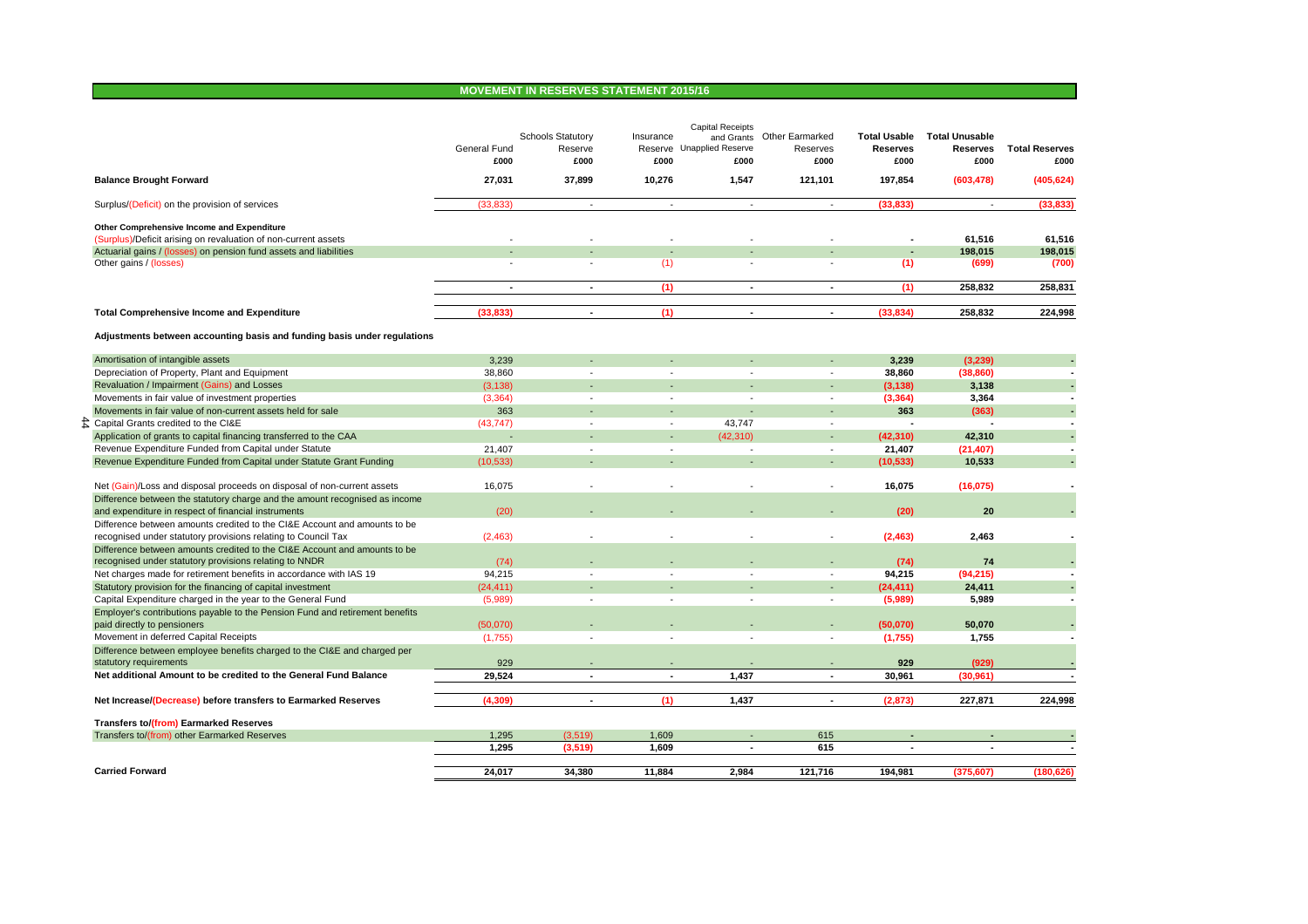## MOVEMENT IN RESERVES STATEMENT 2015/16

| | General Fund £000 | Schools Statutory Reserve £000 | Insurance Reserve £000 | Capital Receipts and Grants Unapplied Reserve £000 | Other Earmarked Reserves £000 | Total Usable Reserves £000 | Total Unusable Reserves £000 | Total Reserves £000 |
|---|---|---|---|---|---|---|---|---|
| **Balance Brought Forward** | **27,031** | **37,899** | **10,276** | **1,547** | **121,101** | **197,854** | **(603,478)** | **(405,624)** |
| Surplus/(Deficit) on the provision of services | (33,833) | - | - | - | - | **(33,833)** | - | **(33,833)** |
| **Other Comprehensive Income and Expenditure** | | | | | | | | |
| (Surplus)/Deficit arising on revaluation of non-current assets | - | - | - | - | - | - | **61,516** | **61,516** |
| Actuarial gains / (losses) on pension fund assets and liabilities | - | - | - | - | - | - | **198,015** | **198,015** |
| Other gains / (losses) | - | - | (1) | - | - | **(1)** | **(699)** | **(700)** |
| | **-** | **-** | **(1)** | **-** | **-** | **(1)** | **258,832** | **258,831** |
| **Total Comprehensive Income and Expenditure** | **(33,833)** | **-** | **(1)** | **-** | **-** | **(33,834)** | **258,832** | **224,998** |
| **Adjustments between accounting basis and funding basis under regulations** | | | | | | | | |
| Amortisation of intangible assets | 3,239 | - | - | - | - | **3,239** | **(3,239)** | **-** |
| Depreciation of Property, Plant and Equipment | 38,860 | - | - | - | - | **38,860** | **(38,860)** | **-** |
| Revaluation / Impairment (Gains) and Losses | (3,138) | - | - | - | - | **(3,138)** | **3,138** | **-** |
| Movements in fair value of investment properties | (3,364) | - | - | - | - | **(3,364)** | **3,364** | **-** |
| Movements in fair value of non-current assets held for sale | 363 | - | - | - | - | **363** | **(363)** | **-** |
| Capital Grants credited to the CI&E | (43,747) | - | - | 43,747 | - | **-** | **-** | **-** |
| Application of grants to capital financing transferred to the CAA | - | - | - | (42,310) | - | **(42,310)** | **42,310** | **-** |
| Revenue Expenditure Funded from Capital under Statute | 21,407 | - | - | - | - | **21,407** | **(21,407)** | **-** |
| Revenue Expenditure Funded from Capital under Statute Grant Funding | (10,533) | - | - | - | - | **(10,533)** | **10,533** | **-** |
| Net (Gain)/Loss and disposal proceeds on disposal of non-current assets | 16,075 | - | - | - | - | **16,075** | **(16,075)** | **-** |
| Difference between the statutory charge and the amount recognised as income and expenditure in respect of financial instruments | (20) | - | - | - | - | **(20)** | **20** | **-** |
| Difference between amounts credited to the CI&E Account and amounts to be recognised under statutory provisions relating to Council Tax | (2,463) | - | - | - | - | **(2,463)** | **2,463** | **-** |
| Difference between amounts credited to the CI&E Account and amounts to be recognised under statutory provisions relating to NNDR | (74) | - | - | - | - | **(74)** | **74** | **-** |
| Net charges made for retirement benefits in accordance with IAS 19 | 94,215 | - | - | - | - | **94,215** | **(94,215)** | **-** |
| Statutory provision for the financing of capital investment | (24,411) | - | - | - | - | **(24,411)** | **24,411** | **-** |
| Capital Expenditure charged in the year to the General Fund | (5,989) | - | - | - | - | **(5,989)** | **5,989** | **-** |
| Employer's contributions payable to the Pension Fund and retirement benefits paid directly to pensioners | (50,070) | - | - | - | - | **(50,070)** | **50,070** | **-** |
| Movement in deferred Capital Receipts | (1,755) | - | - | - | - | **(1,755)** | **1,755** | **-** |
| Difference between employee benefits charged to the CI&E and charged per statutory requirements | 929 | - | - | - | - | **929** | **(929)** | **-** |
| **Net additional Amount to be credited to the General Fund Balance** | **29,524** | **-** | **-** | **1,437** | **-** | **30,961** | **(30,961)** | **-** |
| **Net Increase/(Decrease) before transfers to Earmarked Reserves** | **(4,309)** | **-** | **(1)** | **1,437** | **-** | **(2,873)** | **227,871** | **224,998** |
| **Transfers to/(from) Earmarked Reserves** | | | | | | | | |
| Transfers to/(from) other Earmarked Reserves | 1,295 | (3,519) | 1,609 | - | 615 | **-** | **-** | **-** |
| | **1,295** | **(3,519)** | **1,609** | **-** | **615** | **-** | **-** | **-** |
| **Carried Forward** | **24,017** | **34,380** | **11,884** | **2,984** | **121,716** | **194,981** | **(375,607)** | **(180,626)** |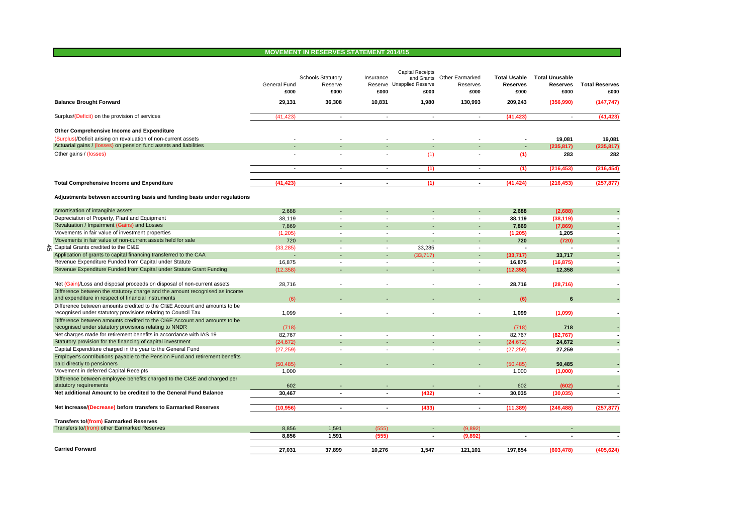## MOVEMENT IN RESERVES STATEMENT 2014/15

| | General Fund £000 | Schools Statutory Reserve £000 | Insurance Reserve £000 | Capital Receipts and Grants Unapplied Reserve £000 | Other Earmarked Reserves £000 | Total Usable Reserves £000 | Total Unusable Reserves £000 | Total Reserves £000 |
|---|---|---|---|---|---|---|---|---|
| **Balance Brought Forward** | **29,131** | **36,308** | **10,831** | **1,980** | **130,993** | **209,243** | **(356,990)** | **(147,747)** |
| Surplus/(Deficit) on the provision of services | (41,423) | - | - | - | - | **(41,423)** | - | **(41,423)** |
| **Other Comprehensive Income and Expenditure** | | | | | | | | |
| (Surplus)/Deficit arising on revaluation of non-current assets | - | - | - | - | - | - | **19,081** | **19,081** |
| Actuarial gains / (losses) on pension fund assets and liabilities | - | - | - | - | - | - | **(235,817)** | **(235,817)** |
| Other gains / (losses) | - | - | - | (1) | - | **(1)** | **283** | **282** |
| | - | - | - | (1) | - | (1) | (216,453) | (216,454) |
| **Total Comprehensive Income and Expenditure** | **(41,423)** | **-** | **-** | **(1)** | **-** | **(41,424)** | **(216,453)** | **(257,877)** |
| **Adjustments between accounting basis and funding basis under regulations** | | | | | | | | |
| Amortisation of intangible assets | 2,688 | - | - | - | - | **2,688** | **(2,688)** | - |
| Depreciation of Property, Plant and Equipment | 38,119 | - | - | - | - | **38,119** | **(38,119)** | - |
| Revaluation / Impairment (Gains) and Losses | 7,869 | - | - | - | - | **7,869** | **(7,869)** | - |
| Movements in fair value of investment properties | (1,205) | - | - | - | - | **(1,205)** | **1,205** | - |
| Movements in fair value of non-current assets held for sale | 720 | - | - | - | - | **720** | **(720)** | - |
| Capital Grants credited to the CI&E | (33,285) | - | - | 33,285 | - | - | - | - |
| Application of grants to capital financing transferred to the CAA | - | - | - | (33,717) | - | **(33,717)** | **33,717** | - |
| Revenue Expenditure Funded from Capital under Statute | 16,875 | - | - | - | - | **16,875** | **(16,875)** | - |
| Revenue Expenditure Funded from Capital under Statute Grant Funding | (12,358) | - | - | - | - | **(12,358)** | **12,358** | - |
| Net (Gain)/Loss and disposal proceeds on disposal of non-current assets | 28,716 | - | - | - | - | **28,716** | **(28,716)** | - |
| Difference between the statutory charge and the amount recognised as income and expenditure in respect of financial instruments | (6) | - | - | - | - | **(6)** | **6** | - |
| Difference between amounts credited to the CI&E Account and amounts to be recognised under statutory provisions relating to Council Tax | 1,099 | - | - | - | - | **1,099** | **(1,099)** | - |
| Difference between amounts credited to the CI&E Account and amounts to be recognised under statutory provisions relating to NNDR | (718) | | | | | (718) | **718** | - |
| Net charges made for retirement benefits in accordance with IAS 19 | 82,767 | - | - | - | - | 82,767 | **(82,767)** | - |
| Statutory provision for the financing of capital investment | (24,672) | - | - | - | - | (24,672) | **24,672** | - |
| Capital Expenditure charged in the year to the General Fund | (27,259) | - | - | - | - | (27,259) | **27,259** | - |
| Employer's contributions payable to the Pension Fund and retirement benefits paid directly to pensioners | (50,485) | - | - | - | - | (50,485) | **50,485** | - |
| Movement in deferred Capital Receipts | 1,000 | | | | | 1,000 | **(1,000)** | - |
| Difference between employee benefits charged to the CI&E and charged per statutory requirements | 602 | - | - | - | - | 602 | **(602)** | - |
| **Net additional Amount to be credited to the General Fund Balance** | **30,467** | **-** | **-** | **(432)** | **-** | **30,035** | **(30,035)** | **-** |
| **Net Increase/(Decrease) before transfers to Earmarked Reserves** | **(10,956)** | **-** | **-** | **(433)** | **-** | **(11,389)** | **(246,488)** | **(257,877)** |
| **Transfers to/(from) Earmarked Reserves** | | | | | | | | |
| Transfers to/(from) other Earmarked Reserves | 8,856 | 1,591 | (555) | - | (9,892) | | - | |
| | **8,856** | **1,591** | **(555)** | **-** | **(9,892)** | **-** | **-** | **-** |
| **Carried Forward** | **27,031** | **37,899** | **10,276** | **1,547** | **121,101** | **197,854** | **(603,478)** | **(405,624)** |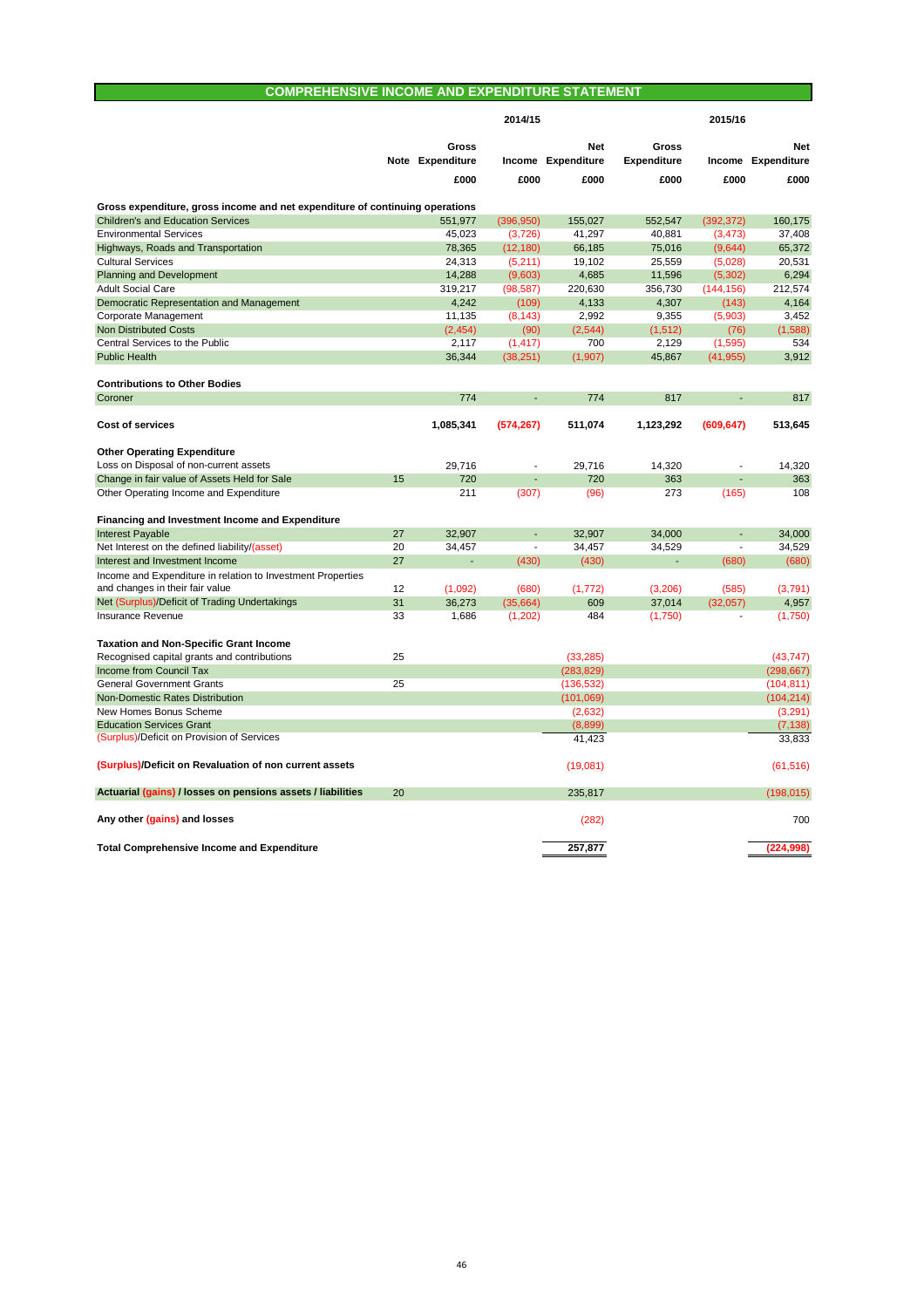## COMPREHENSIVE INCOME AND EXPENDITURE STATEMENT

| | Note | 2014/15 Gross Expenditure | 2014/15 Income | 2014/15 Net Expenditure | 2015/16 Gross Expenditure | 2015/16 Income | 2015/16 Net Expenditure |
|---|---|---|---|---|---|---|---|
| | | £000 | £000 | £000 | £000 | £000 | £000 |
| **Gross expenditure, gross income and net expenditure of continuing operations** | | | | | | | |
| Children's and Education Services | | 551,977 | (396,950) | 155,027 | 552,547 | (392,372) | 160,175 |
| Environmental Services | | 45,023 | (3,726) | 41,297 | 40,881 | (3,473) | 37,408 |
| Highways, Roads and Transportation | | 78,365 | (12,180) | 66,185 | 75,016 | (9,644) | 65,372 |
| Cultural Services | | 24,313 | (5,211) | 19,102 | 25,559 | (5,028) | 20,531 |
| Planning and Development | | 14,288 | (9,603) | 4,685 | 11,596 | (5,302) | 6,294 |
| Adult Social Care | | 319,217 | (98,587) | 220,630 | 356,730 | (144,156) | 212,574 |
| Democratic Representation and Management | | 4,242 | (109) | 4,133 | 4,307 | (143) | 4,164 |
| Corporate Management | | 11,135 | (8,143) | 2,992 | 9,355 | (5,903) | 3,452 |
| Non Distributed Costs | | (2,454) | (90) | (2,544) | (1,512) | (76) | (1,588) |
| Central Services to the Public | | 2,117 | (1,417) | 700 | 2,129 | (1,595) | 534 |
| Public Health | | 36,344 | (38,251) | (1,907) | 45,867 | (41,955) | 3,912 |
| **Contributions to Other Bodies** | | | | | | | |
| Coroner | | 774 | - | 774 | 817 | - | 817 |
| **Cost of services** | | **1,085,341** | **(574,267)** | **511,074** | **1,123,292** | **(609,647)** | **513,645** |
| **Other Operating Expenditure** | | | | | | | |
| Loss on Disposal of non-current assets | | 29,716 | - | 29,716 | 14,320 | - | 14,320 |
| Change in fair value of Assets Held for Sale | 15 | 720 | - | 720 | 363 | - | 363 |
| Other Operating Income and Expenditure | | 211 | (307) | (96) | 273 | (165) | 108 |
| **Financing and Investment Income and Expenditure** | | | | | | | |
| Interest Payable | 27 | 32,907 | - | 32,907 | 34,000 | - | 34,000 |
| Net Interest on the defined liability/(asset) | 20 | 34,457 | - | 34,457 | 34,529 | - | 34,529 |
| Interest and Investment Income | 27 | - | (430) | (430) | - | (680) | (680) |
| Income and Expenditure in relation to Investment Properties and changes in their fair value | 12 | (1,092) | (680) | (1,772) | (3,206) | (585) | (3,791) |
| Net (Surplus)/Deficit of Trading Undertakings | 31 | 36,273 | (35,664) | 609 | 37,014 | (32,057) | 4,957 |
| Insurance Revenue | 33 | 1,686 | (1,202) | 484 | (1,750) | - | (1,750) |
| **Taxation and Non-Specific Grant Income** | | | | | | | |
| Recognised capital grants and contributions | 25 | | | (33,285) | | | (43,747) |
| Income from Council Tax | | | | (283,829) | | | (298,667) |
| General Government Grants | 25 | | | (136,532) | | | (104,811) |
| Non-Domestic Rates Distribution | | | | (101,069) | | | (104,214) |
| New Homes Bonus Scheme | | | | (2,632) | | | (3,291) |
| Education Services Grant | | | | (8,899) | | | (7,138) |
| (Surplus)/Deficit on Provision of Services | | | | 41,423 | | | 33,833 |
| **(Surplus)/Deficit on Revaluation of non current assets** | | | | (19,081) | | | (61,516) |
| **Actuarial (gains) / losses on pensions assets / liabilities** | 20 | | | 235,817 | | | (198,015) |
| **Any other (gains) and losses** | | | | (282) | | | 700 |
| **Total Comprehensive Income and Expenditure** | | | | **257,877** | | | **(224,998)** |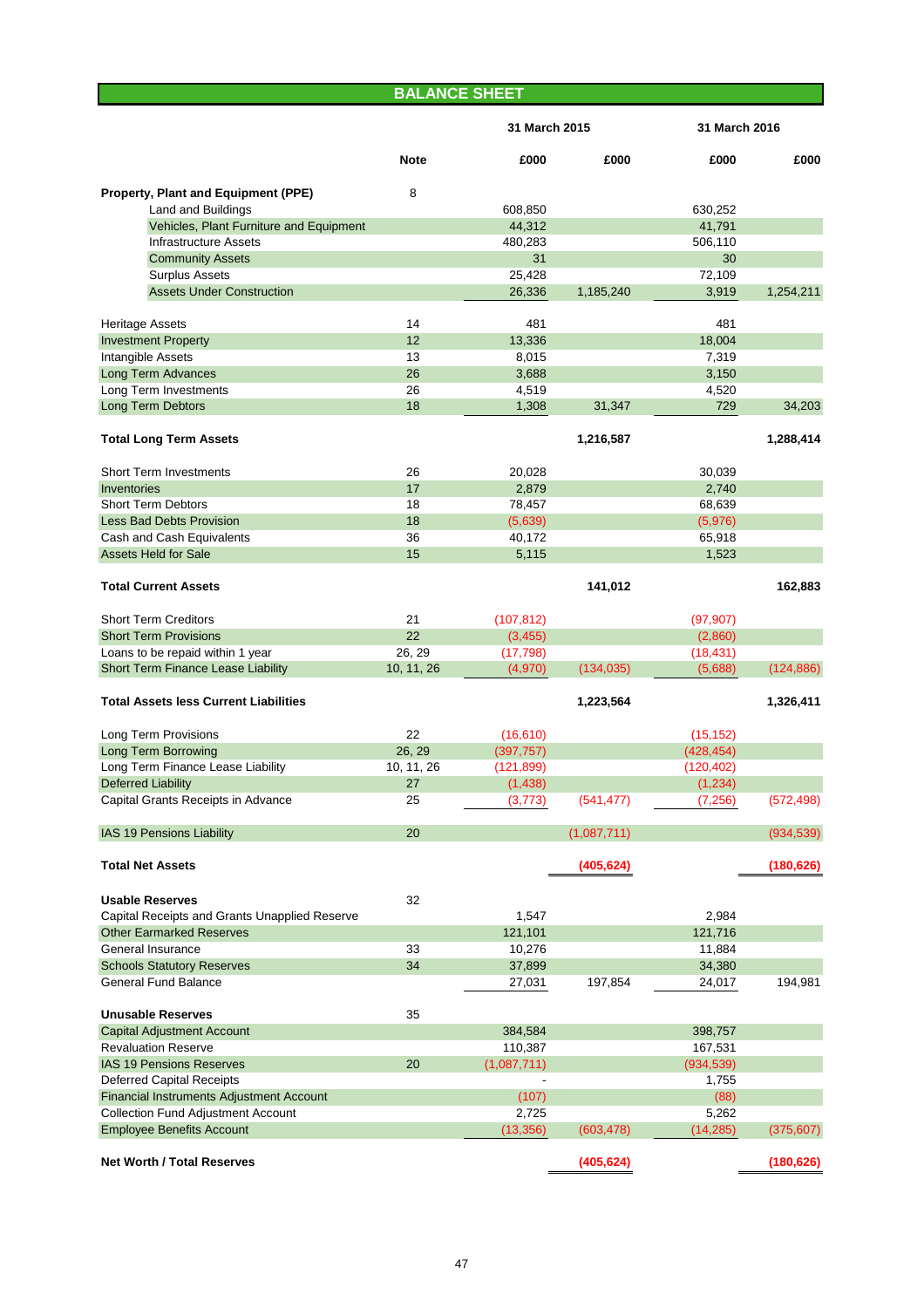## BALANCE SHEET

| | Note | 31 March 2015 £000 | 31 March 2015 £000 | 31 March 2016 £000 | 31 March 2016 £000 |
|---|---|---|---|---|---|
| **Property, Plant and Equipment (PPE)** | 8 | | | | |
| Land and Buildings | | 608,850 | | 630,252 | |
| Vehicles, Plant Furniture and Equipment | | 44,312 | | 41,791 | |
| Infrastructure Assets | | 480,283 | | 506,110 | |
| Community Assets | | 31 | | 30 | |
| Surplus Assets | | 25,428 | | 72,109 | |
| Assets Under Construction | | 26,336 | 1,185,240 | 3,919 | 1,254,211 |
| Heritage Assets | 14 | 481 | | 481 | |
| Investment Property | 12 | 13,336 | | 18,004 | |
| Intangible Assets | 13 | 8,015 | | 7,319 | |
| Long Term Advances | 26 | 3,688 | | 3,150 | |
| Long Term Investments | 26 | 4,519 | | 4,520 | |
| Long Term Debtors | 18 | 1,308 | 31,347 | 729 | 34,203 |
| **Total Long Term Assets** | | | **1,216,587** | | **1,288,414** |
| Short Term Investments | 26 | 20,028 | | 30,039 | |
| Inventories | 17 | 2,879 | | 2,740 | |
| Short Term Debtors | 18 | 78,457 | | 68,639 | |
| Less Bad Debts Provision | 18 | (5,639) | | (5,976) | |
| Cash and Cash Equivalents | 36 | 40,172 | | 65,918 | |
| Assets Held for Sale | 15 | 5,115 | | 1,523 | |
| **Total Current Assets** | | | **141,012** | | **162,883** |
| Short Term Creditors | 21 | (107,812) | | (97,907) | |
| Short Term Provisions | 22 | (3,455) | | (2,860) | |
| Loans to be repaid within 1 year | 26, 29 | (17,798) | | (18,431) | |
| Short Term Finance Lease Liability | 10, 11, 26 | (4,970) | (134,035) | (5,688) | (124,886) |
| **Total Assets less Current Liabilities** | | | **1,223,564** | | **1,326,411** |
| Long Term Provisions | 22 | (16,610) | | (15,152) | |
| Long Term Borrowing | 26, 29 | (397,757) | | (428,454) | |
| Long Term Finance Lease Liability | 10, 11, 26 | (121,899) | | (120,402) | |
| Deferred Liability | 27 | (1,438) | | (1,234) | |
| Capital Grants Receipts in Advance | 25 | (3,773) | (541,477) | (7,256) | (572,498) |
| IAS 19 Pensions Liability | 20 | | (1,087,711) | | (934,539) |
| **Total Net Assets** | | | **(405,624)** | | **(180,626)** |
| **Usable Reserves** | 32 | | | | |
| Capital Receipts and Grants Unapplied Reserve | | 1,547 | | 2,984 | |
| Other Earmarked Reserves | | 121,101 | | 121,716 | |
| General Insurance | 33 | 10,276 | | 11,884 | |
| Schools Statutory Reserves | 34 | 37,899 | | 34,380 | |
| General Fund Balance | | 27,031 | 197,854 | 24,017 | 194,981 |
| **Unusable Reserves** | 35 | | | | |
| Capital Adjustment Account | | 384,584 | | 398,757 | |
| Revaluation Reserve | | 110,387 | | 167,531 | |
| IAS 19 Pensions Reserves | 20 | (1,087,711) | | (934,539) | |
| Deferred Capital Receipts | | - | | 1,755 | |
| Financial Instruments Adjustment Account | | (107) | | (88) | |
| Collection Fund Adjustment Account | | 2,725 | | 5,262 | |
| Employee Benefits Account | | (13,356) | (603,478) | (14,285) | (375,607) |
| **Net Worth / Total Reserves** | | | **(405,624)** | | **(180,626)** |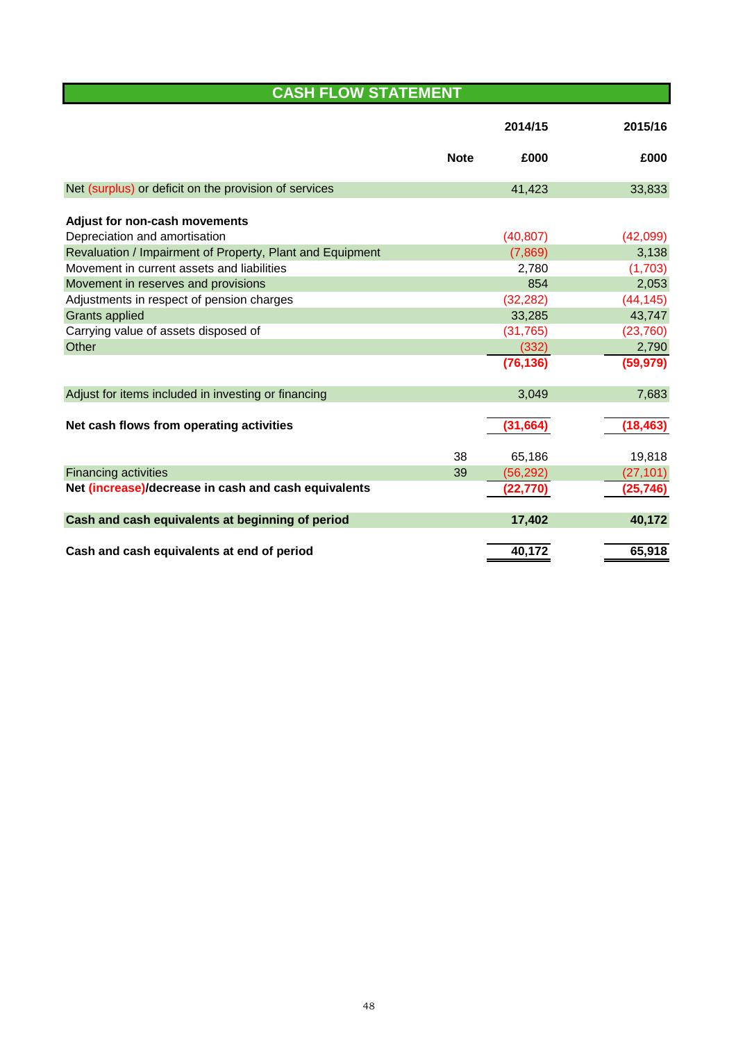## CASH FLOW STATEMENT

| | Note | 2014/15 | 2015/16 |
|---|---|---|---|
| | | £000 | £000 |
| Net (surplus) or deficit on the provision of services | | 41,423 | 33,833 |
| **Adjust for non-cash movements** | | | |
| Depreciation and amortisation | | (40,807) | (42,099) |
| Revaluation / Impairment of Property, Plant and Equipment | | (7,869) | 3,138 |
| Movement in current assets and liabilities | | 2,780 | (1,703) |
| Movement in reserves and provisions | | 854 | 2,053 |
| Adjustments in respect of pension charges | | (32,282) | (44,145) |
| Grants applied | | 33,285 | 43,747 |
| Carrying value of assets disposed of | | (31,765) | (23,760) |
| Other | | (332) | 2,790 |
| | | **(76,136)** | **(59,979)** |
| Adjust for items included in investing or financing | | 3,049 | 7,683 |
| **Net cash flows from operating activities** | | **(31,664)** | **(18,463)** |
| | 38 | 65,186 | 19,818 |
| Financing activities | 39 | (56,292) | (27,101) |
| **Net (increase)/decrease in cash and cash equivalents** | | **(22,770)** | **(25,746)** |
| **Cash and cash equivalents at beginning of period** | | **17,402** | **40,172** |
| **Cash and cash equivalents at end of period** | | **40,172** | **65,918** |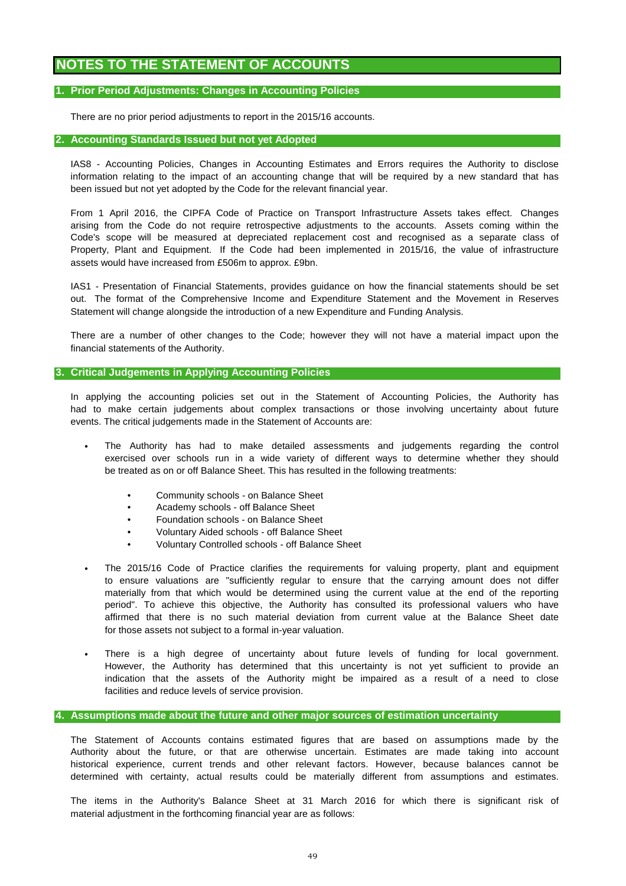# NOTES TO THE STATEMENT OF ACCOUNTS

## 1. Prior Period Adjustments: Changes in Accounting Policies

There are no prior period adjustments to report in the 2015/16 accounts.

## 2. Accounting Standards Issued but not yet Adopted

IAS8 - Accounting Policies, Changes in Accounting Estimates and Errors requires the Authority to disclose information relating to the impact of an accounting change that will be required by a new standard that has been issued but not yet adopted by the Code for the relevant financial year.

From 1 April 2016, the CIPFA Code of Practice on Transport Infrastructure Assets takes effect. Changes arising from the Code do not require retrospective adjustments to the accounts. Assets coming within the Code's scope will be measured at depreciated replacement cost and recognised as a separate class of Property, Plant and Equipment. If the Code had been implemented in 2015/16, the value of infrastructure assets would have increased from £506m to approx. £9bn.

IAS1 - Presentation of Financial Statements, provides guidance on how the financial statements should be set out. The format of the Comprehensive Income and Expenditure Statement and the Movement in Reserves Statement will change alongside the introduction of a new Expenditure and Funding Analysis.

There are a number of other changes to the Code; however they will not have a material impact upon the financial statements of the Authority.

## 3. Critical Judgements in Applying Accounting Policies

In applying the accounting policies set out in the Statement of Accounting Policies, the Authority has had to make certain judgements about complex transactions or those involving uncertainty about future events. The critical judgements made in the Statement of Accounts are:

- The Authority has had to make detailed assessments and judgements regarding the control exercised over schools run in a wide variety of different ways to determine whether they should be treated as on or off Balance Sheet. This has resulted in the following treatments:
  - Community schools - on Balance Sheet
  - Academy schools - off Balance Sheet
  - Foundation schools - on Balance Sheet
  - Voluntary Aided schools - off Balance Sheet
  - Voluntary Controlled schools - off Balance Sheet
- The 2015/16 Code of Practice clarifies the requirements for valuing property, plant and equipment to ensure valuations are "sufficiently regular to ensure that the carrying amount does not differ materially from that which would be determined using the current value at the end of the reporting period". To achieve this objective, the Authority has consulted its professional valuers who have affirmed that there is no such material deviation from current value at the Balance Sheet date for those assets not subject to a formal in-year valuation.
- There is a high degree of uncertainty about future levels of funding for local government. However, the Authority has determined that this uncertainty is not yet sufficient to provide an indication that the assets of the Authority might be impaired as a result of a need to close facilities and reduce levels of service provision.

## 4. Assumptions made about the future and other major sources of estimation uncertainty

The Statement of Accounts contains estimated figures that are based on assumptions made by the Authority about the future, or that are otherwise uncertain. Estimates are made taking into account historical experience, current trends and other relevant factors. However, because balances cannot be determined with certainty, actual results could be materially different from assumptions and estimates.

The items in the Authority's Balance Sheet at 31 March 2016 for which there is significant risk of material adjustment in the forthcoming financial year are as follows: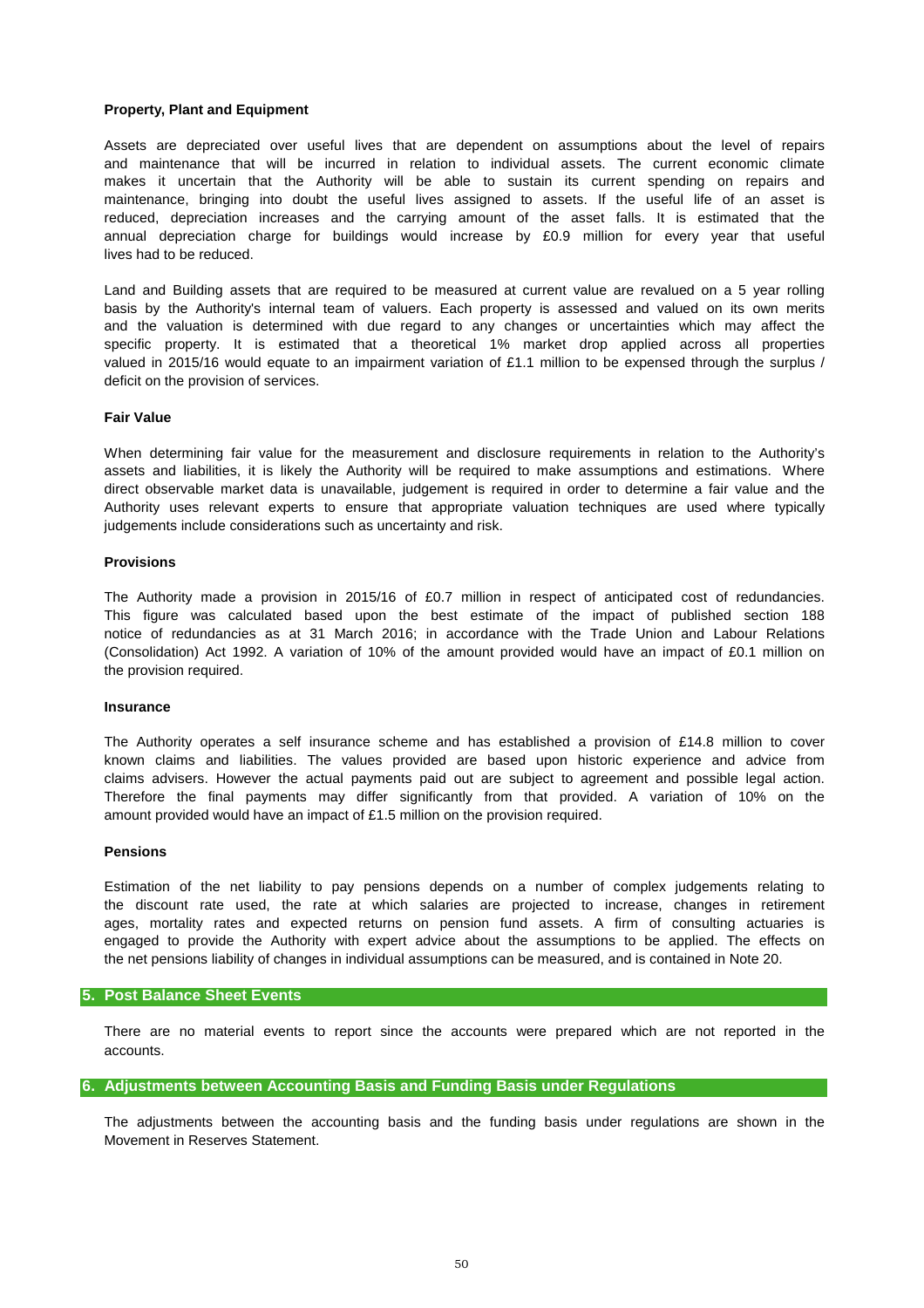### Property, Plant and Equipment

Assets are depreciated over useful lives that are dependent on assumptions about the level of repairs and maintenance that will be incurred in relation to individual assets. The current economic climate makes it uncertain that the Authority will be able to sustain its current spending on repairs and maintenance, bringing into doubt the useful lives assigned to assets. If the useful life of an asset is reduced, depreciation increases and the carrying amount of the asset falls. It is estimated that the annual depreciation charge for buildings would increase by £0.9 million for every year that useful lives had to be reduced.

Land and Building assets that are required to be measured at current value are revalued on a 5 year rolling basis by the Authority's internal team of valuers. Each property is assessed and valued on its own merits and the valuation is determined with due regard to any changes or uncertainties which may affect the specific property. It is estimated that a theoretical 1% market drop applied across all properties valued in 2015/16 would equate to an impairment variation of £1.1 million to be expensed through the surplus / deficit on the provision of services.

### Fair Value

When determining fair value for the measurement and disclosure requirements in relation to the Authority's assets and liabilities, it is likely the Authority will be required to make assumptions and estimations. Where direct observable market data is unavailable, judgement is required in order to determine a fair value and the Authority uses relevant experts to ensure that appropriate valuation techniques are used where typically judgements include considerations such as uncertainty and risk.

### Provisions

The Authority made a provision in 2015/16 of £0.7 million in respect of anticipated cost of redundancies. This figure was calculated based upon the best estimate of the impact of published section 188 notice of redundancies as at 31 March 2016; in accordance with the Trade Union and Labour Relations (Consolidation) Act 1992. A variation of 10% of the amount provided would have an impact of £0.1 million on the provision required.

### Insurance

The Authority operates a self insurance scheme and has established a provision of £14.8 million to cover known claims and liabilities. The values provided are based upon historic experience and advice from claims advisers. However the actual payments paid out are subject to agreement and possible legal action. Therefore the final payments may differ significantly from that provided. A variation of 10% on the amount provided would have an impact of £1.5 million on the provision required.

### Pensions

Estimation of the net liability to pay pensions depends on a number of complex judgements relating to the discount rate used, the rate at which salaries are projected to increase, changes in retirement ages, mortality rates and expected returns on pension fund assets. A firm of consulting actuaries is engaged to provide the Authority with expert advice about the assumptions to be applied. The effects on the net pensions liability of changes in individual assumptions can be measured, and is contained in Note 20.

## 5. Post Balance Sheet Events

There are no material events to report since the accounts were prepared which are not reported in the accounts.

## 6. Adjustments between Accounting Basis and Funding Basis under Regulations

The adjustments between the accounting basis and the funding basis under regulations are shown in the Movement in Reserves Statement.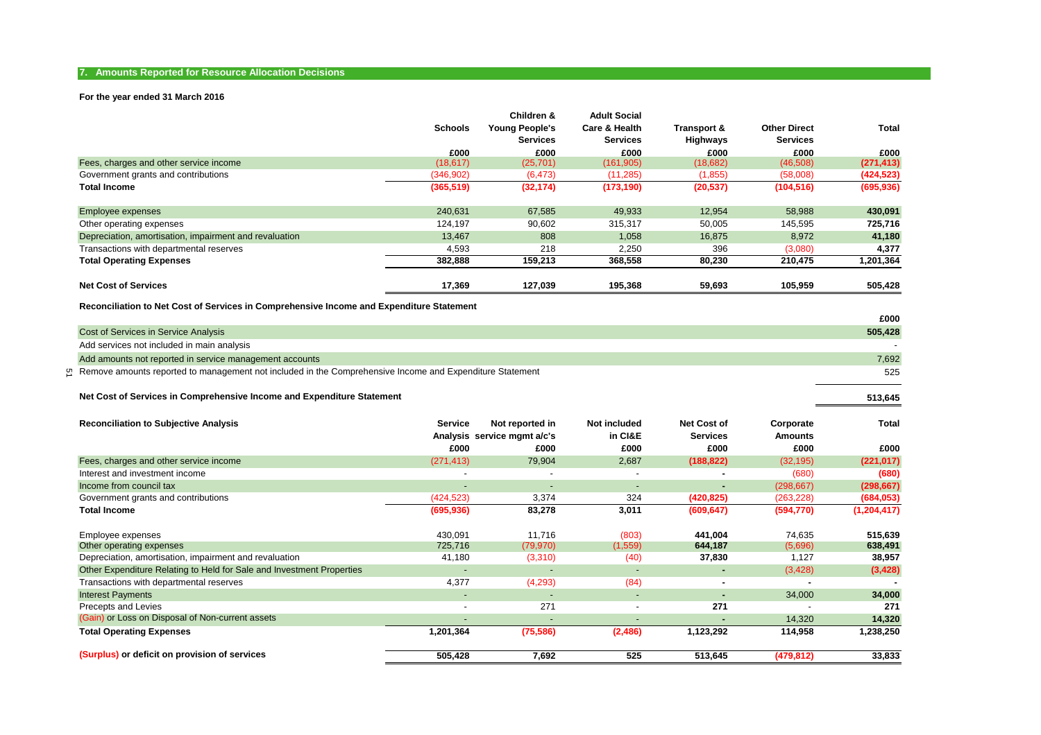## 7. Amounts Reported for Resource Allocation Decisions

**For the year ended 31 March 2016**

| | Schools | Children & Young People's Services | Adult Social Care & Health Services | Transport & Highways | Other Direct Services | Total |
|---|---|---|---|---|---|---|
| | £000 | £000 | £000 | £000 | £000 | £000 |
| Fees, charges and other service income | (18,617) | (25,701) | (161,905) | (18,682) | (46,508) | **(271,413)** |
| Government grants and contributions | (346,902) | (6,473) | (11,285) | (1,855) | (58,008) | **(424,523)** |
| **Total Income** | **(365,519)** | **(32,174)** | **(173,190)** | **(20,537)** | **(104,516)** | **(695,936)** |
| | | | | | | |
| Employee expenses | 240,631 | 67,585 | 49,933 | 12,954 | 58,988 | **430,091** |
| Other operating expenses | 124,197 | 90,602 | 315,317 | 50,005 | 145,595 | **725,716** |
| Depreciation, amortisation, impairment and revaluation | 13,467 | 808 | 1,058 | 16,875 | 8,972 | **41,180** |
| Transactions with departmental reserves | 4,593 | 218 | 2,250 | 396 | (3,080) | **4,377** |
| **Total Operating Expenses** | **382,888** | **159,213** | **368,558** | **80,230** | **210,475** | **1,201,364** |
| | | | | | | |
| **Net Cost of Services** | **17,369** | **127,039** | **195,368** | **59,693** | **105,959** | **505,428** |

**Reconciliation to Net Cost of Services in Comprehensive Income and Expenditure Statement**

| | £000 |
|---|---|
| Cost of Services in Service Analysis | **505,428** |
| Add services not included in main analysis | - |
| Add amounts not reported in service management accounts | 7,692 |
| Remove amounts reported to management not included in the Comprehensive Income and Expenditure Statement | 525 |
| **Net Cost of Services in Comprehensive Income and Expenditure Statement** | **513,645** |

| **Reconciliation to Subjective Analysis** | Service Analysis | Not reported in service mgmt a/c's | Not included in CI&E | Net Cost of Services | Corporate Amounts | Total |
|---|---|---|---|---|---|---|
| | £000 | £000 | £000 | £000 | £000 | £000 |
| Fees, charges and other service income | (271,413) | 79,904 | 2,687 | **(188,822)** | (32,195) | **(221,017)** |
| Interest and investment income | - | - | - | **-** | (680) | **(680)** |
| Income from council tax | - | - | - | **-** | (298,667) | **(298,667)** |
| Government grants and contributions | (424,523) | 3,374 | 324 | **(420,825)** | (263,228) | **(684,053)** |
| **Total Income** | **(695,936)** | **83,278** | **3,011** | **(609,647)** | **(594,770)** | **(1,204,417)** |
| | | | | | | |
| Employee expenses | 430,091 | 11,716 | (803) | **441,004** | 74,635 | **515,639** |
| Other operating expenses | 725,716 | (79,970) | (1,559) | **644,187** | (5,696) | **638,491** |
| Depreciation, amortisation, impairment and revaluation | 41,180 | (3,310) | (40) | **37,830** | 1,127 | **38,957** |
| Other Expenditure Relating to Held for Sale and Investment Properties | - | - | - | **-** | (3,428) | **(3,428)** |
| Transactions with departmental reserves | 4,377 | (4,293) | (84) | **-** | - | **-** |
| Interest Payments | - | - | - | **-** | 34,000 | **34,000** |
| Precepts and Levies | - | 271 | - | **271** | - | **271** |
| (Gain) or Loss on Disposal of Non-current assets | - | - | - | **-** | 14,320 | **14,320** |
| **Total Operating Expenses** | **1,201,364** | **(75,586)** | **(2,486)** | **1,123,292** | **114,958** | **1,238,250** |
| | | | | | | |
| **(Surplus) or deficit on provision of services** | **505,428** | **7,692** | **525** | **513,645** | **(479,812)** | **33,833** |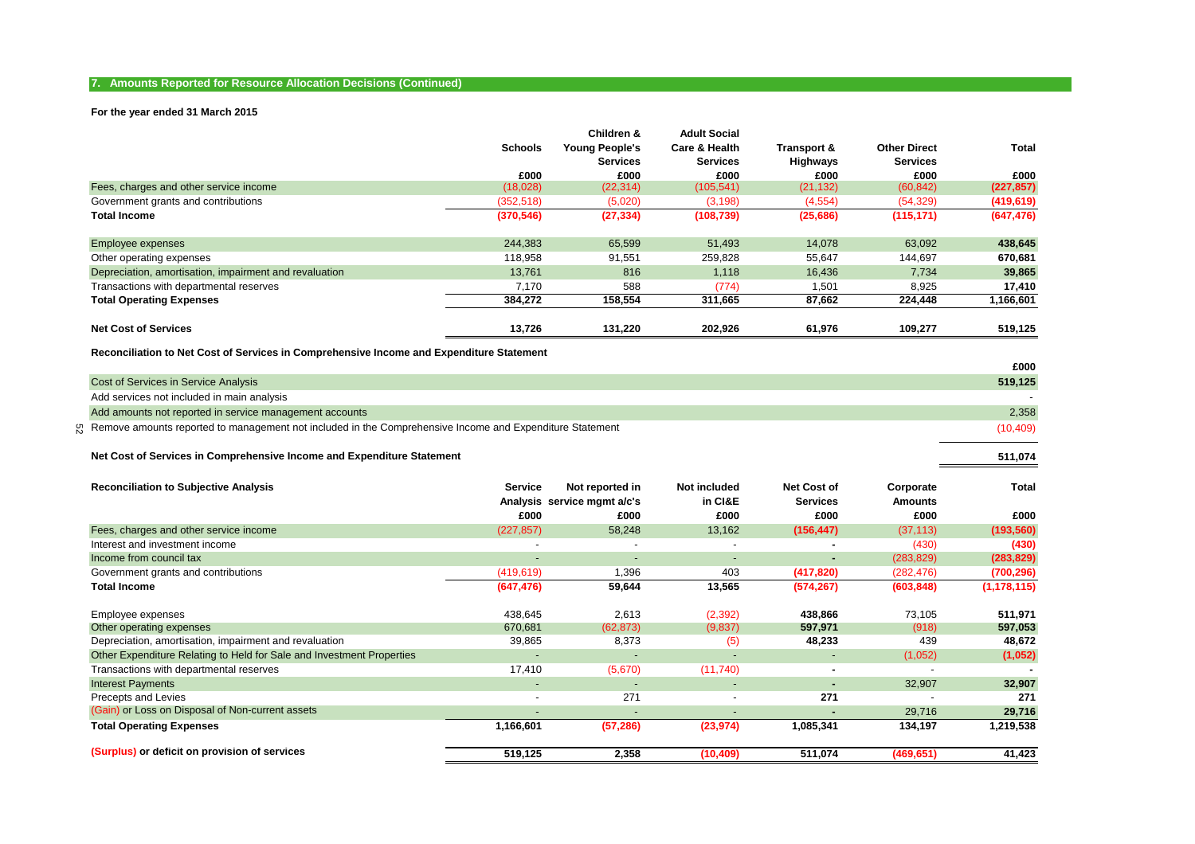## 7. Amounts Reported for Resource Allocation Decisions (Continued)

**For the year ended 31 March 2015**

| | Schools | Children & Young People's Services | Adult Social Care & Health Services | Transport & Highways | Other Direct Services | Total |
|---|---|---|---|---|---|---|
| | £000 | £000 | £000 | £000 | £000 | £000 |
| Fees, charges and other service income | (18,028) | (22,314) | (105,541) | (21,132) | (60,842) | **(227,857)** |
| Government grants and contributions | (352,518) | (5,020) | (3,198) | (4,554) | (54,329) | **(419,619)** |
| **Total Income** | **(370,546)** | **(27,334)** | **(108,739)** | **(25,686)** | **(115,171)** | **(647,476)** |
| Employee expenses | 244,383 | 65,599 | 51,493 | 14,078 | 63,092 | **438,645** |
| Other operating expenses | 118,958 | 91,551 | 259,828 | 55,647 | 144,697 | **670,681** |
| Depreciation, amortisation, impairment and revaluation | 13,761 | 816 | 1,118 | 16,436 | 7,734 | **39,865** |
| Transactions with departmental reserves | 7,170 | 588 | (774) | 1,501 | 8,925 | **17,410** |
| **Total Operating Expenses** | **384,272** | **158,554** | **311,665** | **87,662** | **224,448** | **1,166,601** |
| **Net Cost of Services** | **13,726** | **131,220** | **202,926** | **61,976** | **109,277** | **519,125** |

**Reconciliation to Net Cost of Services in Comprehensive Income and Expenditure Statement**

| | £000 |
|---|---|
| Cost of Services in Service Analysis | **519,125** |
| Add services not included in main analysis | - |
| Add amounts not reported in service management accounts | 2,358 |
| Remove amounts reported to management not included in the Comprehensive Income and Expenditure Statement | (10,409) |
| **Net Cost of Services in Comprehensive Income and Expenditure Statement** | **511,074** |

| **Reconciliation to Subjective Analysis** | Service Analysis | Not reported in service mgmt a/c's | Not included in CI&E | Net Cost of Services | Corporate Amounts | Total |
|---|---|---|---|---|---|---|
| | £000 | £000 | £000 | £000 | £000 | £000 |
| Fees, charges and other service income | (227,857) | 58,248 | 13,162 | **(156,447)** | (37,113) | **(193,560)** |
| Interest and investment income | - | - | - | **-** | (430) | **(430)** |
| Income from council tax | - | - | - | **-** | (283,829) | **(283,829)** |
| Government grants and contributions | (419,619) | 1,396 | 403 | **(417,820)** | (282,476) | **(700,296)** |
| **Total Income** | **(647,476)** | **59,644** | **13,565** | **(574,267)** | **(603,848)** | **(1,178,115)** |
| Employee expenses | 438,645 | 2,613 | (2,392) | **438,866** | 73,105 | **511,971** |
| Other operating expenses | 670,681 | (62,873) | (9,837) | **597,971** | (918) | **597,053** |
| Depreciation, amortisation, impairment and revaluation | 39,865 | 8,373 | (5) | **48,233** | 439 | **48,672** |
| Other Expenditure Relating to Held for Sale and Investment Properties | - | - | - | - | (1,052) | **(1,052)** |
| Transactions with departmental reserves | 17,410 | (5,670) | (11,740) | **-** | - | **-** |
| Interest Payments | - | - | - | **-** | 32,907 | **32,907** |
| Precepts and Levies | - | 271 | - | **271** | - | **271** |
| (Gain) or Loss on Disposal of Non-current assets | - | - | - | **-** | 29,716 | **29,716** |
| **Total Operating Expenses** | **1,166,601** | **(57,286)** | **(23,974)** | **1,085,341** | **134,197** | **1,219,538** |
| **(Surplus) or deficit on provision of services** | **519,125** | **2,358** | **(10,409)** | **511,074** | **(469,651)** | **41,423** |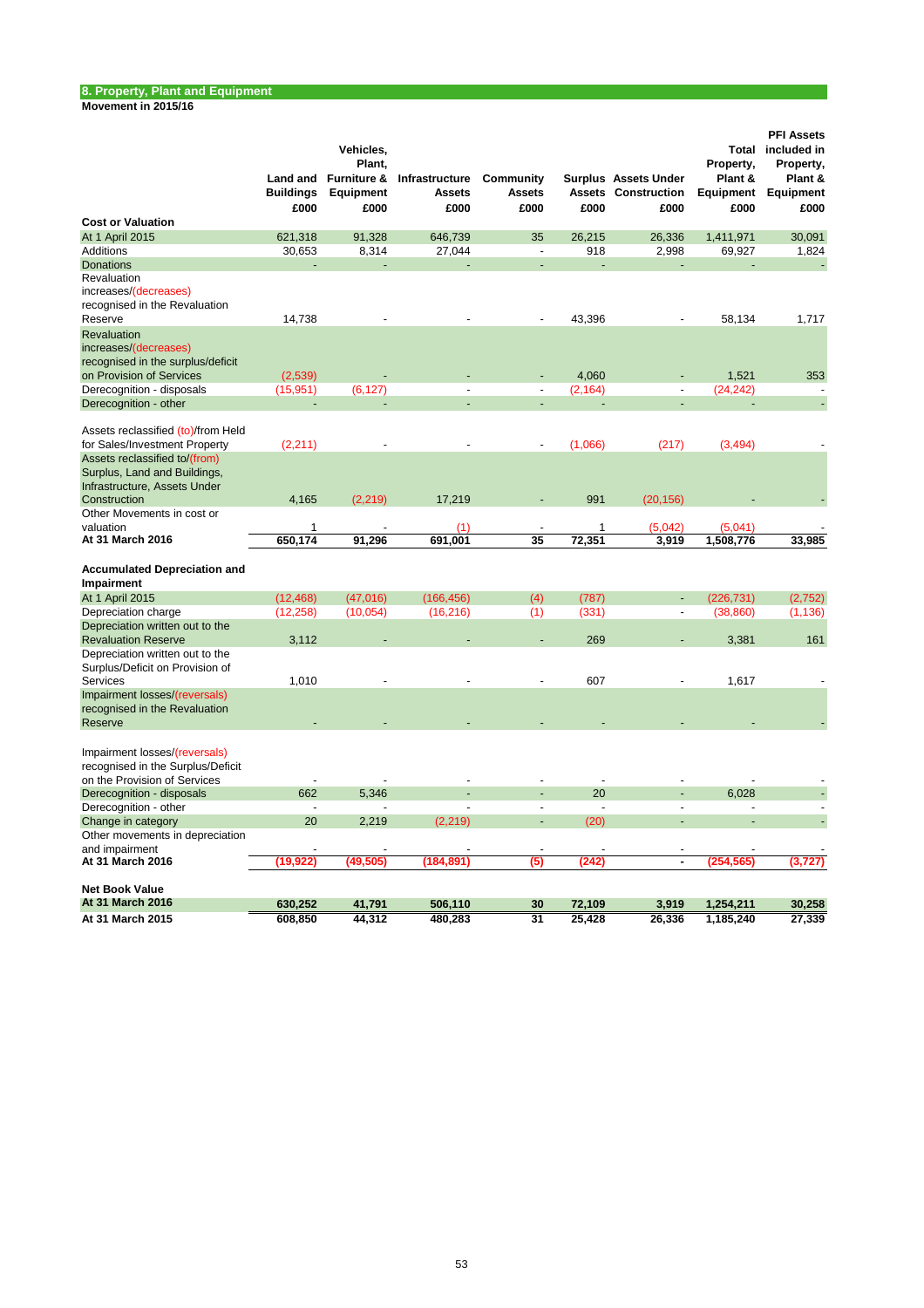## 8. Property, Plant and Equipment

**Movement in 2015/16**

| | Land and Buildings £000 | Vehicles, Plant, Furniture & Equipment £000 | Infrastructure Assets £000 | Community Assets £000 | Surplus Assets £000 | Assets Under Construction £000 | Total Property, Plant & Equipment £000 | PFI Assets included in Property, Plant & Equipment £000 |
|---|---|---|---|---|---|---|---|---|
| **Cost or Valuation** | | | | | | | | |
| At 1 April 2015 | 621,318 | 91,328 | 646,739 | 35 | 26,215 | 26,336 | 1,411,971 | 30,091 |
| Additions | 30,653 | 8,314 | 27,044 | - | 918 | 2,998 | 69,927 | 1,824 |
| Donations | - | - | - | - | - | - | - | - |
| Revaluation increases/(decreases) recognised in the Revaluation Reserve | 14,738 | - | - | - | 43,396 | - | 58,134 | 1,717 |
| Revaluation increases/(decreases) recognised in the surplus/deficit on Provision of Services | (2,539) | - | - | - | 4,060 | - | 1,521 | 353 |
| Derecognition - disposals | (15,951) | (6,127) | - | - | (2,164) | - | (24,242) | - |
| Derecognition - other | - | - | - | - | - | - | - | - |
| Assets reclassified (to)/from Held for Sales/Investment Property | (2,211) | - | - | - | (1,066) | (217) | (3,494) | - |
| Assets reclassified to/(from) Surplus, Land and Buildings, Infrastructure, Assets Under Construction | 4,165 | (2,219) | 17,219 | - | 991 | (20,156) | - | - |
| Other Movements in cost or valuation | 1 | - | (1) | - | 1 | (5,042) | (5,041) | - |
| **At 31 March 2016** | **650,174** | **91,296** | **691,001** | **35** | **72,351** | **3,919** | **1,508,776** | **33,985** |
| **Accumulated Depreciation and Impairment** | | | | | | | | |
| At 1 April 2015 | (12,468) | (47,016) | (166,456) | (4) | (787) | - | (226,731) | (2,752) |
| Depreciation charge | (12,258) | (10,054) | (16,216) | (1) | (331) | - | (38,860) | (1,136) |
| Depreciation written out to the Revaluation Reserve | 3,112 | - | - | - | 269 | - | 3,381 | 161 |
| Depreciation written out to the Surplus/Deficit on Provision of Services | 1,010 | - | - | - | 607 | - | 1,617 | - |
| Impairment losses/(reversals) recognised in the Revaluation Reserve | - | - | - | - | - | - | - | - |
| Impairment losses/(reversals) recognised in the Surplus/Deficit on the Provision of Services | - | - | - | - | - | - | - | - |
| Derecognition - disposals | 662 | 5,346 | - | - | 20 | - | 6,028 | - |
| Derecognition - other | - | - | - | - | - | - | - | - |
| Change in category | 20 | 2,219 | (2,219) | - | (20) | - | - | - |
| Other movements in depreciation and impairment | - | - | - | - | - | - | - | - |
| **At 31 March 2016** | **(19,922)** | **(49,505)** | **(184,891)** | **(5)** | **(242)** | **-** | **(254,565)** | **(3,727)** |
| **Net Book Value** | | | | | | | | |
| **At 31 March 2016** | **630,252** | **41,791** | **506,110** | **30** | **72,109** | **3,919** | **1,254,211** | **30,258** |
| **At 31 March 2015** | **608,850** | **44,312** | **480,283** | **31** | **25,428** | **26,336** | **1,185,240** | **27,339** |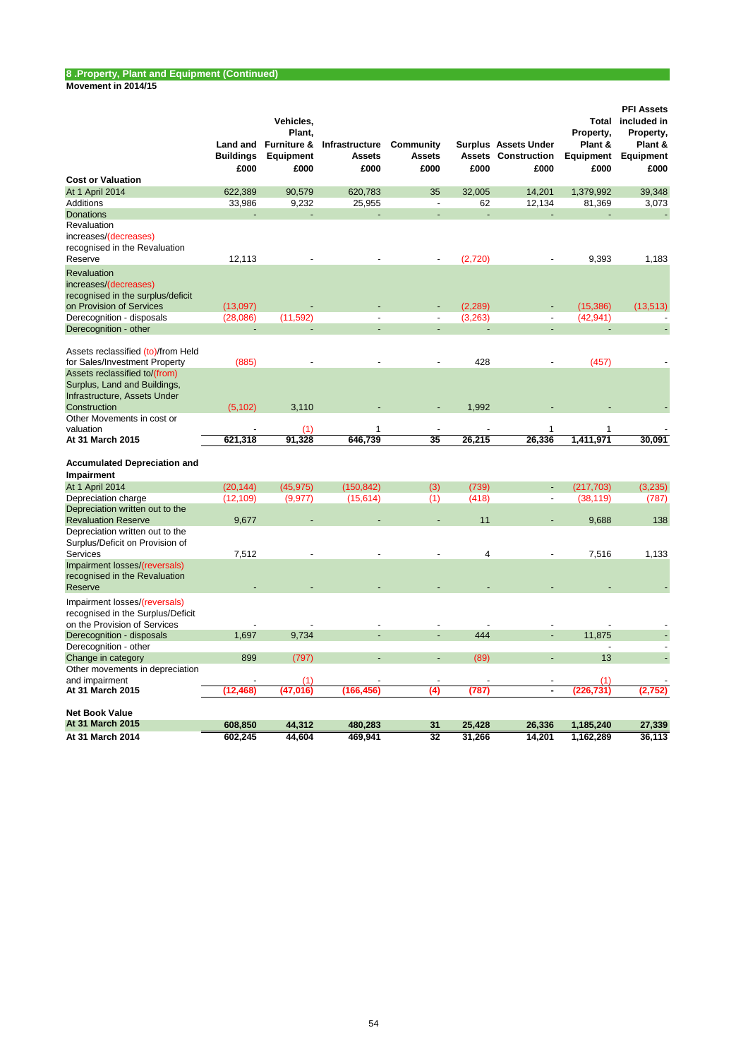## 8 .Property, Plant and Equipment (Continued)

**Movement in 2014/15**

| | Land and Buildings £000 | Vehicles, Plant, Furniture & Equipment £000 | Infrastructure Assets £000 | Community Assets £000 | Surplus Assets £000 | Assets Under Construction £000 | Total Property, Plant & Equipment £000 | PFI Assets included in Property, Plant & Equipment £000 |
|---|---|---|---|---|---|---|---|---|
| **Cost or Valuation** | | | | | | | | |
| At 1 April 2014 | 622,389 | 90,579 | 620,783 | 35 | 32,005 | 14,201 | 1,379,992 | 39,348 |
| Additions | 33,986 | 9,232 | 25,955 | - | 62 | 12,134 | 81,369 | 3,073 |
| Donations | - | - | - | - | - | - | - | - |
| Revaluation increases/(decreases) recognised in the Revaluation Reserve | 12,113 | - | - | - | (2,720) | - | 9,393 | 1,183 |
| Revaluation increases/(decreases) recognised in the surplus/deficit on Provision of Services | (13,097) | - | - | - | (2,289) | - | (15,386) | (13,513) |
| Derecognition - disposals | (28,086) | (11,592) | - | - | (3,263) | - | (42,941) | - |
| Derecognition - other | - | - | - | - | - | - | - | - |
| Assets reclassified (to)/from Held for Sales/Investment Property | (885) | - | - | - | 428 | - | (457) | - |
| Assets reclassified to/(from) Surplus, Land and Buildings, Infrastructure, Assets Under Construction | (5,102) | 3,110 | - | - | 1,992 | - | - | - |
| Other Movements in cost or valuation | - | (1) | 1 | - | - | 1 | 1 | - |
| **At 31 March 2015** | **621,318** | **91,328** | **646,739** | **35** | **26,215** | **26,336** | **1,411,971** | **30,091** |
| **Accumulated Depreciation and Impairment** | | | | | | | | |
| At 1 April 2014 | (20,144) | (45,975) | (150,842) | (3) | (739) | - | (217,703) | (3,235) |
| Depreciation charge | (12,109) | (9,977) | (15,614) | (1) | (418) | - | (38,119) | (787) |
| Depreciation written out to the Revaluation Reserve | 9,677 | - | - | - | 11 | - | 9,688 | 138 |
| Depreciation written out to the Surplus/Deficit on Provision of Services | 7,512 | - | - | - | 4 | - | 7,516 | 1,133 |
| Impairment losses/(reversals) recognised in the Revaluation Reserve | - | - | - | - | - | - | - | - |
| Impairment losses/(reversals) recognised in the Surplus/Deficit on the Provision of Services | - | - | - | - | - | - | - | - |
| Derecognition - disposals | 1,697 | 9,734 | - | - | 444 | - | 11,875 | - |
| Derecognition - other | | | | | | | - | - |
| Change in category | 899 | (797) | - | - | (89) | - | 13 | - |
| Other movements in depreciation and impairment | - | (1) | - | - | - | - | (1) | - |
| **At 31 March 2015** | **(12,468)** | **(47,016)** | **(166,456)** | **(4)** | **(787)** | **-** | **(226,731)** | **(2,752)** |
| **Net Book Value** | | | | | | | | |
| **At 31 March 2015** | **608,850** | **44,312** | **480,283** | **31** | **25,428** | **26,336** | **1,185,240** | **27,339** |
| **At 31 March 2014** | **602,245** | **44,604** | **469,941** | **32** | **31,266** | **14,201** | **1,162,289** | **36,113** |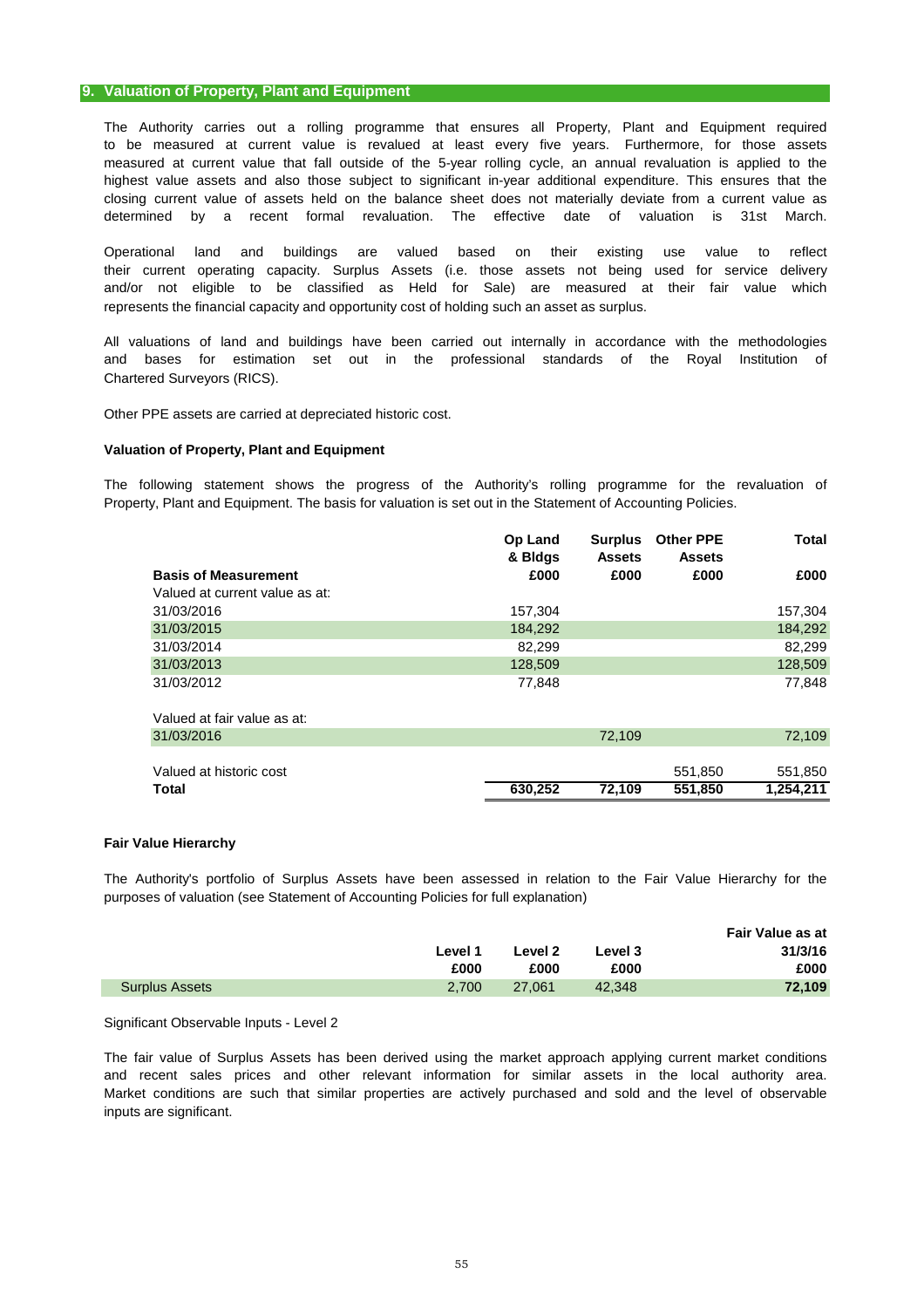## 9. Valuation of Property, Plant and Equipment

The Authority carries out a rolling programme that ensures all Property, Plant and Equipment required to be measured at current value is revalued at least every five years. Furthermore, for those assets measured at current value that fall outside of the 5-year rolling cycle, an annual revaluation is applied to the highest value assets and also those subject to significant in-year additional expenditure. This ensures that the closing current value of assets held on the balance sheet does not materially deviate from a current value as determined by a recent formal revaluation. The effective date of valuation is 31st March.

Operational land and buildings are valued based on their existing use value to reflect their current operating capacity. Surplus Assets (i.e. those assets not being used for service delivery and/or not eligible to be classified as Held for Sale) are measured at their fair value which represents the financial capacity and opportunity cost of holding such an asset as surplus.

All valuations of land and buildings have been carried out internally in accordance with the methodologies and bases for estimation set out in the professional standards of the Royal Institution of Chartered Surveyors (RICS).

Other PPE assets are carried at depreciated historic cost.

**Valuation of Property, Plant and Equipment**

The following statement shows the progress of the Authority's rolling programme for the revaluation of Property, Plant and Equipment. The basis for valuation is set out in the Statement of Accounting Policies.

| **Basis of Measurement** | **Op Land & Bldgs £000** | **Surplus Assets £000** | **Other PPE Assets £000** | **Total £000** |
|---|---|---|---|---|
| Valued at current value as at: | | | | |
| 31/03/2016 | 157,304 | | | 157,304 |
| 31/03/2015 | 184,292 | | | 184,292 |
| 31/03/2014 | 82,299 | | | 82,299 |
| 31/03/2013 | 128,509 | | | 128,509 |
| 31/03/2012 | 77,848 | | | 77,848 |
| | | | | |
| Valued at fair value as at: | | | | |
| 31/03/2016 | | 72,109 | | 72,109 |
| | | | | |
| Valued at historic cost | | | 551,850 | 551,850 |
| **Total** | **630,252** | **72,109** | **551,850** | **1,254,211** |

**Fair Value Hierarchy**

The Authority's portfolio of Surplus Assets have been assessed in relation to the Fair Value Hierarchy for the purposes of valuation (see Statement of Accounting Policies for full explanation)

| | **Level 1 £000** | **Level 2 £000** | **Level 3 £000** | **Fair Value as at 31/3/16 £000** |
|---|---|---|---|---|
| Surplus Assets | 2,700 | 27,061 | 42,348 | **72,109** |

Significant Observable Inputs - Level 2

The fair value of Surplus Assets has been derived using the market approach applying current market conditions and recent sales prices and other relevant information for similar assets in the local authority area. Market conditions are such that similar properties are actively purchased and sold and the level of observable inputs are significant.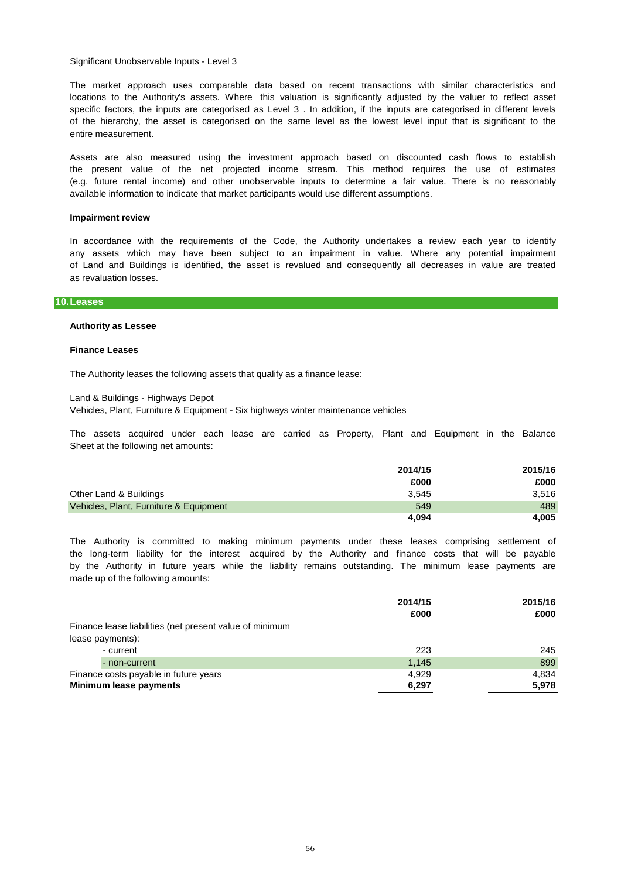Significant Unobservable Inputs - Level 3

The market approach uses comparable data based on recent transactions with similar characteristics and locations to the Authority's assets. Where this valuation is significantly adjusted by the valuer to reflect asset specific factors, the inputs are categorised as Level 3 . In addition, if the inputs are categorised in different levels of the hierarchy, the asset is categorised on the same level as the lowest level input that is significant to the entire measurement.

Assets are also measured using the investment approach based on discounted cash flows to establish the present value of the net projected income stream. This method requires the use of estimates (e.g. future rental income) and other unobservable inputs to determine a fair value. There is no reasonably available information to indicate that market participants would use different assumptions.

**Impairment review**

In accordance with the requirements of the Code, the Authority undertakes a review each year to identify any assets which may have been subject to an impairment in value. Where any potential impairment of Land and Buildings is identified, the asset is revalued and consequently all decreases in value are treated as revaluation losses.

## 10. Leases

**Authority as Lessee**

**Finance Leases**

The Authority leases the following assets that qualify as a finance lease:

Land & Buildings - Highways Depot
Vehicles, Plant, Furniture & Equipment - Six highways winter maintenance vehicles

The assets acquired under each lease are carried as Property, Plant and Equipment in the Balance Sheet at the following net amounts:

| | 2014/15 | 2015/16 |
|---|---|---|
| | £000 | £000 |
| Other Land & Buildings | 3,545 | 3,516 |
| Vehicles, Plant, Furniture & Equipment | 549 | 489 |
| | **4,094** | **4,005** |

The Authority is committed to making minimum payments under these leases comprising settlement of the long-term liability for the interest acquired by the Authority and finance costs that will be payable by the Authority in future years while the liability remains outstanding. The minimum lease payments are made up of the following amounts:

| | 2014/15 | 2015/16 |
|---|---|---|
| | £000 | £000 |
| Finance lease liabilities (net present value of minimum lease payments): | | |
| - current | 223 | 245 |
| - non-current | 1,145 | 899 |
| Finance costs payable in future years | 4,929 | 4,834 |
| **Minimum lease payments** | **6,297** | **5,978** |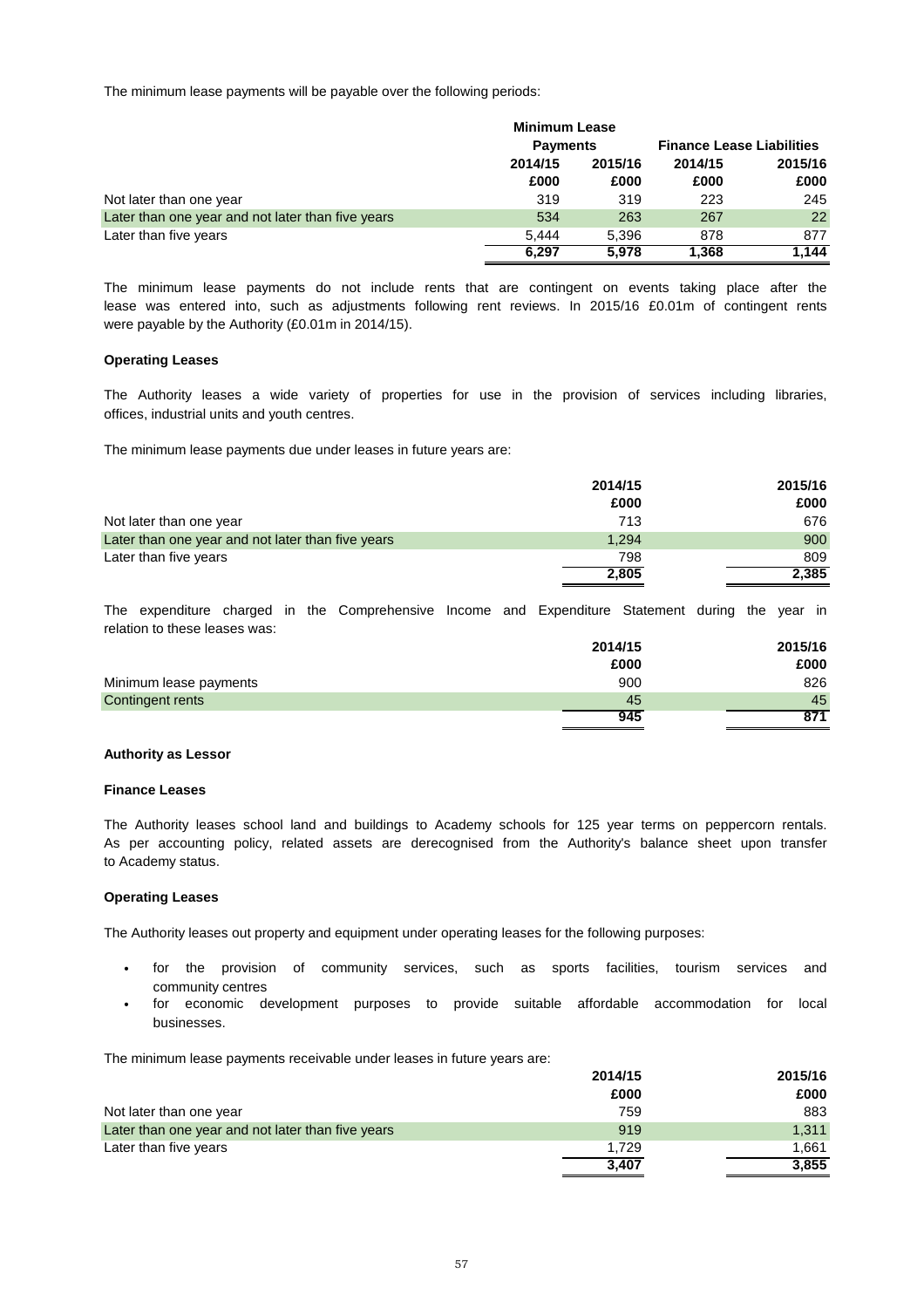The minimum lease payments will be payable over the following periods:

| | Minimum Lease Payments | | Finance Lease Liabilities | |
|---|---|---|---|---|
| | 2014/15 | 2015/16 | 2014/15 | 2015/16 |
| | £000 | £000 | £000 | £000 |
| Not later than one year | 319 | 319 | 223 | 245 |
| Later than one year and not later than five years | 534 | 263 | 267 | 22 |
| Later than five years | 5,444 | 5,396 | 878 | 877 |
| | **6,297** | **5,978** | **1,368** | **1,144** |

The minimum lease payments do not include rents that are contingent on events taking place after the lease was entered into, such as adjustments following rent reviews. In 2015/16 £0.01m of contingent rents were payable by the Authority (£0.01m in 2014/15).

**Operating Leases**

The Authority leases a wide variety of properties for use in the provision of services including libraries, offices, industrial units and youth centres.

The minimum lease payments due under leases in future years are:

| | 2014/15 | 2015/16 |
|---|---|---|
| | £000 | £000 |
| Not later than one year | 713 | 676 |
| Later than one year and not later than five years | 1,294 | 900 |
| Later than five years | 798 | 809 |
| | **2,805** | **2,385** |

The expenditure charged in the Comprehensive Income and Expenditure Statement during the year in relation to these leases was:

| | 2014/15 | 2015/16 |
|---|---|---|
| | £000 | £000 |
| Minimum lease payments | 900 | 826 |
| Contingent rents | 45 | 45 |
| | **945** | **871** |

**Authority as Lessor**

**Finance Leases**

The Authority leases school land and buildings to Academy schools for 125 year terms on peppercorn rentals. As per accounting policy, related assets are derecognised from the Authority's balance sheet upon transfer to Academy status.

**Operating Leases**

The Authority leases out property and equipment under operating leases for the following purposes:

- for the provision of community services, such as sports facilities, tourism services and community centres
- for economic development purposes to provide suitable affordable accommodation for local businesses.

The minimum lease payments receivable under leases in future years are:

| | 2014/15 | 2015/16 |
|---|---|---|
| | £000 | £000 |
| Not later than one year | 759 | 883 |
| Later than one year and not later than five years | 919 | 1,311 |
| Later than five years | 1,729 | 1,661 |
| | **3,407** | **3,855** |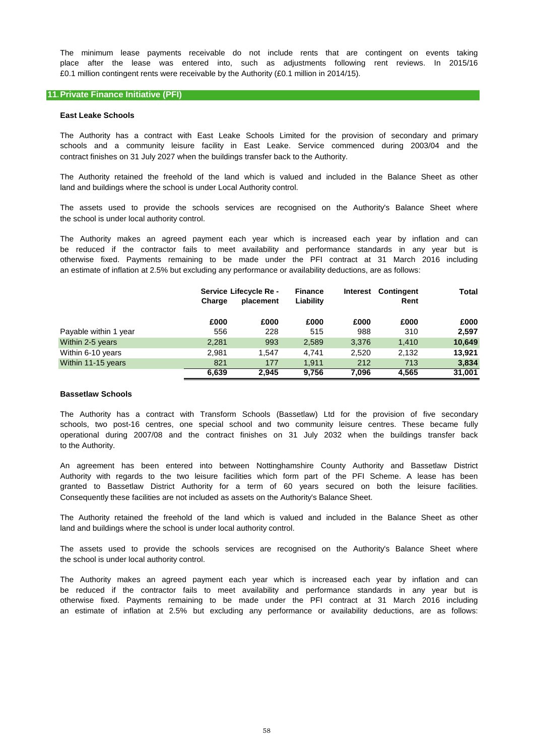The minimum lease payments receivable do not include rents that are contingent on events taking place after the lease was entered into, such as adjustments following rent reviews. In 2015/16 £0.1 million contingent rents were receivable by the Authority (£0.1 million in 2014/15).

## 11. Private Finance Initiative (PFI)

### East Leake Schools

The Authority has a contract with East Leake Schools Limited for the provision of secondary and primary schools and a community leisure facility in East Leake. Service commenced during 2003/04 and the contract finishes on 31 July 2027 when the buildings transfer back to the Authority.

The Authority retained the freehold of the land which is valued and included in the Balance Sheet as other land and buildings where the school is under Local Authority control.

The assets used to provide the schools services are recognised on the Authority's Balance Sheet where the school is under local authority control.

The Authority makes an agreed payment each year which is increased each year by inflation and can be reduced if the contractor fails to meet availability and performance standards in any year but is otherwise fixed. Payments remaining to be made under the PFI contract at 31 March 2016 including an estimate of inflation at 2.5% but excluding any performance or availability deductions, are as follows:

| | Service Charge | Lifecycle Re - placement | Finance Liability | Interest | Contingent Rent | Total |
|---|---|---|---|---|---|---|
| | £000 | £000 | £000 | £000 | £000 | £000 |
| Payable within 1 year | 556 | 228 | 515 | 988 | 310 | **2,597** |
| Within 2-5 years | 2,281 | 993 | 2,589 | 3,376 | 1,410 | **10,649** |
| Within 6-10 years | 2,981 | 1,547 | 4,741 | 2,520 | 2,132 | **13,921** |
| Within 11-15 years | 821 | 177 | 1,911 | 212 | 713 | **3,834** |
| | **6,639** | **2,945** | **9,756** | **7,096** | **4,565** | **31,001** |

### Bassetlaw Schools

The Authority has a contract with Transform Schools (Bassetlaw) Ltd for the provision of five secondary schools, two post-16 centres, one special school and two community leisure centres. These became fully operational during 2007/08 and the contract finishes on 31 July 2032 when the buildings transfer back to the Authority.

An agreement has been entered into between Nottinghamshire County Authority and Bassetlaw District Authority with regards to the two leisure facilities which form part of the PFI Scheme. A lease has been granted to Bassetlaw District Authority for a term of 60 years secured on both the leisure facilities. Consequently these facilities are not included as assets on the Authority's Balance Sheet.

The Authority retained the freehold of the land which is valued and included in the Balance Sheet as other land and buildings where the school is under local authority control.

The assets used to provide the schools services are recognised on the Authority's Balance Sheet where the school is under local authority control.

The Authority makes an agreed payment each year which is increased each year by inflation and can be reduced if the contractor fails to meet availability and performance standards in any year but is otherwise fixed. Payments remaining to be made under the PFI contract at 31 March 2016 including an estimate of inflation at 2.5% but excluding any performance or availability deductions, are as follows: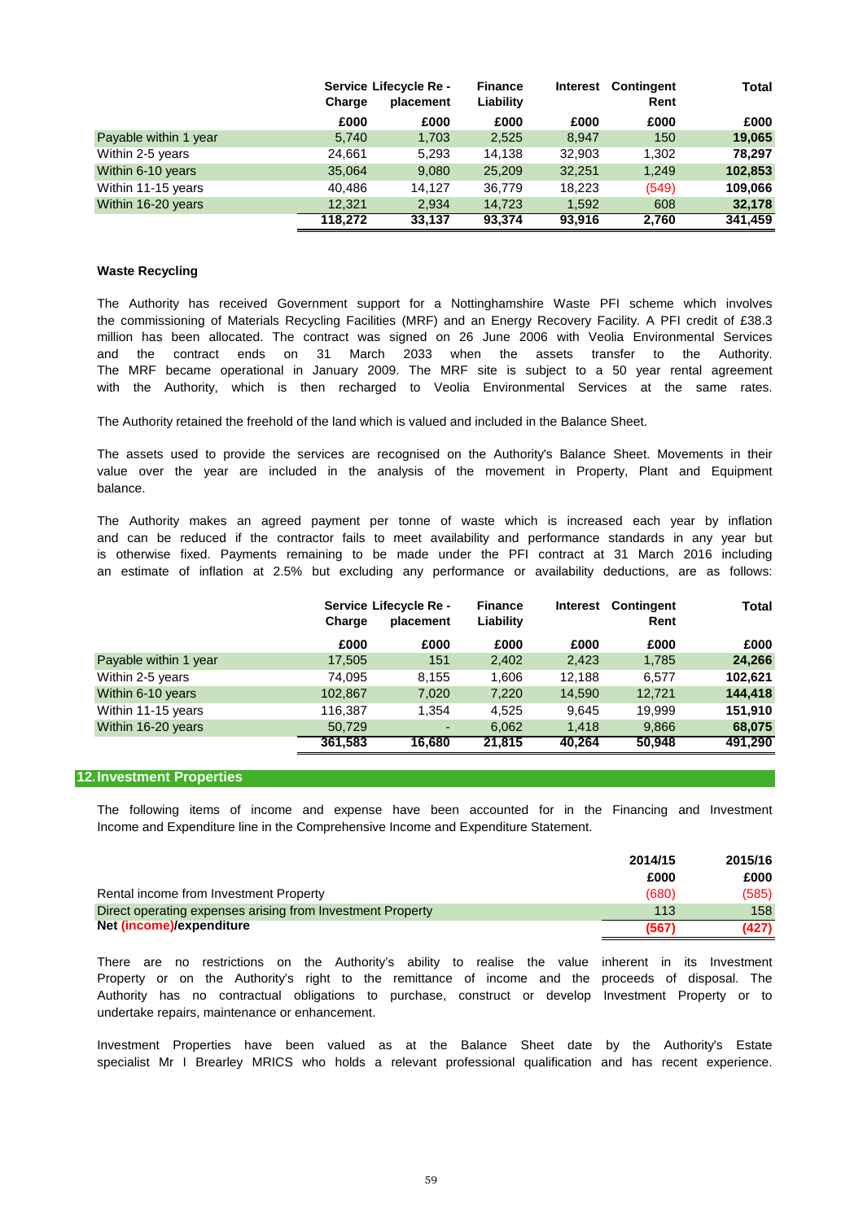| | Service Charge | Lifecycle Re - placement | Finance Liability | Interest | Contingent Rent | Total |
|---|---|---|---|---|---|---|
| | £000 | £000 | £000 | £000 | £000 | £000 |
| Payable within 1 year | 5,740 | 1,703 | 2,525 | 8,947 | 150 | **19,065** |
| Within 2-5 years | 24,661 | 5,293 | 14,138 | 32,903 | 1,302 | **78,297** |
| Within 6-10 years | 35,064 | 9,080 | 25,209 | 32,251 | 1,249 | **102,853** |
| Within 11-15 years | 40,486 | 14,127 | 36,779 | 18,223 | (549) | **109,066** |
| Within 16-20 years | 12,321 | 2,934 | 14,723 | 1,592 | 608 | **32,178** |
| | **118,272** | **33,137** | **93,374** | **93,916** | **2,760** | **341,459** |

**Waste Recycling**

The Authority has received Government support for a Nottinghamshire Waste PFI scheme which involves the commissioning of Materials Recycling Facilities (MRF) and an Energy Recovery Facility. A PFI credit of £38.3 million has been allocated. The contract was signed on 26 June 2006 with Veolia Environmental Services and the contract ends on 31 March 2033 when the assets transfer to the Authority. The MRF became operational in January 2009. The MRF site is subject to a 50 year rental agreement with the Authority, which is then recharged to Veolia Environmental Services at the same rates.

The Authority retained the freehold of the land which is valued and included in the Balance Sheet.

The assets used to provide the services are recognised on the Authority's Balance Sheet. Movements in their value over the year are included in the analysis of the movement in Property, Plant and Equipment balance.

The Authority makes an agreed payment per tonne of waste which is increased each year by inflation and can be reduced if the contractor fails to meet availability and performance standards in any year but is otherwise fixed. Payments remaining to be made under the PFI contract at 31 March 2016 including an estimate of inflation at 2.5% but excluding any performance or availability deductions, are as follows:

| | Service Charge | Lifecycle Re - placement | Finance Liability | Interest | Contingent Rent | Total |
|---|---|---|---|---|---|---|
| | £000 | £000 | £000 | £000 | £000 | £000 |
| Payable within 1 year | 17,505 | 151 | 2,402 | 2,423 | 1,785 | **24,266** |
| Within 2-5 years | 74,095 | 8,155 | 1,606 | 12,188 | 6,577 | **102,621** |
| Within 6-10 years | 102,867 | 7,020 | 7,220 | 14,590 | 12,721 | **144,418** |
| Within 11-15 years | 116,387 | 1,354 | 4,525 | 9,645 | 19,999 | **151,910** |
| Within 16-20 years | 50,729 | - | 6,062 | 1,418 | 9,866 | **68,075** |
| | **361,583** | **16,680** | **21,815** | **40,264** | **50,948** | **491,290** |

## 12. Investment Properties

The following items of income and expense have been accounted for in the Financing and Investment Income and Expenditure line in the Comprehensive Income and Expenditure Statement.

| | 2014/15 | 2015/16 |
|---|---|---|
| | £000 | £000 |
| Rental income from Investment Property | (680) | (585) |
| Direct operating expenses arising from Investment Property | 113 | 158 |
| **Net (income)/expenditure** | **(567)** | **(427)** |

There are no restrictions on the Authority's ability to realise the value inherent in its Investment Property or on the Authority's right to the remittance of income and the proceeds of disposal. The Authority has no contractual obligations to purchase, construct or develop Investment Property or to undertake repairs, maintenance or enhancement.

Investment Properties have been valued as at the Balance Sheet date by the Authority's Estate specialist Mr I Brearley MRICS who holds a relevant professional qualification and has recent experience.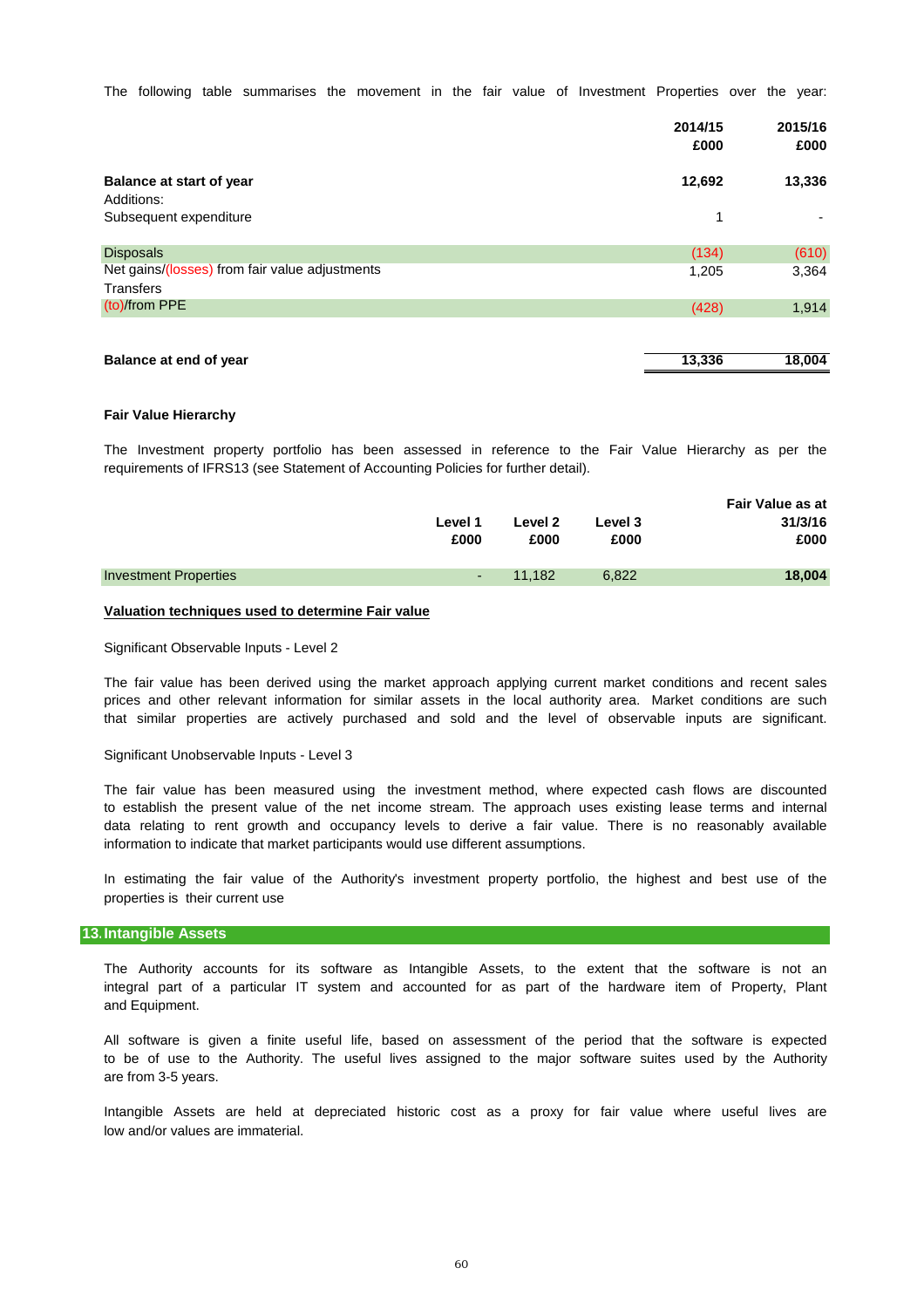The following table summarises the movement in the fair value of Investment Properties over the year:

| | 2014/15 £000 | 2015/16 £000 |
|---|---|---|
| **Balance at start of year** | **12,692** | **13,336** |
| Additions: | | |
| Subsequent expenditure | 1 | - |
| Disposals | (134) | (610) |
| Net gains/(losses) from fair value adjustments | 1,205 | 3,364 |
| Transfers | | |
| (to)/from PPE | (428) | 1,914 |
| **Balance at end of year** | **13,336** | **18,004** |

**Fair Value Hierarchy**

The Investment property portfolio has been assessed in reference to the Fair Value Hierarchy as per the requirements of IFRS13 (see Statement of Accounting Policies for further detail).

| | Level 1 £000 | Level 2 £000 | Level 3 £000 | Fair Value as at 31/3/16 £000 |
|---|---|---|---|---|
| Investment Properties | - | 11,182 | 6,822 | **18,004** |

**Valuation techniques used to determine Fair value**

Significant Observable Inputs - Level 2

The fair value has been derived using the market approach applying current market conditions and recent sales prices and other relevant information for similar assets in the local authority area. Market conditions are such that similar properties are actively purchased and sold and the level of observable inputs are significant.

Significant Unobservable Inputs - Level 3

The fair value has been measured using the investment method, where expected cash flows are discounted to establish the present value of the net income stream. The approach uses existing lease terms and internal data relating to rent growth and occupancy levels to derive a fair value. There is no reasonably available information to indicate that market participants would use different assumptions.

In estimating the fair value of the Authority's investment property portfolio, the highest and best use of the properties is their current use

## 13. Intangible Assets

The Authority accounts for its software as Intangible Assets, to the extent that the software is not an integral part of a particular IT system and accounted for as part of the hardware item of Property, Plant and Equipment.

All software is given a finite useful life, based on assessment of the period that the software is expected to be of use to the Authority. The useful lives assigned to the major software suites used by the Authority are from 3-5 years.

Intangible Assets are held at depreciated historic cost as a proxy for fair value where useful lives are low and/or values are immaterial.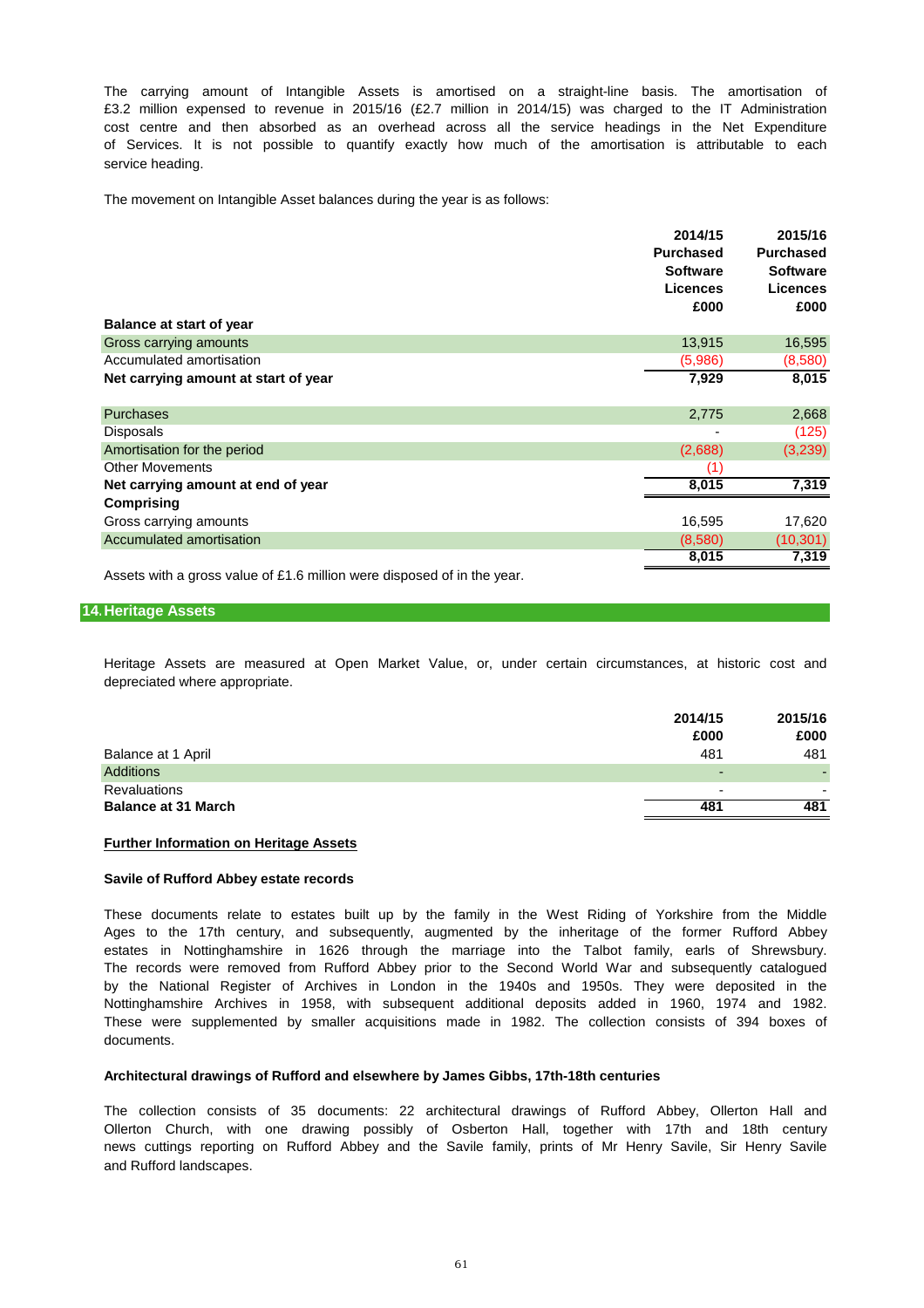The carrying amount of Intangible Assets is amortised on a straight-line basis. The amortisation of £3.2 million expensed to revenue in 2015/16 (£2.7 million in 2014/15) was charged to the IT Administration cost centre and then absorbed as an overhead across all the service headings in the Net Expenditure of Services. It is not possible to quantify exactly how much of the amortisation is attributable to each service heading.

The movement on Intangible Asset balances during the year is as follows:

| | 2014/15 Purchased Software Licences £000 | 2015/16 Purchased Software Licences £000 |
|---|---|---|
| **Balance at start of year** | | |
| Gross carrying amounts | 13,915 | 16,595 |
| Accumulated amortisation | (5,986) | (8,580) |
| **Net carrying amount at start of year** | **7,929** | **8,015** |
| | | |
| Purchases | 2,775 | 2,668 |
| Disposals | - | (125) |
| Amortisation for the period | (2,688) | (3,239) |
| Other Movements | (1) | |
| **Net carrying amount at end of year** | **8,015** | **7,319** |
| **Comprising** | | |
| Gross carrying amounts | 16,595 | 17,620 |
| Accumulated amortisation | (8,580) | (10,301) |
| | **8,015** | **7,319** |

Assets with a gross value of £1.6 million were disposed of in the year.

## 14. Heritage Assets

Heritage Assets are measured at Open Market Value, or, under certain circumstances, at historic cost and depreciated where appropriate.

| | 2014/15 £000 | 2015/16 £000 |
|---|---|---|
| Balance at 1 April | 481 | 481 |
| Additions | - | - |
| Revaluations | - | - |
| **Balance at 31 March** | **481** | **481** |

**Further Information on Heritage Assets**

**Savile of Rufford Abbey estate records**

These documents relate to estates built up by the family in the West Riding of Yorkshire from the Middle Ages to the 17th century, and subsequently, augmented by the inheritage of the former Rufford Abbey estates in Nottinghamshire in 1626 through the marriage into the Talbot family, earls of Shrewsbury. The records were removed from Rufford Abbey prior to the Second World War and subsequently catalogued by the National Register of Archives in London in the 1940s and 1950s. They were deposited in the Nottinghamshire Archives in 1958, with subsequent additional deposits added in 1960, 1974 and 1982. These were supplemented by smaller acquisitions made in 1982. The collection consists of 394 boxes of documents.

**Architectural drawings of Rufford and elsewhere by James Gibbs, 17th-18th centuries**

The collection consists of 35 documents: 22 architectural drawings of Rufford Abbey, Ollerton Hall and Ollerton Church, with one drawing possibly of Osberton Hall, together with 17th and 18th century news cuttings reporting on Rufford Abbey and the Savile family, prints of Mr Henry Savile, Sir Henry Savile and Rufford landscapes.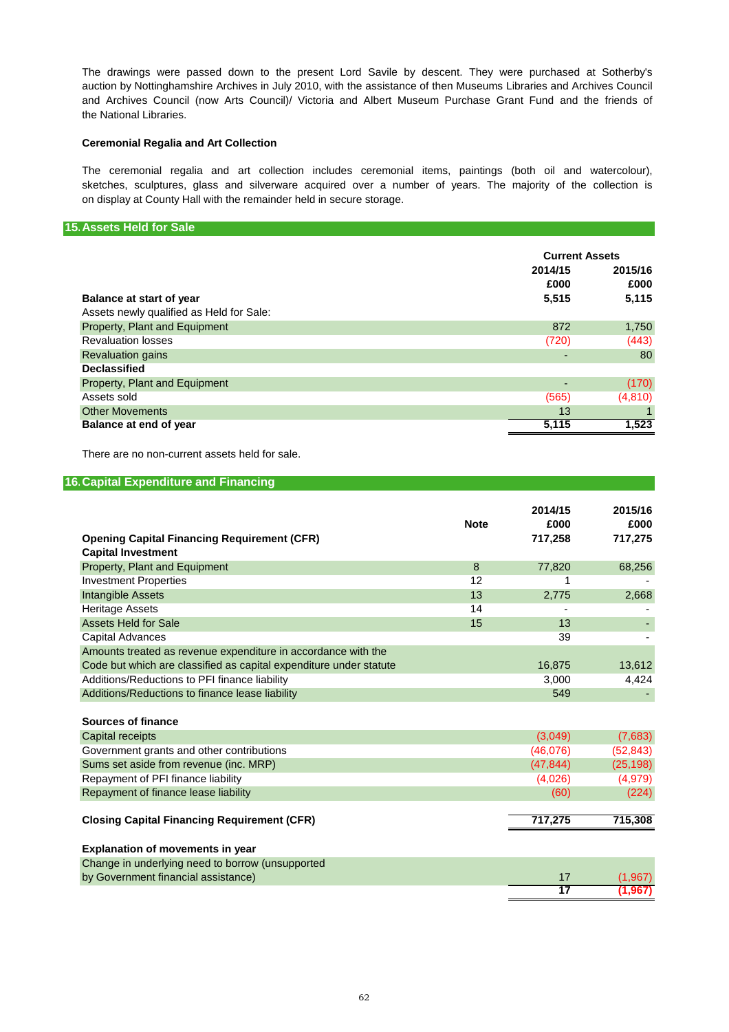The drawings were passed down to the present Lord Savile by descent. They were purchased at Sotherby's auction by Nottinghamshire Archives in July 2010, with the assistance of then Museums Libraries and Archives Council and Archives Council (now Arts Council)/ Victoria and Albert Museum Purchase Grant Fund and the friends of the National Libraries.

**Ceremonial Regalia and Art Collection**

The ceremonial regalia and art collection includes ceremonial items, paintings (both oil and watercolour), sketches, sculptures, glass and silverware acquired over a number of years. The majority of the collection is on display at County Hall with the remainder held in secure storage.

## 15. Assets Held for Sale

| | Current Assets | |
|---|---|---|
| | **2014/15** | **2015/16** |
| | **£000** | **£000** |
| **Balance at start of year** | **5,515** | **5,115** |
| Assets newly qualified as Held for Sale: | | |
| Property, Plant and Equipment | 872 | 1,750 |
| Revaluation losses | (720) | (443) |
| Revaluation gains | - | 80 |
| **Declassified** | | |
| Property, Plant and Equipment | - | (170) |
| Assets sold | (565) | (4,810) |
| Other Movements | 13 | 1 |
| **Balance at end of year** | **5,115** | **1,523** |

There are no non-current assets held for sale.

## 16. Capital Expenditure and Financing

| | Note | 2014/15 £000 | 2015/16 £000 |
|---|---|---|---|
| **Opening Capital Financing Requirement (CFR)** | | **717,258** | **717,275** |
| **Capital Investment** | | | |
| Property, Plant and Equipment | 8 | 77,820 | 68,256 |
| Investment Properties | 12 | 1 | - |
| Intangible Assets | 13 | 2,775 | 2,668 |
| Heritage Assets | 14 | - | - |
| Assets Held for Sale | 15 | 13 | - |
| Capital Advances | | 39 | - |
| Amounts treated as revenue expenditure in accordance with the Code but which are classified as capital expenditure under statute | | 16,875 | 13,612 |
| Additions/Reductions to PFI finance liability | | 3,000 | 4,424 |
| Additions/Reductions to finance lease liability | | 549 | - |
| **Sources of finance** | | | |
| Capital receipts | | (3,049) | (7,683) |
| Government grants and other contributions | | (46,076) | (52,843) |
| Sums set aside from revenue (inc. MRP) | | (47,844) | (25,198) |
| Repayment of PFI finance liability | | (4,026) | (4,979) |
| Repayment of finance lease liability | | (60) | (224) |
| **Closing Capital Financing Requirement (CFR)** | | **717,275** | **715,308** |
| **Explanation of movements in year** | | | |
| Change in underlying need to borrow (unsupported by Government financial assistance) | | 17 | (1,967) |
| | | **17** | **(1,967)** |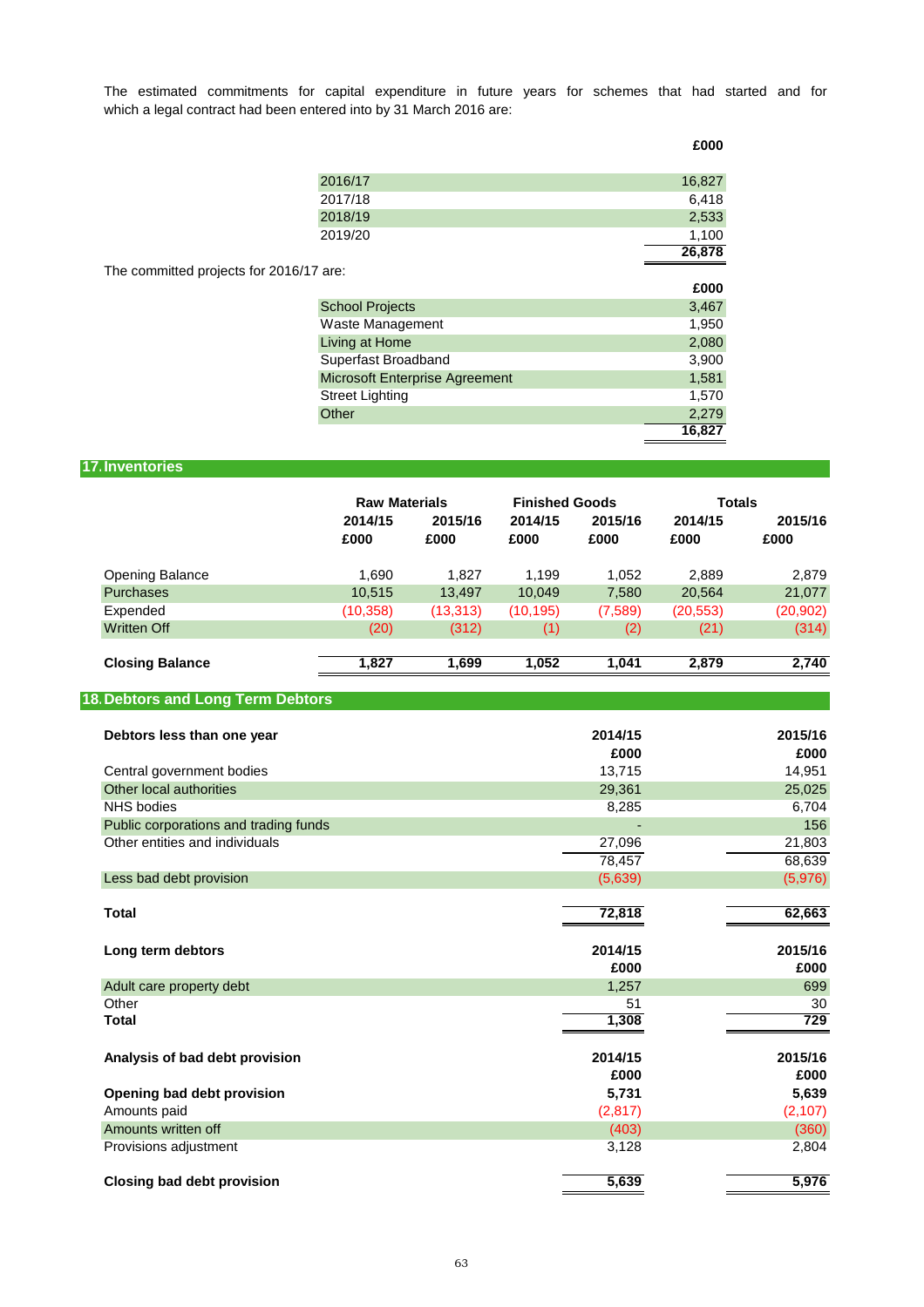The estimated commitments for capital expenditure in future years for schemes that had started and for which a legal contract had been entered into by 31 March 2016 are:

| | £000 |
|---|---|
| 2016/17 | 16,827 |
| 2017/18 | 6,418 |
| 2018/19 | 2,533 |
| 2019/20 | 1,100 |
| | 26,878 |

The committed projects for 2016/17 are:

| | £000 |
|---|---|
| School Projects | 3,467 |
| Waste Management | 1,950 |
| Living at Home | 2,080 |
| Superfast Broadband | 3,900 |
| Microsoft Enterprise Agreement | 1,581 |
| Street Lighting | 1,570 |
| Other | 2,279 |
| | 16,827 |

## 17. Inventories

| | Raw Materials | | Finished Goods | | Totals | |
|---|---|---|---|---|---|---|
| | 2014/15 £000 | 2015/16 £000 | 2014/15 £000 | 2015/16 £000 | 2014/15 £000 | 2015/16 £000 |
| Opening Balance | 1,690 | 1,827 | 1,199 | 1,052 | 2,889 | 2,879 |
| Purchases | 10,515 | 13,497 | 10,049 | 7,580 | 20,564 | 21,077 |
| Expended | (10,358) | (13,313) | (10,195) | (7,589) | (20,553) | (20,902) |
| Written Off | (20) | (312) | (1) | (2) | (21) | (314) |
| **Closing Balance** | **1,827** | **1,699** | **1,052** | **1,041** | **2,879** | **2,740** |

## 18. Debtors and Long Term Debtors

| **Debtors less than one year** | **2014/15 £000** | **2015/16 £000** |
|---|---|---|
| Central government bodies | 13,715 | 14,951 |
| Other local authorities | 29,361 | 25,025 |
| NHS bodies | 8,285 | 6,704 |
| Public corporations and trading funds | - | 156 |
| Other entities and individuals | 27,096 | 21,803 |
| | 78,457 | 68,639 |
| Less bad debt provision | (5,639) | (5,976) |
| **Total** | **72,818** | **62,663** |

| **Long term debtors** | **2014/15 £000** | **2015/16 £000** |
|---|---|---|
| Adult care property debt | 1,257 | 699 |
| Other | 51 | 30 |
| **Total** | **1,308** | **729** |

| **Analysis of bad debt provision** | **2014/15 £000** | **2015/16 £000** |
|---|---|---|
| **Opening bad debt provision** | **5,731** | **5,639** |
| Amounts paid | (2,817) | (2,107) |
| Amounts written off | (403) | (360) |
| Provisions adjustment | 3,128 | 2,804 |
| **Closing bad debt provision** | **5,639** | **5,976** |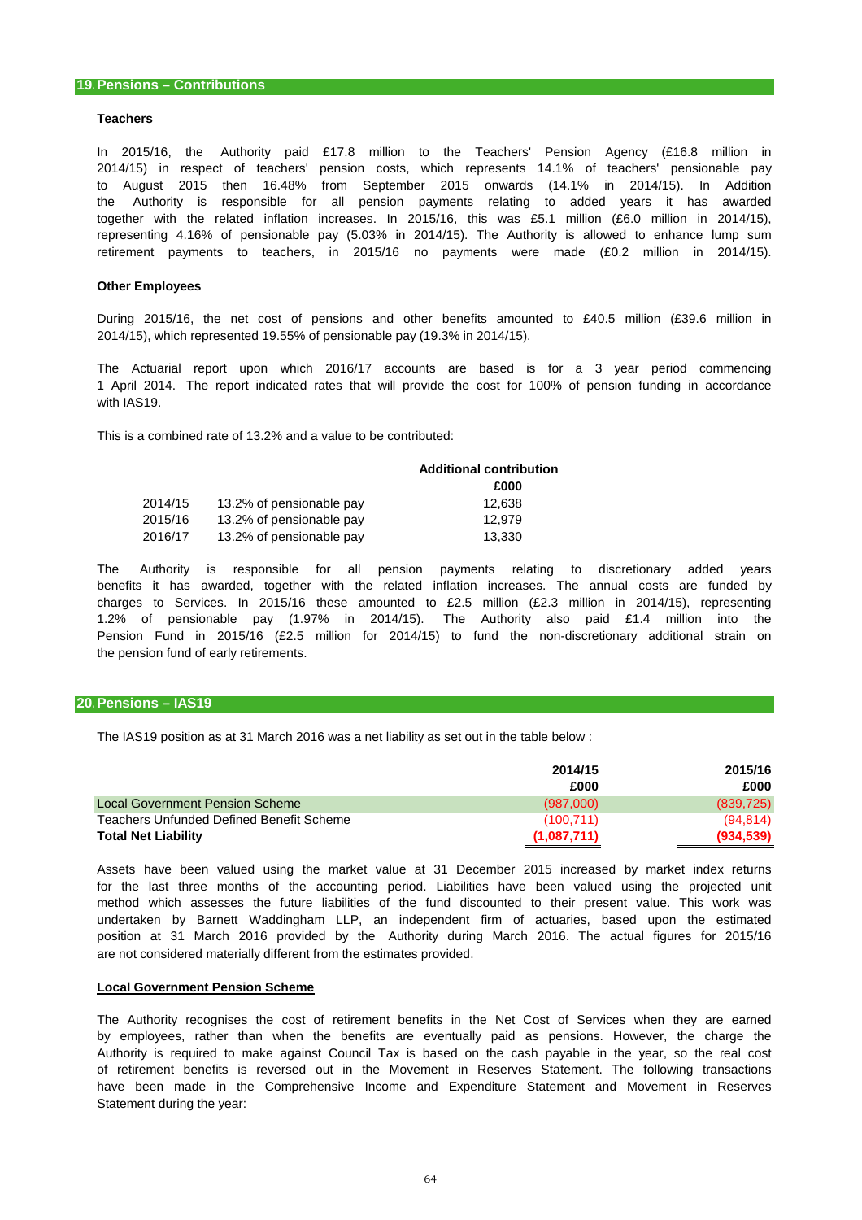## 19. Pensions – Contributions

**Teachers**

In 2015/16, the Authority paid £17.8 million to the Teachers' Pension Agency (£16.8 million in 2014/15) in respect of teachers' pension costs, which represents 14.1% of teachers' pensionable pay to August 2015 then 16.48% from September 2015 onwards (14.1% in 2014/15). In Addition the Authority is responsible for all pension payments relating to added years it has awarded together with the related inflation increases. In 2015/16, this was £5.1 million (£6.0 million in 2014/15), representing 4.16% of pensionable pay (5.03% in 2014/15). The Authority is allowed to enhance lump sum retirement payments to teachers, in 2015/16 no payments were made (£0.2 million in 2014/15).

**Other Employees**

During 2015/16, the net cost of pensions and other benefits amounted to £40.5 million (£39.6 million in 2014/15), which represented 19.55% of pensionable pay (19.3% in 2014/15).

The Actuarial report upon which 2016/17 accounts are based is for a 3 year period commencing 1 April 2014. The report indicated rates that will provide the cost for 100% of pension funding in accordance with IAS19.

This is a combined rate of 13.2% and a value to be contributed:

| | | Additional contribution |
|---|---|---|
| | | £000 |
| 2014/15 | 13.2% of pensionable pay | 12,638 |
| 2015/16 | 13.2% of pensionable pay | 12,979 |
| 2016/17 | 13.2% of pensionable pay | 13,330 |

The Authority is responsible for all pension payments relating to discretionary added years benefits it has awarded, together with the related inflation increases. The annual costs are funded by charges to Services. In 2015/16 these amounted to £2.5 million (£2.3 million in 2014/15), representing 1.2% of pensionable pay (1.97% in 2014/15). The Authority also paid £1.4 million into the Pension Fund in 2015/16 (£2.5 million for 2014/15) to fund the non-discretionary additional strain on the pension fund of early retirements.

## 20. Pensions – IAS19

The IAS19 position as at 31 March 2016 was a net liability as set out in the table below :

| | 2014/15 | 2015/16 |
|---|---|---|
| | £000 | £000 |
| Local Government Pension Scheme | (987,000) | (839,725) |
| Teachers Unfunded Defined Benefit Scheme | (100,711) | (94,814) |
| **Total Net Liability** | **(1,087,711)** | **(934,539)** |

Assets have been valued using the market value at 31 December 2015 increased by market index returns for the last three months of the accounting period. Liabilities have been valued using the projected unit method which assesses the future liabilities of the fund discounted to their present value. This work was undertaken by Barnett Waddingham LLP, an independent firm of actuaries, based upon the estimated position at 31 March 2016 provided by the Authority during March 2016. The actual figures for 2015/16 are not considered materially different from the estimates provided.

**Local Government Pension Scheme**

The Authority recognises the cost of retirement benefits in the Net Cost of Services when they are earned by employees, rather than when the benefits are eventually paid as pensions. However, the charge the Authority is required to make against Council Tax is based on the cash payable in the year, so the real cost of retirement benefits is reversed out in the Movement in Reserves Statement. The following transactions have been made in the Comprehensive Income and Expenditure Statement and Movement in Reserves Statement during the year: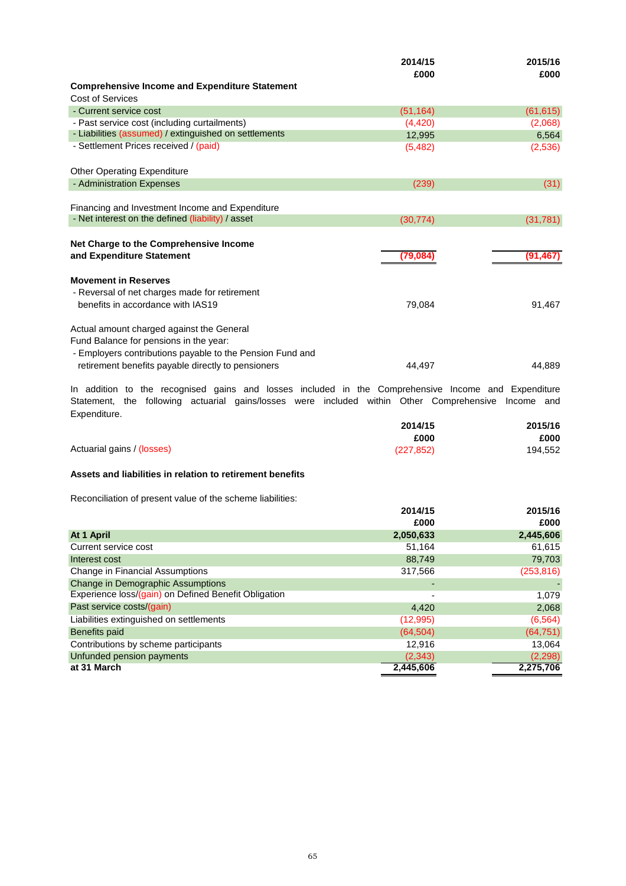| | 2014/15 £000 | 2015/16 £000 |
|---|---|---|
| **Comprehensive Income and Expenditure Statement** | | |
| Cost of Services | | |
| - Current service cost | (51,164) | (61,615) |
| - Past service cost (including curtailments) | (4,420) | (2,068) |
| - Liabilities (assumed) / extinguished on settlements | 12,995 | 6,564 |
| - Settlement Prices received / (paid) | (5,482) | (2,536) |
| | | |
| Other Operating Expenditure | | |
| - Administration Expenses | (239) | (31) |
| | | |
| Financing and Investment Income and Expenditure | | |
| - Net interest on the defined (liability) / asset | (30,774) | (31,781) |
| | | |
| **Net Charge to the Comprehensive Income and Expenditure Statement** | **(79,084)** | **(91,467)** |
| | | |
| **Movement in Reserves** | | |
| - Reversal of net charges made for retirement benefits in accordance with IAS19 | 79,084 | 91,467 |
| | | |
| Actual amount charged against the General Fund Balance for pensions in the year: | | |
| - Employers contributions payable to the Pension Fund and retirement benefits payable directly to pensioners | 44,497 | 44,889 |

In addition to the recognised gains and losses included in the Comprehensive Income and Expenditure Statement, the following actuarial gains/losses were included within Other Comprehensive Income and Expenditure.

| | 2014/15 £000 | 2015/16 £000 |
|---|---|---|
| Actuarial gains / (losses) | (227,852) | 194,552 |

**Assets and liabilities in relation to retirement benefits**

Reconciliation of present value of the scheme liabilities:

| | 2014/15 £000 | 2015/16 £000 |
|---|---|---|
| **At 1 April** | **2,050,633** | **2,445,606** |
| Current service cost | 51,164 | 61,615 |
| Interest cost | 88,749 | 79,703 |
| Change in Financial Assumptions | 317,566 | (253,816) |
| Change in Demographic Assumptions | - | - |
| Experience loss/(gain) on Defined Benefit Obligation | - | 1,079 |
| Past service costs/(gain) | 4,420 | 2,068 |
| Liabilities extinguished on settlements | (12,995) | (6,564) |
| Benefits paid | (64,504) | (64,751) |
| Contributions by scheme participants | 12,916 | 13,064 |
| Unfunded pension payments | (2,343) | (2,298) |
| **at 31 March** | **2,445,606** | **2,275,706** |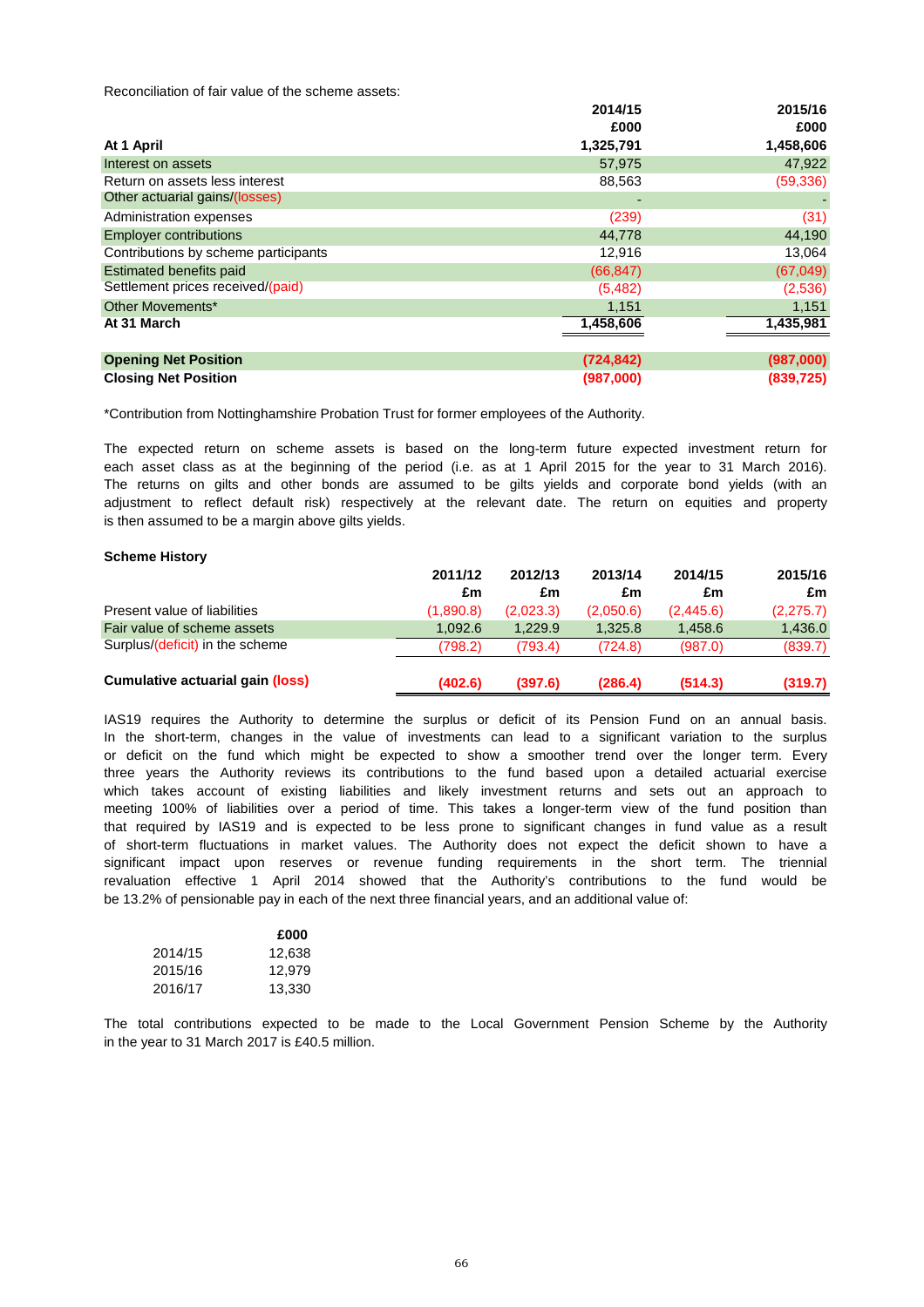Reconciliation of fair value of the scheme assets:

| | 2014/15 £000 | 2015/16 £000 |
|---|---|---|
| **At 1 April** | **1,325,791** | **1,458,606** |
| Interest on assets | 57,975 | 47,922 |
| Return on assets less interest | 88,563 | (59,336) |
| Other actuarial gains/(losses) | - | - |
| Administration expenses | (239) | (31) |
| Employer contributions | 44,778 | 44,190 |
| Contributions by scheme participants | 12,916 | 13,064 |
| Estimated benefits paid | (66,847) | (67,049) |
| Settlement prices received/(paid) | (5,482) | (2,536) |
| Other Movements* | 1,151 | 1,151 |
| **At 31 March** | **1,458,606** | **1,435,981** |
| | | |
| **Opening Net Position** | **(724,842)** | **(987,000)** |
| **Closing Net Position** | **(987,000)** | **(839,725)** |

*Contribution from Nottinghamshire Probation Trust for former employees of the Authority.

The expected return on scheme assets is based on the long-term future expected investment return for each asset class as at the beginning of the period (i.e. as at 1 April 2015 for the year to 31 March 2016). The returns on gilts and other bonds are assumed to be gilts yields and corporate bond yields (with an adjustment to reflect default risk) respectively at the relevant date. The return on equities and property is then assumed to be a margin above gilts yields.

**Scheme History**

| | 2011/12 £m | 2012/13 £m | 2013/14 £m | 2014/15 £m | 2015/16 £m |
|---|---|---|---|---|---|
| Present value of liabilities | (1,890.8) | (2,023.3) | (2,050.6) | (2,445.6) | (2,275.7) |
| Fair value of scheme assets | 1,092.6 | 1,229.9 | 1,325.8 | 1,458.6 | 1,436.0 |
| Surplus/(deficit) in the scheme | (798.2) | (793.4) | (724.8) | (987.0) | (839.7) |
| | | | | | |
| **Cumulative actuarial gain (loss)** | **(402.6)** | **(397.6)** | **(286.4)** | **(514.3)** | **(319.7)** |

IAS19 requires the Authority to determine the surplus or deficit of its Pension Fund on an annual basis. In the short-term, changes in the value of investments can lead to a significant variation to the surplus or deficit on the fund which might be expected to show a smoother trend over the longer term. Every three years the Authority reviews its contributions to the fund based upon a detailed actuarial exercise which takes account of existing liabilities and likely investment returns and sets out an approach to meeting 100% of liabilities over a period of time. This takes a longer-term view of the fund position than that required by IAS19 and is expected to be less prone to significant changes in fund value as a result of short-term fluctuations in market values. The Authority does not expect the deficit shown to have a significant impact upon reserves or revenue funding requirements in the short term. The triennial revaluation effective 1 April 2014 showed that the Authority's contributions to the fund would be 13.2% of pensionable pay in each of the next three financial years, and an additional value of:

| | £000 |
|---|---|
| 2014/15 | 12,638 |
| 2015/16 | 12,979 |
| 2016/17 | 13,330 |

The total contributions expected to be made to the Local Government Pension Scheme by the Authority in the year to 31 March 2017 is £40.5 million.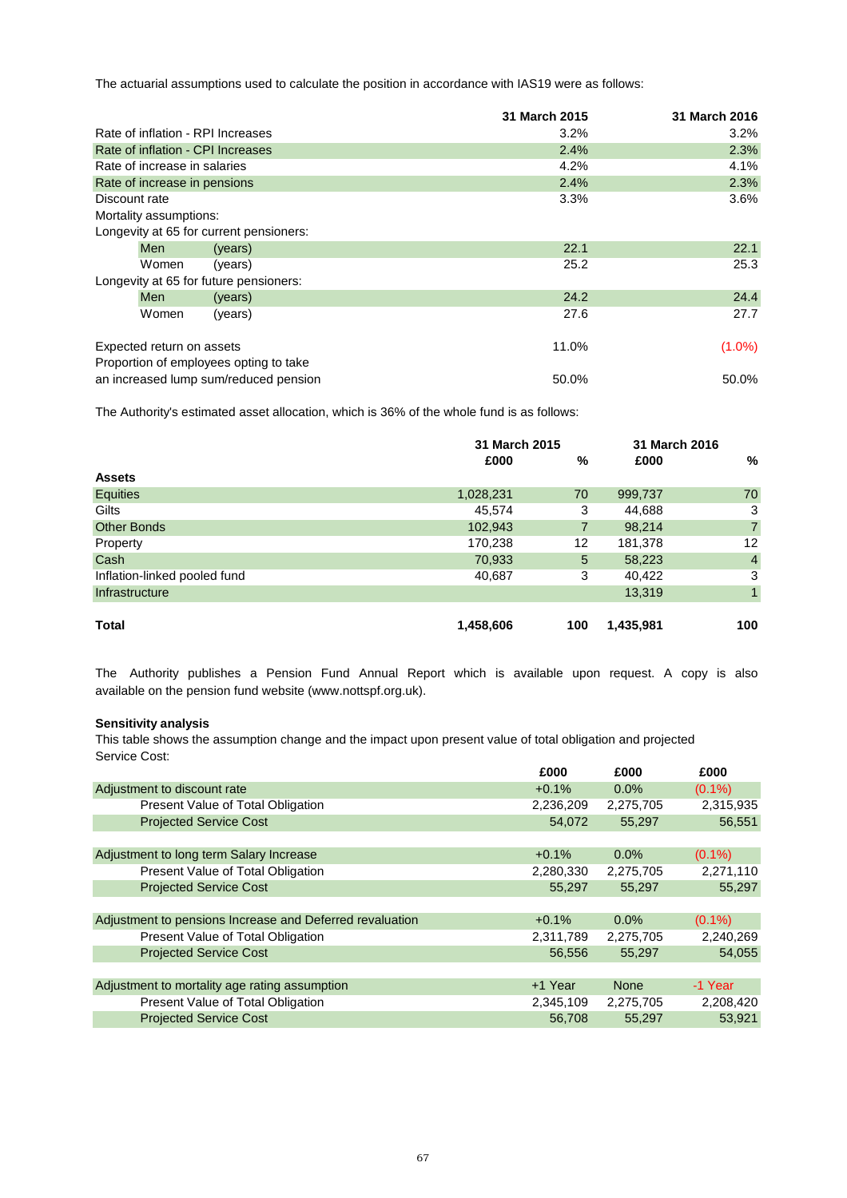The actuarial assumptions used to calculate the position in accordance with IAS19 were as follows:

| | | 31 March 2015 | 31 March 2016 |
|---|---|---|---|
| Rate of inflation - RPI Increases | | 3.2% | 3.2% |
| Rate of inflation - CPI Increases | | 2.4% | 2.3% |
| Rate of increase in salaries | | 4.2% | 4.1% |
| Rate of increase in pensions | | 2.4% | 2.3% |
| Discount rate | | 3.3% | 3.6% |
| Mortality assumptions: | | | |
| Longevity at 65 for current pensioners: | | | |
| Men | (years) | 22.1 | 22.1 |
| Women | (years) | 25.2 | 25.3 |
| Longevity at 65 for future pensioners: | | | |
| Men | (years) | 24.2 | 24.4 |
| Women | (years) | 27.6 | 27.7 |
| | | | |
| Expected return on assets | | 11.0% | (1.0%) |
| Proportion of employees opting to take an increased lump sum/reduced pension | | 50.0% | 50.0% |

The Authority's estimated asset allocation, which is 36% of the whole fund is as follows:

| | 31 March 2015 | | 31 March 2016 | |
|---|---|---|---|---|
| | £000 | % | £000 | % |
| **Assets** | | | | |
| Equities | 1,028,231 | 70 | 999,737 | 70 |
| Gilts | 45,574 | 3 | 44,688 | 3 |
| Other Bonds | 102,943 | 7 | 98,214 | 7 |
| Property | 170,238 | 12 | 181,378 | 12 |
| Cash | 70,933 | 5 | 58,223 | 4 |
| Inflation-linked pooled fund | 40,687 | 3 | 40,422 | 3 |
| Infrastructure | | | 13,319 | 1 |
| **Total** | **1,458,606** | **100** | **1,435,981** | **100** |

The Authority publishes a Pension Fund Annual Report which is available upon request. A copy is also available on the pension fund website (www.nottspf.org.uk).

**Sensitivity analysis**

This table shows the assumption change and the impact upon present value of total obligation and projected Service Cost:

| | £000 | £000 | £000 |
|---|---|---|---|
| Adjustment to discount rate | +0.1% | 0.0% | (0.1%) |
| Present Value of Total Obligation | 2,236,209 | 2,275,705 | 2,315,935 |
| Projected Service Cost | 54,072 | 55,297 | 56,551 |
| | | | |
| Adjustment to long term Salary Increase | +0.1% | 0.0% | (0.1%) |
| Present Value of Total Obligation | 2,280,330 | 2,275,705 | 2,271,110 |
| Projected Service Cost | 55,297 | 55,297 | 55,297 |
| | | | |
| Adjustment to pensions Increase and Deferred revaluation | +0.1% | 0.0% | (0.1%) |
| Present Value of Total Obligation | 2,311,789 | 2,275,705 | 2,240,269 |
| Projected Service Cost | 56,556 | 55,297 | 54,055 |
| | | | |
| Adjustment to mortality age rating assumption | +1 Year | None | -1 Year |
| Present Value of Total Obligation | 2,345,109 | 2,275,705 | 2,208,420 |
| Projected Service Cost | 56,708 | 55,297 | 53,921 |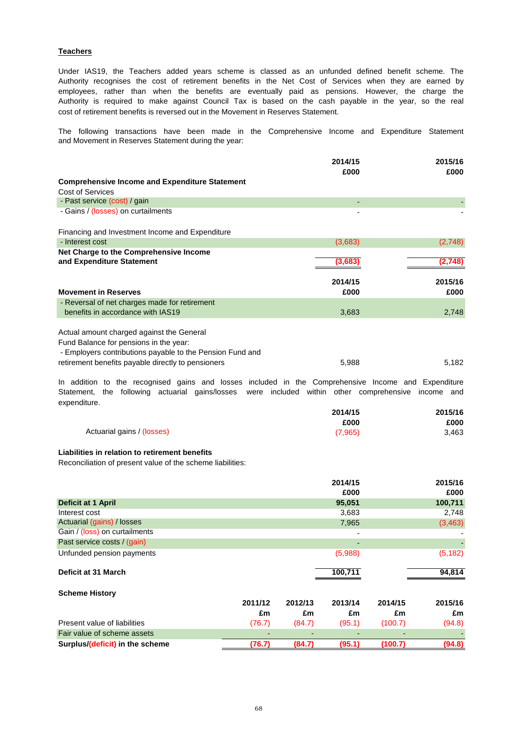**Teachers**

Under IAS19, the Teachers added years scheme is classed as an unfunded defined benefit scheme. The Authority recognises the cost of retirement benefits in the Net Cost of Services when they are earned by employees, rather than when the benefits are eventually paid as pensions. However, the charge the Authority is required to make against Council Tax is based on the cash payable in the year, so the real cost of retirement benefits is reversed out in the Movement in Reserves Statement.

The following transactions have been made in the Comprehensive Income and Expenditure Statement and Movement in Reserves Statement during the year:

| | 2014/15<br>£000 | 2015/16<br>£000 |
|---|---|---|
| **Comprehensive Income and Expenditure Statement** | | |
| Cost of Services | | |
| - Past service (cost) / gain | - | - |
| - Gains / (losses) on curtailments | - | - |
| | | |
| Financing and Investment Income and Expenditure | | |
| - Interest cost | (3,683) | (2,748) |
| **Net Charge to the Comprehensive Income and Expenditure Statement** | **(3,683)** | **(2,748)** |

| | 2014/15<br>£000 | 2015/16<br>£000 |
|---|---|---|
| **Movement in Reserves** | | |
| - Reversal of net charges made for retirement benefits in accordance with IAS19 | 3,683 | 2,748 |
| | | |
| Actual amount charged against the General Fund Balance for pensions in the year: | | |
| - Employers contributions payable to the Pension Fund and retirement benefits payable directly to pensioners | 5,988 | 5,182 |

In addition to the recognised gains and losses included in the Comprehensive Income and Expenditure Statement, the following actuarial gains/losses were included within other comprehensive income and expenditure.

| | 2014/15<br>£000 | 2015/16<br>£000 |
|---|---|---|
| Actuarial gains / (losses) | (7,965) | 3,463 |

**Liabilities in relation to retirement benefits**

Reconciliation of present value of the scheme liabilities:

| | 2014/15<br>£000 | 2015/16<br>£000 |
|---|---|---|
| **Deficit at 1 April** | **95,051** | **100,711** |
| Interest cost | 3,683 | 2,748 |
| Actuarial (gains) / losses | 7,965 | (3,463) |
| Gain / (loss) on curtailments | - | - |
| Past service costs / (gain) | - | - |
| Unfunded pension payments | (5,988) | (5,182) |
| **Deficit at 31 March** | **100,711** | **94,814** |

**Scheme History**

| | 2011/12<br>£m | 2012/13<br>£m | 2013/14<br>£m | 2014/15<br>£m | 2015/16<br>£m |
|---|---|---|---|---|---|
| Present value of liabilities | (76.7) | (84.7) | (95.1) | (100.7) | (94.8) |
| Fair value of scheme assets | - | - | - | - | - |
| **Surplus/(deficit) in the scheme** | **(76.7)** | **(84.7)** | **(95.1)** | **(100.7)** | **(94.8)** |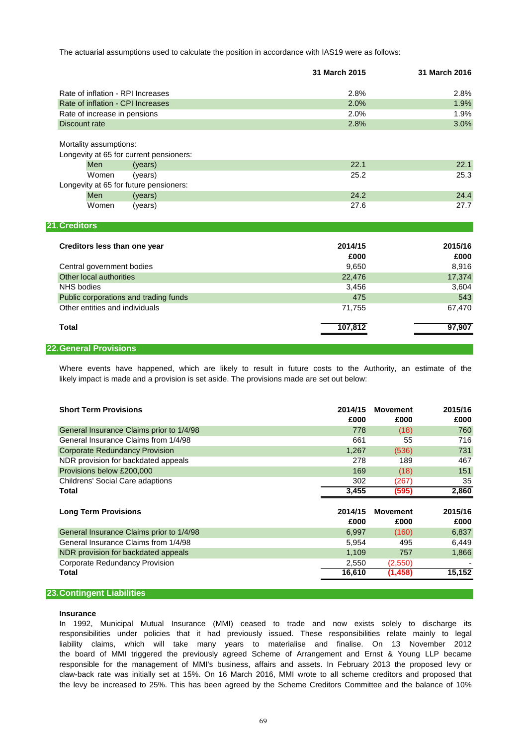The actuarial assumptions used to calculate the position in accordance with IAS19 were as follows:

| | 31 March 2015 | 31 March 2016 |
|---|---|---|
| Rate of inflation - RPI Increases | 2.8% | 2.8% |
| Rate of inflation - CPI Increases | 2.0% | 1.9% |
| Rate of increase in pensions | 2.0% | 1.9% |
| Discount rate | 2.8% | 3.0% |
| | | |
| Mortality assumptions: | | |
| Longevity at 65 for current pensioners: | | |
| Men (years) | 22.1 | 22.1 |
| Women (years) | 25.2 | 25.3 |
| Longevity at 65 for future pensioners: | | |
| Men (years) | 24.2 | 24.4 |
| Women (years) | 27.6 | 27.7 |

## 21. Creditors

| Creditors less than one year | 2014/15 £000 | 2015/16 £000 |
|---|---|---|
| Central government bodies | 9,650 | 8,916 |
| Other local authorities | 22,476 | 17,374 |
| NHS bodies | 3,456 | 3,604 |
| Public corporations and trading funds | 475 | 543 |
| Other entities and individuals | 71,755 | 67,470 |
| **Total** | **107,812** | **97,907** |

## 22. General Provisions

Where events have happened, which are likely to result in future costs to the Authority, an estimate of the likely impact is made and a provision is set aside. The provisions made are set out below:

| Short Term Provisions | 2014/15 £000 | Movement £000 | 2015/16 £000 |
|---|---|---|---|
| General Insurance Claims prior to 1/4/98 | 778 | (18) | 760 |
| General Insurance Claims from 1/4/98 | 661 | 55 | 716 |
| Corporate Redundancy Provision | 1,267 | (536) | 731 |
| NDR provision for backdated appeals | 278 | 189 | 467 |
| Provisions below £200,000 | 169 | (18) | 151 |
| Childrens' Social Care adaptions | 302 | (267) | 35 |
| **Total** | **3,455** | **(595)** | **2,860** |

| Long Term Provisions | 2014/15 £000 | Movement £000 | 2015/16 £000 |
|---|---|---|---|
| General Insurance Claims prior to 1/4/98 | 6,997 | (160) | 6,837 |
| General Insurance Claims from 1/4/98 | 5,954 | 495 | 6,449 |
| NDR provision for backdated appeals | 1,109 | 757 | 1,866 |
| Corporate Redundancy Provision | 2,550 | (2,550) | - |
| **Total** | **16,610** | **(1,458)** | **15,152** |

## 23. Contingent Liabilities

**Insurance**

In 1992, Municipal Mutual Insurance (MMI) ceased to trade and now exists solely to discharge its responsibilities under policies that it had previously issued. These responsibilities relate mainly to legal liability claims, which will take many years to materialise and finalise. On 13 November 2012 the board of MMI triggered the previously agreed Scheme of Arrangement and Ernst & Young LLP became responsible for the management of MMI's business, affairs and assets. In February 2013 the proposed levy or claw-back rate was initially set at 15%. On 16 March 2016, MMI wrote to all scheme creditors and proposed that the levy be increased to 25%. This has been agreed by the Scheme Creditors Committee and the balance of 10%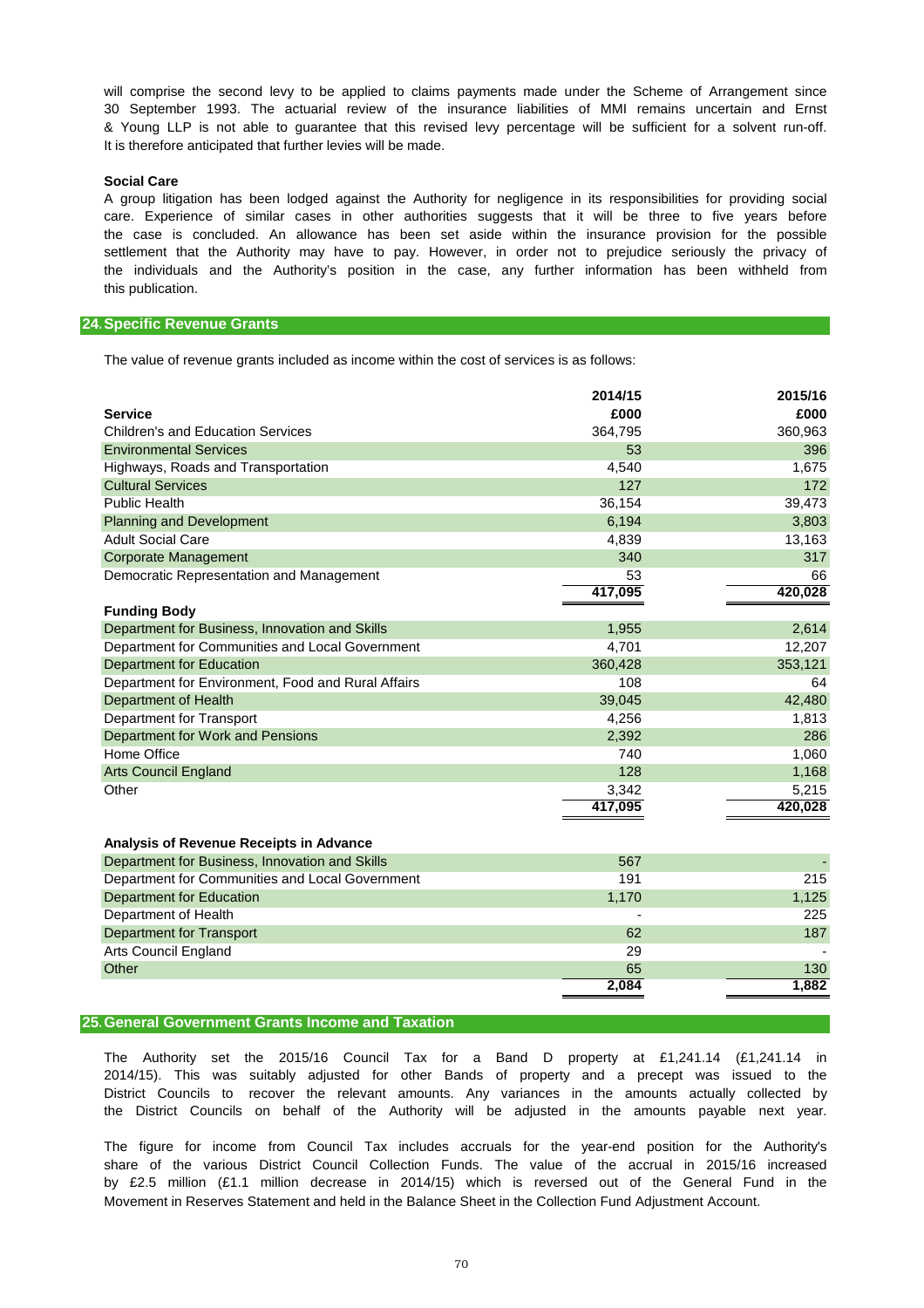will comprise the second levy to be applied to claims payments made under the Scheme of Arrangement since 30 September 1993. The actuarial review of the insurance liabilities of MMI remains uncertain and Ernst & Young LLP is not able to guarantee that this revised levy percentage will be sufficient for a solvent run-off. It is therefore anticipated that further levies will be made.

**Social Care**

A group litigation has been lodged against the Authority for negligence in its responsibilities for providing social care. Experience of similar cases in other authorities suggests that it will be three to five years before the case is concluded. An allowance has been set aside within the insurance provision for the possible settlement that the Authority may have to pay. However, in order not to prejudice seriously the privacy of the individuals and the Authority's position in the case, any further information has been withheld from this publication.

## 24. Specific Revenue Grants

The value of revenue grants included as income within the cost of services is as follows:

| Service | 2014/15 £000 | 2015/16 £000 |
|---|---|---|
| Children's and Education Services | 364,795 | 360,963 |
| Environmental Services | 53 | 396 |
| Highways, Roads and Transportation | 4,540 | 1,675 |
| Cultural Services | 127 | 172 |
| Public Health | 36,154 | 39,473 |
| Planning and Development | 6,194 | 3,803 |
| Adult Social Care | 4,839 | 13,163 |
| Corporate Management | 340 | 317 |
| Democratic Representation and Management | 53 | 66 |
| | **417,095** | **420,028** |
| **Funding Body** | | |
| Department for Business, Innovation and Skills | 1,955 | 2,614 |
| Department for Communities and Local Government | 4,701 | 12,207 |
| Department for Education | 360,428 | 353,121 |
| Department for Environment, Food and Rural Affairs | 108 | 64 |
| Department of Health | 39,045 | 42,480 |
| Department for Transport | 4,256 | 1,813 |
| Department for Work and Pensions | 2,392 | 286 |
| Home Office | 740 | 1,060 |
| Arts Council England | 128 | 1,168 |
| Other | 3,342 | 5,215 |
| | **417,095** | **420,028** |

| Analysis of Revenue Receipts in Advance | 2014/15 £000 | 2015/16 £000 |
|---|---|---|
| Department for Business, Innovation and Skills | 567 | - |
| Department for Communities and Local Government | 191 | 215 |
| Department for Education | 1,170 | 1,125 |
| Department of Health | - | 225 |
| Department for Transport | 62 | 187 |
| Arts Council England | 29 | - |
| Other | 65 | 130 |
| | **2,084** | **1,882** |

## 25. General Government Grants Income and Taxation

The Authority set the 2015/16 Council Tax for a Band D property at £1,241.14 (£1,241.14 in 2014/15). This was suitably adjusted for other Bands of property and a precept was issued to the District Councils to recover the relevant amounts. Any variances in the amounts actually collected by the District Councils on behalf of the Authority will be adjusted in the amounts payable next year.

The figure for income from Council Tax includes accruals for the year-end position for the Authority's share of the various District Council Collection Funds. The value of the accrual in 2015/16 increased by £2.5 million (£1.1 million decrease in 2014/15) which is reversed out of the General Fund in the Movement in Reserves Statement and held in the Balance Sheet in the Collection Fund Adjustment Account.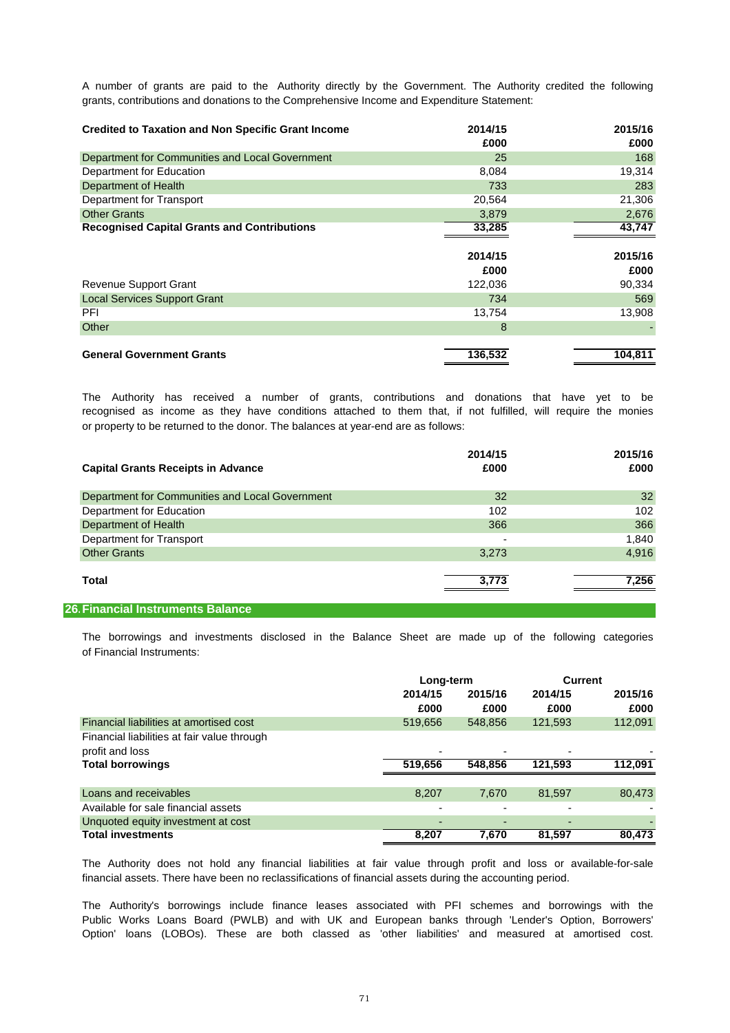A number of grants are paid to the Authority directly by the Government. The Authority credited the following grants, contributions and donations to the Comprehensive Income and Expenditure Statement:

| Credited to Taxation and Non Specific Grant Income | 2014/15 £000 | 2015/16 £000 |
|---|---|---|
| Department for Communities and Local Government | 25 | 168 |
| Department for Education | 8,084 | 19,314 |
| Department of Health | 733 | 283 |
| Department for Transport | 20,564 | 21,306 |
| Other Grants | 3,879 | 2,676 |
| **Recognised Capital Grants and Contributions** | **33,285** | **43,747** |

| | 2014/15 £000 | 2015/16 £000 |
|---|---|---|
| Revenue Support Grant | 122,036 | 90,334 |
| Local Services Support Grant | 734 | 569 |
| PFI | 13,754 | 13,908 |
| Other | 8 | - |
| **General Government Grants** | **136,532** | **104,811** |

The Authority has received a number of grants, contributions and donations that have yet to be recognised as income as they have conditions attached to them that, if not fulfilled, will require the monies or property to be returned to the donor. The balances at year-end are as follows:

| Capital Grants Receipts in Advance | 2014/15 £000 | 2015/16 £000 |
|---|---|---|
| Department for Communities and Local Government | 32 | 32 |
| Department for Education | 102 | 102 |
| Department of Health | 366 | 366 |
| Department for Transport | - | 1,840 |
| Other Grants | 3,273 | 4,916 |
| **Total** | **3,773** | **7,256** |

## 26. Financial Instruments Balance

The borrowings and investments disclosed in the Balance Sheet are made up of the following categories of Financial Instruments:

| | Long-term | | Current | |
|---|---|---|---|---|
| | 2014/15 £000 | 2015/16 £000 | 2014/15 £000 | 2015/16 £000 |
| Financial liabilities at amortised cost | 519,656 | 548,856 | 121,593 | 112,091 |
| Financial liabilities at fair value through profit and loss | - | - | - | - |
| **Total borrowings** | **519,656** | **548,856** | **121,593** | **112,091** |
| Loans and receivables | 8,207 | 7,670 | 81,597 | 80,473 |
| Available for sale financial assets | - | - | - | - |
| Unquoted equity investment at cost | - | - | - | - |
| **Total investments** | **8,207** | **7,670** | **81,597** | **80,473** |

The Authority does not hold any financial liabilities at fair value through profit and loss or available-for-sale financial assets. There have been no reclassifications of financial assets during the accounting period.

The Authority's borrowings include finance leases associated with PFI schemes and borrowings with the Public Works Loans Board (PWLB) and with UK and European banks through 'Lender's Option, Borrowers' Option' loans (LOBOs). These are both classed as 'other liabilities' and measured at amortised cost.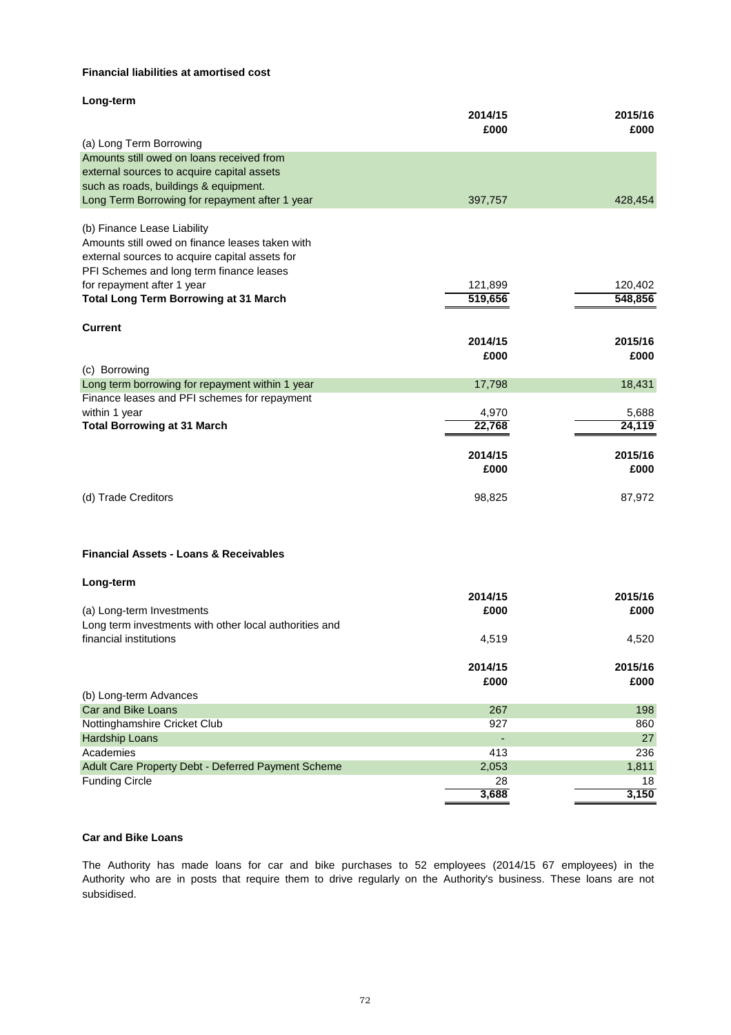**Financial liabilities at amortised cost**

**Long-term**

| | 2014/15 | 2015/16 |
|---|---|---|
| | £000 | £000 |
| (a) Long Term Borrowing | | |
| Amounts still owed on loans received from external sources to acquire capital assets such as roads, buildings & equipment. | | |
| Long Term Borrowing for repayment after 1 year | 397,757 | 428,454 |
| (b) Finance Lease Liability | | |
| Amounts still owed on finance leases taken with external sources to acquire capital assets for PFI Schemes and long term finance leases for repayment after 1 year | 121,899 | 120,402 |
| **Total Long Term Borrowing at 31 March** | 519,656 | 548,856 |

**Current**

| | 2014/15 | 2015/16 |
|---|---|---|
| | £000 | £000 |
| (c) Borrowing | | |
| Long term borrowing for repayment within 1 year | 17,798 | 18,431 |
| Finance leases and PFI schemes for repayment within 1 year | 4,970 | 5,688 |
| **Total Borrowing at 31 March** | 22,768 | 24,119 |

| | 2014/15 | 2015/16 |
|---|---|---|
| | £000 | £000 |
| (d) Trade Creditors | 98,825 | 87,972 |

**Financial Assets - Loans & Receivables**

**Long-term**

| | 2014/15 | 2015/16 |
|---|---|---|
| (a) Long-term Investments | £000 | £000 |
| Long term investments with other local authorities and financial institutions | 4,519 | 4,520 |

| | 2014/15 | 2015/16 |
|---|---|---|
| | £000 | £000 |
| (b) Long-term Advances | | |
| Car and Bike Loans | 267 | 198 |
| Nottinghamshire Cricket Club | 927 | 860 |
| Hardship Loans | - | 27 |
| Academies | 413 | 236 |
| Adult Care Property Debt - Deferred Payment Scheme | 2,053 | 1,811 |
| Funding Circle | 28 | 18 |
| | 3,688 | 3,150 |

**Car and Bike Loans**

The Authority has made loans for car and bike purchases to 52 employees (2014/15 67 employees) in the Authority who are in posts that require them to drive regularly on the Authority's business. These loans are not subsidised.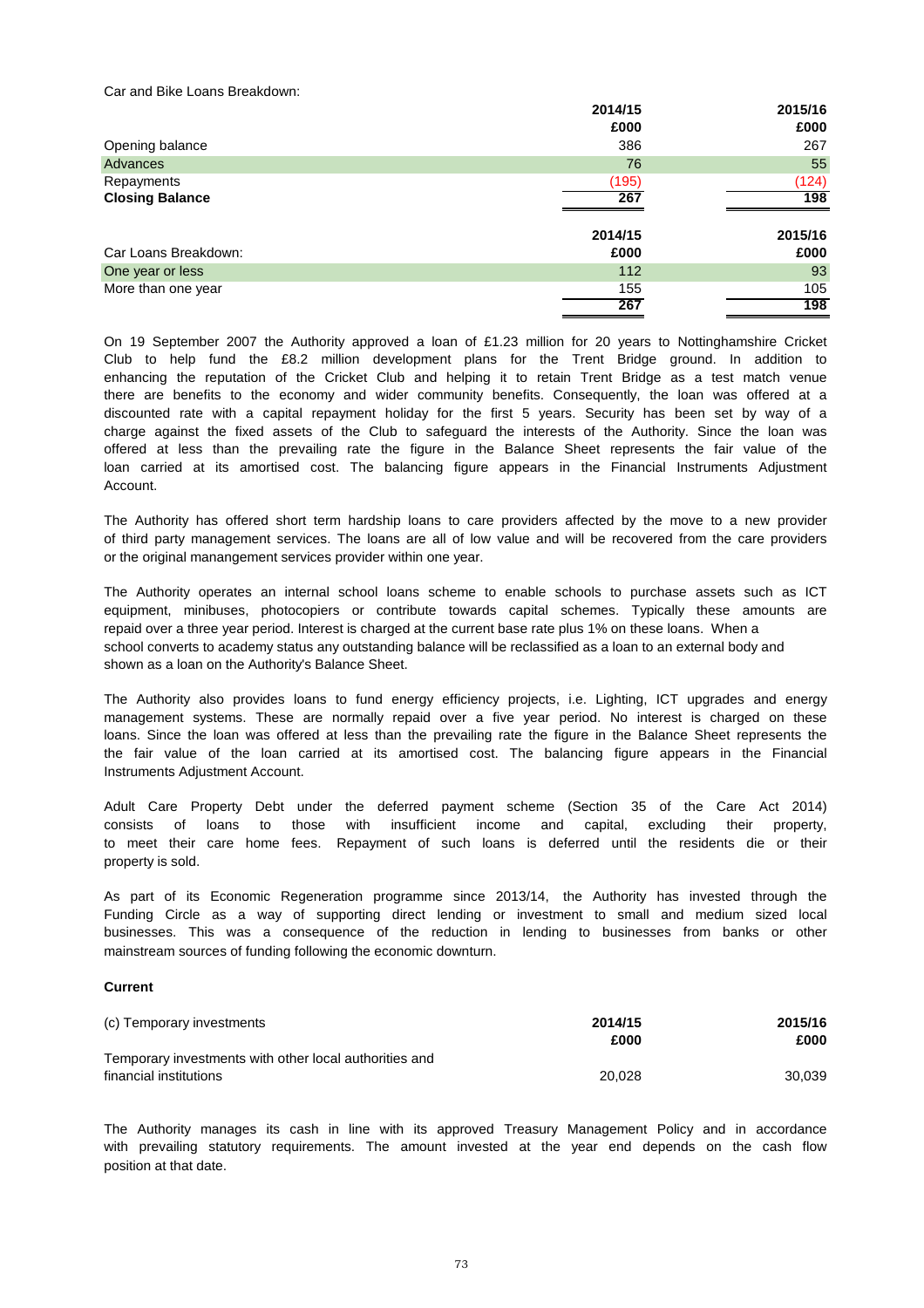Car and Bike Loans Breakdown:

| | 2014/15 | 2015/16 |
|---|---|---|
| | £000 | £000 |
| Opening balance | 386 | 267 |
| Advances | 76 | 55 |
| Repayments | (195) | (124) |
| **Closing Balance** | **267** | **198** |

| Car Loans Breakdown: | 2014/15 | 2015/16 |
|---|---|---|
| | £000 | £000 |
| One year or less | 112 | 93 |
| More than one year | 155 | 105 |
| | 267 | 198 |

On 19 September 2007 the Authority approved a loan of £1.23 million for 20 years to Nottinghamshire Cricket Club to help fund the £8.2 million development plans for the Trent Bridge ground. In addition to enhancing the reputation of the Cricket Club and helping it to retain Trent Bridge as a test match venue there are benefits to the economy and wider community benefits. Consequently, the loan was offered at a discounted rate with a capital repayment holiday for the first 5 years. Security has been set by way of a charge against the fixed assets of the Club to safeguard the interests of the Authority. Since the loan was offered at less than the prevailing rate the figure in the Balance Sheet represents the fair value of the loan carried at its amortised cost. The balancing figure appears in the Financial Instruments Adjustment Account.

The Authority has offered short term hardship loans to care providers affected by the move to a new provider of third party management services. The loans are all of low value and will be recovered from the care providers or the original manangement services provider within one year.

The Authority operates an internal school loans scheme to enable schools to purchase assets such as ICT equipment, minibuses, photocopiers or contribute towards capital schemes. Typically these amounts are repaid over a three year period. Interest is charged at the current base rate plus 1% on these loans. When a school converts to academy status any outstanding balance will be reclassified as a loan to an external body and shown as a loan on the Authority's Balance Sheet.

The Authority also provides loans to fund energy efficiency projects, i.e. Lighting, ICT upgrades and energy management systems. These are normally repaid over a five year period. No interest is charged on these loans. Since the loan was offered at less than the prevailing rate the figure in the Balance Sheet represents the the fair value of the loan carried at its amortised cost. The balancing figure appears in the Financial Instruments Adjustment Account.

Adult Care Property Debt under the deferred payment scheme (Section 35 of the Care Act 2014) consists of loans to those with insufficient income and capital, excluding their property, to meet their care home fees. Repayment of such loans is deferred until the residents die or their property is sold.

As part of its Economic Regeneration programme since 2013/14, the Authority has invested through the Funding Circle as a way of supporting direct lending or investment to small and medium sized local businesses. This was a consequence of the reduction in lending to businesses from banks or other mainstream sources of funding following the economic downturn.

**Current**

| (c) Temporary investments | 2014/15 | 2015/16 |
|---|---|---|
| | £000 | £000 |
| Temporary investments with other local authorities and financial institutions | 20,028 | 30,039 |

The Authority manages its cash in line with its approved Treasury Management Policy and in accordance with prevailing statutory requirements. The amount invested at the year end depends on the cash flow position at that date.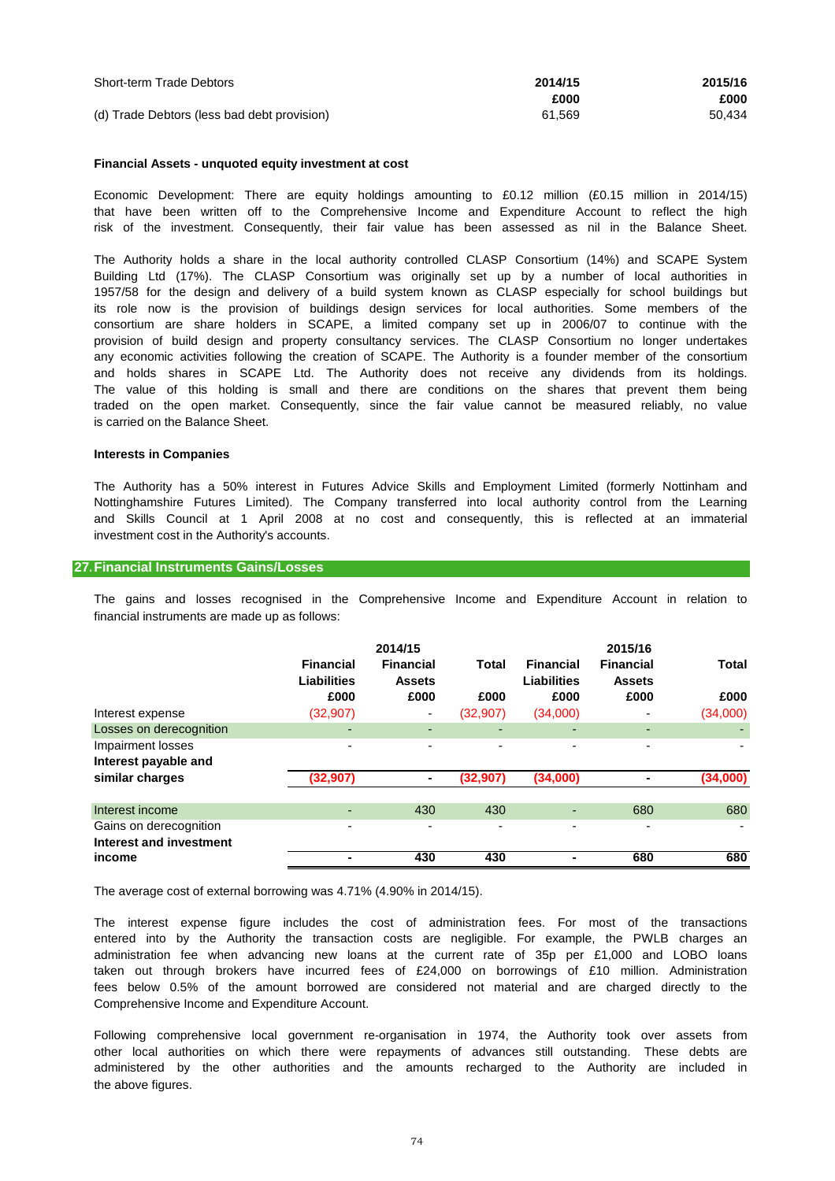| Short-term Trade Debtors | 2014/15 | 2015/16 |
|---|---|---|
| | £000 | £000 |
| (d) Trade Debtors (less bad debt provision) | 61,569 | 50,434 |

**Financial Assets - unquoted equity investment at cost**

Economic Development: There are equity holdings amounting to £0.12 million (£0.15 million in 2014/15) that have been written off to the Comprehensive Income and Expenditure Account to reflect the high risk of the investment. Consequently, their fair value has been assessed as nil in the Balance Sheet.

The Authority holds a share in the local authority controlled CLASP Consortium (14%) and SCAPE System Building Ltd (17%). The CLASP Consortium was originally set up by a number of local authorities in 1957/58 for the design and delivery of a build system known as CLASP especially for school buildings but its role now is the provision of buildings design services for local authorities. Some members of the consortium are share holders in SCAPE, a limited company set up in 2006/07 to continue with the provision of build design and property consultancy services. The CLASP Consortium no longer undertakes any economic activities following the creation of SCAPE. The Authority is a founder member of the consortium and holds shares in SCAPE Ltd. The Authority does not receive any dividends from its holdings. The value of this holding is small and there are conditions on the shares that prevent them being traded on the open market. Consequently, since the fair value cannot be measured reliably, no value is carried on the Balance Sheet.

**Interests in Companies**

The Authority has a 50% interest in Futures Advice Skills and Employment Limited (formerly Nottinham and Nottinghamshire Futures Limited). The Company transferred into local authority control from the Learning and Skills Council at 1 April 2008 at no cost and consequently, this is reflected at an immaterial investment cost in the Authority's accounts.

## 27. Financial Instruments Gains/Losses

The gains and losses recognised in the Comprehensive Income and Expenditure Account in relation to financial instruments are made up as follows:

| | 2014/15 | | | 2015/16 | | |
|---|---|---|---|---|---|---|
| | Financial Liabilities | Financial Assets | Total | Financial Liabilities | Financial Assets | Total |
| | £000 | £000 | £000 | £000 | £000 | £000 |
| Interest expense | (32,907) | - | (32,907) | (34,000) | - | (34,000) |
| Losses on derecognition | - | - | - | - | - | - |
| Impairment losses | - | - | - | - | - | - |
| **Interest payable and similar charges** | **(32,907)** | **-** | **(32,907)** | **(34,000)** | **-** | **(34,000)** |
| Interest income | - | 430 | 430 | - | 680 | 680 |
| Gains on derecognition | - | - | - | - | - | - |
| **Interest and investment income** | **-** | **430** | **430** | **-** | **680** | **680** |

The average cost of external borrowing was 4.71% (4.90% in 2014/15).

The interest expense figure includes the cost of administration fees. For most of the transactions entered into by the Authority the transaction costs are negligible. For example, the PWLB charges an administration fee when advancing new loans at the current rate of 35p per £1,000 and LOBO loans taken out through brokers have incurred fees of £24,000 on borrowings of £10 million. Administration fees below 0.5% of the amount borrowed are considered not material and are charged directly to the Comprehensive Income and Expenditure Account.

Following comprehensive local government re-organisation in 1974, the Authority took over assets from other local authorities on which there were repayments of advances still outstanding. These debts are administered by the other authorities and the amounts recharged to the Authority are included in the above figures.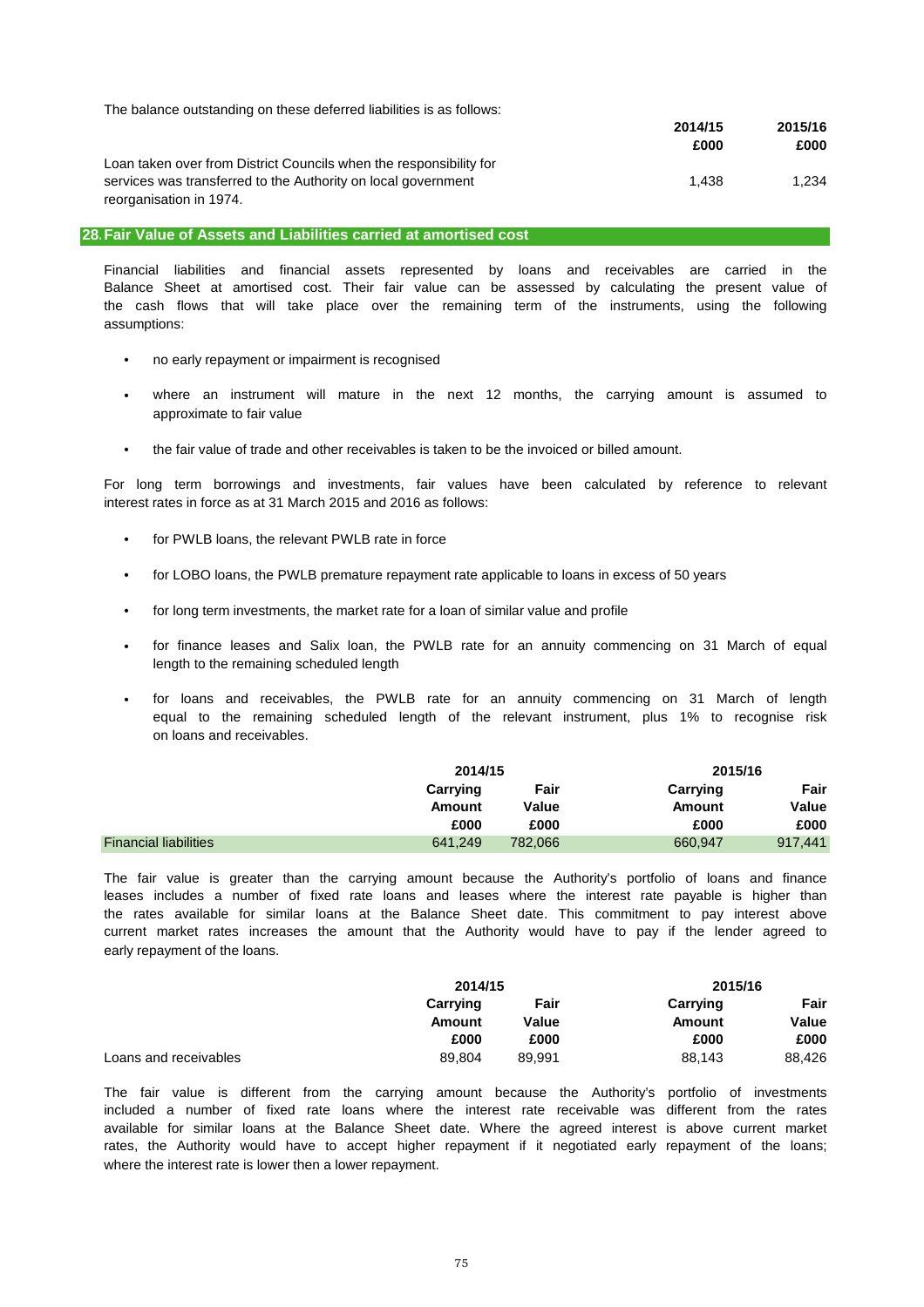The balance outstanding on these deferred liabilities is as follows:

| | 2014/15<br>£000 | 2015/16<br>£000 |
|---|---|---|
| Loan taken over from District Councils when the responsibility for services was transferred to the Authority on local government reorganisation in 1974. | 1,438 | 1,234 |

## 28. Fair Value of Assets and Liabilities carried at amortised cost

Financial liabilities and financial assets represented by loans and receivables are carried in the Balance Sheet at amortised cost. Their fair value can be assessed by calculating the present value of the cash flows that will take place over the remaining term of the instruments, using the following assumptions:

- no early repayment or impairment is recognised
- where an instrument will mature in the next 12 months, the carrying amount is assumed to approximate to fair value
- the fair value of trade and other receivables is taken to be the invoiced or billed amount.

For long term borrowings and investments, fair values have been calculated by reference to relevant interest rates in force as at 31 March 2015 and 2016 as follows:

- for PWLB loans, the relevant PWLB rate in force
- for LOBO loans, the PWLB premature repayment rate applicable to loans in excess of 50 years
- for long term investments, the market rate for a loan of similar value and profile
- for finance leases and Salix loan, the PWLB rate for an annuity commencing on 31 March of equal length to the remaining scheduled length
- for loans and receivables, the PWLB rate for an annuity commencing on 31 March of length equal to the remaining scheduled length of the relevant instrument, plus 1% to recognise risk on loans and receivables.

| | 2014/15 | | 2015/16 | |
|---|---|---|---|---|
| | Carrying Amount<br>£000 | Fair Value<br>£000 | Carrying Amount<br>£000 | Fair Value<br>£000 |
| Financial liabilities | 641,249 | 782,066 | 660,947 | 917,441 |

The fair value is greater than the carrying amount because the Authority's portfolio of loans and finance leases includes a number of fixed rate loans and leases where the interest rate payable is higher than the rates available for similar loans at the Balance Sheet date. This commitment to pay interest above current market rates increases the amount that the Authority would have to pay if the lender agreed to early repayment of the loans.

| | 2014/15 | | 2015/16 | |
|---|---|---|---|---|
| | Carrying Amount<br>£000 | Fair Value<br>£000 | Carrying Amount<br>£000 | Fair Value<br>£000 |
| Loans and receivables | 89,804 | 89,991 | 88,143 | 88,426 |

The fair value is different from the carrying amount because the Authority's portfolio of investments included a number of fixed rate loans where the interest rate receivable was different from the rates available for similar loans at the Balance Sheet date. Where the agreed interest is above current market rates, the Authority would have to accept higher repayment if it negotiated early repayment of the loans; where the interest rate is lower then a lower repayment.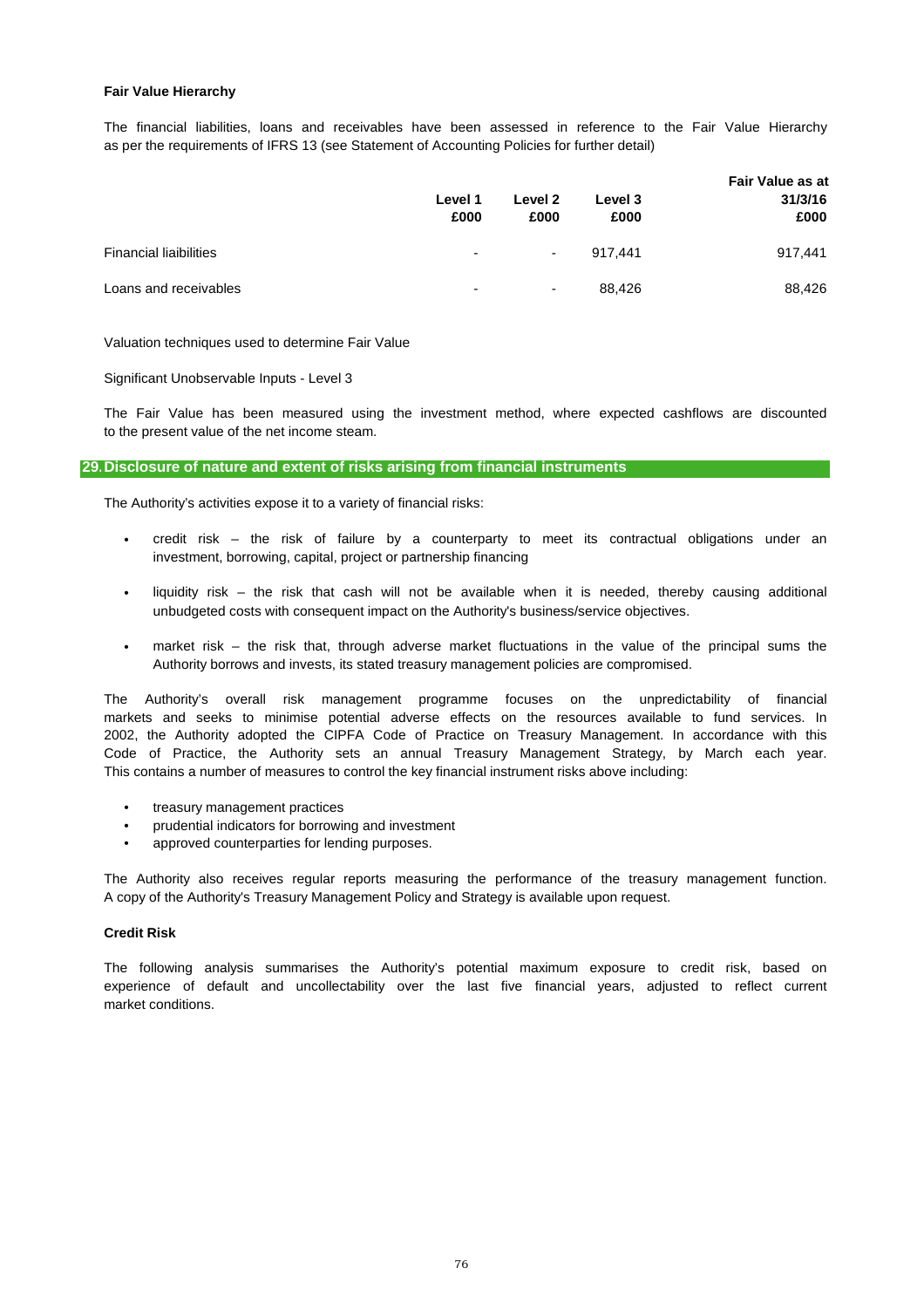**Fair Value Hierarchy**

The financial liabilities, loans and receivables have been assessed in reference to the Fair Value Hierarchy as per the requirements of IFRS 13 (see Statement of Accounting Policies for further detail)

| | Level 1 £000 | Level 2 £000 | Level 3 £000 | Fair Value as at 31/3/16 £000 |
|---|---|---|---|---|
| Financial liabilities | - | - | 917,441 | 917,441 |
| Loans and receivables | - | - | 88,426 | 88,426 |

Valuation techniques used to determine Fair Value

Significant Unobservable Inputs - Level 3

The Fair Value has been measured using the investment method, where expected cashflows are discounted to the present value of the net income steam.

## 29. Disclosure of nature and extent of risks arising from financial instruments

The Authority's activities expose it to a variety of financial risks:

- credit risk – the risk of failure by a counterparty to meet its contractual obligations under an investment, borrowing, capital, project or partnership financing
- liquidity risk – the risk that cash will not be available when it is needed, thereby causing additional unbudgeted costs with consequent impact on the Authority's business/service objectives.
- market risk – the risk that, through adverse market fluctuations in the value of the principal sums the Authority borrows and invests, its stated treasury management policies are compromised.

The Authority's overall risk management programme focuses on the unpredictability of financial markets and seeks to minimise potential adverse effects on the resources available to fund services. In 2002, the Authority adopted the CIPFA Code of Practice on Treasury Management. In accordance with this Code of Practice, the Authority sets an annual Treasury Management Strategy, by March each year. This contains a number of measures to control the key financial instrument risks above including:

- treasury management practices
- prudential indicators for borrowing and investment
- approved counterparties for lending purposes.

The Authority also receives regular reports measuring the performance of the treasury management function. A copy of the Authority's Treasury Management Policy and Strategy is available upon request.

**Credit Risk**

The following analysis summarises the Authority's potential maximum exposure to credit risk, based on experience of default and uncollectability over the last five financial years, adjusted to reflect current market conditions.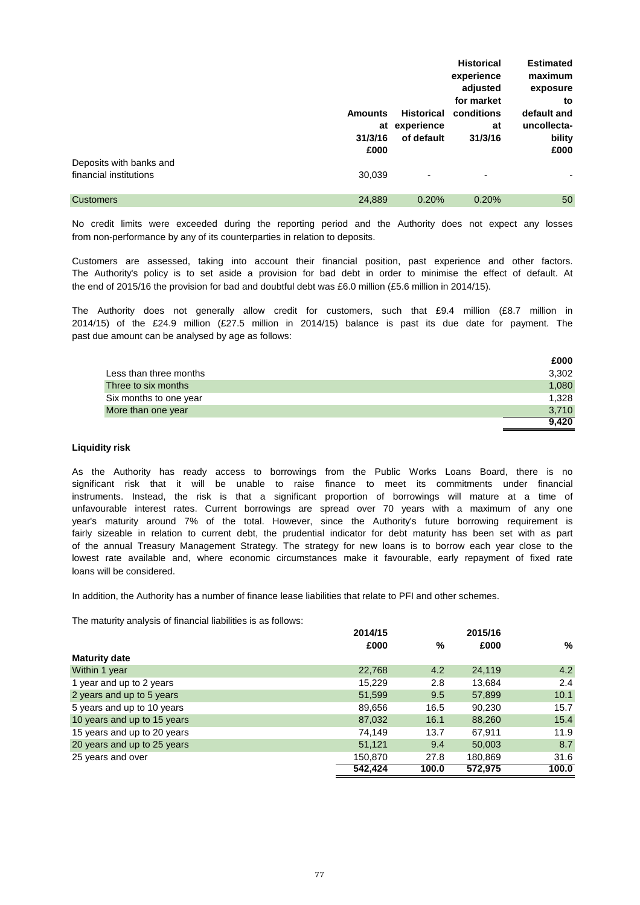| | Amounts at 31/3/16 £000 | Historical experience of default | Historical experience adjusted for market conditions at 31/3/16 | Estimated maximum exposure to default and uncollectability £000 |
|---|---|---|---|---|
| Deposits with banks and financial institutions | 30,039 | - | - | - |
| Customers | 24,889 | 0.20% | 0.20% | 50 |

No credit limits were exceeded during the reporting period and the Authority does not expect any losses from non-performance by any of its counterparties in relation to deposits.

Customers are assessed, taking into account their financial position, past experience and other factors. The Authority's policy is to set aside a provision for bad debt in order to minimise the effect of default. At the end of 2015/16 the provision for bad and doubtful debt was £6.0 million (£5.6 million in 2014/15).

The Authority does not generally allow credit for customers, such that £9.4 million (£8.7 million in 2014/15) of the £24.9 million (£27.5 million in 2014/15) balance is past its due date for payment. The past due amount can be analysed by age as follows:

| | £000 |
|---|---|
| Less than three months | 3,302 |
| Three to six months | 1,080 |
| Six months to one year | 1,328 |
| More than one year | 3,710 |
| | **9,420** |

**Liquidity risk**

As the Authority has ready access to borrowings from the Public Works Loans Board, there is no significant risk that it will be unable to raise finance to meet its commitments under financial instruments. Instead, the risk is that a significant proportion of borrowings will mature at a time of unfavourable interest rates. Current borrowings are spread over 70 years with a maximum of any one year's maturity around 7% of the total. However, since the Authority's future borrowing requirement is fairly sizeable in relation to current debt, the prudential indicator for debt maturity has been set with as part of the annual Treasury Management Strategy. The strategy for new loans is to borrow each year close to the lowest rate available and, where economic circumstances make it favourable, early repayment of fixed rate loans will be considered.

In addition, the Authority has a number of finance lease liabilities that relate to PFI and other schemes.

The maturity analysis of financial liabilities is as follows:

| | 2014/15 £000 | % | 2015/16 £000 | % |
|---|---|---|---|---|
| **Maturity date** | | | | |
| Within 1 year | 22,768 | 4.2 | 24,119 | 4.2 |
| 1 year and up to 2 years | 15,229 | 2.8 | 13,684 | 2.4 |
| 2 years and up to 5 years | 51,599 | 9.5 | 57,899 | 10.1 |
| 5 years and up to 10 years | 89,656 | 16.5 | 90,230 | 15.7 |
| 10 years and up to 15 years | 87,032 | 16.1 | 88,260 | 15.4 |
| 15 years and up to 20 years | 74,149 | 13.7 | 67,911 | 11.9 |
| 20 years and up to 25 years | 51,121 | 9.4 | 50,003 | 8.7 |
| 25 years and over | 150,870 | 27.8 | 180,869 | 31.6 |
| | **542,424** | **100.0** | **572,975** | **100.0** |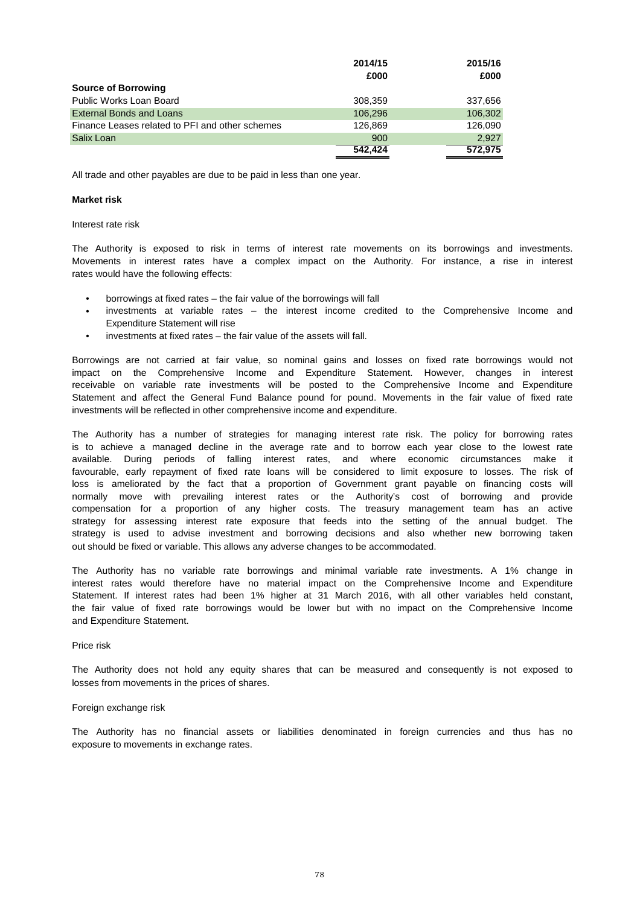| | 2014/15 | 2015/16 |
|---|---|---|
| | £000 | £000 |
| **Source of Borrowing** | | |
| Public Works Loan Board | 308,359 | 337,656 |
| External Bonds and Loans | 106,296 | 106,302 |
| Finance Leases related to PFI and other schemes | 126,869 | 126,090 |
| Salix Loan | 900 | 2,927 |
| | 542,424 | 572,975 |

All trade and other payables are due to be paid in less than one year.

**Market risk**

Interest rate risk

The Authority is exposed to risk in terms of interest rate movements on its borrowings and investments. Movements in interest rates have a complex impact on the Authority. For instance, a rise in interest rates would have the following effects:

- borrowings at fixed rates – the fair value of the borrowings will fall
- investments at variable rates – the interest income credited to the Comprehensive Income and Expenditure Statement will rise
- investments at fixed rates – the fair value of the assets will fall.

Borrowings are not carried at fair value, so nominal gains and losses on fixed rate borrowings would not impact on the Comprehensive Income and Expenditure Statement. However, changes in interest receivable on variable rate investments will be posted to the Comprehensive Income and Expenditure Statement and affect the General Fund Balance pound for pound. Movements in the fair value of fixed rate investments will be reflected in other comprehensive income and expenditure.

The Authority has a number of strategies for managing interest rate risk. The policy for borrowing rates is to achieve a managed decline in the average rate and to borrow each year close to the lowest rate available. During periods of falling interest rates, and where economic circumstances make it favourable, early repayment of fixed rate loans will be considered to limit exposure to losses. The risk of loss is ameliorated by the fact that a proportion of Government grant payable on financing costs will normally move with prevailing interest rates or the Authority's cost of borrowing and provide compensation for a proportion of any higher costs. The treasury management team has an active strategy for assessing interest rate exposure that feeds into the setting of the annual budget. The strategy is used to advise investment and borrowing decisions and also whether new borrowing taken out should be fixed or variable. This allows any adverse changes to be accommodated.

The Authority has no variable rate borrowings and minimal variable rate investments. A 1% change in interest rates would therefore have no material impact on the Comprehensive Income and Expenditure Statement. If interest rates had been 1% higher at 31 March 2016, with all other variables held constant, the fair value of fixed rate borrowings would be lower but with no impact on the Comprehensive Income and Expenditure Statement.

Price risk

The Authority does not hold any equity shares that can be measured and consequently is not exposed to losses from movements in the prices of shares.

Foreign exchange risk

The Authority has no financial assets or liabilities denominated in foreign currencies and thus has no exposure to movements in exchange rates.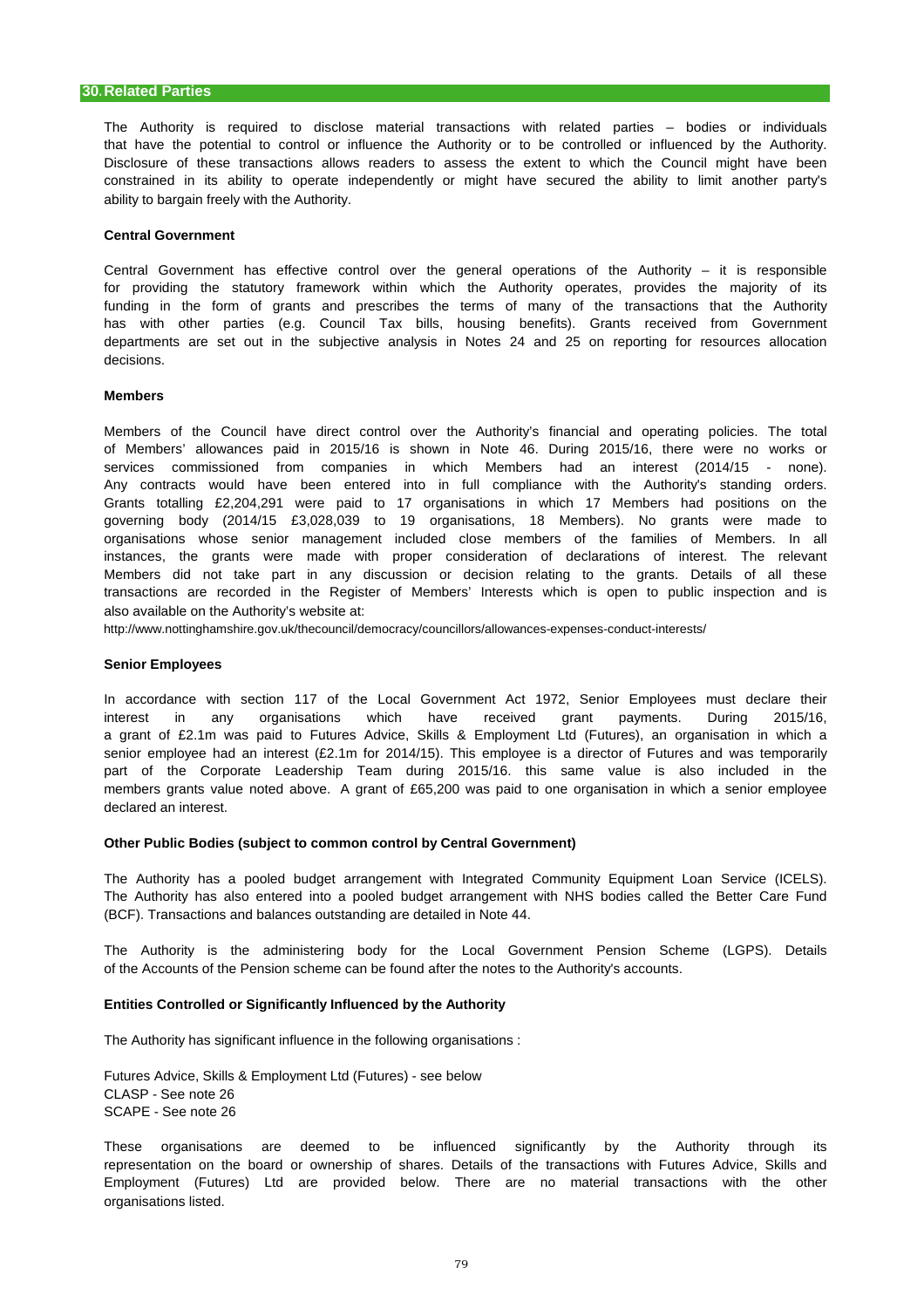## 30. Related Parties

The Authority is required to disclose material transactions with related parties – bodies or individuals that have the potential to control or influence the Authority or to be controlled or influenced by the Authority. Disclosure of these transactions allows readers to assess the extent to which the Council might have been constrained in its ability to operate independently or might have secured the ability to limit another party's ability to bargain freely with the Authority.

**Central Government**

Central Government has effective control over the general operations of the Authority – it is responsible for providing the statutory framework within which the Authority operates, provides the majority of its funding in the form of grants and prescribes the terms of many of the transactions that the Authority has with other parties (e.g. Council Tax bills, housing benefits). Grants received from Government departments are set out in the subjective analysis in Notes 24 and 25 on reporting for resources allocation decisions.

**Members**

Members of the Council have direct control over the Authority's financial and operating policies. The total of Members' allowances paid in 2015/16 is shown in Note 46. During 2015/16, there were no works or services commissioned from companies in which Members had an interest (2014/15 - none). Any contracts would have been entered into in full compliance with the Authority's standing orders. Grants totalling £2,204,291 were paid to 17 organisations in which 17 Members had positions on the governing body (2014/15 £3,028,039 to 19 organisations, 18 Members). No grants were made to organisations whose senior management included close members of the families of Members. In all instances, the grants were made with proper consideration of declarations of interest. The relevant Members did not take part in any discussion or decision relating to the grants. Details of all these transactions are recorded in the Register of Members' Interests which is open to public inspection and is also available on the Authority's website at:

http://www.nottinghamshire.gov.uk/thecouncil/democracy/councillors/allowances-expenses-conduct-interests/

**Senior Employees**

In accordance with section 117 of the Local Government Act 1972, Senior Employees must declare their interest in any organisations which have received grant payments. During 2015/16, a grant of £2.1m was paid to Futures Advice, Skills & Employment Ltd (Futures), an organisation in which a senior employee had an interest (£2.1m for 2014/15). This employee is a director of Futures and was temporarily part of the Corporate Leadership Team during 2015/16. this same value is also included in the members grants value noted above. A grant of £65,200 was paid to one organisation in which a senior employee declared an interest.

**Other Public Bodies (subject to common control by Central Government)**

The Authority has a pooled budget arrangement with Integrated Community Equipment Loan Service (ICELS). The Authority has also entered into a pooled budget arrangement with NHS bodies called the Better Care Fund (BCF). Transactions and balances outstanding are detailed in Note 44.

The Authority is the administering body for the Local Government Pension Scheme (LGPS). Details of the Accounts of the Pension scheme can be found after the notes to the Authority's accounts.

**Entities Controlled or Significantly Influenced by the Authority**

The Authority has significant influence in the following organisations :

Futures Advice, Skills & Employment Ltd (Futures) - see below
CLASP - See note 26
SCAPE - See note 26

These organisations are deemed to be influenced significantly by the Authority through its representation on the board or ownership of shares. Details of the transactions with Futures Advice, Skills and Employment (Futures) Ltd are provided below. There are no material transactions with the other organisations listed.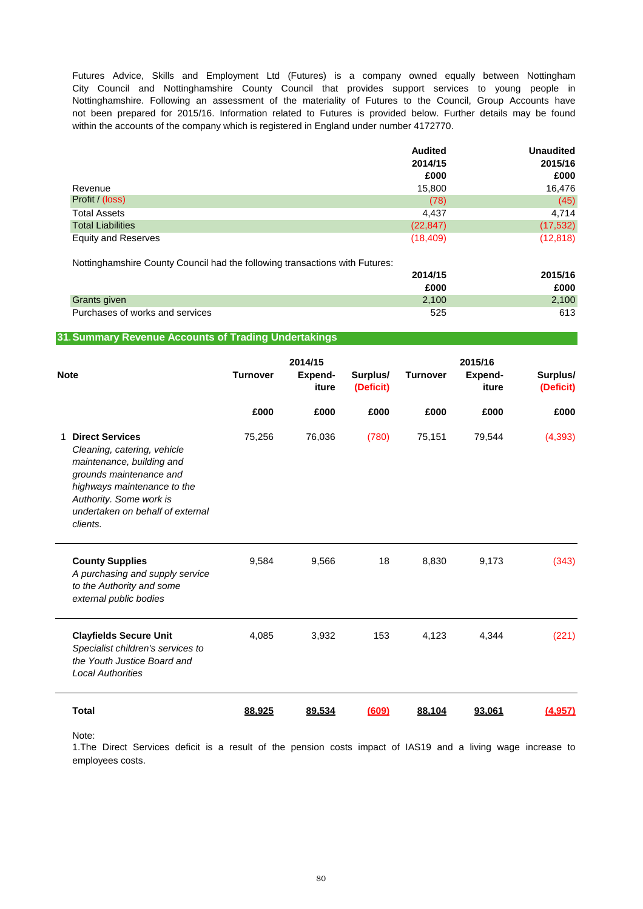Futures Advice, Skills and Employment Ltd (Futures) is a company owned equally between Nottingham City Council and Nottinghamshire County Council that provides support services to young people in Nottinghamshire. Following an assessment of the materiality of Futures to the Council, Group Accounts have not been prepared for 2015/16. Information related to Futures is provided below. Further details may be found within the accounts of the company which is registered in England under number 4172770.

| | Audited 2014/15 £000 | Unaudited 2015/16 £000 |
|---|---|---|
| Revenue | 15,800 | 16,476 |
| Profit / (loss) | (78) | (45) |
| Total Assets | 4,437 | 4,714 |
| Total Liabilities | (22,847) | (17,532) |
| Equity and Reserves | (18,409) | (12,818) |

Nottinghamshire County Council had the following transactions with Futures:

| | 2014/15 £000 | 2015/16 £000 |
|---|---|---|
| Grants given | 2,100 | 2,100 |
| Purchases of works and services | 525 | 613 |

## 31. Summary Revenue Accounts of Trading Undertakings

| Note | | 2014/15 Turnover | 2014/15 Expend-iture | 2014/15 Surplus/ (Deficit) | 2015/16 Turnover | 2015/16 Expend-iture | 2015/16 Surplus/ (Deficit) |
|---|---|---|---|---|---|---|---|
| | | £000 | £000 | £000 | £000 | £000 | £000 |
| 1 | **Direct Services** *Cleaning, catering, vehicle maintenance, building and grounds maintenance and highways maintenance to the Authority. Some work is undertaken on behalf of external clients.* | 75,256 | 76,036 | (780) | 75,151 | 79,544 | (4,393) |
| | **County Supplies** *A purchasing and supply service to the Authority and some external public bodies* | 9,584 | 9,566 | 18 | 8,830 | 9,173 | (343) |
| | **Clayfields Secure Unit** *Specialist children's services to the Youth Justice Board and Local Authorities* | 4,085 | 3,932 | 153 | 4,123 | 4,344 | (221) |
| | **Total** | 88,925 | 89,534 | (609) | 88,104 | 93,061 | (4,957) |

Note:
1.The Direct Services deficit is a result of the pension costs impact of IAS19 and a living wage increase to employees costs.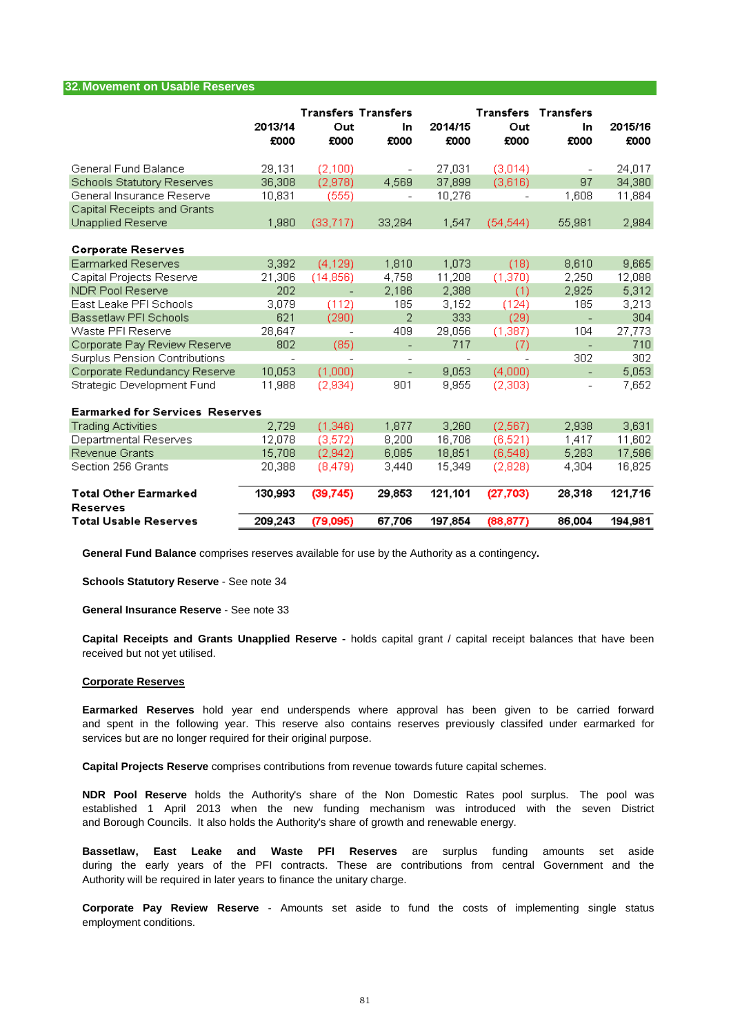## 32. Movement on Usable Reserves

| | 2013/14 £000 | Transfers Out £000 | Transfers In £000 | 2014/15 £000 | Transfers Out £000 | Transfers In £000 | 2015/16 £000 |
|---|---|---|---|---|---|---|---|
| General Fund Balance | 29,131 | (2,100) | - | 27,031 | (3,014) | - | 24,017 |
| Schools Statutory Reserves | 36,308 | (2,978) | 4,569 | 37,899 | (3,616) | 97 | 34,380 |
| General Insurance Reserve | 10,831 | (555) | - | 10,276 | - | 1,608 | 11,884 |
| Capital Receipts and Grants Unapplied Reserve | 1,980 | (33,717) | 33,284 | 1,547 | (54,544) | 55,981 | 2,984 |
| **Corporate Reserves** | | | | | | | |
| Earmarked Reserves | 3,392 | (4,129) | 1,810 | 1,073 | (18) | 8,610 | 9,665 |
| Capital Projects Reserve | 21,306 | (14,856) | 4,758 | 11,208 | (1,370) | 2,250 | 12,088 |
| NDR Pool Reserve | 202 | - | 2,186 | 2,388 | (1) | 2,925 | 5,312 |
| East Leake PFI Schools | 3,079 | (112) | 185 | 3,152 | (124) | 185 | 3,213 |
| Bassetlaw PFI Schools | 621 | (290) | 2 | 333 | (29) | - | 304 |
| Waste PFI Reserve | 28,647 | - | 409 | 29,056 | (1,387) | 104 | 27,773 |
| Corporate Pay Review Reserve | 802 | (85) | - | 717 | (7) | - | 710 |
| Surplus Pension Contributions | - | - | - | - | - | 302 | 302 |
| Corporate Redundancy Reserve | 10,053 | (1,000) | - | 9,053 | (4,000) | - | 5,053 |
| Strategic Development Fund | 11,988 | (2,934) | 901 | 9,955 | (2,303) | - | 7,652 |
| **Earmarked for Services Reserves** | | | | | | | |
| Trading Activities | 2,729 | (1,346) | 1,877 | 3,260 | (2,567) | 2,938 | 3,631 |
| Departmental Reserves | 12,078 | (3,572) | 8,200 | 16,706 | (6,521) | 1,417 | 11,602 |
| Revenue Grants | 15,708 | (2,942) | 6,085 | 18,851 | (6,548) | 5,283 | 17,586 |
| Section 256 Grants | 20,388 | (8,479) | 3,440 | 15,349 | (2,828) | 4,304 | 16,825 |
| **Total Other Earmarked Reserves** | **130,993** | **(39,745)** | **29,853** | **121,101** | **(27,703)** | **28,318** | **121,716** |
| **Total Usable Reserves** | **209,243** | **(79,095)** | **67,706** | **197,854** | **(88,877)** | **86,004** | **194,981** |

**General Fund Balance** comprises reserves available for use by the Authority as a contingency**.**

**Schools Statutory Reserve** - See note 34

**General Insurance Reserve** - See note 33

**Capital Receipts and Grants Unapplied Reserve -** holds capital grant / capital receipt balances that have been received but not yet utilised.

**Corporate Reserves**

**Earmarked Reserves** hold year end underspends where approval has been given to be carried forward and spent in the following year. This reserve also contains reserves previously classifed under earmarked for services but are no longer required for their original purpose.

**Capital Projects Reserve** comprises contributions from revenue towards future capital schemes.

**NDR Pool Reserve** holds the Authority's share of the Non Domestic Rates pool surplus. The pool was established 1 April 2013 when the new funding mechanism was introduced with the seven District and Borough Councils. It also holds the Authority's share of growth and renewable energy.

**Bassetlaw, East Leake and Waste PFI Reserves** are surplus funding amounts set aside during the early years of the PFI contracts. These are contributions from central Government and the Authority will be required in later years to finance the unitary charge.

**Corporate Pay Review Reserve** - Amounts set aside to fund the costs of implementing single status employment conditions.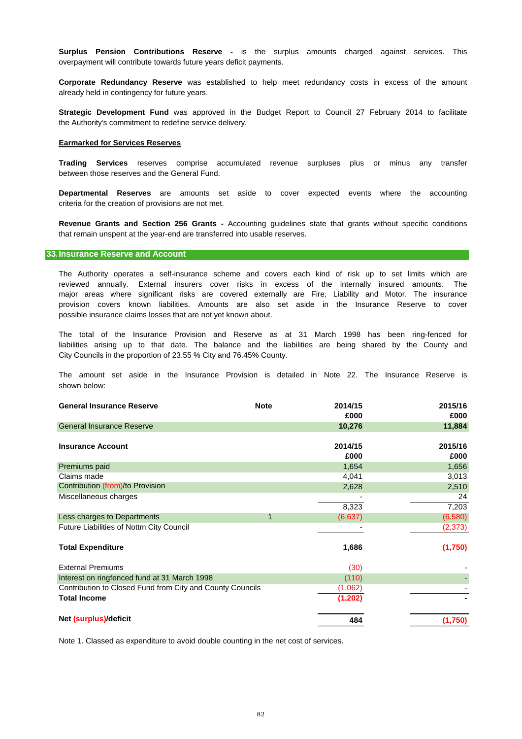**Surplus Pension Contributions Reserve -** is the surplus amounts charged against services. This overpayment will contribute towards future years deficit payments.

**Corporate Redundancy Reserve** was established to help meet redundancy costs in excess of the amount already held in contingency for future years.

**Strategic Development Fund** was approved in the Budget Report to Council 27 February 2014 to facilitate the Authority's commitment to redefine service delivery.

**Earmarked for Services Reserves**

**Trading Services** reserves comprise accumulated revenue surpluses plus or minus any transfer between those reserves and the General Fund.

**Departmental Reserves** are amounts set aside to cover expected events where the accounting criteria for the creation of provisions are not met.

**Revenue Grants and Section 256 Grants -** Accounting guidelines state that grants without specific conditions that remain unspent at the year-end are transferred into usable reserves.

## 33. Insurance Reserve and Account

The Authority operates a self-insurance scheme and covers each kind of risk up to set limits which are reviewed annually. External insurers cover risks in excess of the internally insured amounts. The major areas where significant risks are covered externally are Fire, Liability and Motor. The insurance provision covers known liabilities. Amounts are also set aside in the Insurance Reserve to cover possible insurance claims losses that are not yet known about.

The total of the Insurance Provision and Reserve as at 31 March 1998 has been ring-fenced for liabilities arising up to that date. The balance and the liabilities are being shared by the County and City Councils in the proportion of 23.55 % City and 76.45% County.

The amount set aside in the Insurance Provision is detailed in Note 22. The Insurance Reserve is shown below:

| General Insurance Reserve | Note | 2014/15 £000 | 2015/16 £000 |
|---|---|---|---|
| General Insurance Reserve | | **10,276** | **11,884** |

| Insurance Account | Note | 2014/15 £000 | 2015/16 £000 |
|---|---|---|---|
| Premiums paid | | 1,654 | 1,656 |
| Claims made | | 4,041 | 3,013 |
| Contribution (from)/to Provision | | 2,628 | 2,510 |
| Miscellaneous charges | | - | 24 |
| | | 8,323 | 7,203 |
| Less charges to Departments | 1 | (6,637) | (6,580) |
| Future Liabilities of Nottm City Council | | - | (2,373) |
| **Total Expenditure** | | **1,686** | **(1,750)** |
| External Premiums | | (30) | - |
| Interest on ringfenced fund at 31 March 1998 | | (110) | - |
| Contribution to Closed Fund from City and County Councils | | (1,062) | - |
| **Total Income** | | **(1,202)** | **-** |
| **Net (surplus)/deficit** | | **484** | **(1,750)** |

Note 1. Classed as expenditure to avoid double counting in the net cost of services.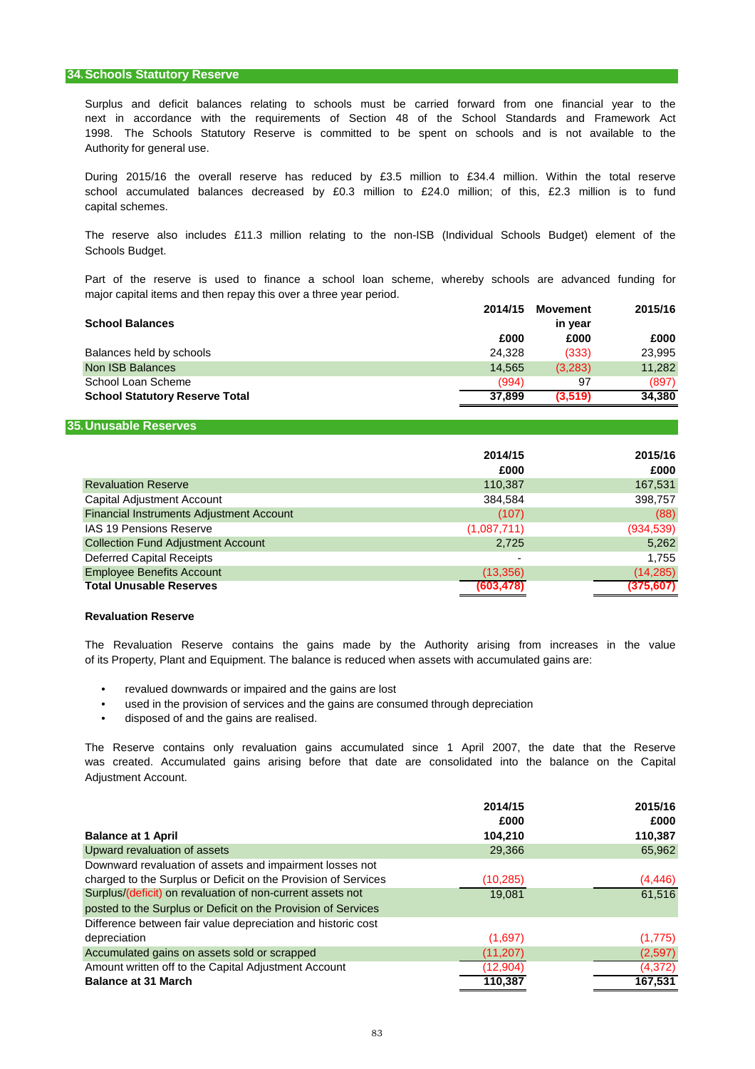## 34. Schools Statutory Reserve

Surplus and deficit balances relating to schools must be carried forward from one financial year to the next in accordance with the requirements of Section 48 of the School Standards and Framework Act 1998. The Schools Statutory Reserve is committed to be spent on schools and is not available to the Authority for general use.

During 2015/16 the overall reserve has reduced by £3.5 million to £34.4 million. Within the total reserve school accumulated balances decreased by £0.3 million to £24.0 million; of this, £2.3 million is to fund capital schemes.

The reserve also includes £11.3 million relating to the non-ISB (Individual Schools Budget) element of the Schools Budget.

Part of the reserve is used to finance a school loan scheme, whereby schools are advanced funding for major capital items and then repay this over a three year period.

| **School Balances** | **2014/15** | **Movement in year** | **2015/16** |
|---|---|---|---|
| | **£000** | **£000** | **£000** |
| Balances held by schools | 24,328 | (333) | 23,995 |
| Non ISB Balances | 14,565 | (3,283) | 11,282 |
| School Loan Scheme | (994) | 97 | (897) |
| **School Statutory Reserve Total** | **37,899** | **(3,519)** | **34,380** |

## 35. Unusable Reserves

| | **2014/15** | **2015/16** |
|---|---|---|
| | **£000** | **£000** |
| Revaluation Reserve | 110,387 | 167,531 |
| Capital Adjustment Account | 384,584 | 398,757 |
| Financial Instruments Adjustment Account | (107) | (88) |
| IAS 19 Pensions Reserve | (1,087,711) | (934,539) |
| Collection Fund Adjustment Account | 2,725 | 5,262 |
| Deferred Capital Receipts | - | 1,755 |
| Employee Benefits Account | (13,356) | (14,285) |
| **Total Unusable Reserves** | **(603,478)** | **(375,607)** |

### Revaluation Reserve

The Revaluation Reserve contains the gains made by the Authority arising from increases in the value of its Property, Plant and Equipment. The balance is reduced when assets with accumulated gains are:

- revalued downwards or impaired and the gains are lost
- used in the provision of services and the gains are consumed through depreciation
- disposed of and the gains are realised.

The Reserve contains only revaluation gains accumulated since 1 April 2007, the date that the Reserve was created. Accumulated gains arising before that date are consolidated into the balance on the Capital Adjustment Account.

| | **2014/15** | **2015/16** |
|---|---|---|
| | **£000** | **£000** |
| **Balance at 1 April** | **104,210** | **110,387** |
| Upward revaluation of assets | 29,366 | 65,962 |
| Downward revaluation of assets and impairment losses not charged to the Surplus or Deficit on the Provision of Services | (10,285) | (4,446) |
| Surplus/(deficit) on revaluation of non-current assets not posted to the Surplus or Deficit on the Provision of Services | 19,081 | 61,516 |
| Difference between fair value depreciation and historic cost depreciation | (1,697) | (1,775) |
| Accumulated gains on assets sold or scrapped | (11,207) | (2,597) |
| Amount written off to the Capital Adjustment Account | (12,904) | (4,372) |
| **Balance at 31 March** | **110,387** | **167,531** |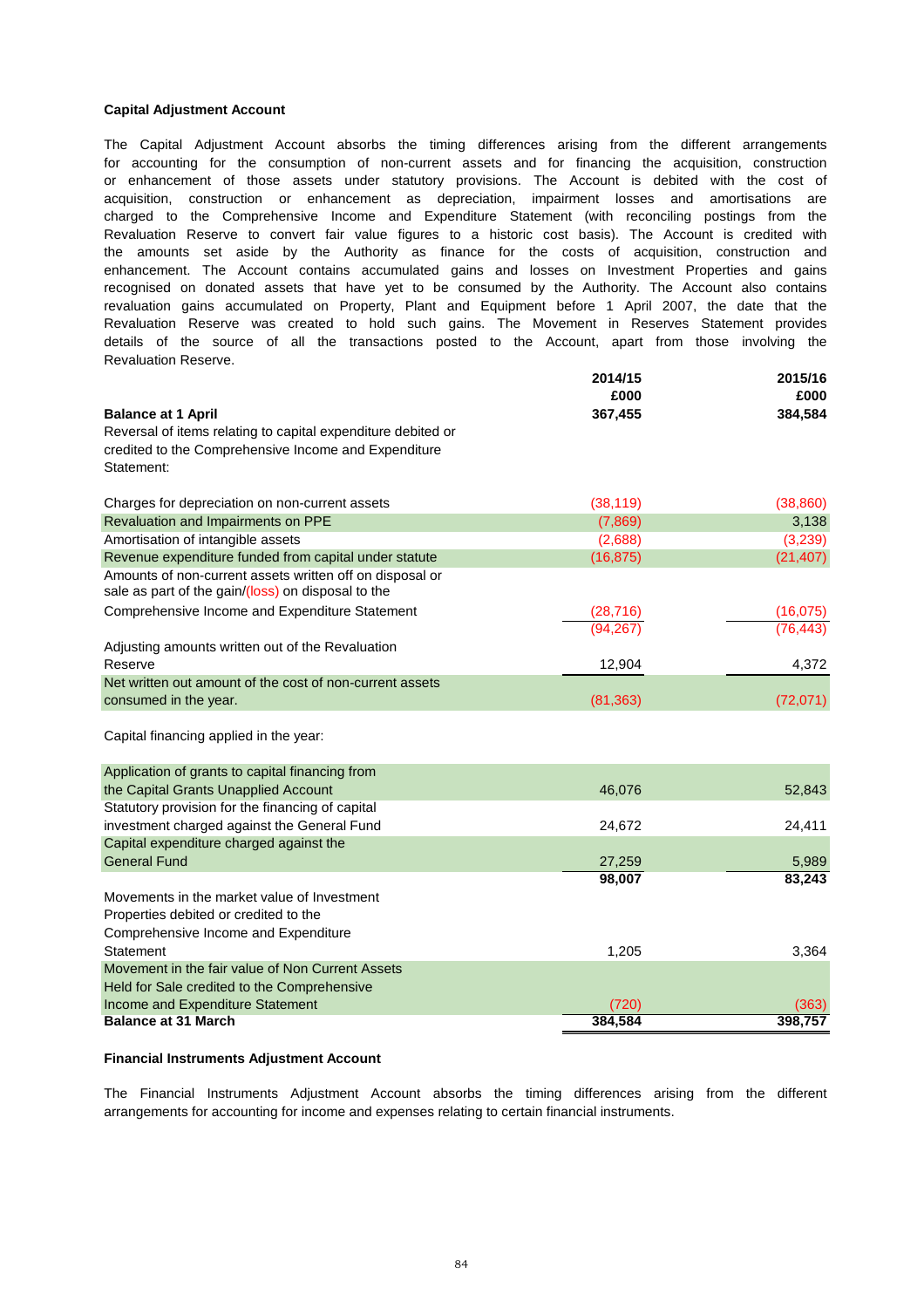**Capital Adjustment Account**

The Capital Adjustment Account absorbs the timing differences arising from the different arrangements for accounting for the consumption of non-current assets and for financing the acquisition, construction or enhancement of those assets under statutory provisions. The Account is debited with the cost of acquisition, construction or enhancement as depreciation, impairment losses and amortisations are charged to the Comprehensive Income and Expenditure Statement (with reconciling postings from the Revaluation Reserve to convert fair value figures to a historic cost basis). The Account is credited with the amounts set aside by the Authority as finance for the costs of acquisition, construction and enhancement. The Account contains accumulated gains and losses on Investment Properties and gains recognised on donated assets that have yet to be consumed by the Authority. The Account also contains revaluation gains accumulated on Property, Plant and Equipment before 1 April 2007, the date that the Revaluation Reserve was created to hold such gains. The Movement in Reserves Statement provides details of the source of all the transactions posted to the Account, apart from those involving the Revaluation Reserve.

| | 2014/15<br>£000 | 2015/16<br>£000 |
|---|---|---|
| **Balance at 1 April** | **367,455** | **384,584** |
| Reversal of items relating to capital expenditure debited or credited to the Comprehensive Income and Expenditure Statement: | | |
| Charges for depreciation on non-current assets | (38,119) | (38,860) |
| Revaluation and Impairments on PPE | (7,869) | 3,138 |
| Amortisation of intangible assets | (2,688) | (3,239) |
| Revenue expenditure funded from capital under statute | (16,875) | (21,407) |
| Amounts of non-current assets written off on disposal or sale as part of the gain/(loss) on disposal to the Comprehensive Income and Expenditure Statement | (28,716) | (16,075) |
| | (94,267) | (76,443) |
| Adjusting amounts written out of the Revaluation Reserve | 12,904 | 4,372 |
| Net written out amount of the cost of non-current assets consumed in the year. | (81,363) | (72,071) |
| Capital financing applied in the year: | | |
| Application of grants to capital financing from the Capital Grants Unapplied Account | 46,076 | 52,843 |
| Statutory provision for the financing of capital investment charged against the General Fund | 24,672 | 24,411 |
| Capital expenditure charged against the General Fund | 27,259 | 5,989 |
| | **98,007** | **83,243** |
| Movements in the market value of Investment Properties debited or credited to the Comprehensive Income and Expenditure Statement | 1,205 | 3,364 |
| Movement in the fair value of Non Current Assets Held for Sale credited to the Comprehensive Income and Expenditure Statement | (720) | (363) |
| **Balance at 31 March** | **384,584** | **398,757** |

**Financial Instruments Adjustment Account**

The Financial Instruments Adjustment Account absorbs the timing differences arising from the different arrangements for accounting for income and expenses relating to certain financial instruments.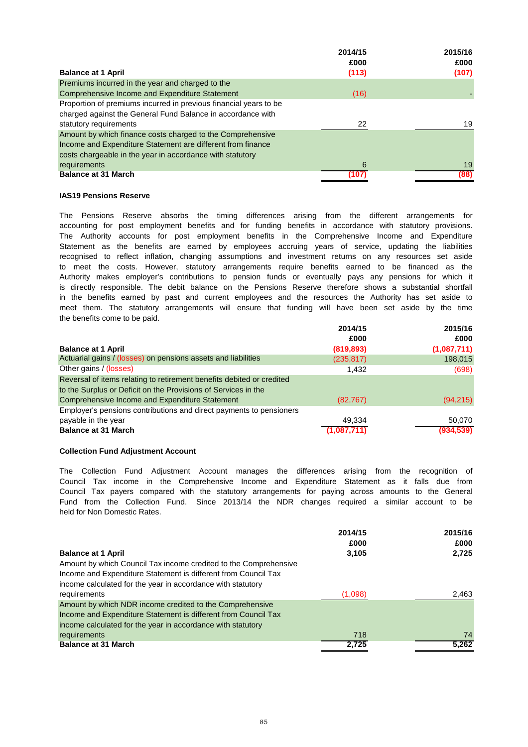| | 2014/15 | 2015/16 |
|---|---|---|
| | £000 | £000 |
| **Balance at 1 April** | **(113)** | **(107)** |
| Premiums incurred in the year and charged to the Comprehensive Income and Expenditure Statement | (16) | - |
| Proportion of premiums incurred in previous financial years to be charged against the General Fund Balance in accordance with statutory requirements | 22 | 19 |
| Amount by which finance costs charged to the Comprehensive Income and Expenditure Statement are different from finance costs chargeable in the year in accordance with statutory requirements | 6 | 19 |
| **Balance at 31 March** | **(107)** | **(88)** |

**IAS19 Pensions Reserve**

The Pensions Reserve absorbs the timing differences arising from the different arrangements for accounting for post employment benefits and for funding benefits in accordance with statutory provisions. The Authority accounts for post employment benefits in the Comprehensive Income and Expenditure Statement as the benefits are earned by employees accruing years of service, updating the liabilities recognised to reflect inflation, changing assumptions and investment returns on any resources set aside to meet the costs. However, statutory arrangements require benefits earned to be financed as the Authority makes employer's contributions to pension funds or eventually pays any pensions for which it is directly responsible. The debit balance on the Pensions Reserve therefore shows a substantial shortfall in the benefits earned by past and current employees and the resources the Authority has set aside to meet them. The statutory arrangements will ensure that funding will have been set aside by the time the benefits come to be paid.

| | 2014/15 | 2015/16 |
|---|---|---|
| | £000 | £000 |
| **Balance at 1 April** | **(819,893)** | **(1,087,711)** |
| Actuarial gains / (losses) on pensions assets and liabilities | (235,817) | 198,015 |
| Other gains / (losses) | 1,432 | (698) |
| Reversal of items relating to retirement benefits debited or credited to the Surplus or Deficit on the Provisions of Services in the Comprehensive Income and Expenditure Statement | (82,767) | (94,215) |
| Employer's pensions contributions and direct payments to pensioners payable in the year | 49,334 | 50,070 |
| **Balance at 31 March** | **(1,087,711)** | **(934,539)** |

**Collection Fund Adjustment Account**

The Collection Fund Adjustment Account manages the differences arising from the recognition of Council Tax income in the Comprehensive Income and Expenditure Statement as it falls due from Council Tax payers compared with the statutory arrangements for paying across amounts to the General Fund from the Collection Fund. Since 2013/14 the NDR changes required a similar account to be held for Non Domestic Rates.

| | 2014/15 | 2015/16 |
|---|---|---|
| | £000 | £000 |
| **Balance at 1 April** | **3,105** | **2,725** |
| Amount by which Council Tax income credited to the Comprehensive Income and Expenditure Statement is different from Council Tax income calculated for the year in accordance with statutory requirements | (1,098) | 2,463 |
| Amount by which NDR income credited to the Comprehensive Income and Expenditure Statement is different from Council Tax income calculated for the year in accordance with statutory requirements | 718 | 74 |
| **Balance at 31 March** | **2,725** | **5,262** |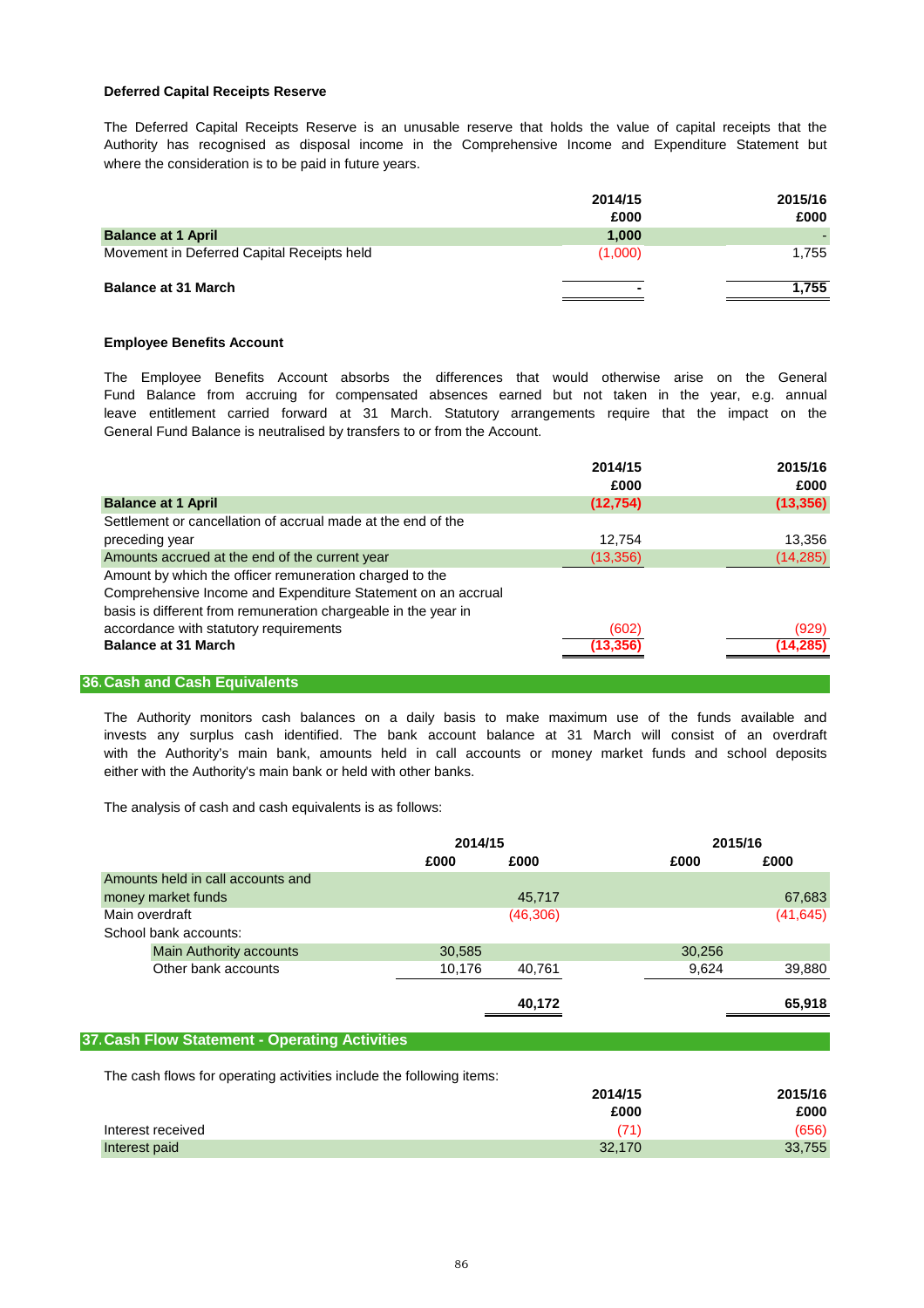### Deferred Capital Receipts Reserve

The Deferred Capital Receipts Reserve is an unusable reserve that holds the value of capital receipts that the Authority has recognised as disposal income in the Comprehensive Income and Expenditure Statement but where the consideration is to be paid in future years.

| | 2014/15 £000 | 2015/16 £000 |
|---|---|---|
| **Balance at 1 April** | **1,000** | - |
| Movement in Deferred Capital Receipts held | (1,000) | 1,755 |
| **Balance at 31 March** | **-** | **1,755** |

### Employee Benefits Account

The Employee Benefits Account absorbs the differences that would otherwise arise on the General Fund Balance from accruing for compensated absences earned but not taken in the year, e.g. annual leave entitlement carried forward at 31 March. Statutory arrangements require that the impact on the General Fund Balance is neutralised by transfers to or from the Account.

| | 2014/15 £000 | 2015/16 £000 |
|---|---|---|
| **Balance at 1 April** | **(12,754)** | **(13,356)** |
| Settlement or cancellation of accrual made at the end of the preceding year | 12,754 | 13,356 |
| Amounts accrued at the end of the current year | (13,356) | (14,285) |
| Amount by which the officer remuneration charged to the Comprehensive Income and Expenditure Statement on an accrual basis is different from remuneration chargeable in the year in accordance with statutory requirements | (602) | (929) |
| **Balance at 31 March** | **(13,356)** | **(14,285)** |

## 36. Cash and Cash Equivalents

The Authority monitors cash balances on a daily basis to make maximum use of the funds available and invests any surplus cash identified. The bank account balance at 31 March will consist of an overdraft with the Authority's main bank, amounts held in call accounts or money market funds and school deposits either with the Authority's main bank or held with other banks.

The analysis of cash and cash equivalents is as follows:

| | 2014/15 | | 2015/16 | |
|---|---|---|---|---|
| | £000 | £000 | £000 | £000 |
| Amounts held in call accounts and money market funds | | 45,717 | | 67,683 |
| Main overdraft | | (46,306) | | (41,645) |
| School bank accounts: | | | | |
| Main Authority accounts | 30,585 | | 30,256 | |
| Other bank accounts | 10,176 | 40,761 | 9,624 | 39,880 |
| | | **40,172** | | **65,918** |

## 37. Cash Flow Statement - Operating Activities

The cash flows for operating activities include the following items:

| | 2014/15 £000 | 2015/16 £000 |
|---|---|---|
| Interest received | (71) | (656) |
| Interest paid | 32,170 | 33,755 |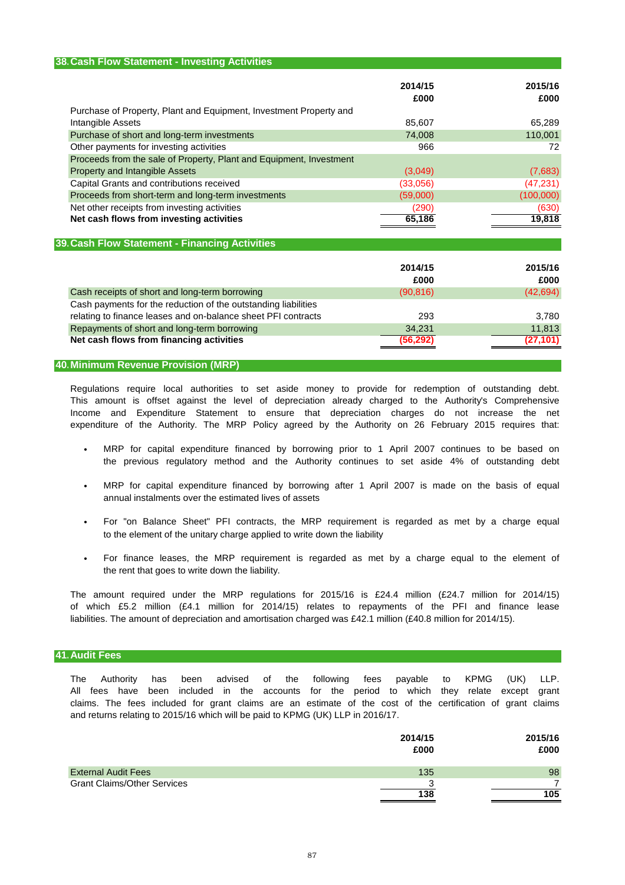## 38. Cash Flow Statement - Investing Activities

| | 2014/15 £000 | 2015/16 £000 |
|---|---|---|
| Purchase of Property, Plant and Equipment, Investment Property and Intangible Assets | 85,607 | 65,289 |
| Purchase of short and long-term investments | 74,008 | 110,001 |
| Other payments for investing activities | 966 | 72 |
| Proceeds from the sale of Property, Plant and Equipment, Investment Property and Intangible Assets | (3,049) | (7,683) |
| Capital Grants and contributions received | (33,056) | (47,231) |
| Proceeds from short-term and long-term investments | (59,000) | (100,000) |
| Net other receipts from investing activities | (290) | (630) |
| **Net cash flows from investing activities** | **65,186** | **19,818** |

## 39. Cash Flow Statement - Financing Activities

| | 2014/15 £000 | 2015/16 £000 |
|---|---|---|
| Cash receipts of short and long-term borrowing | (90,816) | (42,694) |
| Cash payments for the reduction of the outstanding liabilities relating to finance leases and on-balance sheet PFI contracts | 293 | 3,780 |
| Repayments of short and long-term borrowing | 34,231 | 11,813 |
| **Net cash flows from financing activities** | **(56,292)** | **(27,101)** |

## 40. Minimum Revenue Provision (MRP)

Regulations require local authorities to set aside money to provide for redemption of outstanding debt. This amount is offset against the level of depreciation already charged to the Authority's Comprehensive Income and Expenditure Statement to ensure that depreciation charges do not increase the net expenditure of the Authority. The MRP Policy agreed by the Authority on 26 February 2015 requires that:

- MRP for capital expenditure financed by borrowing prior to 1 April 2007 continues to be based on the previous regulatory method and the Authority continues to set aside 4% of outstanding debt
- MRP for capital expenditure financed by borrowing after 1 April 2007 is made on the basis of equal annual instalments over the estimated lives of assets
- For "on Balance Sheet" PFI contracts, the MRP requirement is regarded as met by a charge equal to the element of the unitary charge applied to write down the liability
- For finance leases, the MRP requirement is regarded as met by a charge equal to the element of the rent that goes to write down the liability.

The amount required under the MRP regulations for 2015/16 is £24.4 million (£24.7 million for 2014/15) of which £5.2 million (£4.1 million for 2014/15) relates to repayments of the PFI and finance lease liabilities. The amount of depreciation and amortisation charged was £42.1 million (£40.8 million for 2014/15).

## 41. Audit Fees

The Authority has been advised of the following fees payable to KPMG (UK) LLP. All fees have been included in the accounts for the period to which they relate except grant claims. The fees included for grant claims are an estimate of the cost of the certification of grant claims and returns relating to 2015/16 which will be paid to KPMG (UK) LLP in 2016/17.

| | 2014/15 £000 | 2015/16 £000 |
|---|---|---|
| External Audit Fees | 135 | 98 |
| Grant Claims/Other Services | 3 | 7 |
| | **138** | **105** |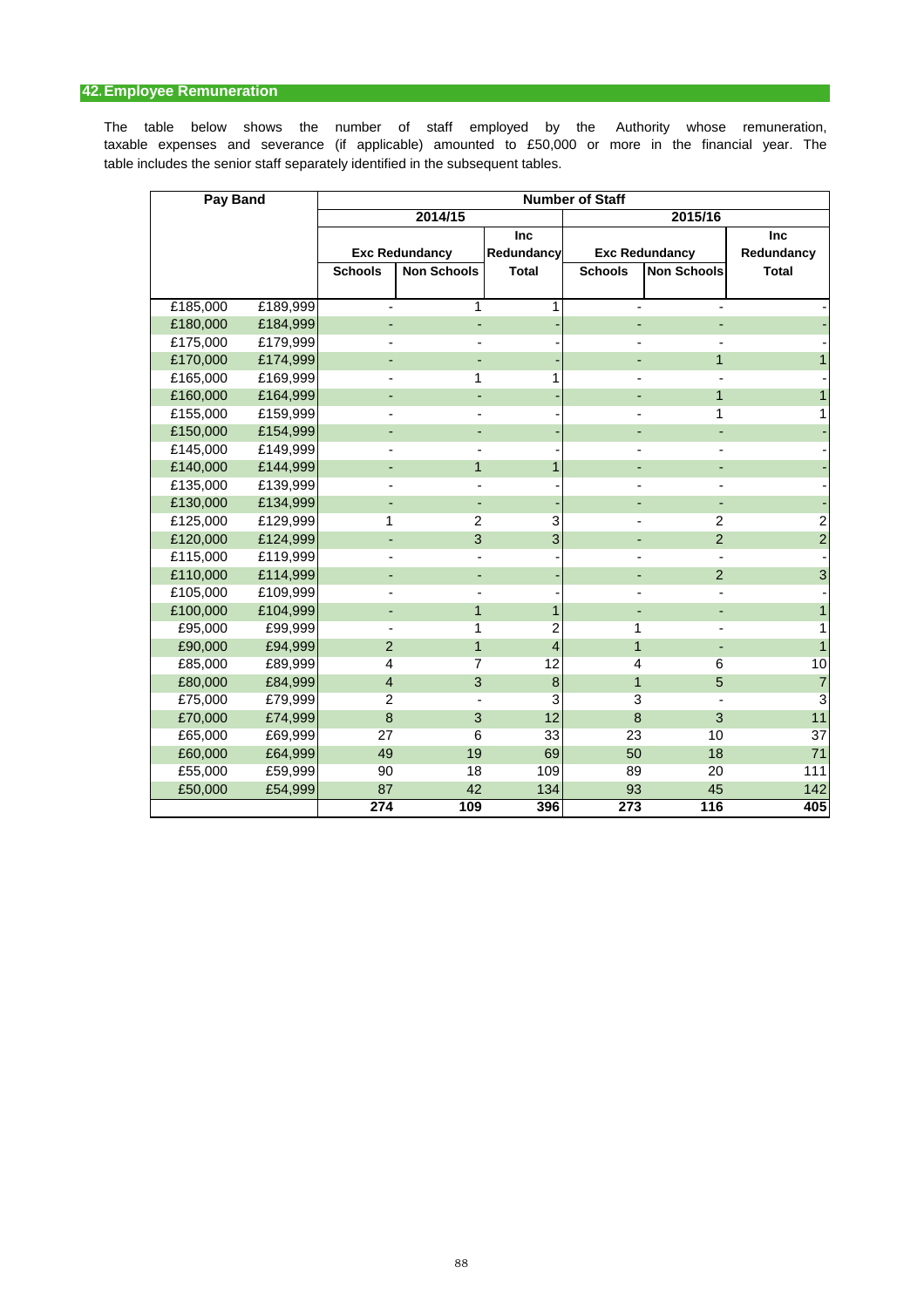## 42. Employee Remuneration

The table below shows the number of staff employed by the Authority whose remuneration, taxable expenses and severance (if applicable) amounted to £50,000 or more in the financial year. The table includes the senior staff separately identified in the subsequent tables.

| Pay Band | | Number of Staff | | | | | |
|---|---|---|---|---|---|---|---|
| | | 2014/15 | | | 2015/16 | | |
| | | Exc Redundancy | | Inc Redundancy | Exc Redundancy | | Inc Redundancy |
| | | Schools | Non Schools | Total | Schools | Non Schools | Total |
| £185,000 | £189,999 | - | 1 | 1 | - | - | - |
| £180,000 | £184,999 | - | - | - | - | - | - |
| £175,000 | £179,999 | - | - | - | - | - | - |
| £170,000 | £174,999 | - | - | - | - | 1 | 1 |
| £165,000 | £169,999 | - | 1 | 1 | - | - | - |
| £160,000 | £164,999 | - | - | - | - | 1 | 1 |
| £155,000 | £159,999 | - | - | - | - | 1 | 1 |
| £150,000 | £154,999 | - | - | - | - | - | - |
| £145,000 | £149,999 | - | - | - | - | - | - |
| £140,000 | £144,999 | - | 1 | 1 | - | - | - |
| £135,000 | £139,999 | - | - | - | - | - | - |
| £130,000 | £134,999 | - | - | - | - | - | - |
| £125,000 | £129,999 | 1 | 2 | 3 | - | 2 | 2 |
| £120,000 | £124,999 | - | 3 | 3 | - | 2 | 2 |
| £115,000 | £119,999 | - | - | - | - | - | - |
| £110,000 | £114,999 | - | - | - | - | 2 | 3 |
| £105,000 | £109,999 | - | - | - | - | - | - |
| £100,000 | £104,999 | - | 1 | 1 | - | - | 1 |
| £95,000 | £99,999 | - | 1 | 2 | 1 | - | 1 |
| £90,000 | £94,999 | 2 | 1 | 4 | 1 | - | 1 |
| £85,000 | £89,999 | 4 | 7 | 12 | 4 | 6 | 10 |
| £80,000 | £84,999 | 4 | 3 | 8 | 1 | 5 | 7 |
| £75,000 | £79,999 | 2 | - | 3 | 3 | - | 3 |
| £70,000 | £74,999 | 8 | 3 | 12 | 8 | 3 | 11 |
| £65,000 | £69,999 | 27 | 6 | 33 | 23 | 10 | 37 |
| £60,000 | £64,999 | 49 | 19 | 69 | 50 | 18 | 71 |
| £55,000 | £59,999 | 90 | 18 | 109 | 89 | 20 | 111 |
| £50,000 | £54,999 | 87 | 42 | 134 | 93 | 45 | 142 |
| | | 274 | 109 | 396 | 273 | 116 | 405 |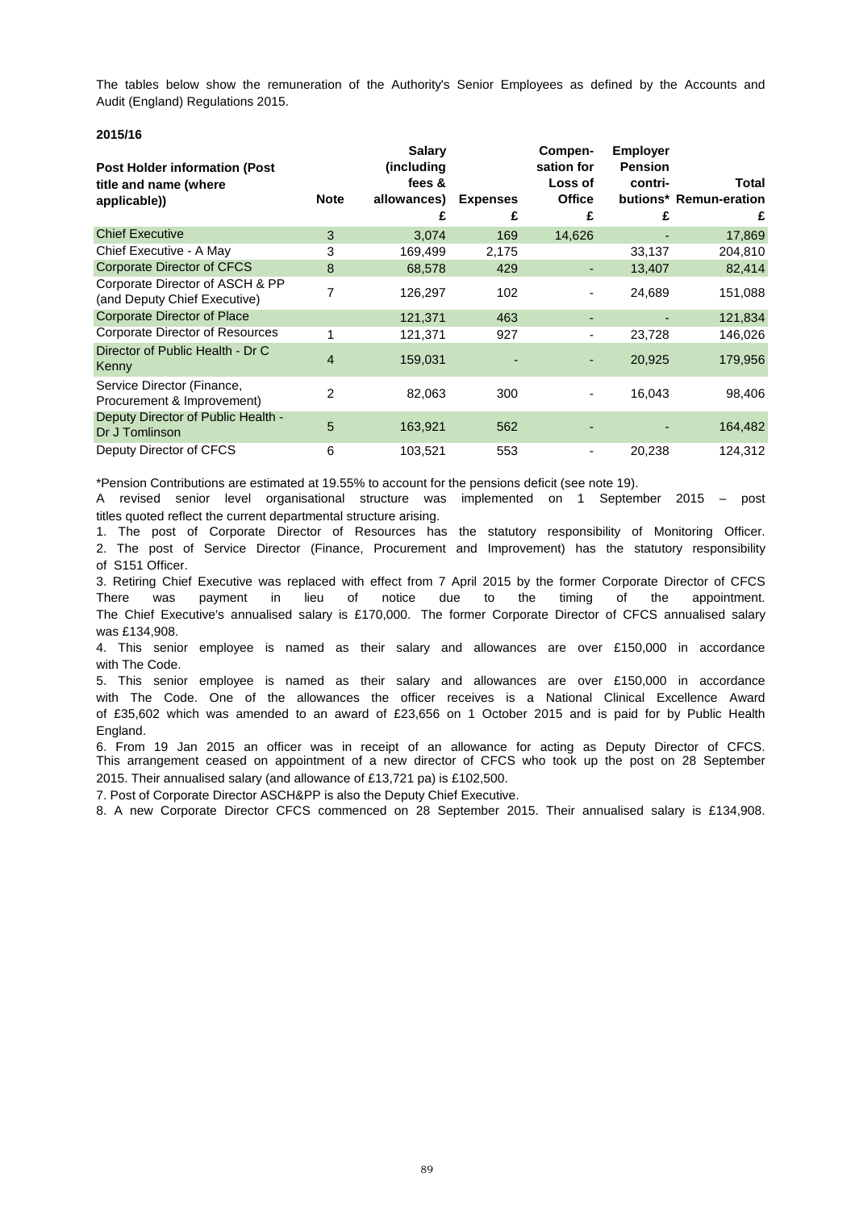The tables below show the remuneration of the Authority's Senior Employees as defined by the Accounts and Audit (England) Regulations 2015.

**2015/16**

| Post Holder information (Post title and name (where applicable)) | Note | Salary (including fees & allowances) | Expenses | Compen-sation for Loss of Office | Employer Pension contri-butions* | Total Remun-eration |
|---|---|---|---|---|---|---|
| | | £ | £ | £ | £ | £ |
| Chief Executive | 3 | 3,074 | 169 | 14,626 | - | 17,869 |
| Chief Executive - A May | 3 | 169,499 | 2,175 | | 33,137 | 204,810 |
| Corporate Director of CFCS | 8 | 68,578 | 429 | - | 13,407 | 82,414 |
| Corporate Director of ASCH & PP (and Deputy Chief Executive) | 7 | 126,297 | 102 | - | 24,689 | 151,088 |
| Corporate Director of Place | | 121,371 | 463 | - | - | 121,834 |
| Corporate Director of Resources | 1 | 121,371 | 927 | - | 23,728 | 146,026 |
| Director of Public Health - Dr C Kenny | 4 | 159,031 | - | - | 20,925 | 179,956 |
| Service Director (Finance, Procurement & Improvement) | 2 | 82,063 | 300 | - | 16,043 | 98,406 |
| Deputy Director of Public Health - Dr J Tomlinson | 5 | 163,921 | 562 | - | - | 164,482 |
| Deputy Director of CFCS | 6 | 103,521 | 553 | - | 20,238 | 124,312 |

*Pension Contributions are estimated at 19.55% to account for the pensions deficit (see note 19).

A revised senior level organisational structure was implemented on 1 September 2015 – post titles quoted reflect the current departmental structure arising.

1. The post of Corporate Director of Resources has the statutory responsibility of Monitoring Officer.
2. The post of Service Director (Finance, Procurement and Improvement) has the statutory responsibility of S151 Officer.
3. Retiring Chief Executive was replaced with effect from 7 April 2015 by the former Corporate Director of CFCS There was payment in lieu of notice due to the timing of the appointment. The Chief Executive's annualised salary is £170,000. The former Corporate Director of CFCS annualised salary was £134,908.
4. This senior employee is named as their salary and allowances are over £150,000 in accordance with The Code.
5. This senior employee is named as their salary and allowances are over £150,000 in accordance with The Code. One of the allowances the officer receives is a National Clinical Excellence Award of £35,602 which was amended to an award of £23,656 on 1 October 2015 and is paid for by Public Health England.
6. From 19 Jan 2015 an officer was in receipt of an allowance for acting as Deputy Director of CFCS. This arrangement ceased on appointment of a new director of CFCS who took up the post on 28 September 2015. Their annualised salary (and allowance of £13,721 pa) is £102,500.
7. Post of Corporate Director ASCH&PP is also the Deputy Chief Executive.
8. A new Corporate Director CFCS commenced on 28 September 2015. Their annualised salary is £134,908.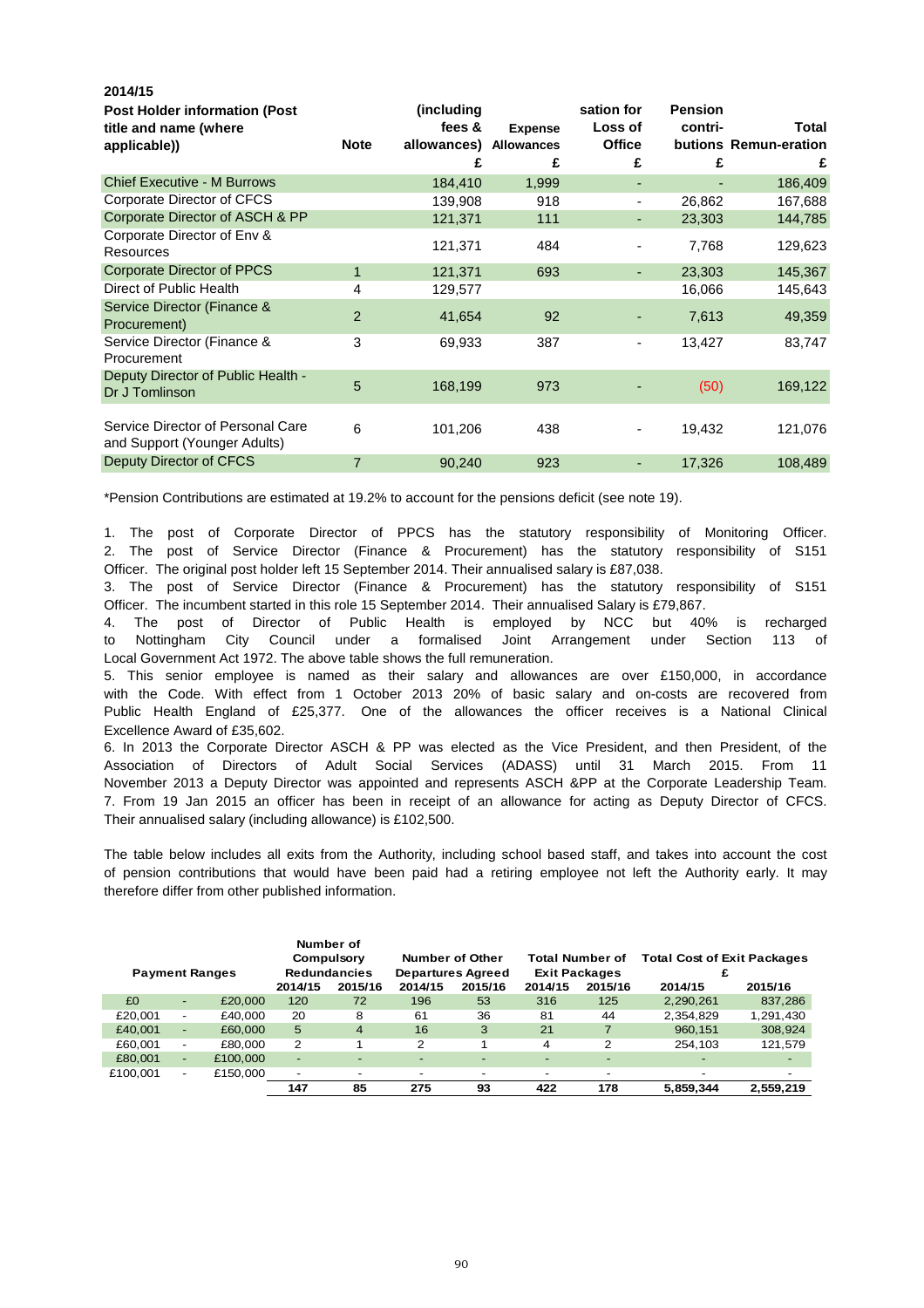**2014/15**

| Post Holder information (Post title and name (where applicable)) | Note | (including fees & allowances) £ | Expense Allowances £ | sation for Loss of Office £ | Pension contri-butions £ | Total Remun-eration £ |
|---|---|---|---|---|---|---|
| Chief Executive - M Burrows | | 184,410 | 1,999 | - | - | 186,409 |
| Corporate Director of CFCS | | 139,908 | 918 | - | 26,862 | 167,688 |
| Corporate Director of ASCH & PP | | 121,371 | 111 | - | 23,303 | 144,785 |
| Corporate Director of Env & Resources | | 121,371 | 484 | - | 7,768 | 129,623 |
| Corporate Director of PPCS | 1 | 121,371 | 693 | - | 23,303 | 145,367 |
| Direct of Public Health | 4 | 129,577 | | | 16,066 | 145,643 |
| Service Director (Finance & Procurement) | 2 | 41,654 | 92 | - | 7,613 | 49,359 |
| Service Director (Finance & Procurement | 3 | 69,933 | 387 | - | 13,427 | 83,747 |
| Deputy Director of Public Health - Dr J Tomlinson | 5 | 168,199 | 973 | - | (50) | 169,122 |
| Service Director of Personal Care and Support (Younger Adults) | 6 | 101,206 | 438 | - | 19,432 | 121,076 |
| Deputy Director of CFCS | 7 | 90,240 | 923 | - | 17,326 | 108,489 |

*Pension Contributions are estimated at 19.2% to account for the pensions deficit (see note 19).

1. The post of Corporate Director of PPCS has the statutory responsibility of Monitoring Officer.
2. The post of Service Director (Finance & Procurement) has the statutory responsibility of S151 Officer. The original post holder left 15 September 2014. Their annualised salary is £87,038.
3. The post of Service Director (Finance & Procurement) has the statutory responsibility of S151 Officer. The incumbent started in this role 15 September 2014. Their annualised Salary is £79,867.
4. The post of Director of Public Health is employed by NCC but 40% is recharged to Nottingham City Council under a formalised Joint Arrangement under Section 113 of Local Government Act 1972. The above table shows the full remuneration.
5. This senior employee is named as their salary and allowances are over £150,000, in accordance with the Code. With effect from 1 October 2013 20% of basic salary and on-costs are recovered from Public Health England of £25,377. One of the allowances the officer receives is a National Clinical Excellence Award of £35,602.
6. In 2013 the Corporate Director ASCH & PP was elected as the Vice President, and then President, of the Association of Directors of Adult Social Services (ADASS) until 31 March 2015. From 11 November 2013 a Deputy Director was appointed and represents ASCH &PP at the Corporate Leadership Team.
7. From 19 Jan 2015 an officer has been in receipt of an allowance for acting as Deputy Director of CFCS. Their annualised salary (including allowance) is £102,500.

The table below includes all exits from the Authority, including school based staff, and takes into account the cost of pension contributions that would have been paid had a retiring employee not left the Authority early. It may therefore differ from other published information.

| Payment Ranges | | | Number of Compulsory Redundancies | | Number of Other Departures Agreed | | Total Number of Exit Packages | | Total Cost of Exit Packages £ | |
|---|---|---|---|---|---|---|---|---|---|---|
| | | | 2014/15 | 2015/16 | 2014/15 | 2015/16 | 2014/15 | 2015/16 | 2014/15 | 2015/16 |
| £0 | - | £20,000 | 120 | 72 | 196 | 53 | 316 | 125 | 2,290,261 | 837,286 |
| £20,001 | - | £40,000 | 20 | 8 | 61 | 36 | 81 | 44 | 2,354,829 | 1,291,430 |
| £40,001 | - | £60,000 | 5 | 4 | 16 | 3 | 21 | 7 | 960,151 | 308,924 |
| £60,001 | - | £80,000 | 2 | 1 | 2 | 1 | 4 | 2 | 254,103 | 121,579 |
| £80,001 | - | £100,000 | - | - | - | - | - | - | - | - |
| £100,001 | - | £150,000 | - | - | - | - | - | - | - | - |
| | | | 147 | 85 | 275 | 93 | 422 | 178 | 5,859,344 | 2,559,219 |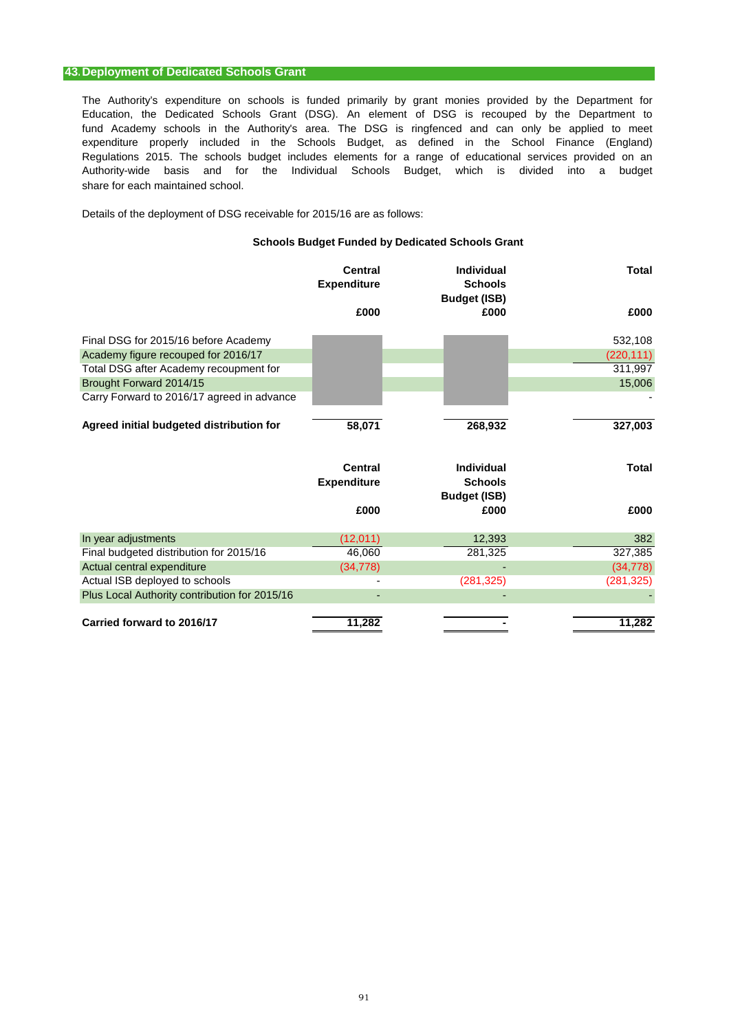## 43. Deployment of Dedicated Schools Grant

The Authority's expenditure on schools is funded primarily by grant monies provided by the Department for Education, the Dedicated Schools Grant (DSG). An element of DSG is recouped by the Department to fund Academy schools in the Authority's area. The DSG is ringfenced and can only be applied to meet expenditure properly included in the Schools Budget, as defined in the School Finance (England) Regulations 2015. The schools budget includes elements for a range of educational services provided on an Authority-wide basis and for the Individual Schools Budget, which is divided into a budget share for each maintained school.

Details of the deployment of DSG receivable for 2015/16 are as follows:

**Schools Budget Funded by Dedicated Schools Grant**

| | Central Expenditure £000 | Individual Schools Budget (ISB) £000 | Total £000 |
|---|---|---|---|
| Final DSG for 2015/16 before Academy | | | 532,108 |
| Academy figure recouped for 2016/17 | | | (220,111) |
| Total DSG after Academy recoupment for | | | 311,997 |
| Brought Forward 2014/15 | | | 15,006 |
| Carry Forward to 2016/17 agreed in advance | | | - |
| **Agreed initial budgeted distribution for** | **58,071** | **268,932** | **327,003** |

| | Central Expenditure £000 | Individual Schools Budget (ISB) £000 | Total £000 |
|---|---|---|---|
| In year adjustments | (12,011) | 12,393 | 382 |
| Final budgeted distribution for 2015/16 | 46,060 | 281,325 | 327,385 |
| Actual central expenditure | (34,778) | - | (34,778) |
| Actual ISB deployed to schools | - | (281,325) | (281,325) |
| Plus Local Authority contribution for 2015/16 | - | - | - |
| **Carried forward to 2016/17** | **11,282** | **-** | **11,282** |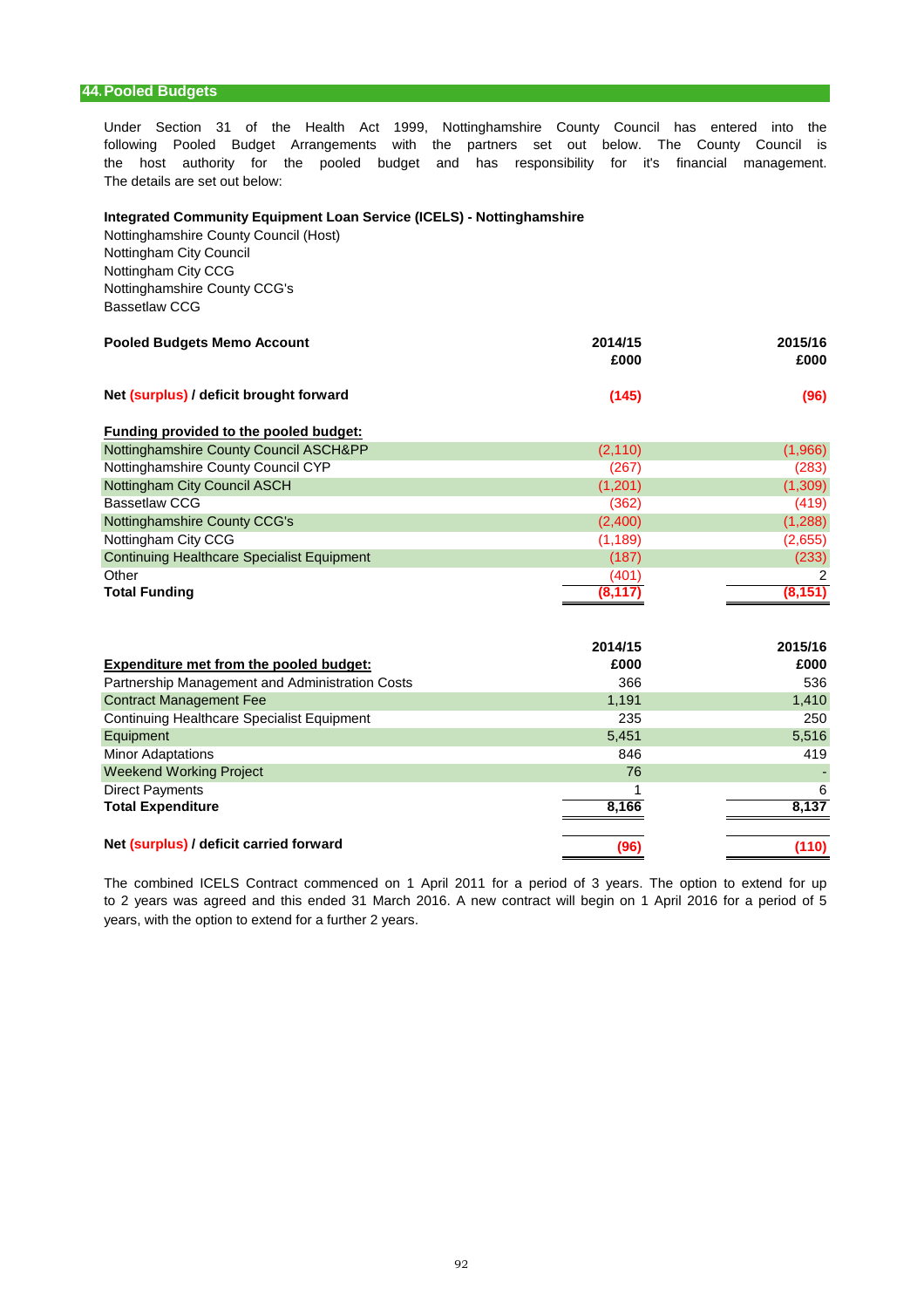## 44. Pooled Budgets

Under Section 31 of the Health Act 1999, Nottinghamshire County Council has entered into the following Pooled Budget Arrangements with the partners set out below. The County Council is the host authority for the pooled budget and has responsibility for it's financial management. The details are set out below:

**Integrated Community Equipment Loan Service (ICELS) - Nottinghamshire**

Nottinghamshire County Council (Host)
Nottingham City Council
Nottingham City CCG
Nottinghamshire County CCG's
Bassetlaw CCG

| **Pooled Budgets Memo Account** | **2014/15 £000** | **2015/16 £000** |
|---|---|---|
| **Net (surplus) / deficit brought forward** | **(145)** | **(96)** |
| | | |
| **Funding provided to the pooled budget:** | | |
| Nottinghamshire County Council ASCH&PP | (2,110) | (1,966) |
| Nottinghamshire County Council CYP | (267) | (283) |
| Nottingham City Council ASCH | (1,201) | (1,309) |
| Bassetlaw CCG | (362) | (419) |
| Nottinghamshire County CCG's | (2,400) | (1,288) |
| Nottingham City CCG | (1,189) | (2,655) |
| Continuing Healthcare Specialist Equipment | (187) | (233) |
| Other | (401) | 2 |
| **Total Funding** | **(8,117)** | **(8,151)** |

| **Expenditure met from the pooled budget:** | **2014/15 £000** | **2015/16 £000** |
|---|---|---|
| Partnership Management and Administration Costs | 366 | 536 |
| Contract Management Fee | 1,191 | 1,410 |
| Continuing Healthcare Specialist Equipment | 235 | 250 |
| Equipment | 5,451 | 5,516 |
| Minor Adaptations | 846 | 419 |
| Weekend Working Project | 76 | - |
| Direct Payments | 1 | 6 |
| **Total Expenditure** | **8,166** | **8,137** |
| | | |
| **Net (surplus) / deficit carried forward** | **(96)** | **(110)** |

The combined ICELS Contract commenced on 1 April 2011 for a period of 3 years. The option to extend for up to 2 years was agreed and this ended 31 March 2016. A new contract will begin on 1 April 2016 for a period of 5 years, with the option to extend for a further 2 years.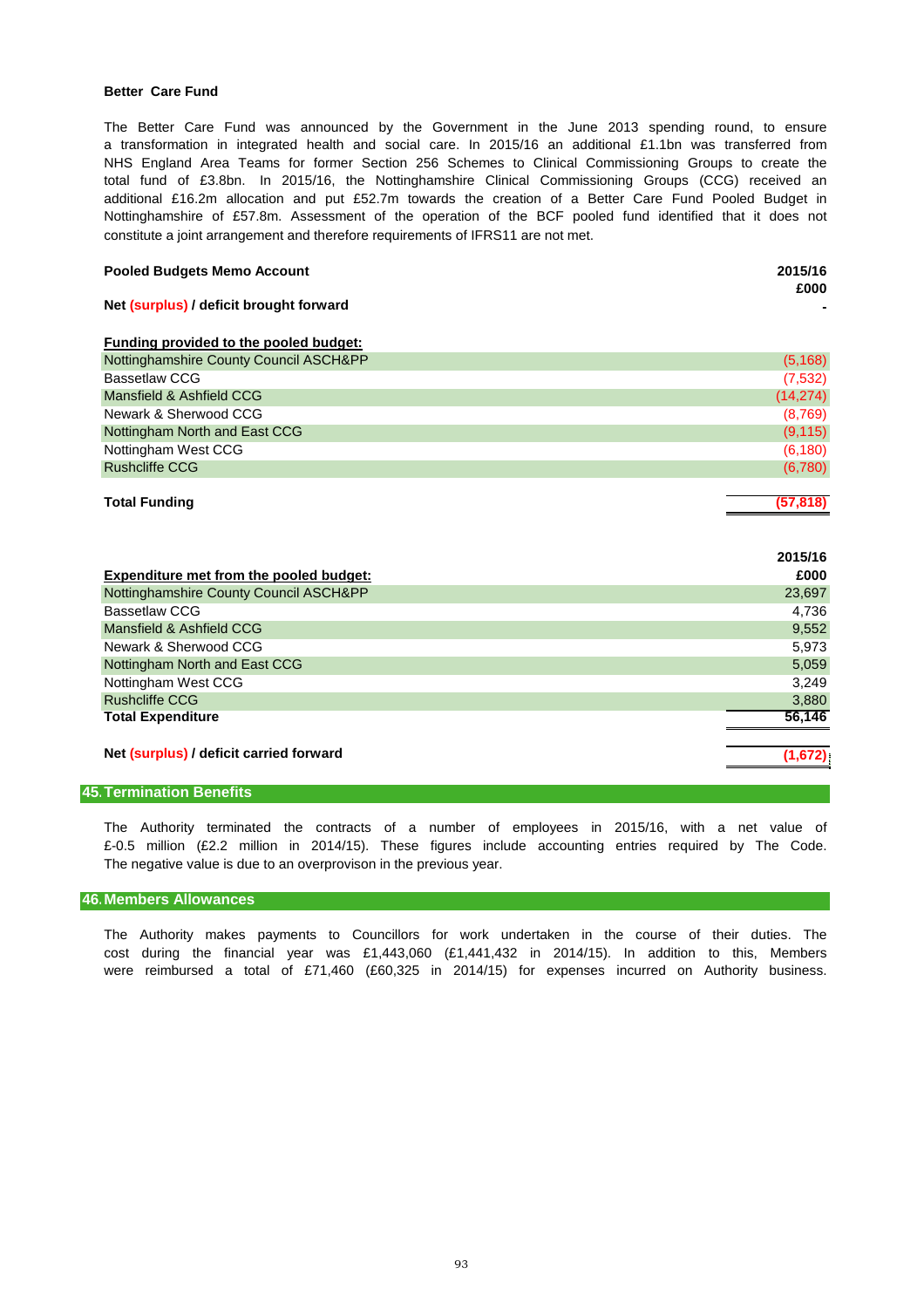**Better Care Fund**

The Better Care Fund was announced by the Government in the June 2013 spending round, to ensure a transformation in integrated health and social care. In 2015/16 an additional £1.1bn was transferred from NHS England Area Teams for former Section 256 Schemes to Clinical Commissioning Groups to create the total fund of £3.8bn. In 2015/16, the Nottinghamshire Clinical Commissioning Groups (CCG) received an additional £16.2m allocation and put £52.7m towards the creation of a Better Care Fund Pooled Budget in Nottinghamshire of £57.8m. Assessment of the operation of the BCF pooled fund identified that it does not constitute a joint arrangement and therefore requirements of IFRS11 are not met.

| **Pooled Budgets Memo Account** | **2015/16 £000** |
|---|---|
| **Net (surplus) / deficit brought forward** | **-** |
| | |
| **Funding provided to the pooled budget:** | |
| Nottinghamshire County Council ASCH&PP | (5,168) |
| Bassetlaw CCG | (7,532) |
| Mansfield & Ashfield CCG | (14,274) |
| Newark & Sherwood CCG | (8,769) |
| Nottingham North and East CCG | (9,115) |
| Nottingham West CCG | (6,180) |
| Rushcliffe CCG | (6,780) |
| **Total Funding** | **(57,818)** |

| **Expenditure met from the pooled budget:** | **2015/16 £000** |
|---|---|
| Nottinghamshire County Council ASCH&PP | 23,697 |
| Bassetlaw CCG | 4,736 |
| Mansfield & Ashfield CCG | 9,552 |
| Newark & Sherwood CCG | 5,973 |
| Nottingham North and East CCG | 5,059 |
| Nottingham West CCG | 3,249 |
| Rushcliffe CCG | 3,880 |
| **Total Expenditure** | **56,146** |
| | |
| **Net (surplus) / deficit carried forward** | **(1,672)** |

## 45. Termination Benefits

The Authority terminated the contracts of a number of employees in 2015/16, with a net value of £-0.5 million (£2.2 million in 2014/15). These figures include accounting entries required by The Code. The negative value is due to an overprovison in the previous year.

## 46. Members Allowances

The Authority makes payments to Councillors for work undertaken in the course of their duties. The cost during the financial year was £1,443,060 (£1,441,432 in 2014/15). In addition to this, Members were reimbursed a total of £71,460 (£60,325 in 2014/15) for expenses incurred on Authority business.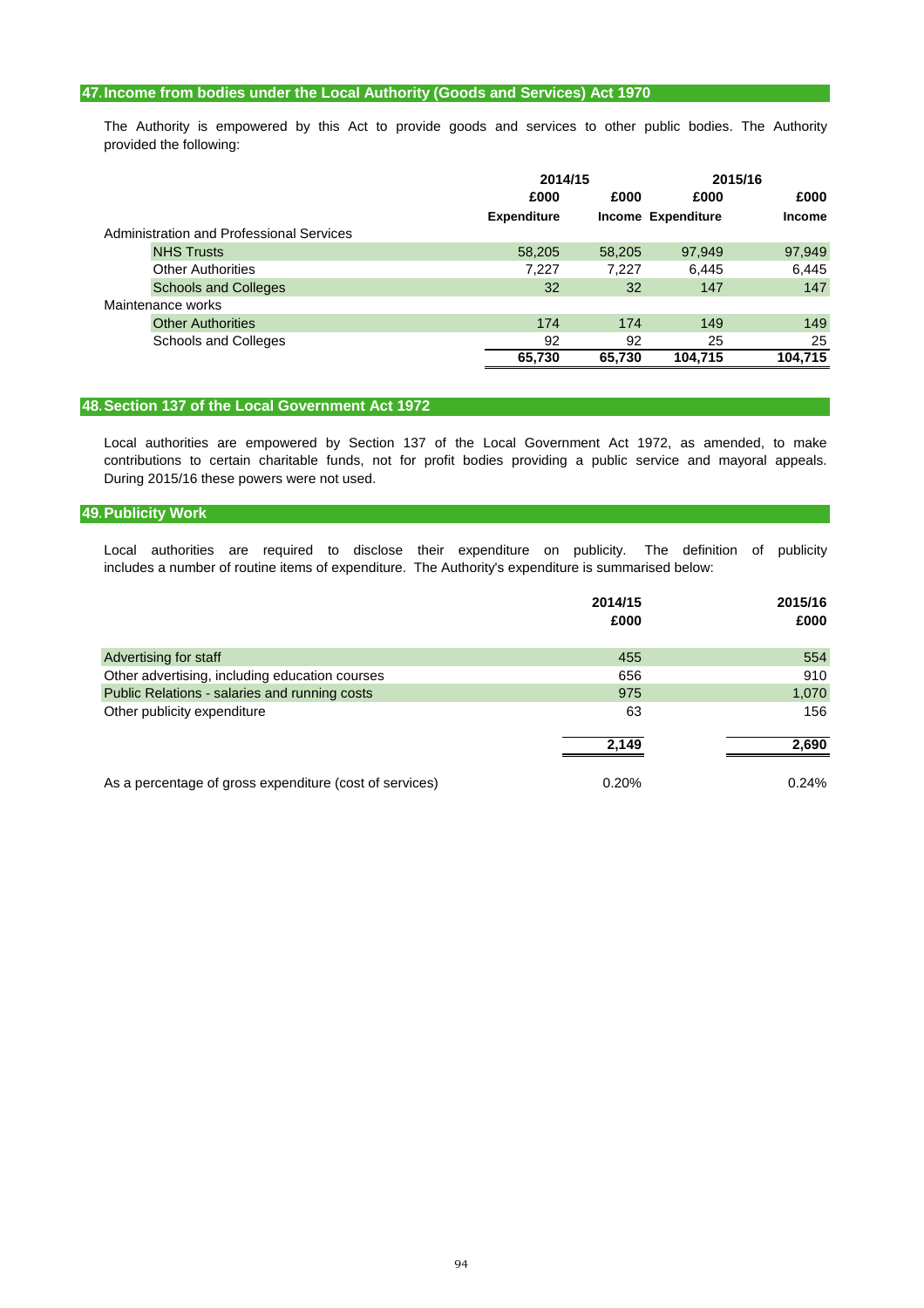## 47. Income from bodies under the Local Authority (Goods and Services) Act 1970

The Authority is empowered by this Act to provide goods and services to other public bodies. The Authority provided the following:

| | 2014/15 | | 2015/16 | |
|---|---|---|---|---|
| | £000 | £000 | £000 | £000 |
| | Expenditure | Income | Expenditure | Income |
| Administration and Professional Services | | | | |
| NHS Trusts | 58,205 | 58,205 | 97,949 | 97,949 |
| Other Authorities | 7,227 | 7,227 | 6,445 | 6,445 |
| Schools and Colleges | 32 | 32 | 147 | 147 |
| Maintenance works | | | | |
| Other Authorities | 174 | 174 | 149 | 149 |
| Schools and Colleges | 92 | 92 | 25 | 25 |
| | **65,730** | **65,730** | **104,715** | **104,715** |

## 48. Section 137 of the Local Government Act 1972

Local authorities are empowered by Section 137 of the Local Government Act 1972, as amended, to make contributions to certain charitable funds, not for profit bodies providing a public service and mayoral appeals. During 2015/16 these powers were not used.

## 49. Publicity Work

Local authorities are required to disclose their expenditure on publicity. The definition of publicity includes a number of routine items of expenditure. The Authority's expenditure is summarised below:

| | 2014/15<br>£000 | 2015/16<br>£000 |
|---|---|---|
| Advertising for staff | 455 | 554 |
| Other advertising, including education courses | 656 | 910 |
| Public Relations - salaries and running costs | 975 | 1,070 |
| Other publicity expenditure | 63 | 156 |
| | **2,149** | **2,690** |
| As a percentage of gross expenditure (cost of services) | 0.20% | 0.24% |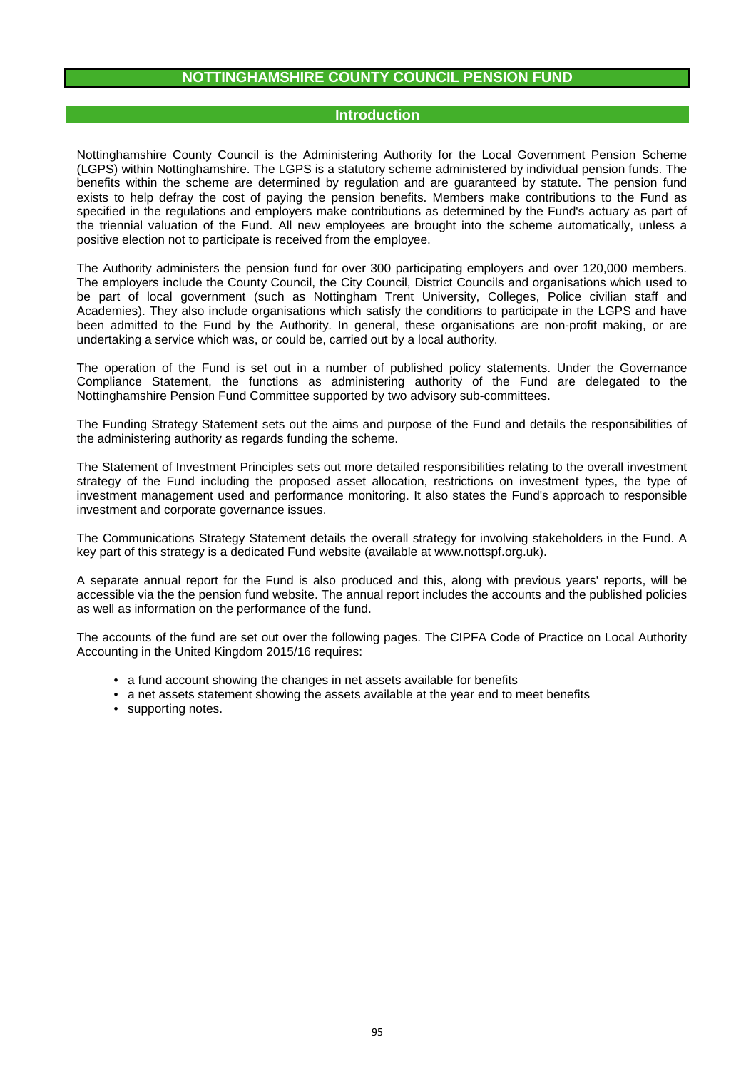# NOTTINGHAMSHIRE COUNTY COUNCIL PENSION FUND

## Introduction

Nottinghamshire County Council is the Administering Authority for the Local Government Pension Scheme (LGPS) within Nottinghamshire. The LGPS is a statutory scheme administered by individual pension funds. The benefits within the scheme are determined by regulation and are guaranteed by statute. The pension fund exists to help defray the cost of paying the pension benefits. Members make contributions to the Fund as specified in the regulations and employers make contributions as determined by the Fund's actuary as part of the triennial valuation of the Fund. All new employees are brought into the scheme automatically, unless a positive election not to participate is received from the employee.

The Authority administers the pension fund for over 300 participating employers and over 120,000 members. The employers include the County Council, the City Council, District Councils and organisations which used to be part of local government (such as Nottingham Trent University, Colleges, Police civilian staff and Academies). They also include organisations which satisfy the conditions to participate in the LGPS and have been admitted to the Fund by the Authority. In general, these organisations are non-profit making, or are undertaking a service which was, or could be, carried out by a local authority.

The operation of the Fund is set out in a number of published policy statements. Under the Governance Compliance Statement, the functions as administering authority of the Fund are delegated to the Nottinghamshire Pension Fund Committee supported by two advisory sub-committees.

The Funding Strategy Statement sets out the aims and purpose of the Fund and details the responsibilities of the administering authority as regards funding the scheme.

The Statement of Investment Principles sets out more detailed responsibilities relating to the overall investment strategy of the Fund including the proposed asset allocation, restrictions on investment types, the type of investment management used and performance monitoring. It also states the Fund's approach to responsible investment and corporate governance issues.

The Communications Strategy Statement details the overall strategy for involving stakeholders in the Fund. A key part of this strategy is a dedicated Fund website (available at www.nottspf.org.uk).

A separate annual report for the Fund is also produced and this, along with previous years' reports, will be accessible via the the pension fund website. The annual report includes the accounts and the published policies as well as information on the performance of the fund.

The accounts of the fund are set out over the following pages. The CIPFA Code of Practice on Local Authority Accounting in the United Kingdom 2015/16 requires:

- a fund account showing the changes in net assets available for benefits
- a net assets statement showing the assets available at the year end to meet benefits
- supporting notes.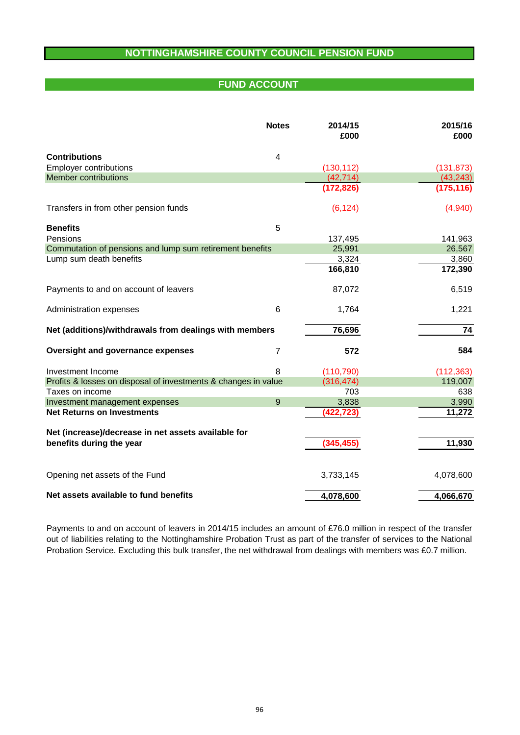# NOTTINGHAMSHIRE COUNTY COUNCIL PENSION FUND

## FUND ACCOUNT

| | Notes | 2014/15 £000 | 2015/16 £000 |
|---|---|---|---|
| **Contributions** | 4 | | |
| Employer contributions | | (130,112) | (131,873) |
| Member contributions | | (42,714) | (43,243) |
| | | **(172,826)** | **(175,116)** |
| Transfers in from other pension funds | | (6,124) | (4,940) |
| **Benefits** | 5 | | |
| Pensions | | 137,495 | 141,963 |
| Commutation of pensions and lump sum retirement benefits | | 25,991 | 26,567 |
| Lump sum death benefits | | 3,324 | 3,860 |
| | | **166,810** | **172,390** |
| Payments to and on account of leavers | | 87,072 | 6,519 |
| Administration expenses | 6 | 1,764 | 1,221 |
| **Net (additions)/withdrawals from dealings with members** | | **76,696** | **74** |
| **Oversight and governance expenses** | 7 | **572** | **584** |
| Investment Income | 8 | (110,790) | (112,363) |
| Profits & losses on disposal of investments & changes in value | | (316,474) | 119,007 |
| Taxes on income | | 703 | 638 |
| Investment management expenses | 9 | 3,838 | 3,990 |
| **Net Returns on Investments** | | **(422,723)** | **11,272** |
| **Net (increase)/decrease in net assets available for benefits during the year** | | **(345,455)** | **11,930** |
| Opening net assets of the Fund | | 3,733,145 | 4,078,600 |
| **Net assets available to fund benefits** | | **4,078,600** | **4,066,670** |

Payments to and on account of leavers in 2014/15 includes an amount of £76.0 million in respect of the transfer out of liabilities relating to the Nottinghamshire Probation Trust as part of the transfer of services to the National Probation Service. Excluding this bulk transfer, the net withdrawal from dealings with members was £0.7 million.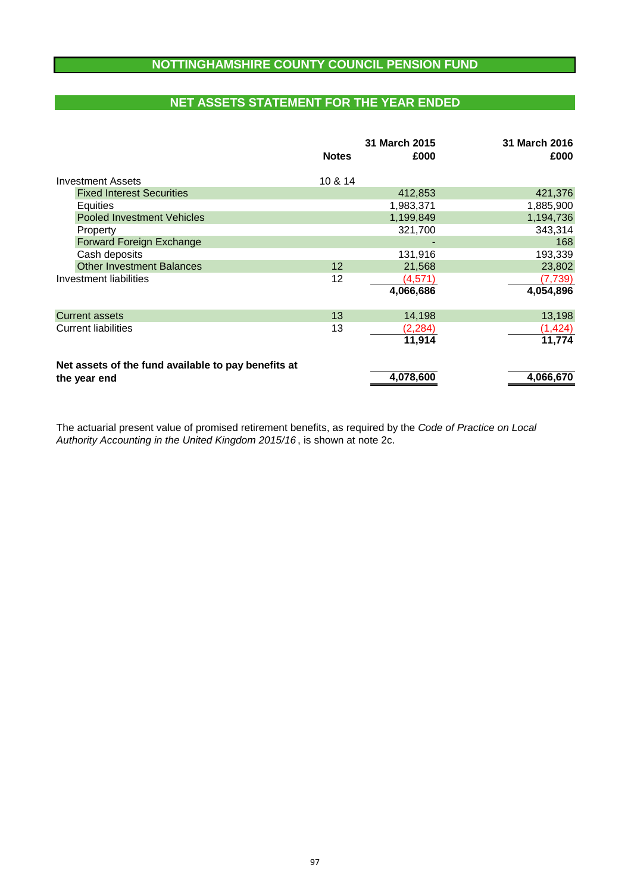# NOTTINGHAMSHIRE COUNTY COUNCIL PENSION FUND

## NET ASSETS STATEMENT FOR THE YEAR ENDED

| | Notes | 31 March 2015 £000 | 31 March 2016 £000 |
|---|---|---|---|
| Investment Assets | 10 & 14 | | |
| Fixed Interest Securities | | 412,853 | 421,376 |
| Equities | | 1,983,371 | 1,885,900 |
| Pooled Investment Vehicles | | 1,199,849 | 1,194,736 |
| Property | | 321,700 | 343,314 |
| Forward Foreign Exchange | | - | 168 |
| Cash deposits | | 131,916 | 193,339 |
| Other Investment Balances | 12 | 21,568 | 23,802 |
| Investment liabilities | 12 | (4,571) | (7,739) |
| | | **4,066,686** | **4,054,896** |
| Current assets | 13 | 14,198 | 13,198 |
| Current liabilities | 13 | (2,284) | (1,424) |
| | | **11,914** | **11,774** |
| **Net assets of the fund available to pay benefits at the year end** | | **4,078,600** | **4,066,670** |

The actuarial present value of promised retirement benefits, as required by the *Code of Practice on Local Authority Accounting in the United Kingdom 2015/16*, is shown at note 2c.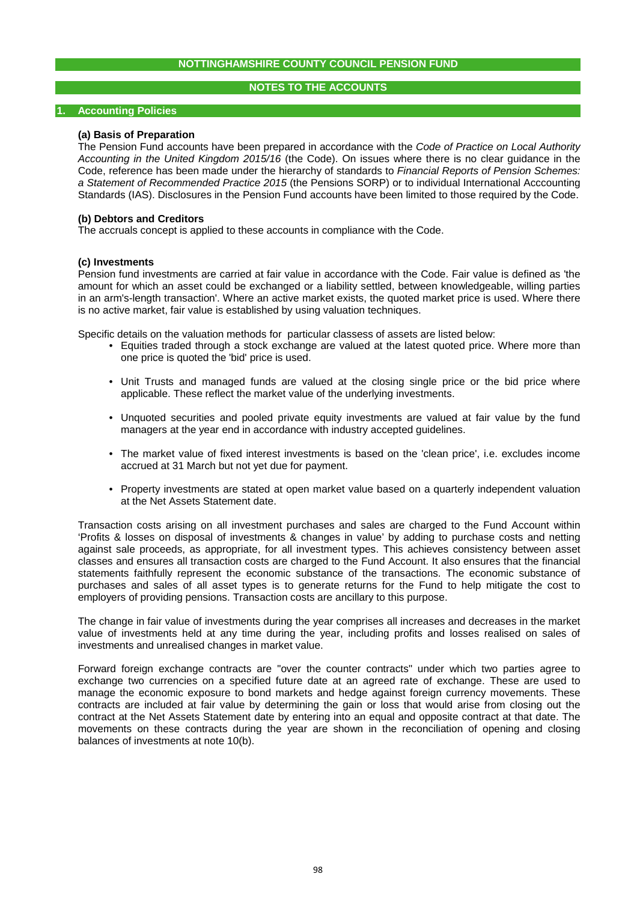## NOTTINGHAMSHIRE COUNTY COUNCIL PENSION FUND

## NOTES TO THE ACCOUNTS

### 1. Accounting Policies

**(a) Basis of Preparation**

The Pension Fund accounts have been prepared in accordance with the *Code of Practice on Local Authority Accounting in the United Kingdom 2015/16* (the Code). On issues where there is no clear guidance in the Code, reference has been made under the hierarchy of standards to *Financial Reports of Pension Schemes: a Statement of Recommended Practice 2015* (the Pensions SORP) or to individual International Acccounting Standards (IAS). Disclosures in the Pension Fund accounts have been limited to those required by the Code.

**(b) Debtors and Creditors**

The accruals concept is applied to these accounts in compliance with the Code.

**(c) Investments**

Pension fund investments are carried at fair value in accordance with the Code. Fair value is defined as 'the amount for which an asset could be exchanged or a liability settled, between knowledgeable, willing parties in an arm's-length transaction'. Where an active market exists, the quoted market price is used. Where there is no active market, fair value is established by using valuation techniques.

Specific details on the valuation methods for particular classess of assets are listed below:

- Equities traded through a stock exchange are valued at the latest quoted price. Where more than one price is quoted the 'bid' price is used.
- Unit Trusts and managed funds are valued at the closing single price or the bid price where applicable. These reflect the market value of the underlying investments.
- Unquoted securities and pooled private equity investments are valued at fair value by the fund managers at the year end in accordance with industry accepted guidelines.
- The market value of fixed interest investments is based on the 'clean price', i.e. excludes income accrued at 31 March but not yet due for payment.
- Property investments are stated at open market value based on a quarterly independent valuation at the Net Assets Statement date.

Transaction costs arising on all investment purchases and sales are charged to the Fund Account within 'Profits & losses on disposal of investments & changes in value' by adding to purchase costs and netting against sale proceeds, as appropriate, for all investment types. This achieves consistency between asset classes and ensures all transaction costs are charged to the Fund Account. It also ensures that the financial statements faithfully represent the economic substance of the transactions. The economic substance of purchases and sales of all asset types is to generate returns for the Fund to help mitigate the cost to employers of providing pensions. Transaction costs are ancillary to this purpose.

The change in fair value of investments during the year comprises all increases and decreases in the market value of investments held at any time during the year, including profits and losses realised on sales of investments and unrealised changes in market value.

Forward foreign exchange contracts are "over the counter contracts" under which two parties agree to exchange two currencies on a specified future date at an agreed rate of exchange. These are used to manage the economic exposure to bond markets and hedge against foreign currency movements. These contracts are included at fair value by determining the gain or loss that would arise from closing out the contract at the Net Assets Statement date by entering into an equal and opposite contract at that date. The movements on these contracts during the year are shown in the reconciliation of opening and closing balances of investments at note 10(b).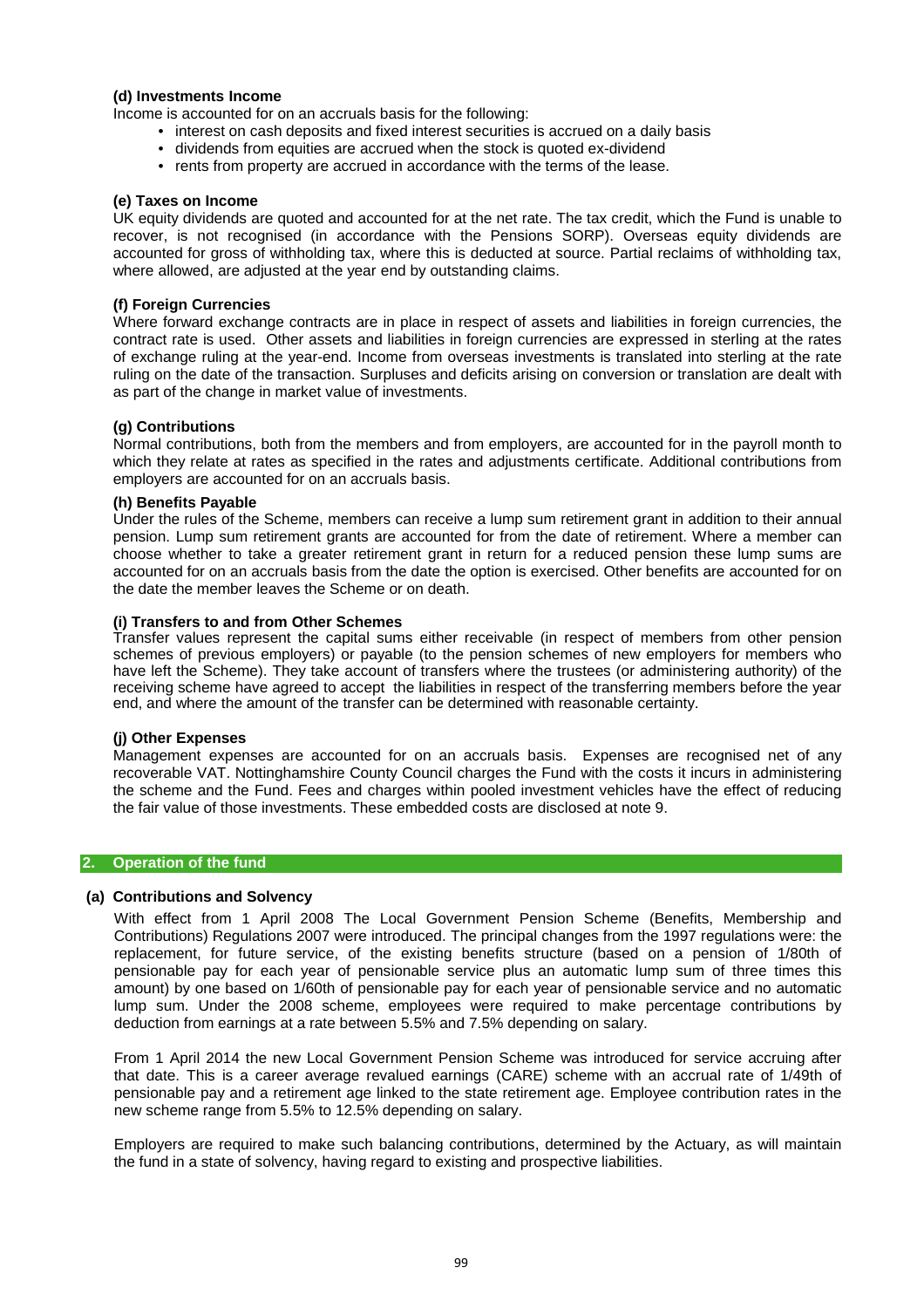**(d) Investments Income**

Income is accounted for on an accruals basis for the following:

- interest on cash deposits and fixed interest securities is accrued on a daily basis
- dividends from equities are accrued when the stock is quoted ex-dividend
- rents from property are accrued in accordance with the terms of the lease.

**(e) Taxes on Income**

UK equity dividends are quoted and accounted for at the net rate. The tax credit, which the Fund is unable to recover, is not recognised (in accordance with the Pensions SORP). Overseas equity dividends are accounted for gross of withholding tax, where this is deducted at source. Partial reclaims of withholding tax, where allowed, are adjusted at the year end by outstanding claims.

**(f) Foreign Currencies**

Where forward exchange contracts are in place in respect of assets and liabilities in foreign currencies, the contract rate is used. Other assets and liabilities in foreign currencies are expressed in sterling at the rates of exchange ruling at the year-end. Income from overseas investments is translated into sterling at the rate ruling on the date of the transaction. Surpluses and deficits arising on conversion or translation are dealt with as part of the change in market value of investments.

**(g) Contributions**

Normal contributions, both from the members and from employers, are accounted for in the payroll month to which they relate at rates as specified in the rates and adjustments certificate. Additional contributions from employers are accounted for on an accruals basis.

**(h) Benefits Payable**

Under the rules of the Scheme, members can receive a lump sum retirement grant in addition to their annual pension. Lump sum retirement grants are accounted for from the date of retirement. Where a member can choose whether to take a greater retirement grant in return for a reduced pension these lump sums are accounted for on an accruals basis from the date the option is exercised. Other benefits are accounted for on the date the member leaves the Scheme or on death.

**(i) Transfers to and from Other Schemes**

Transfer values represent the capital sums either receivable (in respect of members from other pension schemes of previous employers) or payable (to the pension schemes of new employers for members who have left the Scheme). They take account of transfers where the trustees (or administering authority) of the receiving scheme have agreed to accept the liabilities in respect of the transferring members before the year end, and where the amount of the transfer can be determined with reasonable certainty.

**(j) Other Expenses**

Management expenses are accounted for on an accruals basis. Expenses are recognised net of any recoverable VAT. Nottinghamshire County Council charges the Fund with the costs it incurs in administering the scheme and the Fund. Fees and charges within pooled investment vehicles have the effect of reducing the fair value of those investments. These embedded costs are disclosed at note 9.

## 2. Operation of the fund

**(a) Contributions and Solvency**

With effect from 1 April 2008 The Local Government Pension Scheme (Benefits, Membership and Contributions) Regulations 2007 were introduced. The principal changes from the 1997 regulations were: the replacement, for future service, of the existing benefits structure (based on a pension of 1/80th of pensionable pay for each year of pensionable service plus an automatic lump sum of three times this amount) by one based on 1/60th of pensionable pay for each year of pensionable service and no automatic lump sum. Under the 2008 scheme, employees were required to make percentage contributions by deduction from earnings at a rate between 5.5% and 7.5% depending on salary.

From 1 April 2014 the new Local Government Pension Scheme was introduced for service accruing after that date. This is a career average revalued earnings (CARE) scheme with an accrual rate of 1/49th of pensionable pay and a retirement age linked to the state retirement age. Employee contribution rates in the new scheme range from 5.5% to 12.5% depending on salary.

Employers are required to make such balancing contributions, determined by the Actuary, as will maintain the fund in a state of solvency, having regard to existing and prospective liabilities.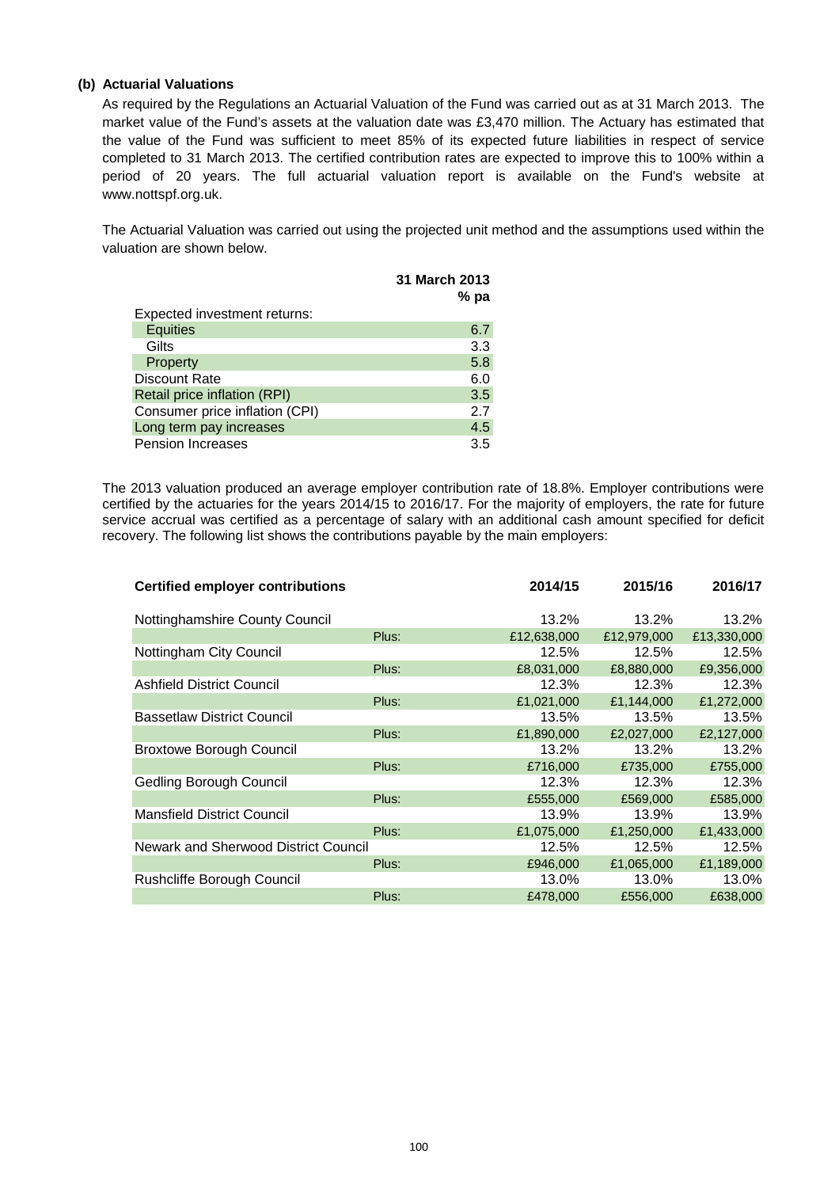**(b) Actuarial Valuations**

As required by the Regulations an Actuarial Valuation of the Fund was carried out as at 31 March 2013. The market value of the Fund's assets at the valuation date was £3,470 million. The Actuary has estimated that the value of the Fund was sufficient to meet 85% of its expected future liabilities in respect of service completed to 31 March 2013. The certified contribution rates are expected to improve this to 100% within a period of 20 years. The full actuarial valuation report is available on the Fund's website at www.nottspf.org.uk.

The Actuarial Valuation was carried out using the projected unit method and the assumptions used within the valuation are shown below.

| | 31 March 2013 % pa |
|---|---|
| Expected investment returns: | |
| Equities | 6.7 |
| Gilts | 3.3 |
| Property | 5.8 |
| Discount Rate | 6.0 |
| Retail price inflation (RPI) | 3.5 |
| Consumer price inflation (CPI) | 2.7 |
| Long term pay increases | 4.5 |
| Pension Increases | 3.5 |

The 2013 valuation produced an average employer contribution rate of 18.8%. Employer contributions were certified by the actuaries for the years 2014/15 to 2016/17. For the majority of employers, the rate for future service accrual was certified as a percentage of salary with an additional cash amount specified for deficit recovery. The following list shows the contributions payable by the main employers:

| Certified employer contributions | | 2014/15 | 2015/16 | 2016/17 |
|---|---|---|---|---|
| Nottinghamshire County Council | | 13.2% | 13.2% | 13.2% |
| | Plus: | £12,638,000 | £12,979,000 | £13,330,000 |
| Nottingham City Council | | 12.5% | 12.5% | 12.5% |
| | Plus: | £8,031,000 | £8,880,000 | £9,356,000 |
| Ashfield District Council | | 12.3% | 12.3% | 12.3% |
| | Plus: | £1,021,000 | £1,144,000 | £1,272,000 |
| Bassetlaw District Council | | 13.5% | 13.5% | 13.5% |
| | Plus: | £1,890,000 | £2,027,000 | £2,127,000 |
| Broxtowe Borough Council | | 13.2% | 13.2% | 13.2% |
| | Plus: | £716,000 | £735,000 | £755,000 |
| Gedling Borough Council | | 12.3% | 12.3% | 12.3% |
| | Plus: | £555,000 | £569,000 | £585,000 |
| Mansfield District Council | | 13.9% | 13.9% | 13.9% |
| | Plus: | £1,075,000 | £1,250,000 | £1,433,000 |
| Newark and Sherwood District Council | | 12.5% | 12.5% | 12.5% |
| | Plus: | £946,000 | £1,065,000 | £1,189,000 |
| Rushcliffe Borough Council | | 13.0% | 13.0% | 13.0% |
| | Plus: | £478,000 | £556,000 | £638,000 |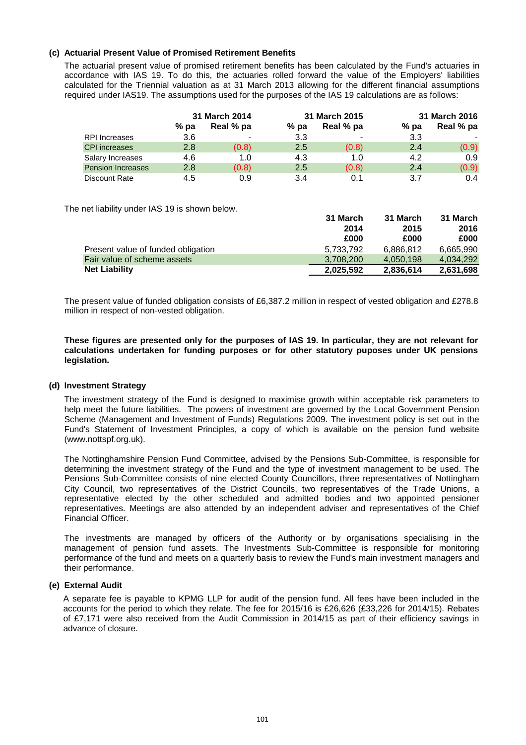### (c) Actuarial Present Value of Promised Retirement Benefits

The actuarial present value of promised retirement benefits has been calculated by the Fund's actuaries in accordance with IAS 19. To do this, the actuaries rolled forward the value of the Employers' liabilities calculated for the Triennial valuation as at 31 March 2013 allowing for the different financial assumptions required under IAS19. The assumptions used for the purposes of the IAS 19 calculations are as follows:

| | 31 March 2014 | | 31 March 2015 | | 31 March 2016 | |
|---|---|---|---|---|---|---|
| | % pa | Real % pa | % pa | Real % pa | % pa | Real % pa |
| RPI Increases | 3.6 | - | 3.3 | - | 3.3 | - |
| CPI increases | 2.8 | (0.8) | 2.5 | (0.8) | 2.4 | (0.9) |
| Salary Increases | 4.6 | 1.0 | 4.3 | 1.0 | 4.2 | 0.9 |
| Pension Increases | 2.8 | (0.8) | 2.5 | (0.8) | 2.4 | (0.9) |
| Discount Rate | 4.5 | 0.9 | 3.4 | 0.1 | 3.7 | 0.4 |

The net liability under IAS 19 is shown below.

| | 31 March 2014 £000 | 31 March 2015 £000 | 31 March 2016 £000 |
|---|---|---|---|
| Present value of funded obligation | 5,733,792 | 6,886,812 | 6,665,990 |
| Fair value of scheme assets | 3,708,200 | 4,050,198 | 4,034,292 |
| **Net Liability** | **2,025,592** | **2,836,614** | **2,631,698** |

The present value of funded obligation consists of £6,387.2 million in respect of vested obligation and £278.8 million in respect of non-vested obligation.

**These figures are presented only for the purposes of IAS 19. In particular, they are not relevant for calculations undertaken for funding purposes or for other statutory puposes under UK pensions legislation.**

### (d) Investment Strategy

The investment strategy of the Fund is designed to maximise growth within acceptable risk parameters to help meet the future liabilities. The powers of investment are governed by the Local Government Pension Scheme (Management and Investment of Funds) Regulations 2009. The investment policy is set out in the Fund's Statement of Investment Principles, a copy of which is available on the pension fund website (www.nottspf.org.uk).

The Nottinghamshire Pension Fund Committee, advised by the Pensions Sub-Committee, is responsible for determining the investment strategy of the Fund and the type of investment management to be used. The Pensions Sub-Committee consists of nine elected County Councillors, three representatives of Nottingham City Council, two representatives of the District Councils, two representatives of the Trade Unions, a representative elected by the other scheduled and admitted bodies and two appointed pensioner representatives. Meetings are also attended by an independent adviser and representatives of the Chief Financial Officer.

The investments are managed by officers of the Authority or by organisations specialising in the management of pension fund assets. The Investments Sub-Committee is responsible for monitoring performance of the fund and meets on a quarterly basis to review the Fund's main investment managers and their performance.

### (e) External Audit

A separate fee is payable to KPMG LLP for audit of the pension fund. All fees have been included in the accounts for the period to which they relate. The fee for 2015/16 is £26,626 (£33,226 for 2014/15). Rebates of £7,171 were also received from the Audit Commission in 2014/15 as part of their efficiency savings in advance of closure.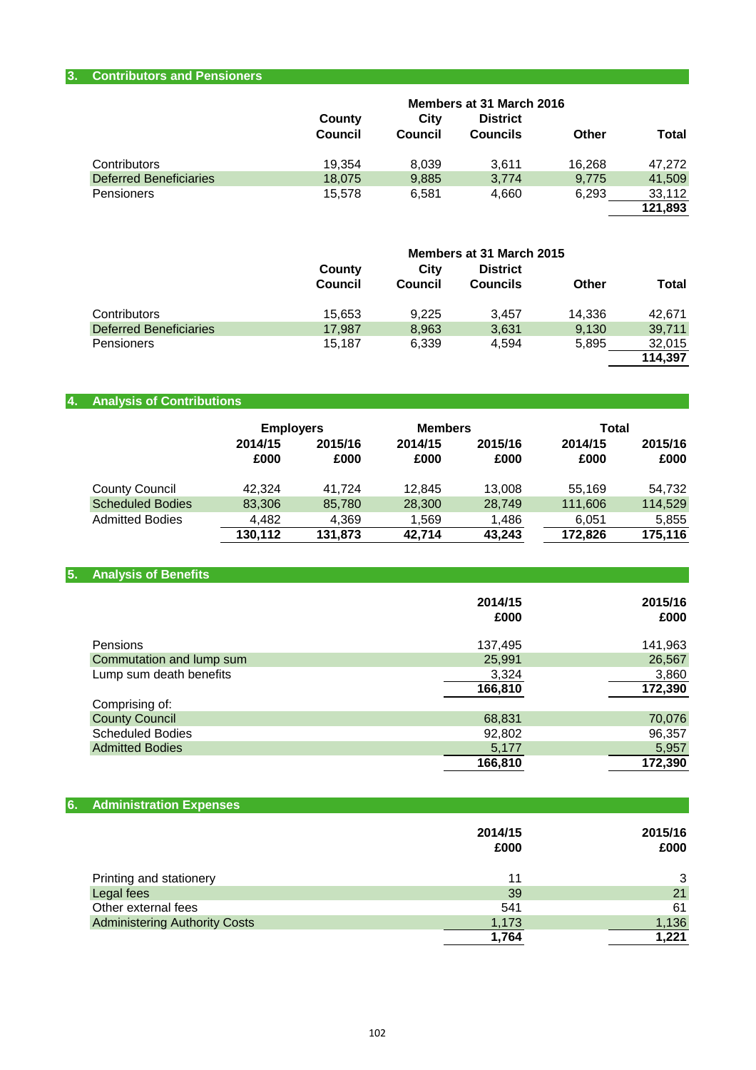## 3. Contributors and Pensioners

| | Members at 31 March 2016 | | | | |
|---|---|---|---|---|---|
| | County Council | City Council | District Councils | Other | Total |
| Contributors | 19,354 | 8,039 | 3,611 | 16,268 | 47,272 |
| Deferred Beneficiaries | 18,075 | 9,885 | 3,774 | 9,775 | 41,509 |
| Pensioners | 15,578 | 6,581 | 4,660 | 6,293 | 33,112 |
| | | | | | **121,893** |

| | Members at 31 March 2015 | | | | |
|---|---|---|---|---|---|
| | County Council | City Council | District Councils | Other | Total |
| Contributors | 15,653 | 9,225 | 3,457 | 14,336 | 42,671 |
| Deferred Beneficiaries | 17,987 | 8,963 | 3,631 | 9,130 | 39,711 |
| Pensioners | 15,187 | 6,339 | 4,594 | 5,895 | 32,015 |
| | | | | | **114,397** |

## 4. Analysis of Contributions

| | Employers | | Members | | Total | |
|---|---|---|---|---|---|---|
| | 2014/15 £000 | 2015/16 £000 | 2014/15 £000 | 2015/16 £000 | 2014/15 £000 | 2015/16 £000 |
| County Council | 42,324 | 41,724 | 12,845 | 13,008 | 55,169 | 54,732 |
| Scheduled Bodies | 83,306 | 85,780 | 28,300 | 28,749 | 111,606 | 114,529 |
| Admitted Bodies | 4,482 | 4,369 | 1,569 | 1,486 | 6,051 | 5,855 |
| | **130,112** | **131,873** | **42,714** | **43,243** | **172,826** | **175,116** |

## 5. Analysis of Benefits

| | 2014/15 £000 | 2015/16 £000 |
|---|---|---|
| Pensions | 137,495 | 141,963 |
| Commutation and lump sum | 25,991 | 26,567 |
| Lump sum death benefits | 3,324 | 3,860 |
| | **166,810** | **172,390** |
| Comprising of: | | |
| County Council | 68,831 | 70,076 |
| Scheduled Bodies | 92,802 | 96,357 |
| Admitted Bodies | 5,177 | 5,957 |
| | **166,810** | **172,390** |

## 6. Administration Expenses

| | 2014/15 £000 | 2015/16 £000 |
|---|---|---|
| Printing and stationery | 11 | 3 |
| Legal fees | 39 | 21 |
| Other external fees | 541 | 61 |
| Administering Authority Costs | 1,173 | 1,136 |
| | **1,764** | **1,221** |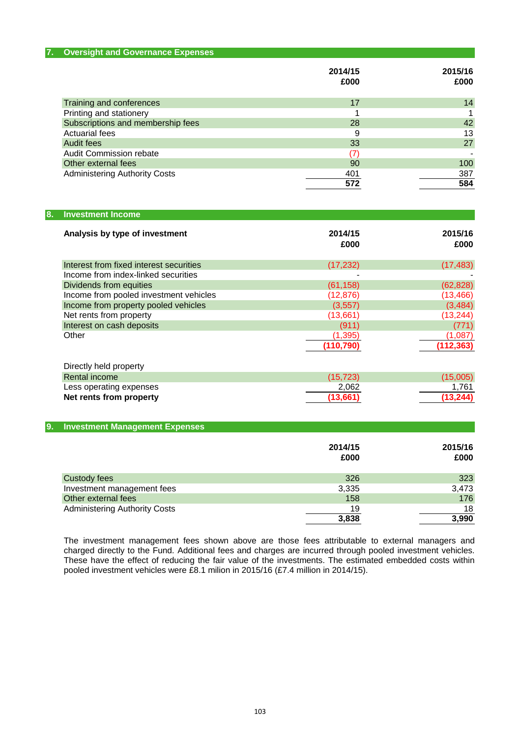## 7. Oversight and Governance Expenses

| | 2014/15 £000 | 2015/16 £000 |
|---|---|---|
| Training and conferences | 17 | 14 |
| Printing and stationery | 1 | 1 |
| Subscriptions and membership fees | 28 | 42 |
| Actuarial fees | 9 | 13 |
| Audit fees | 33 | 27 |
| Audit Commission rebate | (7) | - |
| Other external fees | 90 | 100 |
| Administering Authority Costs | 401 | 387 |
| | **572** | **584** |

## 8. Investment Income

| **Analysis by type of investment** | 2014/15 £000 | 2015/16 £000 |
|---|---|---|
| Interest from fixed interest securities | (17,232) | (17,483) |
| Income from index-linked securities | - | - |
| Dividends from equities | (61,158) | (62,828) |
| Income from pooled investment vehicles | (12,876) | (13,466) |
| Income from property pooled vehicles | (3,557) | (3,484) |
| Net rents from property | (13,661) | (13,244) |
| Interest on cash deposits | (911) | (771) |
| Other | (1,395) | (1,087) |
| | **(110,790)** | **(112,363)** |

| Directly held property | 2014/15 £000 | 2015/16 £000 |
|---|---|---|
| Rental income | (15,723) | (15,005) |
| Less operating expenses | 2,062 | 1,761 |
| **Net rents from property** | **(13,661)** | **(13,244)** |

## 9. Investment Management Expenses

| | 2014/15 £000 | 2015/16 £000 |
|---|---|---|
| Custody fees | 326 | 323 |
| Investment management fees | 3,335 | 3,473 |
| Other external fees | 158 | 176 |
| Administering Authority Costs | 19 | 18 |
| | **3,838** | **3,990** |

The investment management fees shown above are those fees attributable to external managers and charged directly to the Fund. Additional fees and charges are incurred through pooled investment vehicles. These have the effect of reducing the fair value of the investments. The estimated embedded costs within pooled investment vehicles were £8.1 milion in 2015/16 (£7.4 million in 2014/15).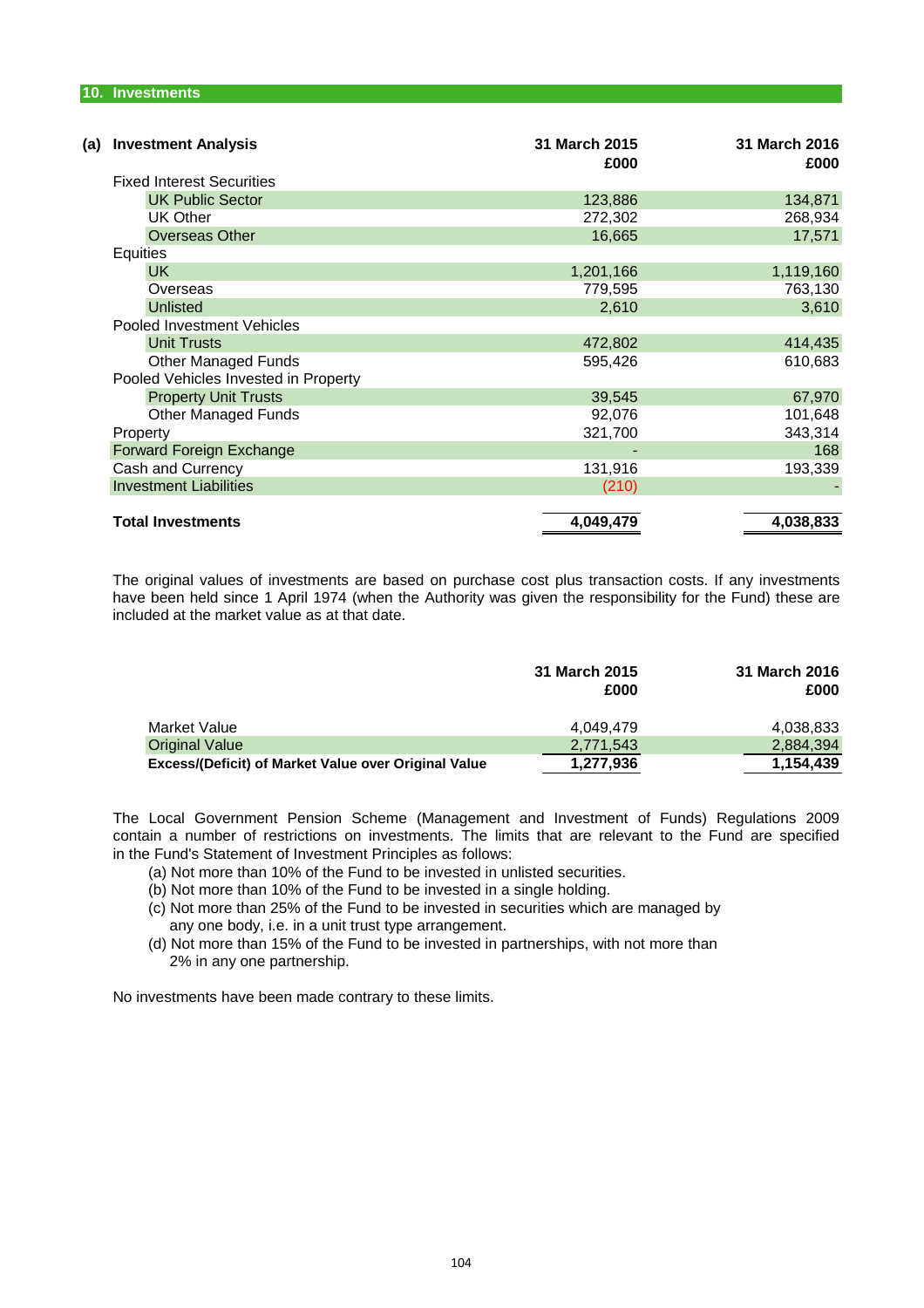## 10. Investments

**(a) Investment Analysis**

| | 31 March 2015 £000 | 31 March 2016 £000 |
|---|---|---|
| Fixed Interest Securities | | |
| UK Public Sector | 123,886 | 134,871 |
| UK Other | 272,302 | 268,934 |
| Overseas Other | 16,665 | 17,571 |
| Equities | | |
| UK | 1,201,166 | 1,119,160 |
| Overseas | 779,595 | 763,130 |
| Unlisted | 2,610 | 3,610 |
| Pooled Investment Vehicles | | |
| Unit Trusts | 472,802 | 414,435 |
| Other Managed Funds | 595,426 | 610,683 |
| Pooled Vehicles Invested in Property | | |
| Property Unit Trusts | 39,545 | 67,970 |
| Other Managed Funds | 92,076 | 101,648 |
| Property | 321,700 | 343,314 |
| Forward Foreign Exchange | - | 168 |
| Cash and Currency | 131,916 | 193,339 |
| Investment Liabilities | (210) | - |
| **Total Investments** | **4,049,479** | **4,038,833** |

The original values of investments are based on purchase cost plus transaction costs. If any investments have been held since 1 April 1974 (when the Authority was given the responsibility for the Fund) these are included at the market value as at that date.

| | 31 March 2015 £000 | 31 March 2016 £000 |
|---|---|---|
| Market Value | 4,049,479 | 4,038,833 |
| Original Value | 2,771,543 | 2,884,394 |
| **Excess/(Deficit) of Market Value over Original Value** | **1,277,936** | **1,154,439** |

The Local Government Pension Scheme (Management and Investment of Funds) Regulations 2009 contain a number of restrictions on investments. The limits that are relevant to the Fund are specified in the Fund's Statement of Investment Principles as follows:

(a) Not more than 10% of the Fund to be invested in unlisted securities.
(b) Not more than 10% of the Fund to be invested in a single holding.
(c) Not more than 25% of the Fund to be invested in securities which are managed by any one body, i.e. in a unit trust type arrangement.
(d) Not more than 15% of the Fund to be invested in partnerships, with not more than 2% in any one partnership.

No investments have been made contrary to these limits.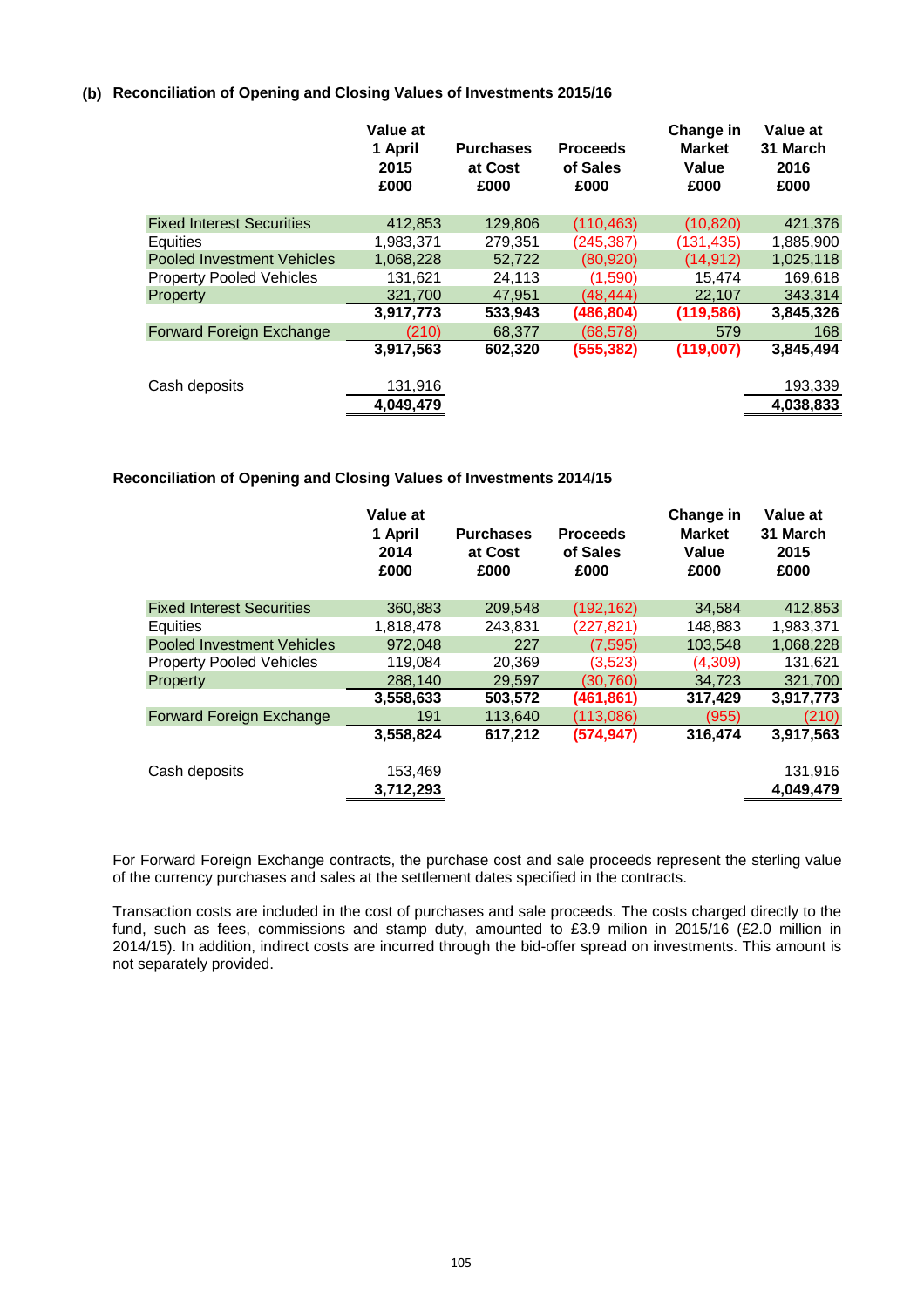**(b) Reconciliation of Opening and Closing Values of Investments 2015/16**

| | Value at 1 April 2015 £000 | Purchases at Cost £000 | Proceeds of Sales £000 | Change in Market Value £000 | Value at 31 March 2016 £000 |
|---|---|---|---|---|---|
| Fixed Interest Securities | 412,853 | 129,806 | (110,463) | (10,820) | 421,376 |
| Equities | 1,983,371 | 279,351 | (245,387) | (131,435) | 1,885,900 |
| Pooled Investment Vehicles | 1,068,228 | 52,722 | (80,920) | (14,912) | 1,025,118 |
| Property Pooled Vehicles | 131,621 | 24,113 | (1,590) | 15,474 | 169,618 |
| Property | 321,700 | 47,951 | (48,444) | 22,107 | 343,314 |
| | **3,917,773** | **533,943** | **(486,804)** | **(119,586)** | **3,845,326** |
| Forward Foreign Exchange | (210) | 68,377 | (68,578) | 579 | 168 |
| | **3,917,563** | **602,320** | **(555,382)** | **(119,007)** | **3,845,494** |
| Cash deposits | 131,916 | | | | 193,339 |
| | **4,049,479** | | | | **4,038,833** |

**Reconciliation of Opening and Closing Values of Investments 2014/15**

| | Value at 1 April 2014 £000 | Purchases at Cost £000 | Proceeds of Sales £000 | Change in Market Value £000 | Value at 31 March 2015 £000 |
|---|---|---|---|---|---|
| Fixed Interest Securities | 360,883 | 209,548 | (192,162) | 34,584 | 412,853 |
| Equities | 1,818,478 | 243,831 | (227,821) | 148,883 | 1,983,371 |
| Pooled Investment Vehicles | 972,048 | 227 | (7,595) | 103,548 | 1,068,228 |
| Property Pooled Vehicles | 119,084 | 20,369 | (3,523) | (4,309) | 131,621 |
| Property | 288,140 | 29,597 | (30,760) | 34,723 | 321,700 |
| | **3,558,633** | **503,572** | **(461,861)** | **317,429** | **3,917,773** |
| Forward Foreign Exchange | 191 | 113,640 | (113,086) | (955) | (210) |
| | **3,558,824** | **617,212** | **(574,947)** | **316,474** | **3,917,563** |
| Cash deposits | 153,469 | | | | 131,916 |
| | **3,712,293** | | | | **4,049,479** |

For Forward Foreign Exchange contracts, the purchase cost and sale proceeds represent the sterling value of the currency purchases and sales at the settlement dates specified in the contracts.

Transaction costs are included in the cost of purchases and sale proceeds. The costs charged directly to the fund, such as fees, commissions and stamp duty, amounted to £3.9 milion in 2015/16 (£2.0 million in 2014/15). In addition, indirect costs are incurred through the bid-offer spread on investments. This amount is not separately provided.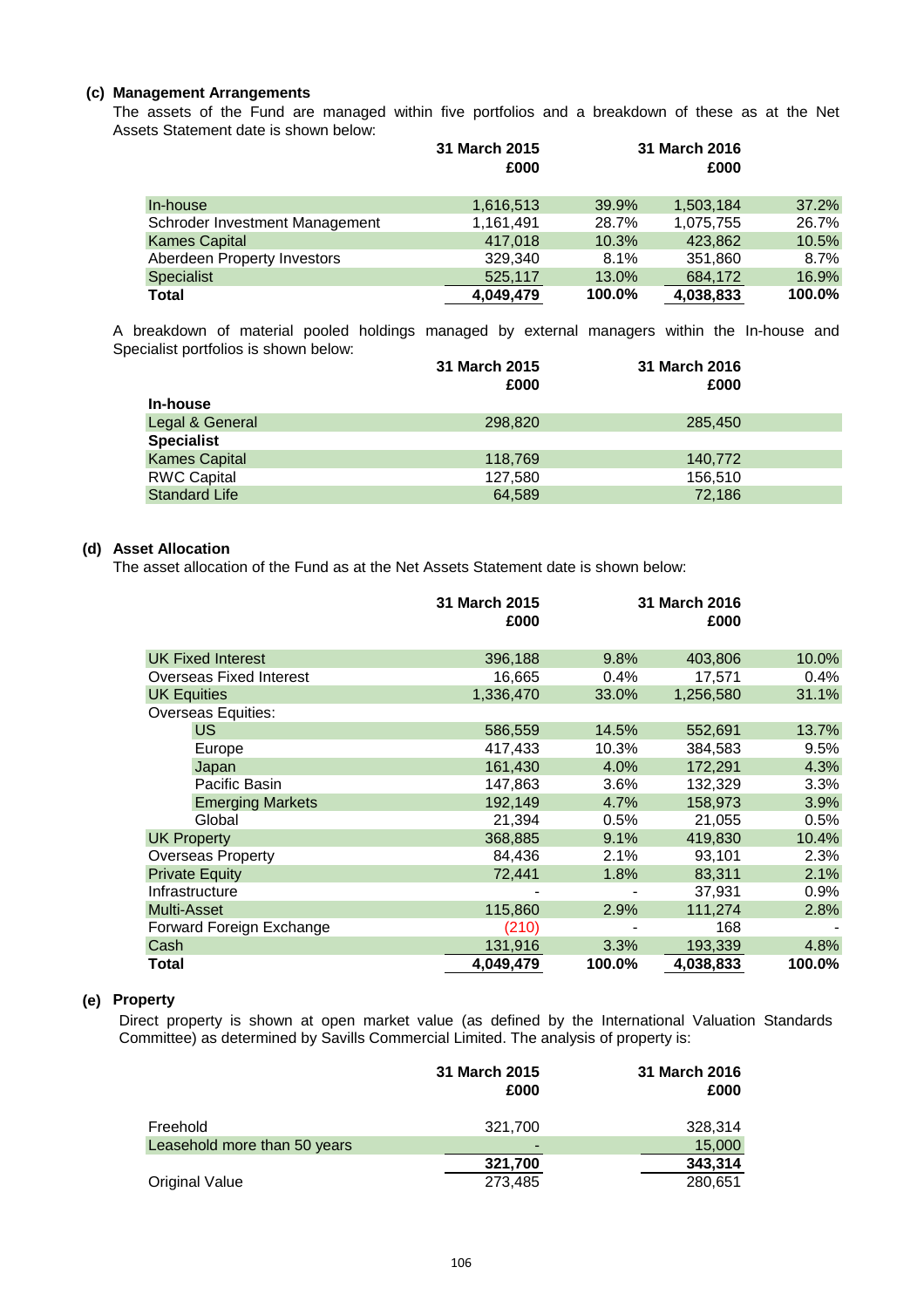### (c) Management Arrangements

The assets of the Fund are managed within five portfolios and a breakdown of these as at the Net Assets Statement date is shown below:

| | 31 March 2015 £000 | | 31 March 2016 £000 | |
|---|---|---|---|---|
| In-house | 1,616,513 | 39.9% | 1,503,184 | 37.2% |
| Schroder Investment Management | 1,161,491 | 28.7% | 1,075,755 | 26.7% |
| Kames Capital | 417,018 | 10.3% | 423,862 | 10.5% |
| Aberdeen Property Investors | 329,340 | 8.1% | 351,860 | 8.7% |
| Specialist | 525,117 | 13.0% | 684,172 | 16.9% |
| **Total** | **4,049,479** | **100.0%** | **4,038,833** | **100.0%** |

A breakdown of material pooled holdings managed by external managers within the In-house and Specialist portfolios is shown below:

| | 31 March 2015 £000 | 31 March 2016 £000 |
|---|---|---|
| **In-house** | | |
| Legal & General | 298,820 | 285,450 |
| **Specialist** | | |
| Kames Capital | 118,769 | 140,772 |
| RWC Capital | 127,580 | 156,510 |
| Standard Life | 64,589 | 72,186 |

### (d) Asset Allocation

The asset allocation of the Fund as at the Net Assets Statement date is shown below:

| | 31 March 2015 £000 | | 31 March 2016 £000 | |
|---|---|---|---|---|
| UK Fixed Interest | 396,188 | 9.8% | 403,806 | 10.0% |
| Overseas Fixed Interest | 16,665 | 0.4% | 17,571 | 0.4% |
| UK Equities | 1,336,470 | 33.0% | 1,256,580 | 31.1% |
| Overseas Equities: | | | | |
| US | 586,559 | 14.5% | 552,691 | 13.7% |
| Europe | 417,433 | 10.3% | 384,583 | 9.5% |
| Japan | 161,430 | 4.0% | 172,291 | 4.3% |
| Pacific Basin | 147,863 | 3.6% | 132,329 | 3.3% |
| Emerging Markets | 192,149 | 4.7% | 158,973 | 3.9% |
| Global | 21,394 | 0.5% | 21,055 | 0.5% |
| UK Property | 368,885 | 9.1% | 419,830 | 10.4% |
| Overseas Property | 84,436 | 2.1% | 93,101 | 2.3% |
| Private Equity | 72,441 | 1.8% | 83,311 | 2.1% |
| Infrastructure | - | - | 37,931 | 0.9% |
| Multi-Asset | 115,860 | 2.9% | 111,274 | 2.8% |
| Forward Foreign Exchange | (210) | - | 168 | - |
| Cash | 131,916 | 3.3% | 193,339 | 4.8% |
| **Total** | **4,049,479** | **100.0%** | **4,038,833** | **100.0%** |

### (e) Property

Direct property is shown at open market value (as defined by the International Valuation Standards Committee) as determined by Savills Commercial Limited. The analysis of property is:

| | 31 March 2015 £000 | 31 March 2016 £000 |
|---|---|---|
| Freehold | 321,700 | 328,314 |
| Leasehold more than 50 years | - | 15,000 |
| | **321,700** | **343,314** |
| Original Value | 273,485 | 280,651 |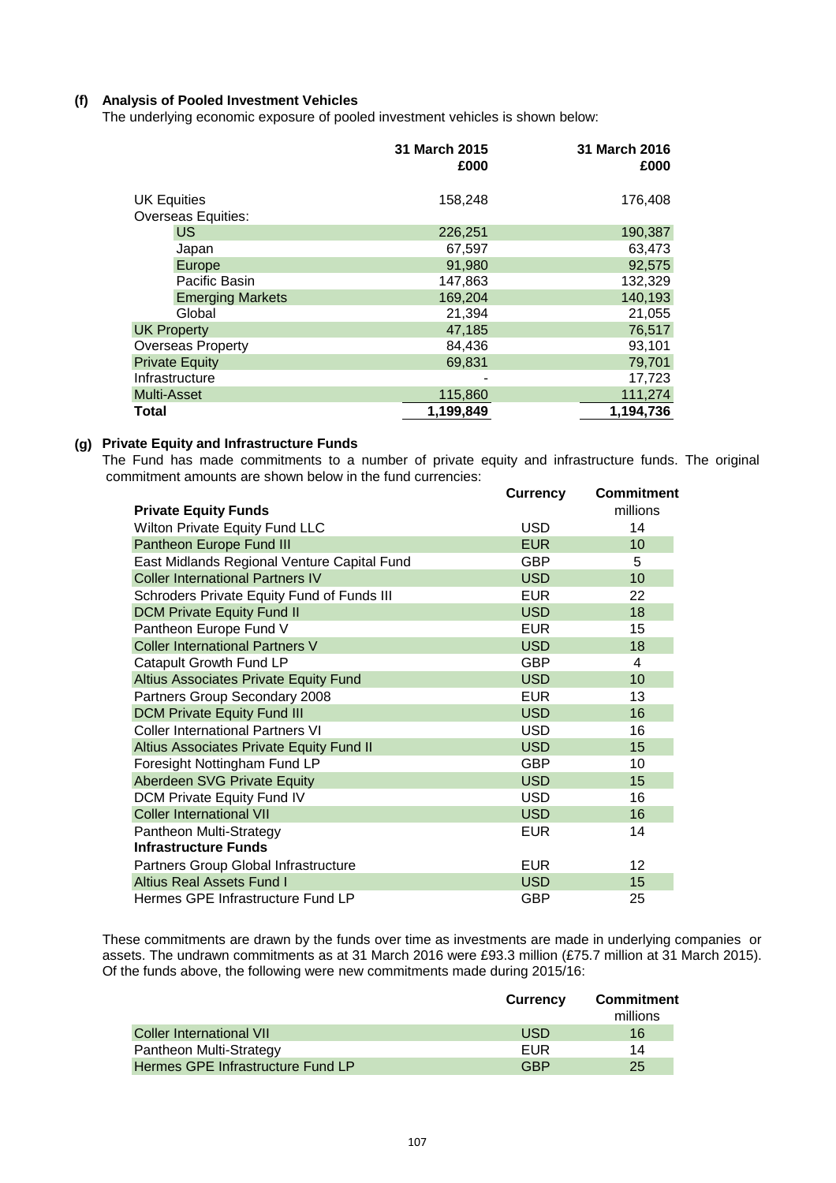### (f) Analysis of Pooled Investment Vehicles

The underlying economic exposure of pooled investment vehicles is shown below:

| | 31 March 2015 £000 | 31 March 2016 £000 |
|---|---|---|
| UK Equities | 158,248 | 176,408 |
| Overseas Equities: | | |
| US | 226,251 | 190,387 |
| Japan | 67,597 | 63,473 |
| Europe | 91,980 | 92,575 |
| Pacific Basin | 147,863 | 132,329 |
| Emerging Markets | 169,204 | 140,193 |
| Global | 21,394 | 21,055 |
| UK Property | 47,185 | 76,517 |
| Overseas Property | 84,436 | 93,101 |
| Private Equity | 69,831 | 79,701 |
| Infrastructure | - | 17,723 |
| Multi-Asset | 115,860 | 111,274 |
| **Total** | **1,199,849** | **1,194,736** |

### (g) Private Equity and Infrastructure Funds

The Fund has made commitments to a number of private equity and infrastructure funds. The original commitment amounts are shown below in the fund currencies:

| | Currency | Commitment millions |
|---|---|---|
| **Private Equity Funds** | | |
| Wilton Private Equity Fund LLC | USD | 14 |
| Pantheon Europe Fund III | EUR | 10 |
| East Midlands Regional Venture Capital Fund | GBP | 5 |
| Coller International Partners IV | USD | 10 |
| Schroders Private Equity Fund of Funds III | EUR | 22 |
| DCM Private Equity Fund II | USD | 18 |
| Pantheon Europe Fund V | EUR | 15 |
| Coller International Partners V | USD | 18 |
| Catapult Growth Fund LP | GBP | 4 |
| Altius Associates Private Equity Fund | USD | 10 |
| Partners Group Secondary 2008 | EUR | 13 |
| DCM Private Equity Fund III | USD | 16 |
| Coller International Partners VI | USD | 16 |
| Altius Associates Private Equity Fund II | USD | 15 |
| Foresight Nottingham Fund LP | GBP | 10 |
| Aberdeen SVG Private Equity | USD | 15 |
| DCM Private Equity Fund IV | USD | 16 |
| Coller International VII | USD | 16 |
| Pantheon Multi-Strategy | EUR | 14 |
| **Infrastructure Funds** | | |
| Partners Group Global Infrastructure | EUR | 12 |
| Altius Real Assets Fund I | USD | 15 |
| Hermes GPE Infrastructure Fund LP | GBP | 25 |

These commitments are drawn by the funds over time as investments are made in underlying companies or assets. The undrawn commitments as at 31 March 2016 were £93.3 million (£75.7 million at 31 March 2015). Of the funds above, the following were new commitments made during 2015/16:

| | Currency | Commitment millions |
|---|---|---|
| Coller International VII | USD | 16 |
| Pantheon Multi-Strategy | EUR | 14 |
| Hermes GPE Infrastructure Fund LP | GBP | 25 |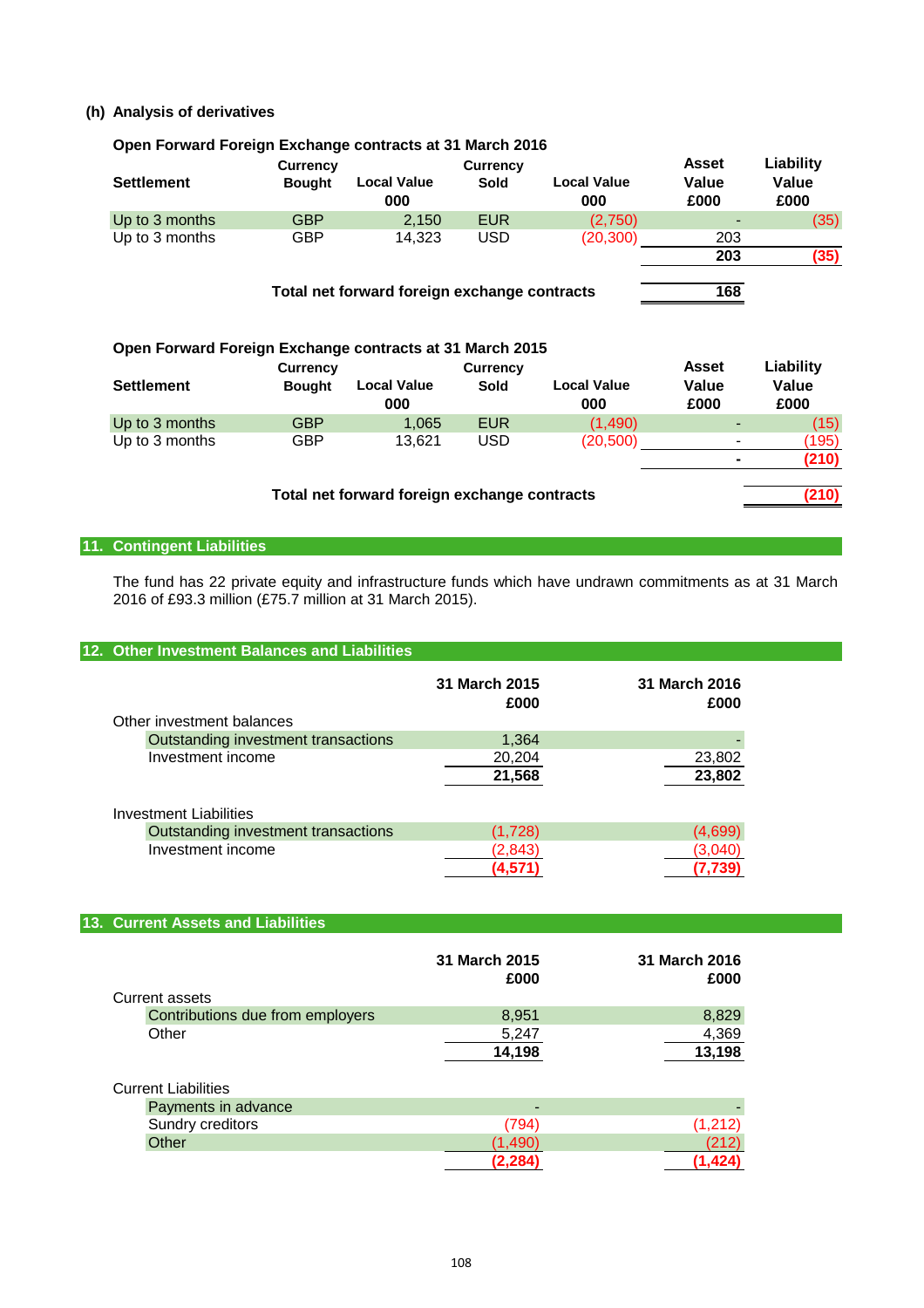**(h) Analysis of derivatives**

**Open Forward Foreign Exchange contracts at 31 March 2016**

| Settlement | Currency Bought | Local Value 000 | Currency Sold | Local Value 000 | Asset Value £000 | Liability Value £000 |
|---|---|---|---|---|---|---|
| Up to 3 months | GBP | 2,150 | EUR | (2,750) | - | (35) |
| Up to 3 months | GBP | 14,323 | USD | (20,300) | 203 | |
| | | | | | **203** | **(35)** |
| | **Total net forward foreign exchange contracts** | | | | **168** | |

**Open Forward Foreign Exchange contracts at 31 March 2015**

| Settlement | Currency Bought | Local Value 000 | Currency Sold | Local Value 000 | Asset Value £000 | Liability Value £000 |
|---|---|---|---|---|---|---|
| Up to 3 months | GBP | 1,065 | EUR | (1,490) | - | (15) |
| Up to 3 months | GBP | 13,621 | USD | (20,500) | - | (195) |
| | | | | | **-** | **(210)** |
| | **Total net forward foreign exchange contracts** | | | | | **(210)** |

## 11. Contingent Liabilities

The fund has 22 private equity and infrastructure funds which have undrawn commitments as at 31 March 2016 of £93.3 million (£75.7 million at 31 March 2015).

## 12. Other Investment Balances and Liabilities

| | 31 March 2015 £000 | 31 March 2016 £000 |
|---|---|---|
| Other investment balances | | |
| Outstanding investment transactions | 1,364 | - |
| Investment income | 20,204 | 23,802 |
| | **21,568** | **23,802** |
| Investment Liabilities | | |
| Outstanding investment transactions | (1,728) | (4,699) |
| Investment income | (2,843) | (3,040) |
| | **(4,571)** | **(7,739)** |

## 13. Current Assets and Liabilities

| | 31 March 2015 £000 | 31 March 2016 £000 |
|---|---|---|
| Current assets | | |
| Contributions due from employers | 8,951 | 8,829 |
| Other | 5,247 | 4,369 |
| | **14,198** | **13,198** |
| Current Liabilities | | |
| Payments in advance | - | - |
| Sundry creditors | (794) | (1,212) |
| Other | (1,490) | (212) |
| | **(2,284)** | **(1,424)** |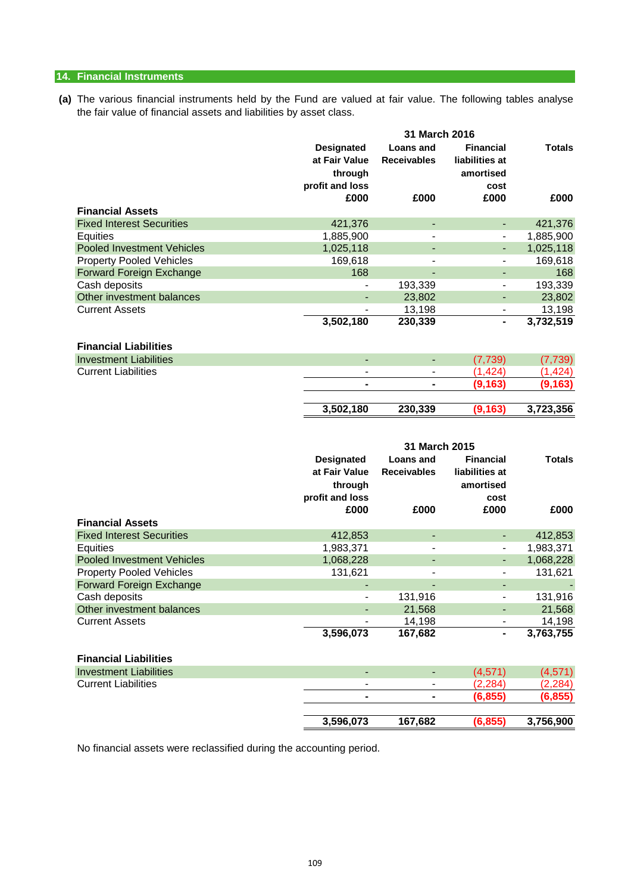## 14. Financial Instruments

**(a)** The various financial instruments held by the Fund are valued at fair value. The following tables analyse the fair value of financial assets and liabilities by asset class.

| | 31 March 2016 | | | |
|---|---|---|---|---|
| | Designated at Fair Value through profit and loss | Loans and Receivables | Financial liabilities at amortised cost | Totals |
| | £000 | £000 | £000 | £000 |
| **Financial Assets** | | | | |
| Fixed Interest Securities | 421,376 | - | - | 421,376 |
| Equities | 1,885,900 | - | - | 1,885,900 |
| Pooled Investment Vehicles | 1,025,118 | - | - | 1,025,118 |
| Property Pooled Vehicles | 169,618 | - | - | 169,618 |
| Forward Foreign Exchange | 168 | - | - | 168 |
| Cash deposits | - | 193,339 | - | 193,339 |
| Other investment balances | - | 23,802 | - | 23,802 |
| Current Assets | - | 13,198 | - | 13,198 |
| | **3,502,180** | **230,339** | **-** | **3,732,519** |
| **Financial Liabilities** | | | | |
| Investment Liabilities | - | - | (7,739) | (7,739) |
| Current Liabilities | - | - | (1,424) | (1,424) |
| | **-** | **-** | **(9,163)** | **(9,163)** |
| | **3,502,180** | **230,339** | **(9,163)** | **3,723,356** |

| | 31 March 2015 | | | |
|---|---|---|---|---|
| | Designated at Fair Value through profit and loss | Loans and Receivables | Financial liabilities at amortised cost | Totals |
| | £000 | £000 | £000 | £000 |
| **Financial Assets** | | | | |
| Fixed Interest Securities | 412,853 | - | - | 412,853 |
| Equities | 1,983,371 | - | - | 1,983,371 |
| Pooled Investment Vehicles | 1,068,228 | - | - | 1,068,228 |
| Property Pooled Vehicles | 131,621 | - | - | 131,621 |
| Forward Foreign Exchange | - | - | - | - |
| Cash deposits | - | 131,916 | - | 131,916 |
| Other investment balances | - | 21,568 | - | 21,568 |
| Current Assets | - | 14,198 | - | 14,198 |
| | **3,596,073** | **167,682** | **-** | **3,763,755** |
| **Financial Liabilities** | | | | |
| Investment Liabilities | - | - | (4,571) | (4,571) |
| Current Liabilities | - | - | (2,284) | (2,284) |
| | **-** | **-** | **(6,855)** | **(6,855)** |
| | **3,596,073** | **167,682** | **(6,855)** | **3,756,900** |

No financial assets were reclassified during the accounting period.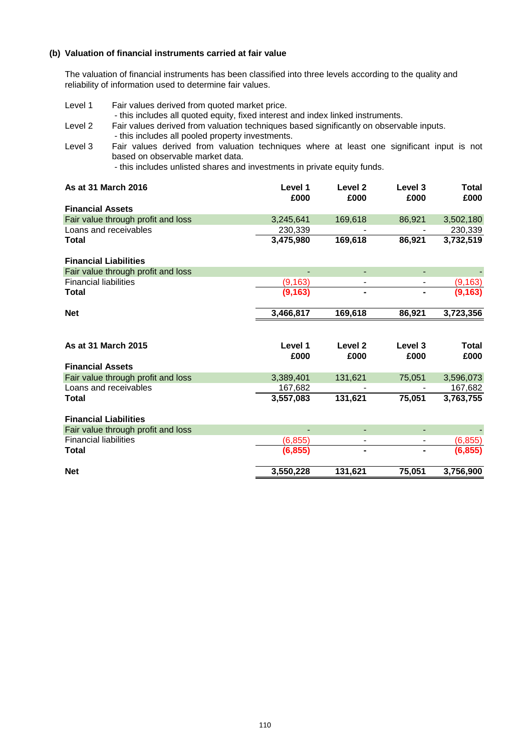### (b) Valuation of financial instruments carried at fair value

The valuation of financial instruments has been classified into three levels according to the quality and reliability of information used to determine fair values.

Level 1 Fair values derived from quoted market price.
- this includes all quoted equity, fixed interest and index linked instruments.

Level 2 Fair values derived from valuation techniques based significantly on observable inputs.
- this includes all pooled property investments.

Level 3 Fair values derived from valuation techniques where at least one significant input is not based on observable market data.
- this includes unlisted shares and investments in private equity funds.

| As at 31 March 2016 | Level 1 £000 | Level 2 £000 | Level 3 £000 | Total £000 |
|---|---|---|---|---|
| **Financial Assets** | | | | |
| Fair value through profit and loss | 3,245,641 | 169,618 | 86,921 | 3,502,180 |
| Loans and receivables | 230,339 | - | - | 230,339 |
| **Total** | **3,475,980** | **169,618** | **86,921** | **3,732,519** |
| **Financial Liabilities** | | | | |
| Fair value through profit and loss | - | - | - | - |
| Financial liabilities | (9,163) | - | - | (9,163) |
| **Total** | **(9,163)** | **-** | **-** | **(9,163)** |
| **Net** | **3,466,817** | **169,618** | **86,921** | **3,723,356** |

| As at 31 March 2015 | Level 1 £000 | Level 2 £000 | Level 3 £000 | Total £000 |
|---|---|---|---|---|
| **Financial Assets** | | | | |
| Fair value through profit and loss | 3,389,401 | 131,621 | 75,051 | 3,596,073 |
| Loans and receivables | 167,682 | - | - | 167,682 |
| **Total** | **3,557,083** | **131,621** | **75,051** | **3,763,755** |
| **Financial Liabilities** | | | | |
| Fair value through profit and loss | - | - | - | - |
| Financial liabilities | (6,855) | - | - | (6,855) |
| **Total** | **(6,855)** | **-** | **-** | **(6,855)** |
| **Net** | **3,550,228** | **131,621** | **75,051** | **3,756,900** |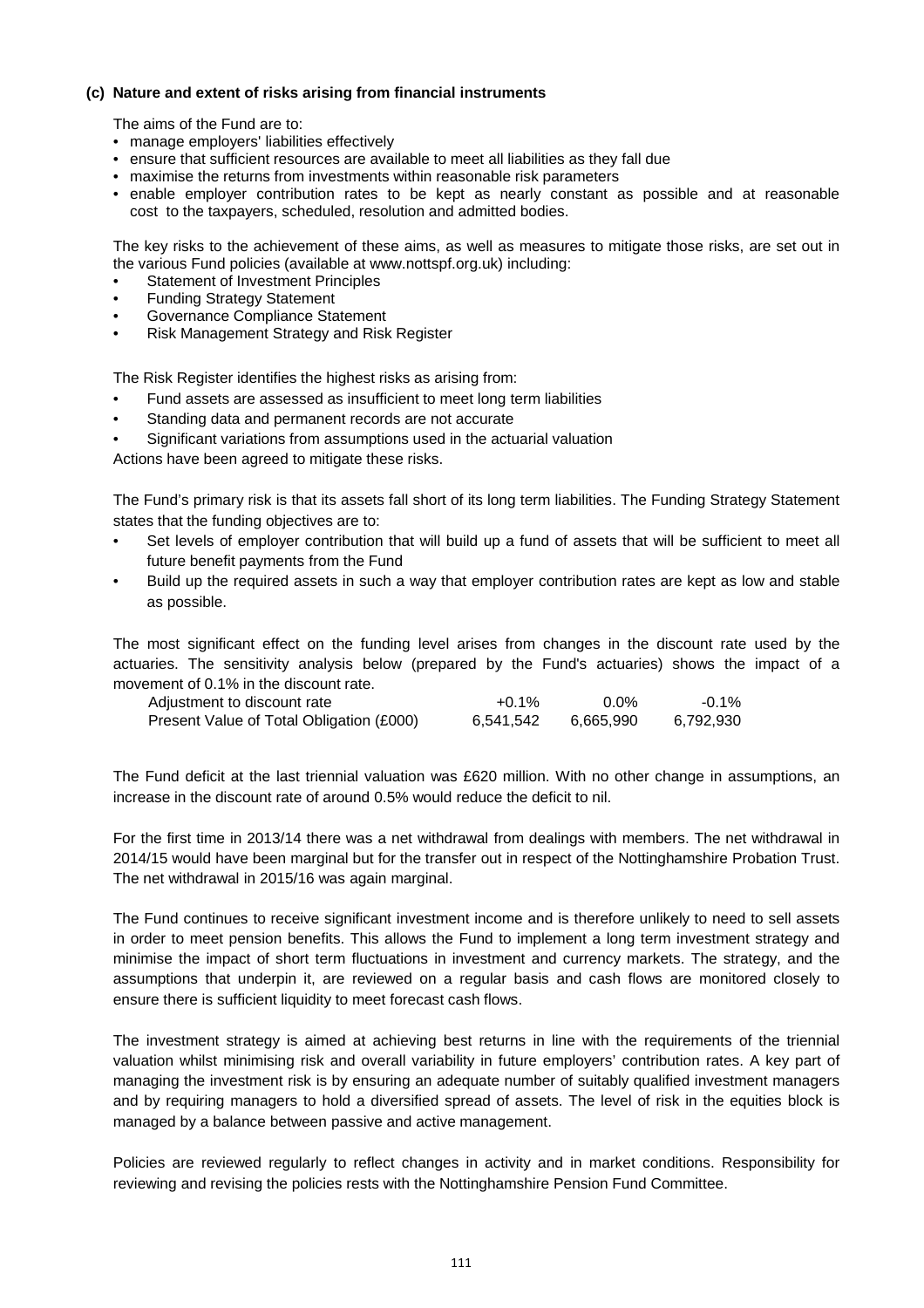### (c) Nature and extent of risks arising from financial instruments

The aims of the Fund are to:

- manage employers' liabilities effectively
- ensure that sufficient resources are available to meet all liabilities as they fall due
- maximise the returns from investments within reasonable risk parameters
- enable employer contribution rates to be kept as nearly constant as possible and at reasonable cost to the taxpayers, scheduled, resolution and admitted bodies.

The key risks to the achievement of these aims, as well as measures to mitigate those risks, are set out in the various Fund policies (available at www.nottspf.org.uk) including:

- Statement of Investment Principles
- Funding Strategy Statement
- Governance Compliance Statement
- Risk Management Strategy and Risk Register

The Risk Register identifies the highest risks as arising from:

- Fund assets are assessed as insufficient to meet long term liabilities
- Standing data and permanent records are not accurate
- Significant variations from assumptions used in the actuarial valuation

Actions have been agreed to mitigate these risks.

The Fund's primary risk is that its assets fall short of its long term liabilities. The Funding Strategy Statement states that the funding objectives are to:

- Set levels of employer contribution that will build up a fund of assets that will be sufficient to meet all future benefit payments from the Fund
- Build up the required assets in such a way that employer contribution rates are kept as low and stable as possible.

The most significant effect on the funding level arises from changes in the discount rate used by the actuaries. The sensitivity analysis below (prepared by the Fund's actuaries) shows the impact of a movement of 0.1% in the discount rate.

| Adjustment to discount rate | +0.1% | 0.0% | -0.1% |
|---|---|---|---|
| Present Value of Total Obligation (£000) | 6,541,542 | 6,665,990 | 6,792,930 |

The Fund deficit at the last triennial valuation was £620 million. With no other change in assumptions, an increase in the discount rate of around 0.5% would reduce the deficit to nil.

For the first time in 2013/14 there was a net withdrawal from dealings with members. The net withdrawal in 2014/15 would have been marginal but for the transfer out in respect of the Nottinghamshire Probation Trust. The net withdrawal in 2015/16 was again marginal.

The Fund continues to receive significant investment income and is therefore unlikely to need to sell assets in order to meet pension benefits. This allows the Fund to implement a long term investment strategy and minimise the impact of short term fluctuations in investment and currency markets. The strategy, and the assumptions that underpin it, are reviewed on a regular basis and cash flows are monitored closely to ensure there is sufficient liquidity to meet forecast cash flows.

The investment strategy is aimed at achieving best returns in line with the requirements of the triennial valuation whilst minimising risk and overall variability in future employers' contribution rates. A key part of managing the investment risk is by ensuring an adequate number of suitably qualified investment managers and by requiring managers to hold a diversified spread of assets. The level of risk in the equities block is managed by a balance between passive and active management.

Policies are reviewed regularly to reflect changes in activity and in market conditions. Responsibility for reviewing and revising the policies rests with the Nottinghamshire Pension Fund Committee.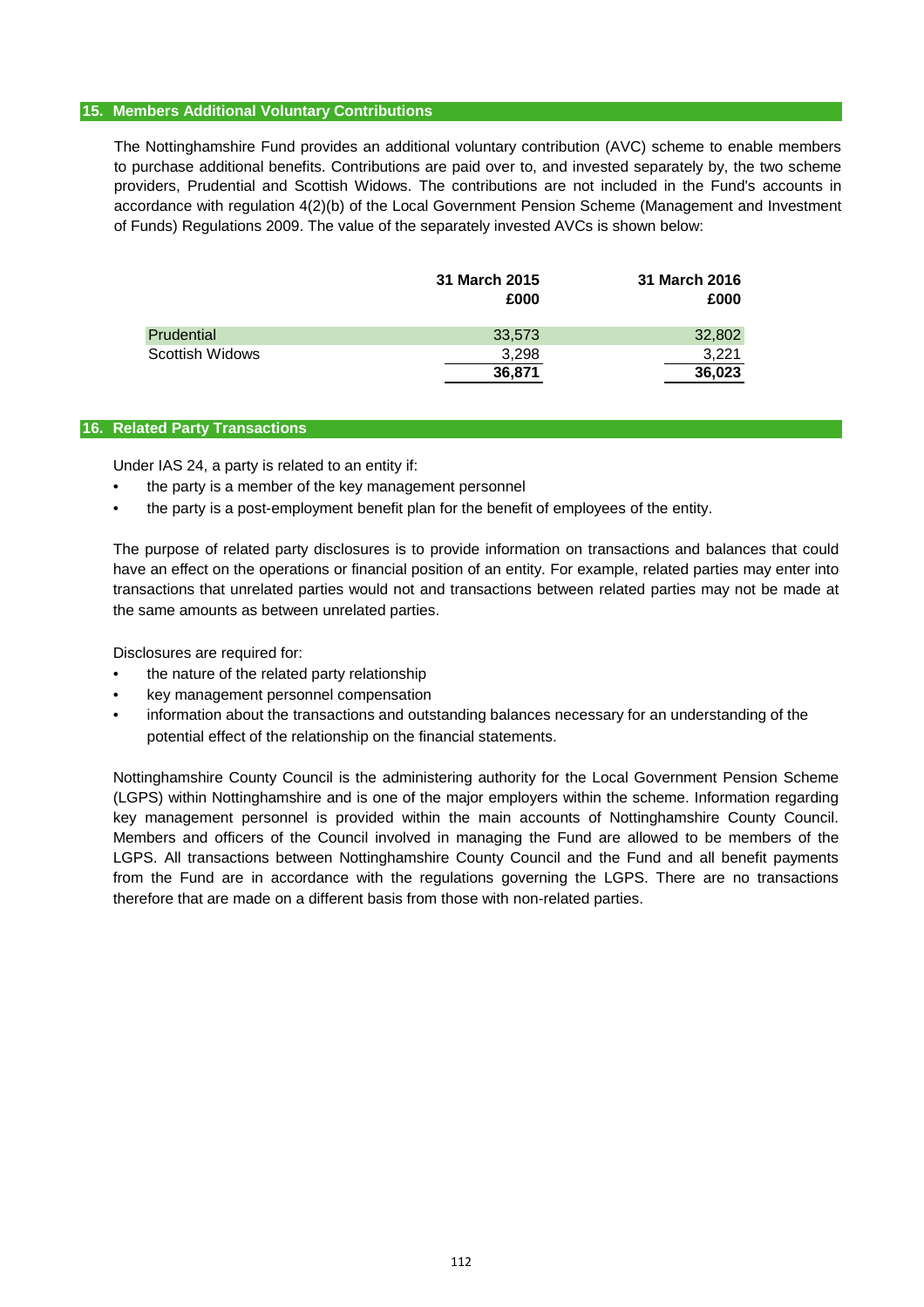## 15. Members Additional Voluntary Contributions

The Nottinghamshire Fund provides an additional voluntary contribution (AVC) scheme to enable members to purchase additional benefits. Contributions are paid over to, and invested separately by, the two scheme providers, Prudential and Scottish Widows. The contributions are not included in the Fund's accounts in accordance with regulation 4(2)(b) of the Local Government Pension Scheme (Management and Investment of Funds) Regulations 2009. The value of the separately invested AVCs is shown below:

| | 31 March 2015 £000 | 31 March 2016 £000 |
|---|---|---|
| Prudential | 33,573 | 32,802 |
| Scottish Widows | 3,298 | 3,221 |
| | **36,871** | **36,023** |

## 16. Related Party Transactions

Under IAS 24, a party is related to an entity if:

- the party is a member of the key management personnel
- the party is a post-employment benefit plan for the benefit of employees of the entity.

The purpose of related party disclosures is to provide information on transactions and balances that could have an effect on the operations or financial position of an entity. For example, related parties may enter into transactions that unrelated parties would not and transactions between related parties may not be made at the same amounts as between unrelated parties.

Disclosures are required for:

- the nature of the related party relationship
- key management personnel compensation
- information about the transactions and outstanding balances necessary for an understanding of the potential effect of the relationship on the financial statements.

Nottinghamshire County Council is the administering authority for the Local Government Pension Scheme (LGPS) within Nottinghamshire and is one of the major employers within the scheme. Information regarding key management personnel is provided within the main accounts of Nottinghamshire County Council. Members and officers of the Council involved in managing the Fund are allowed to be members of the LGPS. All transactions between Nottinghamshire County Council and the Fund and all benefit payments from the Fund are in accordance with the regulations governing the LGPS. There are no transactions therefore that are made on a different basis from those with non-related parties.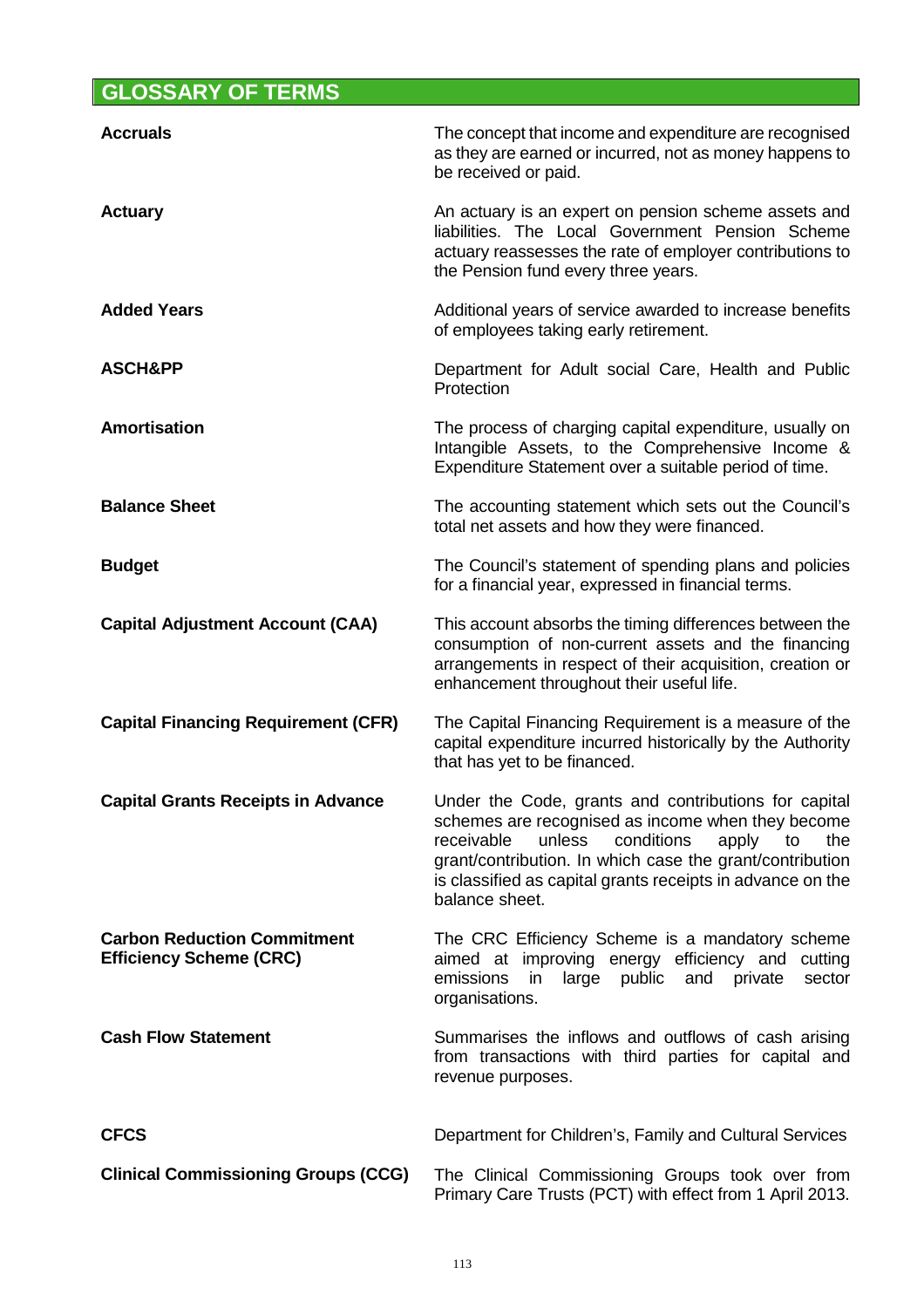## GLOSSARY OF TERMS

| | |
|---|---|
| **Accruals** | The concept that income and expenditure are recognised as they are earned or incurred, not as money happens to be received or paid. |
| **Actuary** | An actuary is an expert on pension scheme assets and liabilities. The Local Government Pension Scheme actuary reassesses the rate of employer contributions to the Pension fund every three years. |
| **Added Years** | Additional years of service awarded to increase benefits of employees taking early retirement. |
| **ASCH&PP** | Department for Adult social Care, Health and Public Protection |
| **Amortisation** | The process of charging capital expenditure, usually on Intangible Assets, to the Comprehensive Income & Expenditure Statement over a suitable period of time. |
| **Balance Sheet** | The accounting statement which sets out the Council's total net assets and how they were financed. |
| **Budget** | The Council's statement of spending plans and policies for a financial year, expressed in financial terms. |
| **Capital Adjustment Account (CAA)** | This account absorbs the timing differences between the consumption of non-current assets and the financing arrangements in respect of their acquisition, creation or enhancement throughout their useful life. |
| **Capital Financing Requirement (CFR)** | The Capital Financing Requirement is a measure of the capital expenditure incurred historically by the Authority that has yet to be financed. |
| **Capital Grants Receipts in Advance** | Under the Code, grants and contributions for capital schemes are recognised as income when they become receivable unless conditions apply to the grant/contribution. In which case the grant/contribution is classified as capital grants receipts in advance on the balance sheet. |
| **Carbon Reduction Commitment Efficiency Scheme (CRC)** | The CRC Efficiency Scheme is a mandatory scheme aimed at improving energy efficiency and cutting emissions in large public and private sector organisations. |
| **Cash Flow Statement** | Summarises the inflows and outflows of cash arising from transactions with third parties for capital and revenue purposes. |
| **CFCS** | Department for Children's, Family and Cultural Services |
| **Clinical Commissioning Groups (CCG)** | The Clinical Commissioning Groups took over from Primary Care Trusts (PCT) with effect from 1 April 2013. |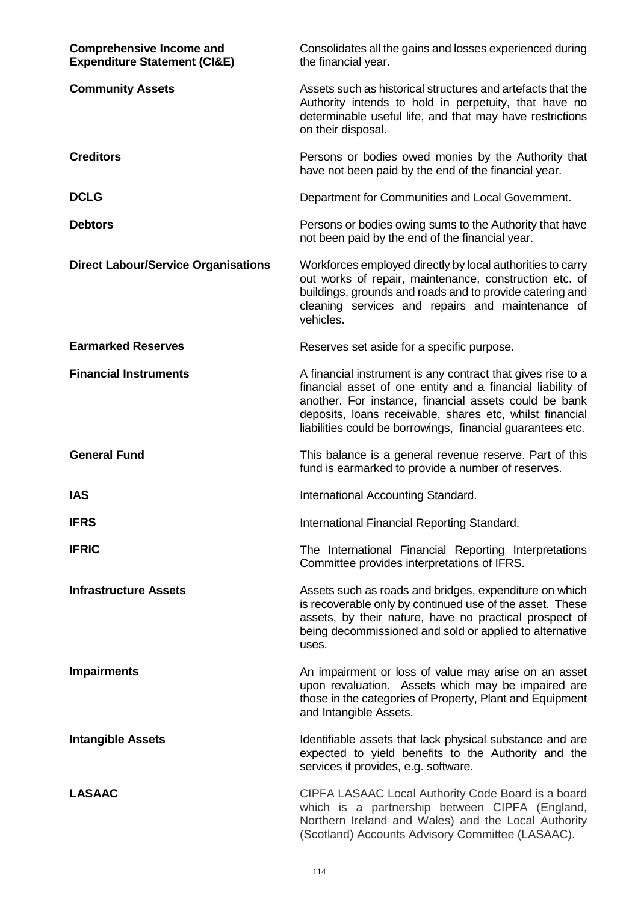**Comprehensive Income and Expenditure Statement (CI&E)** — Consolidates all the gains and losses experienced during the financial year.

**Community Assets** — Assets such as historical structures and artefacts that the Authority intends to hold in perpetuity, that have no determinable useful life, and that may have restrictions on their disposal.

**Creditors** — Persons or bodies owed monies by the Authority that have not been paid by the end of the financial year.

**DCLG** — Department for Communities and Local Government.

**Debtors** — Persons or bodies owing sums to the Authority that have not been paid by the end of the financial year.

**Direct Labour/Service Organisations** — Workforces employed directly by local authorities to carry out works of repair, maintenance, construction etc. of buildings, grounds and roads and to provide catering and cleaning services and repairs and maintenance of vehicles.

**Earmarked Reserves** — Reserves set aside for a specific purpose.

**Financial Instruments** — A financial instrument is any contract that gives rise to a financial asset of one entity and a financial liability of another. For instance, financial assets could be bank deposits, loans receivable, shares etc, whilst financial liabilities could be borrowings, financial guarantees etc.

**General Fund** — This balance is a general revenue reserve. Part of this fund is earmarked to provide a number of reserves.

**IAS** — International Accounting Standard.

**IFRS** — International Financial Reporting Standard.

**IFRIC** — The International Financial Reporting Interpretations Committee provides interpretations of IFRS.

**Infrastructure Assets** — Assets such as roads and bridges, expenditure on which is recoverable only by continued use of the asset. These assets, by their nature, have no practical prospect of being decommissioned and sold or applied to alternative uses.

**Impairments** — An impairment or loss of value may arise on an asset upon revaluation. Assets which may be impaired are those in the categories of Property, Plant and Equipment and Intangible Assets.

**Intangible Assets** — Identifiable assets that lack physical substance and are expected to yield benefits to the Authority and the services it provides, e.g. software.

**LASAAC** — CIPFA LASAAC Local Authority Code Board is a board which is a partnership between CIPFA (England, Northern Ireland and Wales) and the Local Authority (Scotland) Accounts Advisory Committee (LASAAC).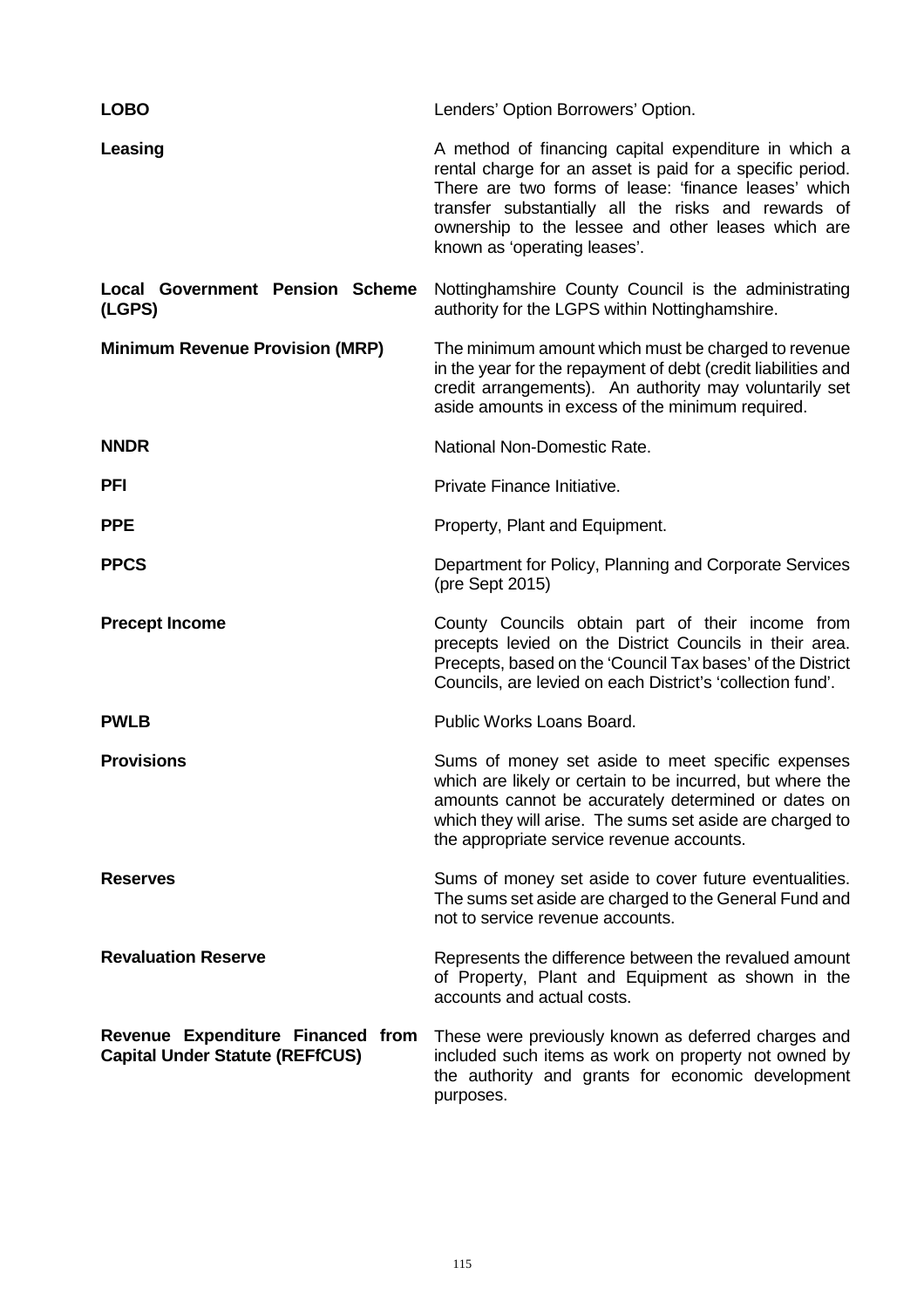| | |
|---|---|
| **LOBO** | Lenders' Option Borrowers' Option. |
| **Leasing** | A method of financing capital expenditure in which a rental charge for an asset is paid for a specific period. There are two forms of lease: 'finance leases' which transfer substantially all the risks and rewards of ownership to the lessee and other leases which are known as 'operating leases'. |
| **Local Government Pension Scheme (LGPS)** | Nottinghamshire County Council is the administrating authority for the LGPS within Nottinghamshire. |
| **Minimum Revenue Provision (MRP)** | The minimum amount which must be charged to revenue in the year for the repayment of debt (credit liabilities and credit arrangements). An authority may voluntarily set aside amounts in excess of the minimum required. |
| **NNDR** | National Non-Domestic Rate. |
| **PFI** | Private Finance Initiative. |
| **PPE** | Property, Plant and Equipment. |
| **PPCS** | Department for Policy, Planning and Corporate Services (pre Sept 2015) |
| **Precept Income** | County Councils obtain part of their income from precepts levied on the District Councils in their area. Precepts, based on the 'Council Tax bases' of the District Councils, are levied on each District's 'collection fund'. |
| **PWLB** | Public Works Loans Board. |
| **Provisions** | Sums of money set aside to meet specific expenses which are likely or certain to be incurred, but where the amounts cannot be accurately determined or dates on which they will arise. The sums set aside are charged to the appropriate service revenue accounts. |
| **Reserves** | Sums of money set aside to cover future eventualities. The sums set aside are charged to the General Fund and not to service revenue accounts. |
| **Revaluation Reserve** | Represents the difference between the revalued amount of Property, Plant and Equipment as shown in the accounts and actual costs. |
| **Revenue Expenditure Financed from Capital Under Statute (REFfCUS)** | These were previously known as deferred charges and included such items as work on property not owned by the authority and grants for economic development purposes. |